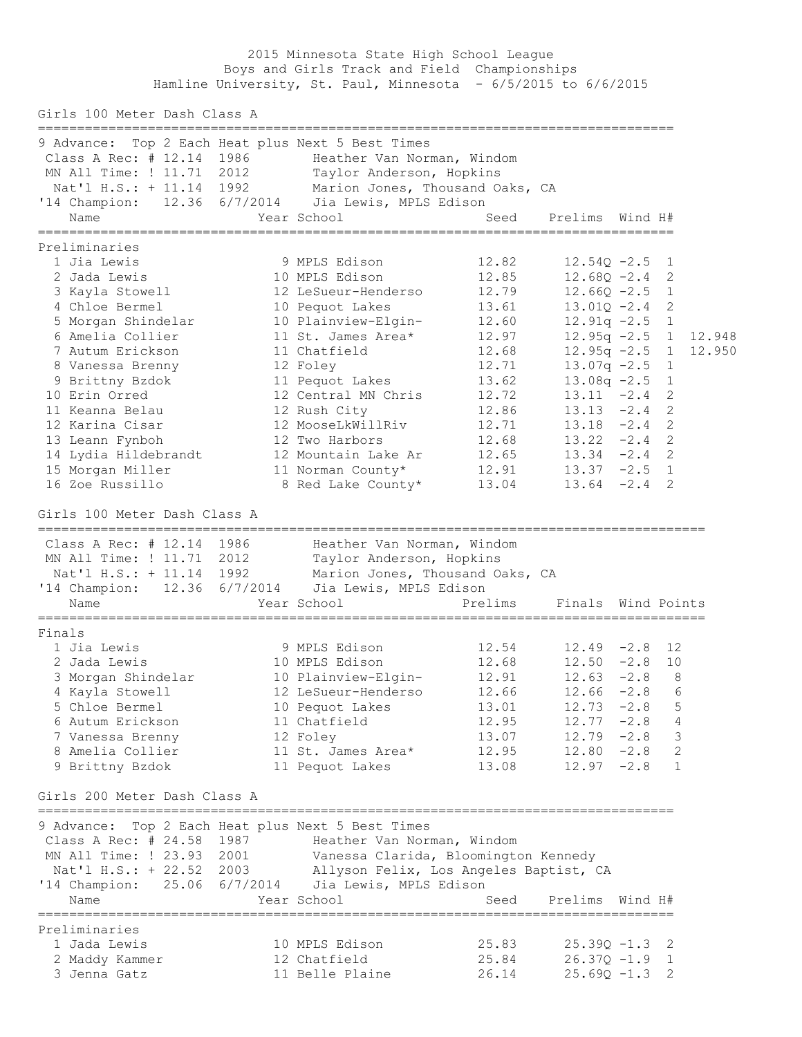# 2015 Minnesota State High School League
## Boys and Girls Track and Field Championships
### Hamline University, St. Paul, Minnesota - 6/5/2015 to 6/6/2015

## Girls 100 Meter Dash Class A

9 Advance: Top 2 Each Heat plus Next 5 Best Times

Class A Rec: # 12.14 1986 Heather Van Norman, Windom
MN All Time: ! 11.71 2012 Taylor Anderson, Hopkins
Nat'l H.S.: + 11.14 1992 Marion Jones, Thousand Oaks, CA
'14 Champion: 12.36 6/7/2014 Jia Lewis, MPLS Edison

Preliminaries

| | Name | Year | School | Seed | Prelims | Wind | H# | |
|---|---|---|---|---|---|---|---|---|
| 1 | Jia Lewis | 9 | MPLS Edison | 12.82 | 12.54Q | -2.5 | 1 | |
| 2 | Jada Lewis | 10 | MPLS Edison | 12.85 | 12.68Q | -2.4 | 2 | |
| 3 | Kayla Stowell | 12 | LeSueur-Henderso | 12.79 | 12.66Q | -2.5 | 1 | |
| 4 | Chloe Bermel | 10 | Pequot Lakes | 13.61 | 13.01Q | -2.4 | 2 | |
| 5 | Morgan Shindelar | 10 | Plainview-Elgin- | 12.60 | 12.91q | -2.5 | 1 | |
| 6 | Amelia Collier | 11 | St. James Area* | 12.97 | 12.95q | -2.5 | 1 | 12.948 |
| 7 | Autum Erickson | 11 | Chatfield | 12.68 | 12.95q | -2.5 | 1 | 12.950 |
| 8 | Vanessa Brenny | 12 | Foley | 12.71 | 13.07q | -2.5 | 1 | |
| 9 | Brittny Bzdok | 11 | Pequot Lakes | 13.62 | 13.08q | -2.5 | 1 | |
| 10 | Erin Orred | 12 | Central MN Chris | 12.72 | 13.11 | -2.4 | 2 | |
| 11 | Keanna Belau | 12 | Rush City | 12.86 | 13.13 | -2.4 | 2 | |
| 12 | Karina Cisar | 12 | MooseLkWillRiv | 12.71 | 13.18 | -2.4 | 2 | |
| 13 | Leann Fynboh | 12 | Two Harbors | 12.68 | 13.22 | -2.4 | 2 | |
| 14 | Lydia Hildebrandt | 12 | Mountain Lake Ar | 12.65 | 13.34 | -2.4 | 2 | |
| 15 | Morgan Miller | 11 | Norman County* | 12.91 | 13.37 | -2.5 | 1 | |
| 16 | Zoe Russillo | 8 | Red Lake County* | 13.04 | 13.64 | -2.4 | 2 | |

## Girls 100 Meter Dash Class A

Class A Rec: # 12.14 1986 Heather Van Norman, Windom
MN All Time: ! 11.71 2012 Taylor Anderson, Hopkins
Nat'l H.S.: + 11.14 1992 Marion Jones, Thousand Oaks, CA
'14 Champion: 12.36 6/7/2014 Jia Lewis, MPLS Edison

Finals

| | Name | Year | School | Prelims | Finals | Wind | Points |
|---|---|---|---|---|---|---|---|
| 1 | Jia Lewis | 9 | MPLS Edison | 12.54 | 12.49 | -2.8 | 12 |
| 2 | Jada Lewis | 10 | MPLS Edison | 12.68 | 12.50 | -2.8 | 10 |
| 3 | Morgan Shindelar | 10 | Plainview-Elgin- | 12.91 | 12.63 | -2.8 | 8 |
| 4 | Kayla Stowell | 12 | LeSueur-Henderso | 12.66 | 12.66 | -2.8 | 6 |
| 5 | Chloe Bermel | 10 | Pequot Lakes | 13.01 | 12.73 | -2.8 | 5 |
| 6 | Autum Erickson | 11 | Chatfield | 12.95 | 12.77 | -2.8 | 4 |
| 7 | Vanessa Brenny | 12 | Foley | 13.07 | 12.79 | -2.8 | 3 |
| 8 | Amelia Collier | 11 | St. James Area* | 12.95 | 12.80 | -2.8 | 2 |
| 9 | Brittny Bzdok | 11 | Pequot Lakes | 13.08 | 12.97 | -2.8 | 1 |

## Girls 200 Meter Dash Class A

9 Advance: Top 2 Each Heat plus Next 5 Best Times

Class A Rec: # 24.58 1987 Heather Van Norman, Windom
MN All Time: ! 23.93 2001 Vanessa Clarida, Bloomington Kennedy
Nat'l H.S.: + 22.52 2003 Allyson Felix, Los Angeles Baptist, CA
'14 Champion: 25.06 6/7/2014 Jia Lewis, MPLS Edison

Preliminaries

| | Name | Year | School | Seed | Prelims | Wind | H# |
|---|---|---|---|---|---|---|---|
| 1 | Jada Lewis | 10 | MPLS Edison | 25.83 | 25.39Q | -1.3 | 2 |
| 2 | Maddy Kammer | 12 | Chatfield | 25.84 | 26.37Q | -1.9 | 1 |
| 3 | Jenna Gatz | 11 | Belle Plaine | 26.14 | 25.69Q | -1.3 | 2 |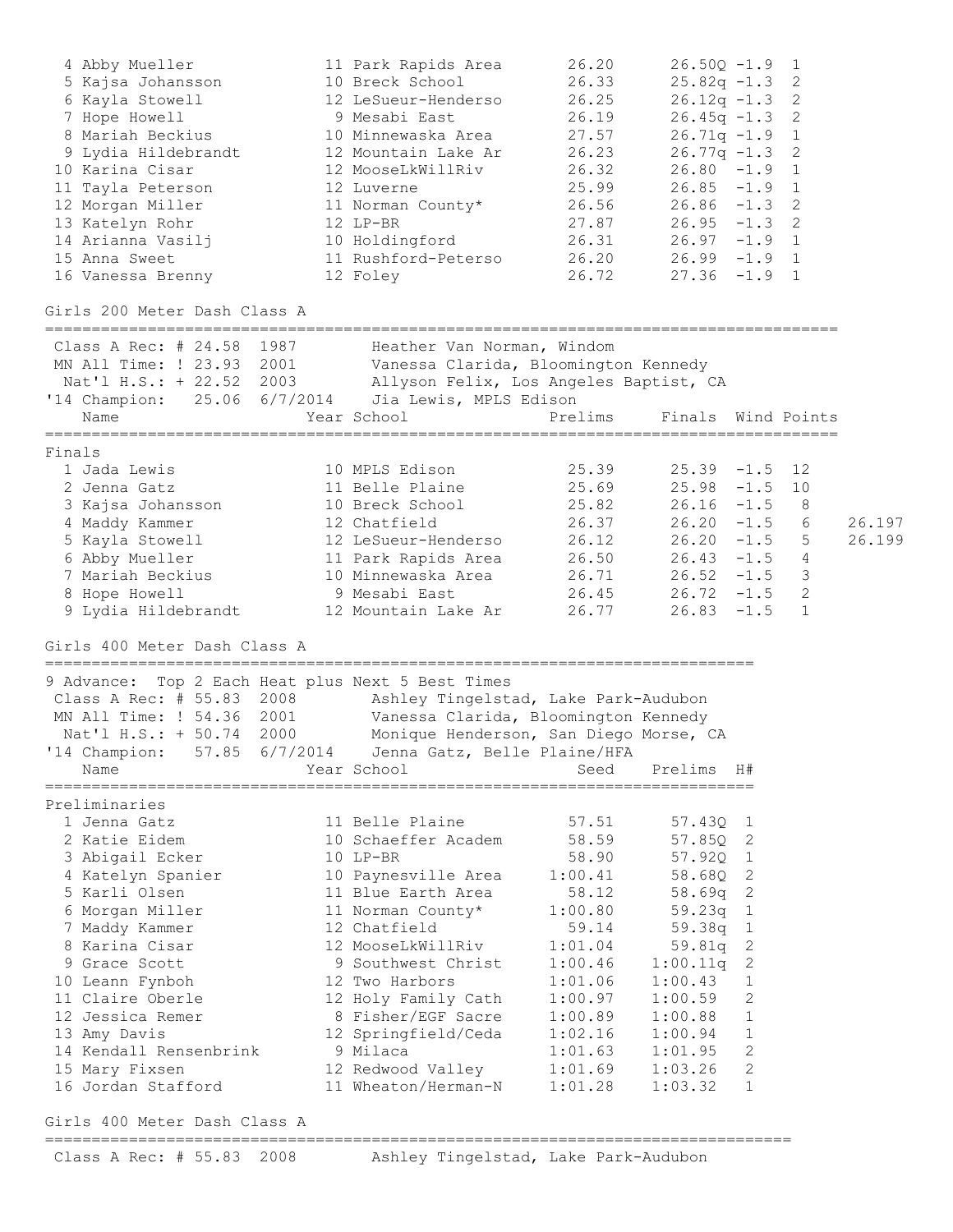| Place | Name | Year | School | Prelims | Finals | Wind | H# |
|---|---|---|---|---|---|---|---|
| 4 | Abby Mueller | 11 | Park Rapids Area | 26.20 | 26.50Q | -1.9 | 1 |
| 5 | Kajsa Johansson | 10 | Breck School | 26.33 | 25.82q | -1.3 | 2 |
| 6 | Kayla Stowell | 12 | LeSueur-Henderso | 26.25 | 26.12q | -1.3 | 2 |
| 7 | Hope Howell | 9 | Mesabi East | 26.19 | 26.45q | -1.3 | 2 |
| 8 | Mariah Beckius | 10 | Minnewaska Area | 27.57 | 26.71q | -1.9 | 1 |
| 9 | Lydia Hildebrandt | 12 | Mountain Lake Ar | 26.23 | 26.77q | -1.3 | 2 |
| 10 | Karina Cisar | 12 | MooseLkWillRiv | 26.32 | 26.80 | -1.9 | 1 |
| 11 | Tayla Peterson | 12 | Luverne | 25.99 | 26.85 | -1.9 | 1 |
| 12 | Morgan Miller | 11 | Norman County* | 26.56 | 26.86 | -1.3 | 2 |
| 13 | Katelyn Rohr | 12 | LP-BR | 27.87 | 26.95 | -1.3 | 2 |
| 14 | Arianna Vasilj | 10 | Holdingford | 26.31 | 26.97 | -1.9 | 1 |
| 15 | Anna Sweet | 11 | Rushford-Peterso | 26.20 | 26.99 | -1.9 | 1 |
| 16 | Vanessa Brenny | 12 | Foley | 26.72 | 27.36 | -1.9 | 1 |

## Girls 200 Meter Dash Class A

```
Class A Rec: # 24.58  1987        Heather Van Norman, Windom
MN All Time: ! 23.93  2001        Vanessa Clarida, Bloomington Kennedy
 Nat'l H.S.: + 22.52  2003        Allyson Felix, Los Angeles Baptist, CA
'14 Champion:   25.06  6/7/2014    Jia Lewis, MPLS Edison
```

**Finals**

| Place | Name | Year | School | Prelims | Finals | Wind | Points | |
|---|---|---|---|---|---|---|---|---|
| 1 | Jada Lewis | 10 | MPLS Edison | 25.39 | 25.39 | -1.5 | 12 | |
| 2 | Jenna Gatz | 11 | Belle Plaine | 25.69 | 25.98 | -1.5 | 10 | |
| 3 | Kajsa Johansson | 10 | Breck School | 25.82 | 26.16 | -1.5 | 8 | |
| 4 | Maddy Kammer | 12 | Chatfield | 26.37 | 26.20 | -1.5 | 6 | 26.197 |
| 5 | Kayla Stowell | 12 | LeSueur-Henderso | 26.12 | 26.20 | -1.5 | 5 | 26.199 |
| 6 | Abby Mueller | 11 | Park Rapids Area | 26.50 | 26.43 | -1.5 | 4 | |
| 7 | Mariah Beckius | 10 | Minnewaska Area | 26.71 | 26.52 | -1.5 | 3 | |
| 8 | Hope Howell | 9 | Mesabi East | 26.45 | 26.72 | -1.5 | 2 | |
| 9 | Lydia Hildebrandt | 12 | Mountain Lake Ar | 26.77 | 26.83 | -1.5 | 1 | |

## Girls 400 Meter Dash Class A

```
9 Advance:  Top 2 Each Heat plus Next 5 Best Times
Class A Rec: # 55.83  2008        Ashley Tingelstad, Lake Park-Audubon
MN All Time: ! 54.36  2001        Vanessa Clarida, Bloomington Kennedy
 Nat'l H.S.: + 50.74  2000        Monique Henderson, San Diego Morse, CA
'14 Champion:   57.85  6/7/2014    Jenna Gatz, Belle Plaine/HFA
```

**Preliminaries**

| Place | Name | Year | School | Seed | Prelims | H# |
|---|---|---|---|---|---|---|
| 1 | Jenna Gatz | 11 | Belle Plaine | 57.51 | 57.43Q | 1 |
| 2 | Katie Eidem | 10 | Schaeffer Academ | 58.59 | 57.85Q | 2 |
| 3 | Abigail Ecker | 10 | LP-BR | 58.90 | 57.92Q | 1 |
| 4 | Katelyn Spanier | 10 | Paynesville Area | 1:00.41 | 58.68Q | 2 |
| 5 | Karli Olsen | 11 | Blue Earth Area | 58.12 | 58.69q | 2 |
| 6 | Morgan Miller | 11 | Norman County* | 1:00.80 | 59.23q | 1 |
| 7 | Maddy Kammer | 12 | Chatfield | 59.14 | 59.38q | 1 |
| 8 | Karina Cisar | 12 | MooseLkWillRiv | 1:01.04 | 59.81q | 2 |
| 9 | Grace Scott | 9 | Southwest Christ | 1:00.46 | 1:00.11q | 2 |
| 10 | Leann Fynboh | 12 | Two Harbors | 1:01.06 | 1:00.43 | 1 |
| 11 | Claire Oberle | 12 | Holy Family Cath | 1:00.97 | 1:00.59 | 2 |
| 12 | Jessica Remer | 8 | Fisher/EGF Sacre | 1:00.89 | 1:00.88 | 1 |
| 13 | Amy Davis | 12 | Springfield/Ceda | 1:02.16 | 1:00.94 | 1 |
| 14 | Kendall Rensenbrink | 9 | Milaca | 1:01.63 | 1:01.95 | 2 |
| 15 | Mary Fixsen | 12 | Redwood Valley | 1:01.69 | 1:03.26 | 2 |
| 16 | Jordan Stafford | 11 | Wheaton/Herman-N | 1:01.28 | 1:03.32 | 1 |

## Girls 400 Meter Dash Class A

```
Class A Rec: # 55.83  2008        Ashley Tingelstad, Lake Park-Audubon
```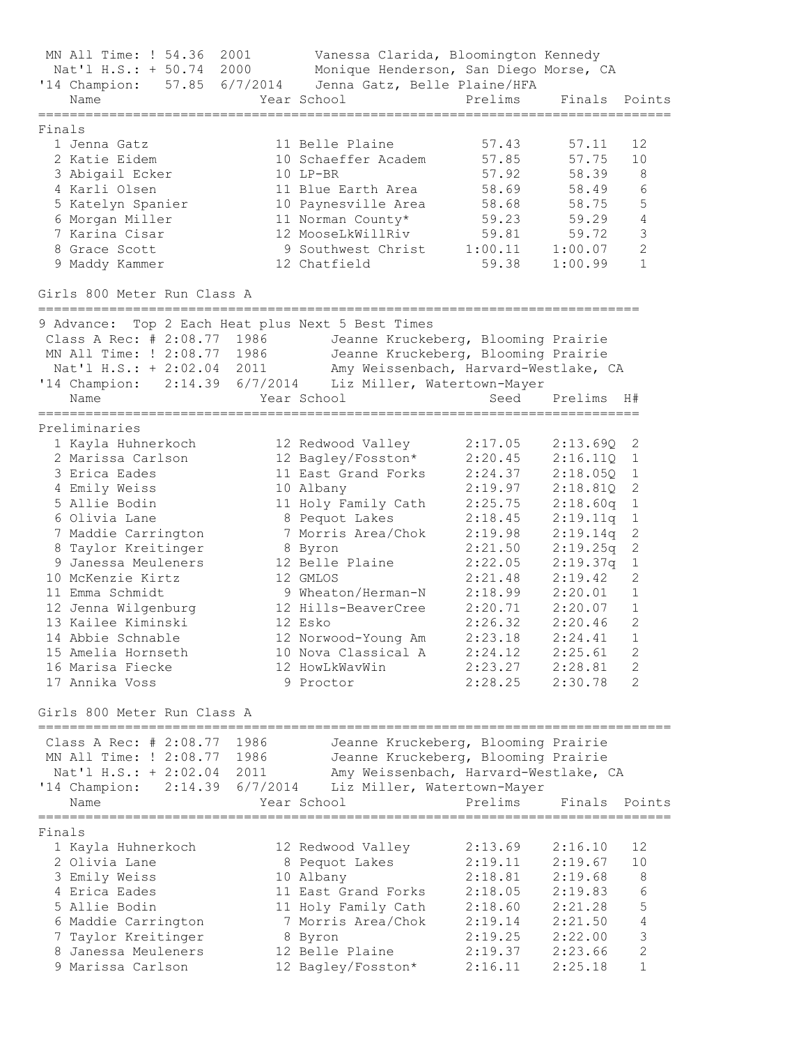MN All Time: ! 54.36 2001 Vanessa Clarida, Bloomington Kennedy
Nat'l H.S.: + 50.74 2000 Monique Henderson, San Diego Morse, CA
'14 Champion: 57.85 6/7/2014 Jenna Gatz, Belle Plaine/HFA

Finals

| | Name | Year | School | Prelims | Finals | Points |
|---|---|---|---|---|---|---|
| 1 | Jenna Gatz | 11 | Belle Plaine | 57.43 | 57.11 | 12 |
| 2 | Katie Eidem | 10 | Schaeffer Academ | 57.85 | 57.75 | 10 |
| 3 | Abigail Ecker | 10 | LP-BR | 57.92 | 58.39 | 8 |
| 4 | Karli Olsen | 11 | Blue Earth Area | 58.69 | 58.49 | 6 |
| 5 | Katelyn Spanier | 10 | Paynesville Area | 58.68 | 58.75 | 5 |
| 6 | Morgan Miller | 11 | Norman County* | 59.23 | 59.29 | 4 |
| 7 | Karina Cisar | 12 | MooseLkWillRiv | 59.81 | 59.72 | 3 |
| 8 | Grace Scott | 9 | Southwest Christ | 1:00.11 | 1:00.07 | 2 |
| 9 | Maddy Kammer | 12 | Chatfield | 59.38 | 1:00.99 | 1 |

## Girls 800 Meter Run Class A

9 Advance: Top 2 Each Heat plus Next 5 Best Times
Class A Rec: # 2:08.77 1986 Jeanne Kruckeberg, Blooming Prairie
MN All Time: ! 2:08.77 1986 Jeanne Kruckeberg, Blooming Prairie
Nat'l H.S.: + 2:02.04 2011 Amy Weissenbach, Harvard-Westlake, CA
'14 Champion: 2:14.39 6/7/2014 Liz Miller, Watertown-Mayer

Preliminaries

| | Name | Year | School | Seed | Prelims | H# |
|---|---|---|---|---|---|---|
| 1 | Kayla Huhnerkoch | 12 | Redwood Valley | 2:17.05 | 2:13.69Q | 2 |
| 2 | Marissa Carlson | 12 | Bagley/Fosston* | 2:20.45 | 2:16.11Q | 1 |
| 3 | Erica Eades | 11 | East Grand Forks | 2:24.37 | 2:18.05Q | 1 |
| 4 | Emily Weiss | 10 | Albany | 2:19.97 | 2:18.81Q | 2 |
| 5 | Allie Bodin | 11 | Holy Family Cath | 2:25.75 | 2:18.60q | 1 |
| 6 | Olivia Lane | 8 | Pequot Lakes | 2:18.45 | 2:19.11q | 1 |
| 7 | Maddie Carrington | 7 | Morris Area/Chok | 2:19.98 | 2:19.14q | 2 |
| 8 | Taylor Kreitinger | 8 | Byron | 2:21.50 | 2:19.25q | 2 |
| 9 | Janessa Meuleners | 12 | Belle Plaine | 2:22.05 | 2:19.37q | 1 |
| 10 | McKenzie Kirtz | 12 | GMLOS | 2:21.48 | 2:19.42 | 2 |
| 11 | Emma Schmidt | 9 | Wheaton/Herman-N | 2:18.99 | 2:20.01 | 1 |
| 12 | Jenna Wilgenburg | 12 | Hills-BeaverCree | 2:20.71 | 2:20.07 | 1 |
| 13 | Kailee Kiminski | 12 | Esko | 2:26.32 | 2:20.46 | 2 |
| 14 | Abbie Schnable | 12 | Norwood-Young Am | 2:23.18 | 2:24.41 | 1 |
| 15 | Amelia Hornseth | 10 | Nova Classical A | 2:24.12 | 2:25.61 | 2 |
| 16 | Marisa Fiecke | 12 | HowLkWavWin | 2:23.27 | 2:28.81 | 2 |
| 17 | Annika Voss | 9 | Proctor | 2:28.25 | 2:30.78 | 2 |

## Girls 800 Meter Run Class A

Class A Rec: # 2:08.77 1986 Jeanne Kruckeberg, Blooming Prairie
MN All Time: ! 2:08.77 1986 Jeanne Kruckeberg, Blooming Prairie
Nat'l H.S.: + 2:02.04 2011 Amy Weissenbach, Harvard-Westlake, CA
'14 Champion: 2:14.39 6/7/2014 Liz Miller, Watertown-Mayer

Finals

| | Name | Year | School | Prelims | Finals | Points |
|---|---|---|---|---|---|---|
| 1 | Kayla Huhnerkoch | 12 | Redwood Valley | 2:13.69 | 2:16.10 | 12 |
| 2 | Olivia Lane | 8 | Pequot Lakes | 2:19.11 | 2:19.67 | 10 |
| 3 | Emily Weiss | 10 | Albany | 2:18.81 | 2:19.68 | 8 |
| 4 | Erica Eades | 11 | East Grand Forks | 2:18.05 | 2:19.83 | 6 |
| 5 | Allie Bodin | 11 | Holy Family Cath | 2:18.60 | 2:21.28 | 5 |
| 6 | Maddie Carrington | 7 | Morris Area/Chok | 2:19.14 | 2:21.50 | 4 |
| 7 | Taylor Kreitinger | 8 | Byron | 2:19.25 | 2:22.00 | 3 |
| 8 | Janessa Meuleners | 12 | Belle Plaine | 2:19.37 | 2:23.66 | 2 |
| 9 | Marissa Carlson | 12 | Bagley/Fosston* | 2:16.11 | 2:25.18 | 1 |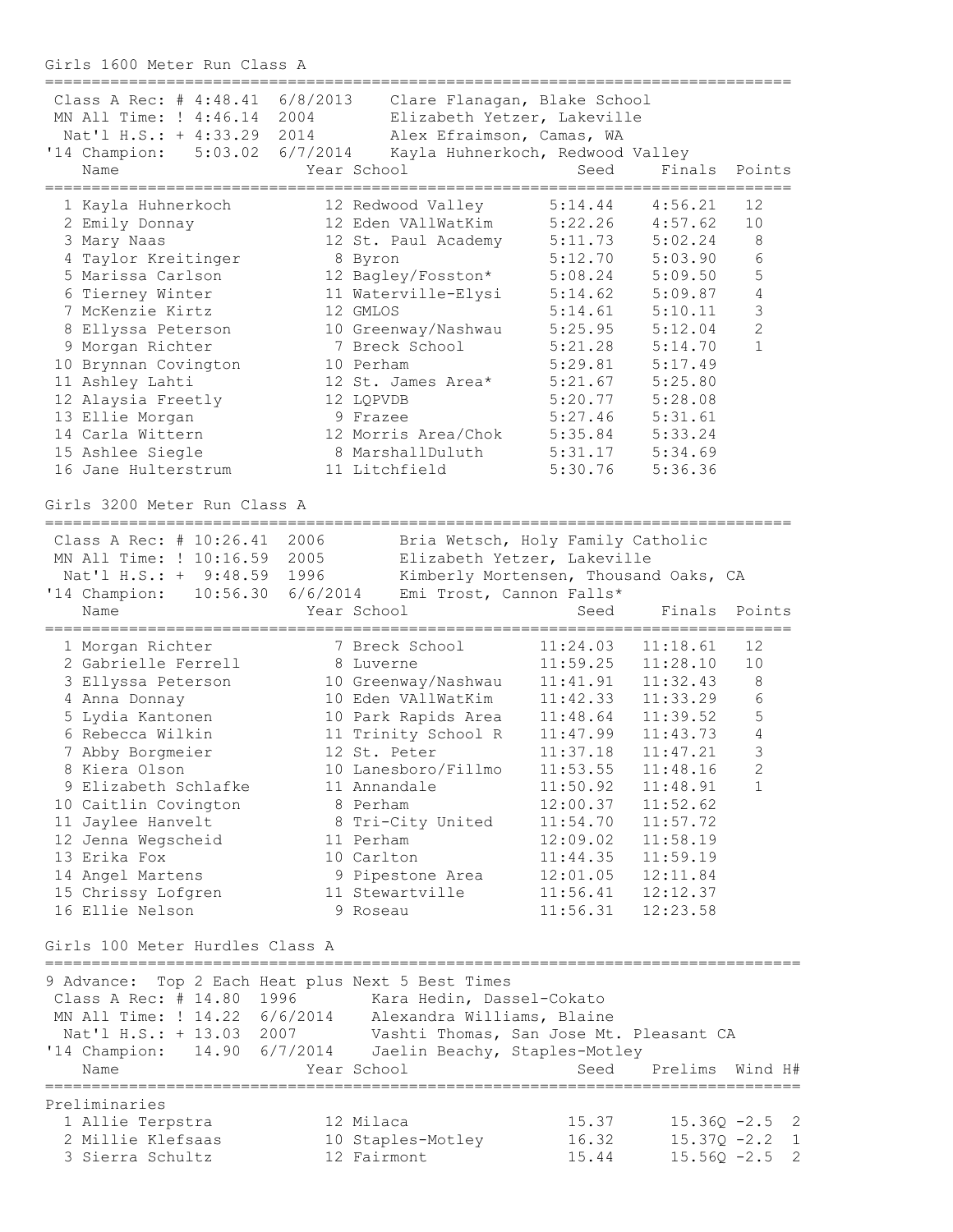## Girls 1600 Meter Run Class A

Class A Rec: # 4:48.41 6/8/2013 Clare Flanagan, Blake School
MN All Time: ! 4:46.14 2004 Elizabeth Yetzer, Lakeville
Nat'l H.S.: + 4:33.29 2014 Alex Efraimson, Camas, WA
'14 Champion: 5:03.02 6/7/2014 Kayla Huhnerkoch, Redwood Valley

| | Name | Year | School | Seed | Finals | Points |
|---|---|---|---|---|---|---|
| 1 | Kayla Huhnerkoch | 12 | Redwood Valley | 5:14.44 | 4:56.21 | 12 |
| 2 | Emily Donnay | 12 | Eden VAllWatKim | 5:22.26 | 4:57.62 | 10 |
| 3 | Mary Naas | 12 | St. Paul Academy | 5:11.73 | 5:02.24 | 8 |
| 4 | Taylor Kreitinger | 8 | Byron | 5:12.70 | 5:03.90 | 6 |
| 5 | Marissa Carlson | 12 | Bagley/Fosston* | 5:08.24 | 5:09.50 | 5 |
| 6 | Tierney Winter | 11 | Waterville-Elysi | 5:14.62 | 5:09.87 | 4 |
| 7 | McKenzie Kirtz | 12 | GMLOS | 5:14.61 | 5:10.11 | 3 |
| 8 | Ellyssa Peterson | 10 | Greenway/Nashwau | 5:25.95 | 5:12.04 | 2 |
| 9 | Morgan Richter | 7 | Breck School | 5:21.28 | 5:14.70 | 1 |
| 10 | Brynnan Covington | 10 | Perham | 5:29.81 | 5:17.49 | |
| 11 | Ashley Lahti | 12 | St. James Area* | 5:21.67 | 5:25.80 | |
| 12 | Alaysia Freetly | 12 | LQPVDB | 5:20.77 | 5:28.08 | |
| 13 | Ellie Morgan | 9 | Frazee | 5:27.46 | 5:31.61 | |
| 14 | Carla Wittern | 12 | Morris Area/Chok | 5:35.84 | 5:33.24 | |
| 15 | Ashlee Siegle | 8 | MarshallDuluth | 5:31.17 | 5:34.69 | |
| 16 | Jane Hulterstrum | 11 | Litchfield | 5:30.76 | 5:36.36 | |

## Girls 3200 Meter Run Class A

Class A Rec: # 10:26.41 2006 Bria Wetsch, Holy Family Catholic
MN All Time: ! 10:16.59 2005 Elizabeth Yetzer, Lakeville
Nat'l H.S.: + 9:48.59 1996 Kimberly Mortensen, Thousand Oaks, CA
'14 Champion: 10:56.30 6/6/2014 Emi Trost, Cannon Falls*

| | Name | Year | School | Seed | Finals | Points |
|---|---|---|---|---|---|---|
| 1 | Morgan Richter | 7 | Breck School | 11:24.03 | 11:18.61 | 12 |
| 2 | Gabrielle Ferrell | 8 | Luverne | 11:59.25 | 11:28.10 | 10 |
| 3 | Ellyssa Peterson | 10 | Greenway/Nashwau | 11:41.91 | 11:32.43 | 8 |
| 4 | Anna Donnay | 10 | Eden VAllWatKim | 11:42.33 | 11:33.29 | 6 |
| 5 | Lydia Kantonen | 10 | Park Rapids Area | 11:48.64 | 11:39.52 | 5 |
| 6 | Rebecca Wilkin | 11 | Trinity School R | 11:47.99 | 11:43.73 | 4 |
| 7 | Abby Borgmeier | 12 | St. Peter | 11:37.18 | 11:47.21 | 3 |
| 8 | Kiera Olson | 10 | Lanesboro/Fillmo | 11:53.55 | 11:48.16 | 2 |
| 9 | Elizabeth Schlafke | 11 | Annandale | 11:50.92 | 11:48.91 | 1 |
| 10 | Caitlin Covington | 8 | Perham | 12:00.37 | 11:52.62 | |
| 11 | Jaylee Hanvelt | 8 | Tri-City United | 11:54.70 | 11:57.72 | |
| 12 | Jenna Wegscheid | 11 | Perham | 12:09.02 | 11:58.19 | |
| 13 | Erika Fox | 10 | Carlton | 11:44.35 | 11:59.19 | |
| 14 | Angel Martens | 9 | Pipestone Area | 12:01.05 | 12:11.84 | |
| 15 | Chrissy Lofgren | 11 | Stewartville | 11:56.41 | 12:12.37 | |
| 16 | Ellie Nelson | 9 | Roseau | 11:56.31 | 12:23.58 | |

## Girls 100 Meter Hurdles Class A

9 Advance: Top 2 Each Heat plus Next 5 Best Times
Class A Rec: # 14.80 1996 Kara Hedin, Dassel-Cokato
MN All Time: ! 14.22 6/6/2014 Alexandra Williams, Blaine
Nat'l H.S.: + 13.03 2007 Vashti Thomas, San Jose Mt. Pleasant CA
'14 Champion: 14.90 6/7/2014 Jaelin Beachy, Staples-Motley

Preliminaries

| | Name | Year | School | Seed | Prelims | Wind | H# |
|---|---|---|---|---|---|---|---|
| 1 | Allie Terpstra | 12 | Milaca | 15.37 | 15.36Q | -2.5 | 2 |
| 2 | Millie Klefsaas | 10 | Staples-Motley | 16.32 | 15.37Q | -2.2 | 1 |
| 3 | Sierra Schultz | 12 | Fairmont | 15.44 | 15.56Q | -2.5 | 2 |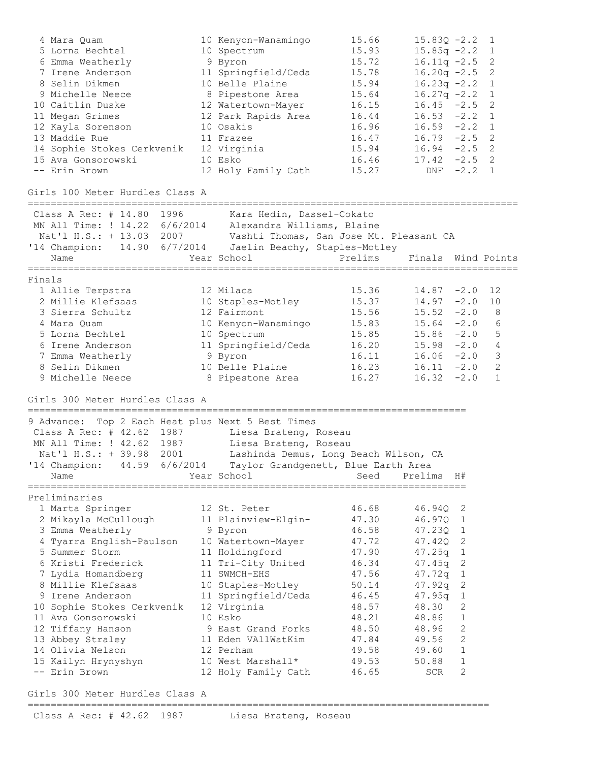| Place | Name | Year | School | Seed | Prelims | Wind | H# |
|---|---|---|---|---|---|---|---|
| 4 | Mara Quam | 10 | Kenyon-Wanamingo | 15.66 | 15.83Q | -2.2 | 1 |
| 5 | Lorna Bechtel | 10 | Spectrum | 15.93 | 15.85q | -2.2 | 1 |
| 6 | Emma Weatherly | 9 | Byron | 15.72 | 16.11q | -2.5 | 2 |
| 7 | Irene Anderson | 11 | Springfield/Ceda | 15.78 | 16.20q | -2.5 | 2 |
| 8 | Selin Dikmen | 10 | Belle Plaine | 15.94 | 16.23q | -2.2 | 1 |
| 9 | Michelle Neece | 8 | Pipestone Area | 15.64 | 16.27q | -2.2 | 1 |
| 10 | Caitlin Duske | 12 | Watertown-Mayer | 16.15 | 16.45 | -2.5 | 2 |
| 11 | Megan Grimes | 12 | Park Rapids Area | 16.44 | 16.53 | -2.2 | 1 |
| 12 | Kayla Sorenson | 10 | Osakis | 16.96 | 16.59 | -2.2 | 1 |
| 13 | Maddie Rue | 11 | Frazee | 16.47 | 16.79 | -2.5 | 2 |
| 14 | Sophie Stokes Cerkvenik | 12 | Virginia | 15.94 | 16.94 | -2.5 | 2 |
| 15 | Ava Gonsorowski | 10 | Esko | 16.46 | 17.42 | -2.5 | 2 |
| -- | Erin Brown | 12 | Holy Family Cath | 15.27 | DNF | -2.2 | 1 |

## Girls 100 Meter Hurdles Class A

```
Class A Rec: # 14.80  1996        Kara Hedin, Dassel-Cokato
MN All Time: ! 14.22  6/6/2014    Alexandra Williams, Blaine
 Nat'l H.S.: + 13.03  2007        Vashti Thomas, San Jose Mt. Pleasant CA
'14 Champion:  14.90  6/7/2014    Jaelin Beachy, Staples-Motley
```

### Finals

| Place | Name | Year | School | Prelims | Finals | Wind | Points |
|---|---|---|---|---|---|---|---|
| 1 | Allie Terpstra | 12 | Milaca | 15.36 | 14.87 | -2.0 | 12 |
| 2 | Millie Klefsaas | 10 | Staples-Motley | 15.37 | 14.97 | -2.0 | 10 |
| 3 | Sierra Schultz | 12 | Fairmont | 15.56 | 15.52 | -2.0 | 8 |
| 4 | Mara Quam | 10 | Kenyon-Wanamingo | 15.83 | 15.64 | -2.0 | 6 |
| 5 | Lorna Bechtel | 10 | Spectrum | 15.85 | 15.86 | -2.0 | 5 |
| 6 | Irene Anderson | 11 | Springfield/Ceda | 16.20 | 15.98 | -2.0 | 4 |
| 7 | Emma Weatherly | 9 | Byron | 16.11 | 16.06 | -2.0 | 3 |
| 8 | Selin Dikmen | 10 | Belle Plaine | 16.23 | 16.11 | -2.0 | 2 |
| 9 | Michelle Neece | 8 | Pipestone Area | 16.27 | 16.32 | -2.0 | 1 |

## Girls 300 Meter Hurdles Class A

```
9 Advance:  Top 2 Each Heat plus Next 5 Best Times
Class A Rec: # 42.62  1987        Liesa Brateng, Roseau
MN All Time: ! 42.62  1987        Liesa Brateng, Roseau
 Nat'l H.S.: + 39.98  2001        Lashinda Demus, Long Beach Wilson, CA
'14 Champion:  44.59  6/6/2014    Taylor Grandgenett, Blue Earth Area
```

### Preliminaries

| Place | Name | Year | School | Seed | Prelims | H# |
|---|---|---|---|---|---|---|
| 1 | Marta Springer | 12 | St. Peter | 46.68 | 46.94Q | 2 |
| 2 | Mikayla McCullough | 11 | Plainview-Elgin- | 47.30 | 46.97Q | 1 |
| 3 | Emma Weatherly | 9 | Byron | 46.58 | 47.23Q | 1 |
| 4 | Tyarra English-Paulson | 10 | Watertown-Mayer | 47.72 | 47.42Q | 2 |
| 5 | Summer Storm | 11 | Holdingford | 47.90 | 47.25q | 1 |
| 6 | Kristi Frederick | 11 | Tri-City United | 46.34 | 47.45q | 2 |
| 7 | Lydia Homandberg | 11 | SWMCH-EHS | 47.56 | 47.72q | 1 |
| 8 | Millie Klefsaas | 10 | Staples-Motley | 50.14 | 47.92q | 2 |
| 9 | Irene Anderson | 11 | Springfield/Ceda | 46.45 | 47.95q | 1 |
| 10 | Sophie Stokes Cerkvenik | 12 | Virginia | 48.57 | 48.30 | 2 |
| 11 | Ava Gonsorowski | 10 | Esko | 48.21 | 48.86 | 1 |
| 12 | Tiffany Hanson | 9 | East Grand Forks | 48.50 | 48.96 | 2 |
| 13 | Abbey Straley | 11 | Eden VAllWatKim | 47.84 | 49.56 | 2 |
| 14 | Olivia Nelson | 12 | Perham | 49.58 | 49.60 | 1 |
| 15 | Kailyn Hrynyshyn | 10 | West Marshall* | 49.53 | 50.88 | 1 |
| -- | Erin Brown | 12 | Holy Family Cath | 46.65 | SCR | 2 |

## Girls 300 Meter Hurdles Class A

```
Class A Rec: # 42.62  1987        Liesa Brateng, Roseau
```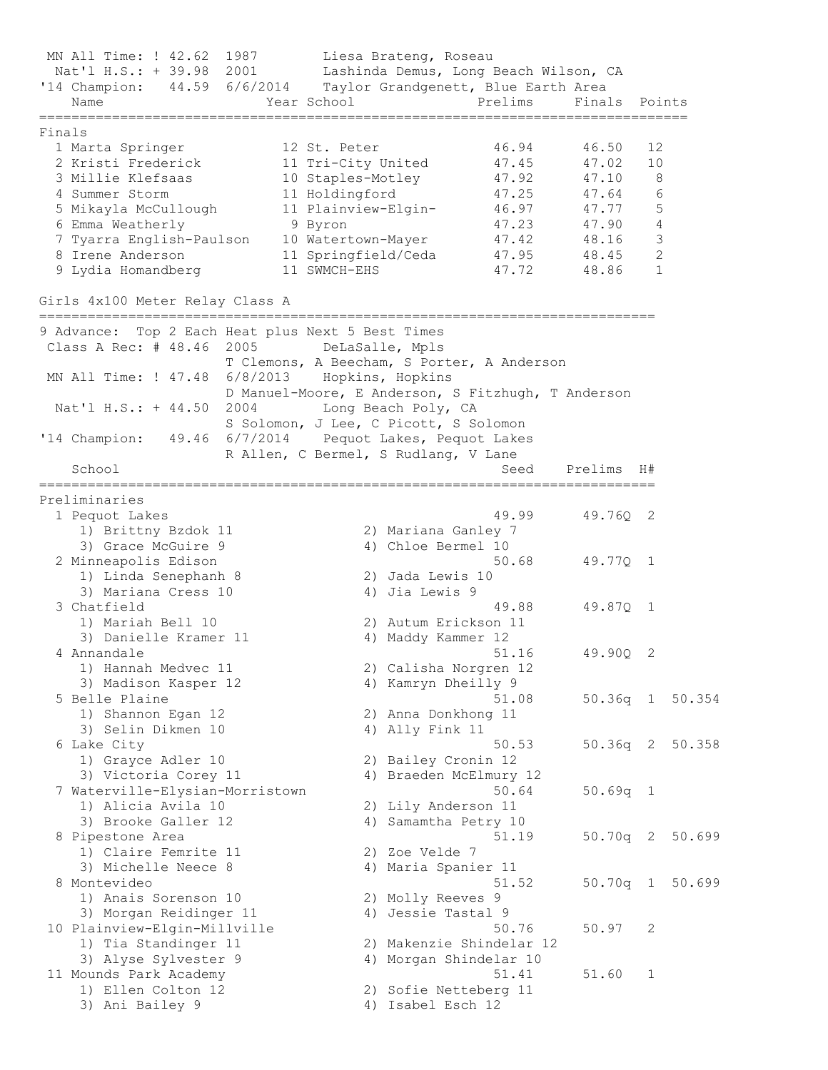MN All Time: ! 42.62  1987        Liesa Brateng, Roseau
Nat'l H.S.: + 39.98  2001        Lashinda Demus, Long Beach Wilson, CA
'14 Champion:   44.59  6/6/2014    Taylor Grandgenett, Blue Earth Area

| Name | Year | School | Prelims | Finals | Points |
|---|---|---|---|---|---|
| **Finals** | | | | | |
| 1 Marta Springer | 12 | St. Peter | 46.94 | 46.50 | 12 |
| 2 Kristi Frederick | 11 | Tri-City United | 47.45 | 47.02 | 10 |
| 3 Millie Klefsaas | 10 | Staples-Motley | 47.92 | 47.10 | 8 |
| 4 Summer Storm | 11 | Holdingford | 47.25 | 47.64 | 6 |
| 5 Mikayla McCullough | 11 | Plainview-Elgin- | 46.97 | 47.77 | 5 |
| 6 Emma Weatherly | 9 | Byron | 47.23 | 47.90 | 4 |
| 7 Tyarra English-Paulson | 10 | Watertown-Mayer | 47.42 | 48.16 | 3 |
| 8 Irene Anderson | 11 | Springfield/Ceda | 47.95 | 48.45 | 2 |
| 9 Lydia Homandberg | 11 | SWMCH-EHS | 47.72 | 48.86 | 1 |

## Girls 4x100 Meter Relay Class A

9 Advance:  Top 2 Each Heat plus Next 5 Best Times
Class A Rec: # 48.46  2005        DeLaSalle, Mpls
T Clemons, A Beecham, S Porter, A Anderson
MN All Time: ! 47.48  6/8/2013    Hopkins, Hopkins
D Manuel-Moore, E Anderson, S Fitzhugh, T Anderson
Nat'l H.S.: + 44.50  2004        Long Beach Poly, CA
S Solomon, J Lee, C Picott, S Solomon
'14 Champion:   49.46  6/7/2014    Pequot Lakes, Pequot Lakes
R Allen, C Bermel, S Rudlang, V Lane

| School | Seed | Prelims | H# | |
|---|---|---|---|---|
| **Preliminaries** | | | | |
| 1 Pequot Lakes | 49.99 | 49.76Q | 2 | |
| 1) Brittny Bzdok 11, 2) Mariana Ganley 7, 3) Grace McGuire 9, 4) Chloe Bermel 10 | | | | |
| 2 Minneapolis Edison | 50.68 | 49.77Q | 1 | |
| 1) Linda Senephanh 8, 2) Jada Lewis 10, 3) Mariana Cress 10, 4) Jia Lewis 9 | | | | |
| 3 Chatfield | 49.88 | 49.87Q | 1 | |
| 1) Mariah Bell 10, 2) Autum Erickson 11, 3) Danielle Kramer 11, 4) Maddy Kammer 12 | | | | |
| 4 Annandale | 51.16 | 49.90Q | 2 | |
| 1) Hannah Medvec 11, 2) Calisha Norgren 12, 3) Madison Kasper 12, 4) Kamryn Dheilly 9 | | | | |
| 5 Belle Plaine | 51.08 | 50.36q | 1 | 50.354 |
| 1) Shannon Egan 12, 2) Anna Donkhong 11, 3) Selin Dikmen 10, 4) Ally Fink 11 | | | | |
| 6 Lake City | 50.53 | 50.36q | 2 | 50.358 |
| 1) Grayce Adler 10, 2) Bailey Cronin 12, 3) Victoria Corey 11, 4) Braeden McElmury 12 | | | | |
| 7 Waterville-Elysian-Morristown | 50.64 | 50.69q | 1 | |
| 1) Alicia Avila 10, 2) Lily Anderson 11, 3) Brooke Galler 12, 4) Samamtha Petry 10 | | | | |
| 8 Pipestone Area | 51.19 | 50.70q | 2 | 50.699 |
| 1) Claire Femrite 11, 2) Zoe Velde 7, 3) Michelle Neece 8, 4) Maria Spanier 11 | | | | |
| 8 Montevideo | 51.52 | 50.70q | 1 | 50.699 |
| 1) Anais Sorenson 10, 2) Molly Reeves 9, 3) Morgan Reidinger 11, 4) Jessie Tastal 9 | | | | |
| 10 Plainview-Elgin-Millville | 50.76 | 50.97 | 2 | |
| 1) Tia Standinger 11, 2) Makenzie Shindelar 12, 3) Alyse Sylvester 9, 4) Morgan Shindelar 10 | | | | |
| 11 Mounds Park Academy | 51.41 | 51.60 | 1 | |
| 1) Ellen Colton 12, 2) Sofie Netteberg 11, 3) Ani Bailey 9, 4) Isabel Esch 12 | | | | |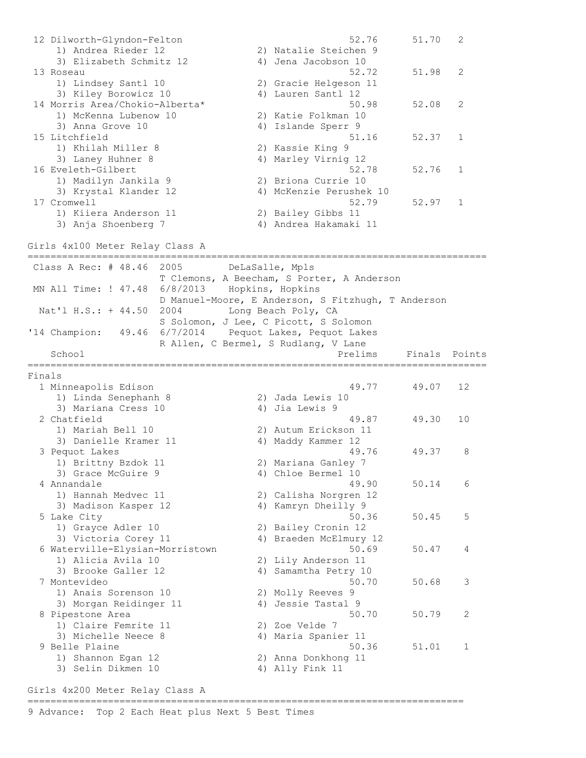```
 12 Dilworth-Glyndon-Felton                           52.76      51.70   2
     1) Andrea Rieder 12                2) Natalie Steichen 9
     3) Elizabeth Schmitz 12            4) Jena Jacobson 10
 13 Roseau                                            52.72      51.98   2
     1) Lindsey Santl 10                2) Gracie Helgeson 11
     3) Kiley Borowicz 10               4) Lauren Santl 12
 14 Morris Area/Chokio-Alberta*                       50.98      52.08   2
     1) McKenna Lubenow 10              2) Katie Folkman 10
     3) Anna Grove 10                   4) Islande Sperr 9
 15 Litchfield                                        51.16      52.37   1
     1) Khilah Miller 8                 2) Kassie King 9
     3) Laney Huhner 8                  4) Marley Virnig 12
 16 Eveleth-Gilbert                                   52.78      52.76   1
     1) Madilyn Jankila 9               2) Briona Currie 10
     3) Krystal Klander 12              4) McKenzie Perushek 10
 17 Cromwell                                          52.79      52.97   1
     1) Kiiera Anderson 11              2) Bailey Gibbs 11
     3) Anja Shoenberg 7                4) Andrea Hakamaki 11

Girls 4x100 Meter Relay Class A
================================================================================
 Class A Rec: # 48.46  2005        DeLaSalle, Mpls
                       T Clemons, A Beecham, S Porter, A Anderson
 MN All Time: ! 47.48  6/8/2013    Hopkins, Hopkins
                       D Manuel-Moore, E Anderson, S Fitzhugh, T Anderson
  Nat'l H.S.: + 44.50  2004        Long Beach Poly, CA
                       S Solomon, J Lee, C Picott, S Solomon
'14 Champion:   49.46  6/7/2014    Pequot Lakes, Pequot Lakes
                       R Allen, C Bermel, S Rudlang, V Lane
    School                                          Prelims     Finals  Points
================================================================================
Finals
  1 Minneapolis Edison                                49.77      49.07   12
     1) Linda Senephanh 8               2) Jada Lewis 10
     3) Mariana Cress 10                4) Jia Lewis 9
  2 Chatfield                                         49.87      49.30   10
     1) Mariah Bell 10                  2) Autum Erickson 11
     3) Danielle Kramer 11              4) Maddy Kammer 12
  3 Pequot Lakes                                      49.76      49.37    8
     1) Brittny Bzdok 11                2) Mariana Ganley 7
     3) Grace McGuire 9                 4) Chloe Bermel 10
  4 Annandale                                         49.90      50.14    6
     1) Hannah Medvec 11                2) Calisha Norgren 12
     3) Madison Kasper 12               4) Kamryn Dheilly 9
  5 Lake City                                         50.36      50.45    5
     1) Grayce Adler 10                 2) Bailey Cronin 12
     3) Victoria Corey 11               4) Braeden McElmury 12
  6 Waterville-Elysian-Morristown                     50.69      50.47    4
     1) Alicia Avila 10                 2) Lily Anderson 11
     3) Brooke Galler 12                4) Samamtha Petry 10
  7 Montevideo                                        50.70      50.68    3
     1) Anais Sorenson 10               2) Molly Reeves 9
     3) Morgan Reidinger 11             4) Jessie Tastal 9
  8 Pipestone Area                                    50.70      50.79    2
     1) Claire Femrite 11               2) Zoe Velde 7
     3) Michelle Neece 8                4) Maria Spanier 11
  9 Belle Plaine                                      50.36      51.01    1
     1) Shannon Egan 12                 2) Anna Donkhong 11
     3) Selin Dikmen 10                 4) Ally Fink 11

Girls 4x200 Meter Relay Class A
=============================================================================
9 Advance:  Top 2 Each Heat plus Next 5 Best Times
```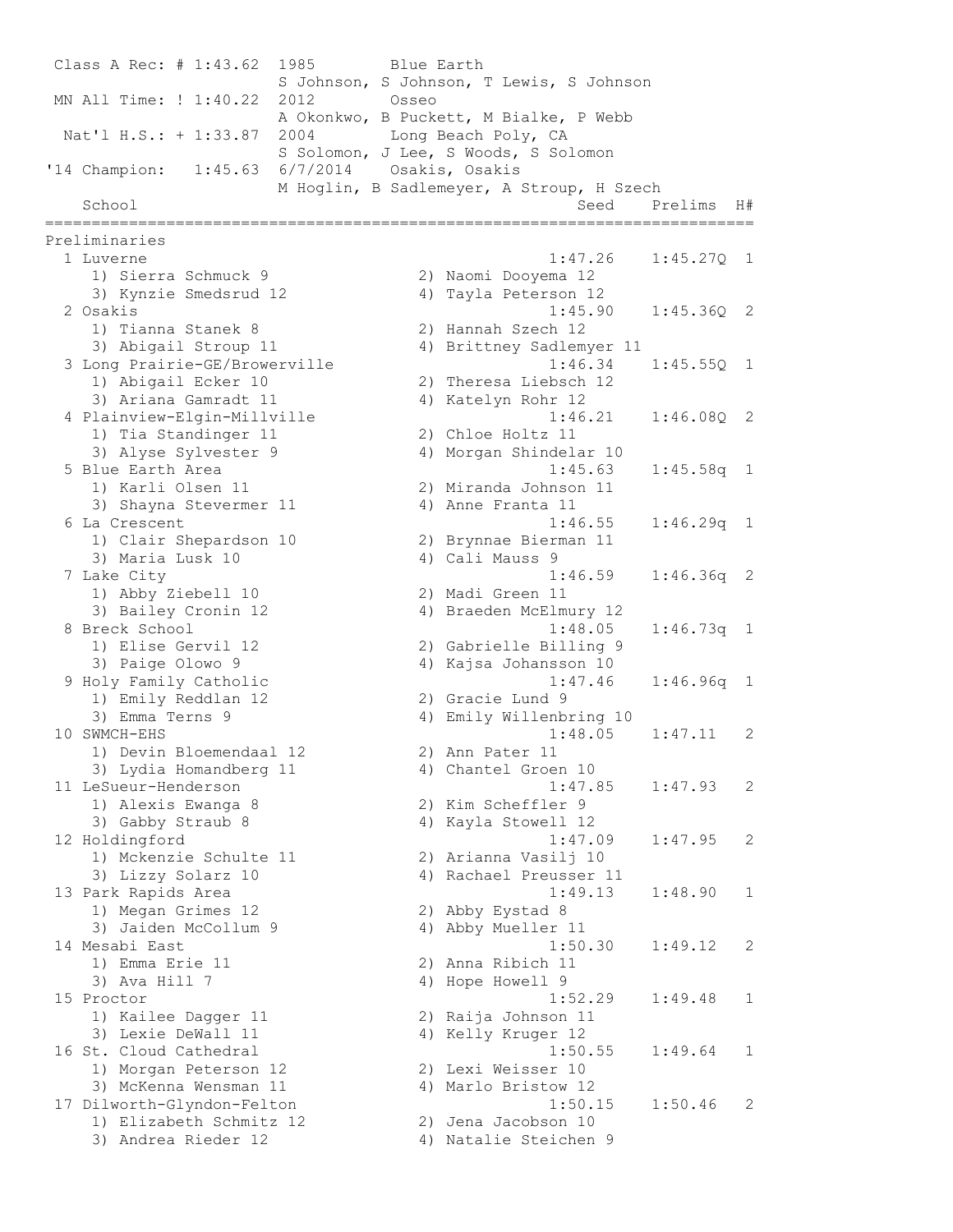Class A Rec: # 1:43.62 1985 Blue Earth
S Johnson, S Johnson, T Lewis, S Johnson

MN All Time: ! 1:40.22 2012 Osseo
A Okonkwo, B Puckett, M Bialke, P Webb

Nat'l H.S.: + 1:33.87 2004 Long Beach Poly, CA
S Solomon, J Lee, S Woods, S Solomon

'14 Champion: 1:45.63 6/7/2014 Osakis, Osakis
M Hoglin, B Sadlemeyer, A Stroup, H Szech

| School | Seed | Prelims | H# |
|---|---|---|---|
| **Preliminaries** | | | |
| 1 Luverne | 1:47.26 | 1:45.27Q | 1 |
| 1) Sierra Schmuck 9, 2) Naomi Dooyema 12, 3) Kynzie Smedsrud 12, 4) Tayla Peterson 12 | | | |
| 2 Osakis | 1:45.90 | 1:45.36Q | 2 |
| 1) Tianna Stanek 8, 2) Hannah Szech 12, 3) Abigail Stroup 11, 4) Brittney Sadlemyer 11 | | | |
| 3 Long Prairie-GE/Browerville | 1:46.34 | 1:45.55Q | 1 |
| 1) Abigail Ecker 10, 2) Theresa Liebsch 12, 3) Ariana Gamradt 11, 4) Katelyn Rohr 12 | | | |
| 4 Plainview-Elgin-Millville | 1:46.21 | 1:46.08Q | 2 |
| 1) Tia Standinger 11, 2) Chloe Holtz 11, 3) Alyse Sylvester 9, 4) Morgan Shindelar 10 | | | |
| 5 Blue Earth Area | 1:45.63 | 1:45.58q | 1 |
| 1) Karli Olsen 11, 2) Miranda Johnson 11, 3) Shayna Stevermer 11, 4) Anne Franta 11 | | | |
| 6 La Crescent | 1:46.55 | 1:46.29q | 1 |
| 1) Clair Shepardson 10, 2) Brynnae Bierman 11, 3) Maria Lusk 10, 4) Cali Mauss 9 | | | |
| 7 Lake City | 1:46.59 | 1:46.36q | 2 |
| 1) Abby Ziebell 10, 2) Madi Green 11, 3) Bailey Cronin 12, 4) Braeden McElmury 12 | | | |
| 8 Breck School | 1:48.05 | 1:46.73q | 1 |
| 1) Elise Gervil 12, 2) Gabrielle Billing 9, 3) Paige Olowo 9, 4) Kajsa Johansson 10 | | | |
| 9 Holy Family Catholic | 1:47.46 | 1:46.96q | 1 |
| 1) Emily Reddlan 12, 2) Gracie Lund 9, 3) Emma Terns 9, 4) Emily Willenbring 10 | | | |
| 10 SWMCH-EHS | 1:48.05 | 1:47.11 | 2 |
| 1) Devin Bloemendaal 12, 2) Ann Pater 11, 3) Lydia Homandberg 11, 4) Chantel Groen 10 | | | |
| 11 LeSueur-Henderson | 1:47.85 | 1:47.93 | 2 |
| 1) Alexis Ewanga 8, 2) Kim Scheffler 9, 3) Gabby Straub 8, 4) Kayla Stowell 12 | | | |
| 12 Holdingford | 1:47.09 | 1:47.95 | 2 |
| 1) Mckenzie Schulte 11, 2) Arianna Vasilj 10, 3) Lizzy Solarz 10, 4) Rachael Preusser 11 | | | |
| 13 Park Rapids Area | 1:49.13 | 1:48.90 | 1 |
| 1) Megan Grimes 12, 2) Abby Eystad 8, 3) Jaiden McCollum 9, 4) Abby Mueller 11 | | | |
| 14 Mesabi East | 1:50.30 | 1:49.12 | 2 |
| 1) Emma Erie 11, 2) Anna Ribich 11, 3) Ava Hill 7, 4) Hope Howell 9 | | | |
| 15 Proctor | 1:52.29 | 1:49.48 | 1 |
| 1) Kailee Dagger 11, 2) Raija Johnson 11, 3) Lexie DeWall 11, 4) Kelly Kruger 12 | | | |
| 16 St. Cloud Cathedral | 1:50.55 | 1:49.64 | 1 |
| 1) Morgan Peterson 12, 2) Lexi Weisser 10, 3) McKenna Wensman 11, 4) Marlo Bristow 12 | | | |
| 17 Dilworth-Glyndon-Felton | 1:50.15 | 1:50.46 | 2 |
| 1) Elizabeth Schmitz 12, 2) Jena Jacobson 10, 3) Andrea Rieder 12, 4) Natalie Steichen 9 | | | |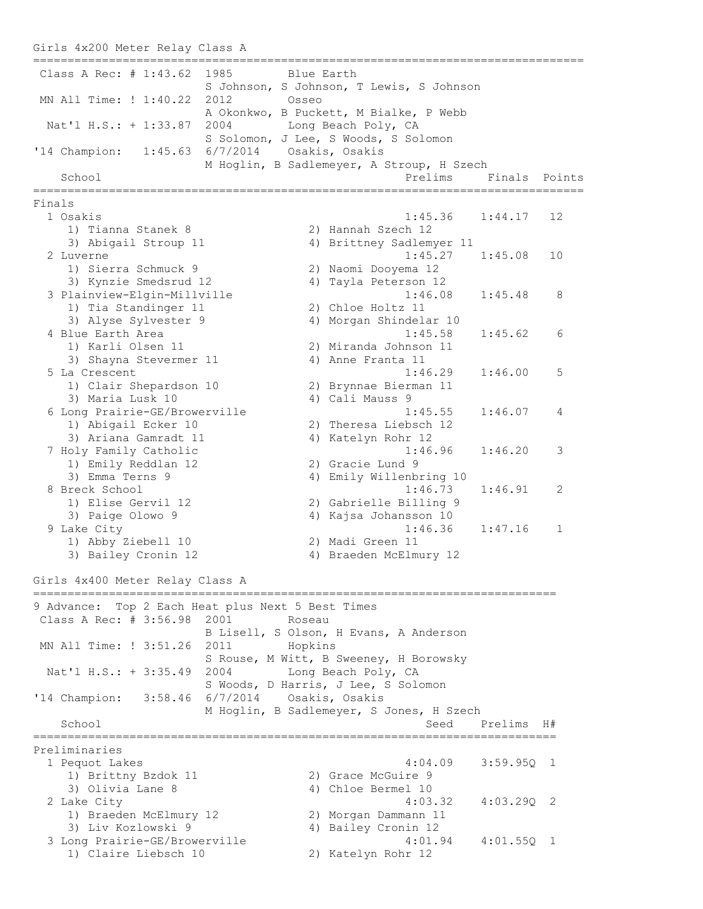## Girls 4x200 Meter Relay Class A

```
Class A Rec: # 1:43.62  1985        Blue Earth
                        S Johnson, S Johnson, T Lewis, S Johnson
MN All Time: ! 1:40.22  2012        Osseo
                        A Okonkwo, B Puckett, M Bialke, P Webb
Nat'l H.S.: + 1:33.87   2004        Long Beach Poly, CA
                        S Solomon, J Lee, S Woods, S Solomon
'14 Champion:  1:45.63  6/7/2014    Osakis, Osakis
                        M Hoglin, B Sadlemeyer, A Stroup, H Szech
```

### Finals

| Place | School | Prelims | Finals | Points |
|---|---|---|---|---|
| 1 | Osakis | 1:45.36 | 1:44.17 | 12 |
| | 1) Tianna Stanek 8, 2) Hannah Szech 12, 3) Abigail Stroup 11, 4) Brittney Sadlemyer 11 | | | |
| 2 | Luverne | 1:45.27 | 1:45.08 | 10 |
| | 1) Sierra Schmuck 9, 2) Naomi Dooyema 12, 3) Kynzie Smedsrud 12, 4) Tayla Peterson 12 | | | |
| 3 | Plainview-Elgin-Millville | 1:46.08 | 1:45.48 | 8 |
| | 1) Tia Standinger 11, 2) Chloe Holtz 11, 3) Alyse Sylvester 9, 4) Morgan Shindelar 10 | | | |
| 4 | Blue Earth Area | 1:45.58 | 1:45.62 | 6 |
| | 1) Karli Olsen 11, 2) Miranda Johnson 11, 3) Shayna Stevermer 11, 4) Anne Franta 11 | | | |
| 5 | La Crescent | 1:46.29 | 1:46.00 | 5 |
| | 1) Clair Shepardson 10, 2) Brynnae Bierman 11, 3) Maria Lusk 10, 4) Cali Mauss 9 | | | |
| 6 | Long Prairie-GE/Browerville | 1:45.55 | 1:46.07 | 4 |
| | 1) Abigail Ecker 10, 2) Theresa Liebsch 12, 3) Ariana Gamradt 11, 4) Katelyn Rohr 12 | | | |
| 7 | Holy Family Catholic | 1:46.96 | 1:46.20 | 3 |
| | 1) Emily Reddlan 12, 2) Gracie Lund 9, 3) Emma Terns 9, 4) Emily Willenbring 10 | | | |
| 8 | Breck School | 1:46.73 | 1:46.91 | 2 |
| | 1) Elise Gervil 12, 2) Gabrielle Billing 9, 3) Paige Olowo 9, 4) Kajsa Johansson 10 | | | |
| 9 | Lake City | 1:46.36 | 1:47.16 | 1 |
| | 1) Abby Ziebell 10, 2) Madi Green 11, 3) Bailey Cronin 12, 4) Braeden McElmury 12 | | | |

## Girls 4x400 Meter Relay Class A

```
9 Advance:  Top 2 Each Heat plus Next 5 Best Times
Class A Rec: # 3:56.98  2001        Roseau
                        B Lisell, S Olson, H Evans, A Anderson
MN All Time: ! 3:51.26  2011        Hopkins
                        S Rouse, M Witt, B Sweeney, H Borowsky
Nat'l H.S.: + 3:35.49   2004        Long Beach Poly, CA
                        S Woods, D Harris, J Lee, S Solomon
'14 Champion:  3:58.46  6/7/2014    Osakis, Osakis
                        M Hoglin, B Sadlemeyer, S Jones, H Szech
```

### Preliminaries

| Place | School | Seed | Prelims | H# |
|---|---|---|---|---|
| 1 | Pequot Lakes | 4:04.09 | 3:59.95Q | 1 |
| | 1) Brittny Bzdok 11, 2) Grace McGuire 9, 3) Olivia Lane 8, 4) Chloe Bermel 10 | | | |
| 2 | Lake City | 4:03.32 | 4:03.29Q | 2 |
| | 1) Braeden McElmury 12, 2) Morgan Dammann 11, 3) Liv Kozlowski 9, 4) Bailey Cronin 12 | | | |
| 3 | Long Prairie-GE/Browerville | 4:01.94 | 4:01.55Q | 1 |
| | 1) Claire Liebsch 10, 2) Katelyn Rohr 12 | | | |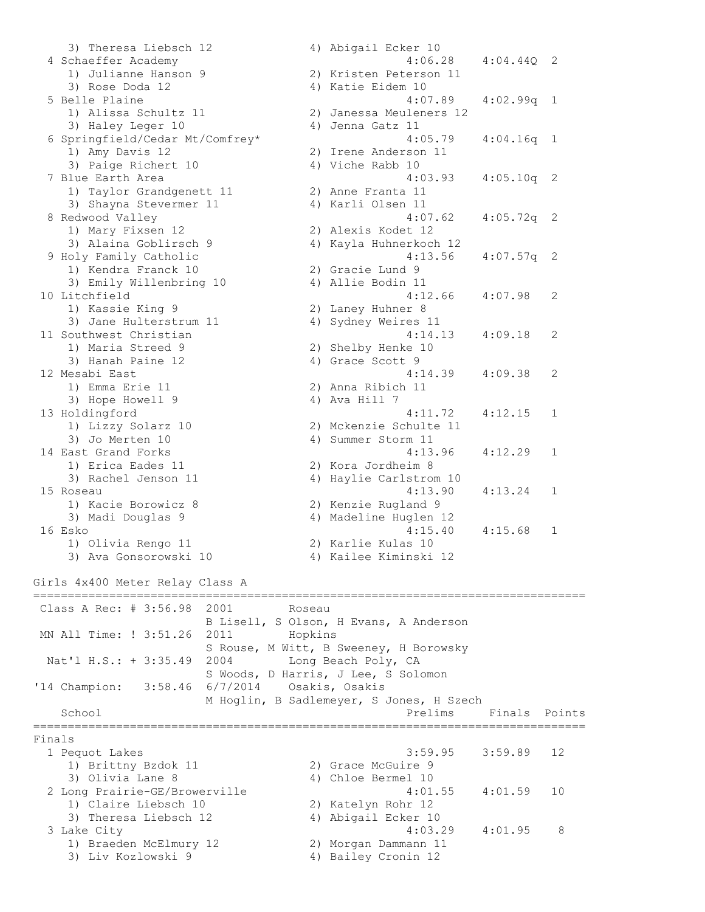```
    3) Theresa Liebsch 12              4) Abigail Ecker 10
  4 Schaeffer Academy                             4:06.28    4:04.44Q  2
    1) Julianne Hanson 9               2) Kristen Peterson 11
    3) Rose Doda 12                    4) Katie Eidem 10
  5 Belle Plaine                                  4:07.89    4:02.99q  1
    1) Alissa Schultz 11               2) Janessa Meuleners 12
    3) Haley Leger 10                  4) Jenna Gatz 11
  6 Springfield/Cedar Mt/Comfrey*                 4:05.79    4:04.16q  1
    1) Amy Davis 12                    2) Irene Anderson 11
    3) Paige Richert 10                4) Viche Rabb 10
  7 Blue Earth Area                               4:03.93    4:05.10q  2
    1) Taylor Grandgenett 11           2) Anne Franta 11
    3) Shayna Stevermer 11             4) Karli Olsen 11
  8 Redwood Valley                                4:07.62    4:05.72q  2
    1) Mary Fixsen 12                  2) Alexis Kodet 12
    3) Alaina Goblirsch 9              4) Kayla Huhnerkoch 12
  9 Holy Family Catholic                          4:13.56    4:07.57q  2
    1) Kendra Franck 10                2) Gracie Lund 9
    3) Emily Willenbring 10            4) Allie Bodin 11
 10 Litchfield                                    4:12.66    4:07.98   2
    1) Kassie King 9                   2) Laney Huhner 8
    3) Jane Hulterstrum 11             4) Sydney Weires 11
 11 Southwest Christian                           4:14.13    4:09.18   2
    1) Maria Streed 9                  2) Shelby Henke 10
    3) Hanah Paine 12                  4) Grace Scott 9
 12 Mesabi East                                   4:14.39    4:09.38   2
    1) Emma Erie 11                    2) Anna Ribich 11
    3) Hope Howell 9                   4) Ava Hill 7
 13 Holdingford                                   4:11.72    4:12.15   1
    1) Lizzy Solarz 10                 2) Mckenzie Schulte 11
    3) Jo Merten 10                    4) Summer Storm 11
 14 East Grand Forks                              4:13.96    4:12.29   1
    1) Erica Eades 11                  2) Kora Jordheim 8
    3) Rachel Jenson 11                4) Haylie Carlstrom 10
 15 Roseau                                        4:13.90    4:13.24   1
    1) Kacie Borowicz 8                2) Kenzie Rugland 9
    3) Madi Douglas 9                  4) Madeline Huglen 12
 16 Esko                                          4:15.40    4:15.68   1
    1) Olivia Rengo 11                 2) Karlie Kulas 10
    3) Ava Gonsorowski 10              4) Kailee Kiminski 12

Girls 4x400 Meter Relay Class A
================================================================================
 Class A Rec: # 3:56.98  2001        Roseau
                         B Lisell, S Olson, H Evans, A Anderson
 MN All Time: ! 3:51.26  2011        Hopkins
                         S Rouse, M Witt, B Sweeney, H Borowsky
  Nat'l H.S.: + 3:35.49  2004        Long Beach Poly, CA
                         S Woods, D Harris, J Lee, S Solomon
'14 Champion:   3:58.46  6/7/2014    Osakis, Osakis
                         M Hoglin, B Sadlemeyer, S Jones, H Szech
    School                                        Prelims     Finals  Points
================================================================================
Finals
  1 Pequot Lakes                                  3:59.95    3:59.89   12
    1) Brittny Bzdok 11                2) Grace McGuire 9
    3) Olivia Lane 8                   4) Chloe Bermel 10
  2 Long Prairie-GE/Browerville                   4:01.55    4:01.59   10
    1) Claire Liebsch 10               2) Katelyn Rohr 12
    3) Theresa Liebsch 12              4) Abigail Ecker 10
  3 Lake City                                     4:03.29    4:01.95    8
    1) Braeden McElmury 12             2) Morgan Dammann 11
    3) Liv Kozlowski 9                 4) Bailey Cronin 12
```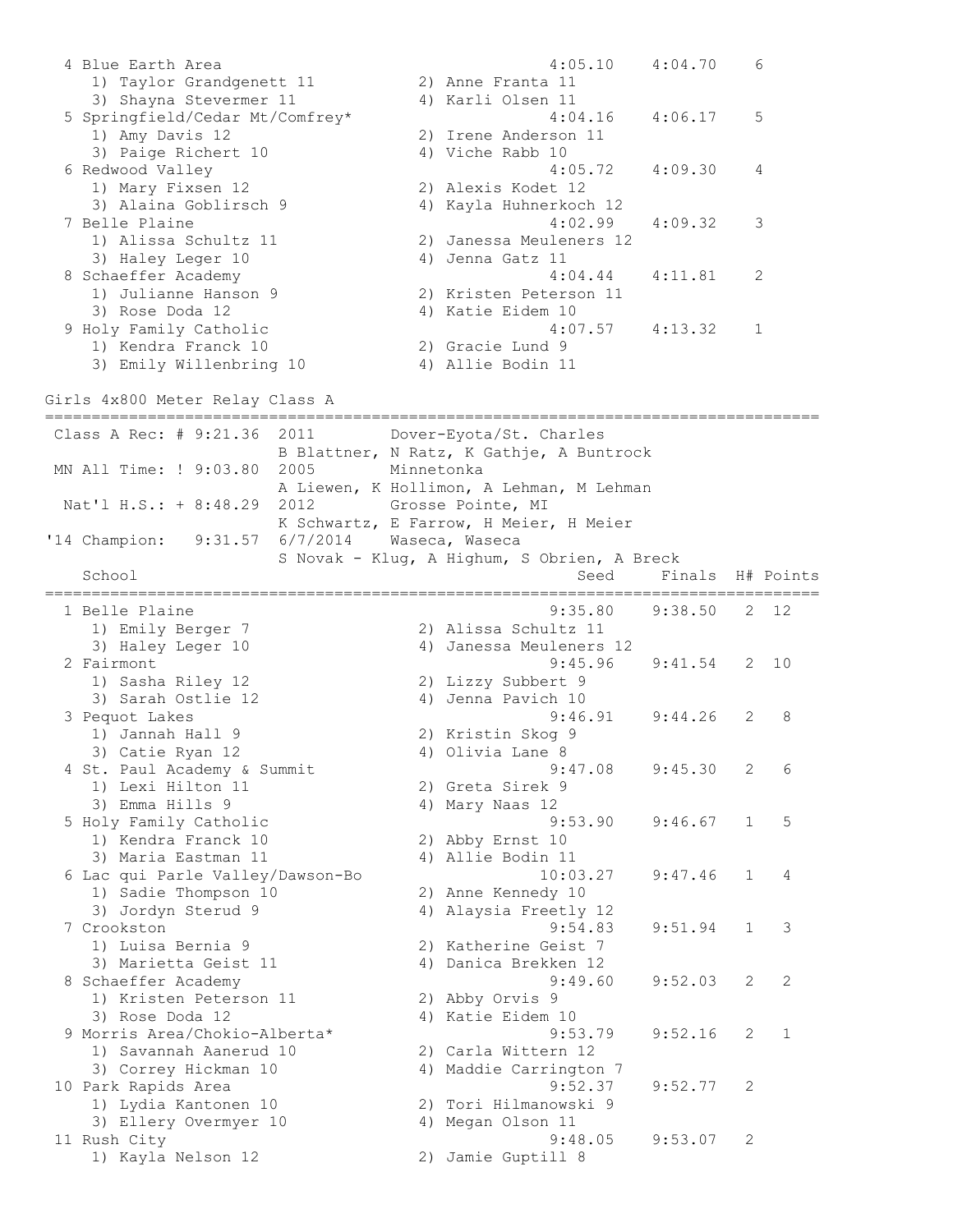```
  4 Blue Earth Area                                    4:05.10    4:04.70    6
     1) Taylor Grandgenett 11           2) Anne Franta 11
     3) Shayna Stevermer 11             4) Karli Olsen 11
  5 Springfield/Cedar Mt/Comfrey*                      4:04.16    4:06.17    5
     1) Amy Davis 12                    2) Irene Anderson 11
     3) Paige Richert 10                4) Viche Rabb 10
  6 Redwood Valley                                     4:05.72    4:09.30    4
     1) Mary Fixsen 12                  2) Alexis Kodet 12
     3) Alaina Goblirsch 9              4) Kayla Huhnerkoch 12
  7 Belle Plaine                                       4:02.99    4:09.32    3
     1) Alissa Schultz 11               2) Janessa Meuleners 12
     3) Haley Leger 10                  4) Jenna Gatz 11
  8 Schaeffer Academy                                  4:04.44    4:11.81    2
     1) Julianne Hanson 9               2) Kristen Peterson 11
     3) Rose Doda 12                    4) Katie Eidem 10
  9 Holy Family Catholic                               4:07.57    4:13.32    1
     1) Kendra Franck 10                2) Gracie Lund 9
     3) Emily Willenbring 10            4) Allie Bodin 11
```

Girls 4x800 Meter Relay Class A

```
================================================================================
 Class A Rec: # 9:21.36  2011        Dover-Eyota/St. Charles
                         B Blattner, N Ratz, K Gathje, A Buntrock
 MN All Time: ! 9:03.80  2005        Minnetonka
                         A Liewen, K Hollimon, A Lehman, M Lehman
  Nat'l H.S.: + 8:48.29  2012        Grosse Pointe, MI
                         K Schwartz, E Farrow, H Meier, H Meier
'14 Champion:   9:31.57  6/7/2014    Waseca, Waseca
                         S Novak - Klug, A Highum, S Obrien, A Breck
    School                                             Seed     Finals  H# Points
================================================================================
  1 Belle Plaine                                     9:35.80    9:38.50   2  12
     1) Emily Berger 7                  2) Alissa Schultz 11
     3) Haley Leger 10                  4) Janessa Meuleners 12
  2 Fairmont                                         9:45.96    9:41.54   2  10
     1) Sasha Riley 12                  2) Lizzy Subbert 9
     3) Sarah Ostlie 12                 4) Jenna Pavich 10
  3 Pequot Lakes                                     9:46.91    9:44.26   2   8
     1) Jannah Hall 9                   2) Kristin Skog 9
     3) Catie Ryan 12                   4) Olivia Lane 8
  4 St. Paul Academy & Summit                        9:47.08    9:45.30   2   6
     1) Lexi Hilton 11                  2) Greta Sirek 9
     3) Emma Hills 9                    4) Mary Naas 12
  5 Holy Family Catholic                             9:53.90    9:46.67   1   5
     1) Kendra Franck 10                2) Abby Ernst 10
     3) Maria Eastman 11                4) Allie Bodin 11
  6 Lac qui Parle Valley/Dawson-Bo                  10:03.27    9:47.46   1   4
     1) Sadie Thompson 10               2) Anne Kennedy 10
     3) Jordyn Sterud 9                 4) Alaysia Freetly 12
  7 Crookston                                        9:54.83    9:51.94   1   3
     1) Luisa Bernia 9                  2) Katherine Geist 7
     3) Marietta Geist 11               4) Danica Brekken 12
  8 Schaeffer Academy                                9:49.60    9:52.03   2   2
     1) Kristen Peterson 11             2) Abby Orvis 9
     3) Rose Doda 12                    4) Katie Eidem 10
  9 Morris Area/Chokio-Alberta*                      9:53.79    9:52.16   2   1
     1) Savannah Aanerud 10             2) Carla Wittern 12
     3) Correy Hickman 10               4) Maddie Carrington 7
 10 Park Rapids Area                                 9:52.37    9:52.77   2
     1) Lydia Kantonen 10               2) Tori Hilmanowski 9
     3) Ellery Overmyer 10              4) Megan Olson 11
 11 Rush City                                        9:48.05    9:53.07   2
     1) Kayla Nelson 12                 2) Jamie Guptill 8
```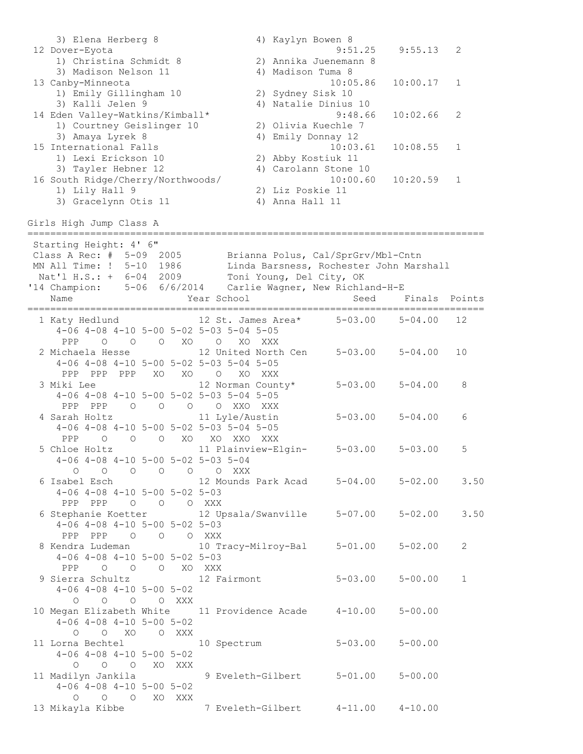```
    3) Elena Herberg 8                4) Kaylyn Bowen 8
 12 Dover-Eyota                                 9:51.25    9:55.13   2
    1) Christina Schmidt 8            2) Annika Juenemann 8
    3) Madison Nelson 11              4) Madison Tuma 8
 13 Canby-Minneota                             10:05.86   10:00.17   1
    1) Emily Gillingham 10            2) Sydney Sisk 10
    3) Kalli Jelen 9                  4) Natalie Dinius 10
 14 Eden Valley-Watkins/Kimball*                9:48.66   10:02.66   2
    1) Courtney Geislinger 10         2) Olivia Kuechle 7
    3) Amaya Lyrek 8                  4) Emily Donnay 12
 15 International Falls                        10:03.61   10:08.55   1
    1) Lexi Erickson 10               2) Abby Kostiuk 11
    3) Tayler Hebner 12               4) Carolann Stone 10
 16 South Ridge/Cherry/Northwoods/             10:00.60   10:20.59   1
    1) Lily Hall 9                    2) Liz Poskie 11
    3) Gracelynn Otis 11              4) Anna Hall 11
```

Girls High Jump Class A

```
================================================================================
 Starting Height: 4' 6"
 Class A Rec: #  5-09  2005        Brianna Polus, Cal/SprGrv/Mbl-Cntn
 MN All Time: !  5-10  1986        Linda Barsness, Rochester John Marshall
  Nat'l H.S.: +  6-04  2009        Toni Young, Del City, OK
'14 Champion:    5-06  6/6/2014    Carlie Wagner, New Richland-H-E
    Name                    Year School                  Seed     Finals  Points
================================================================================
  1 Katy Hedlund            12 St. James Area*      5-03.00    5-04.00   12
     4-06 4-08 4-10 5-00 5-02 5-03 5-04 5-05
      PPP    O    O    O   XO    O   XO  XXX
  2 Michaela Hesse          12 United North Cen     5-03.00    5-04.00   10
     4-06 4-08 4-10 5-00 5-02 5-03 5-04 5-05
      PPP  PPP  PPP   XO   XO    O   XO  XXX
  3 Miki Lee                12 Norman County*       5-03.00    5-04.00    8
     4-06 4-08 4-10 5-00 5-02 5-03 5-04 5-05
      PPP  PPP    O    O    O    O  XXO  XXX
  4 Sarah Holtz             11 Lyle/Austin          5-03.00    5-04.00    6
     4-06 4-08 4-10 5-00 5-02 5-03 5-04 5-05
      PPP    O    O    O   XO   XO  XXO  XXX
  5 Chloe Holtz             11 Plainview-Elgin-     5-03.00    5-03.00    5
     4-06 4-08 4-10 5-00 5-02 5-03 5-04
        O    O    O    O    O    O  XXX
  6 Isabel Esch             12 Mounds Park Acad     5-04.00    5-02.00    3.50
     4-06 4-08 4-10 5-00 5-02 5-03
      PPP  PPP    O    O    O  XXX
  6 Stephanie Koetter       12 Upsala/Swanville     5-07.00    5-02.00    3.50
     4-06 4-08 4-10 5-00 5-02 5-03
      PPP  PPP    O    O    O  XXX
  8 Kendra Ludeman          10 Tracy-Milroy-Bal     5-01.00    5-02.00    2
     4-06 4-08 4-10 5-00 5-02 5-03
      PPP    O    O    O   XO  XXX
  9 Sierra Schultz          12 Fairmont             5-03.00    5-00.00    1
     4-06 4-08 4-10 5-00 5-02
        O    O    O    O  XXX
 10 Megan Elizabeth White   11 Providence Acade     4-10.00    5-00.00
     4-06 4-08 4-10 5-00 5-02
        O    O   XO    O  XXX
 11 Lorna Bechtel           10 Spectrum             5-03.00    5-00.00
     4-06 4-08 4-10 5-00 5-02
        O    O    O   XO  XXX
 11 Madilyn Jankila          9 Eveleth-Gilbert      5-01.00    5-00.00
     4-06 4-08 4-10 5-00 5-02
        O    O    O   XO  XXX
 13 Mikayla Kibbe            7 Eveleth-Gilbert      4-11.00    4-10.00
```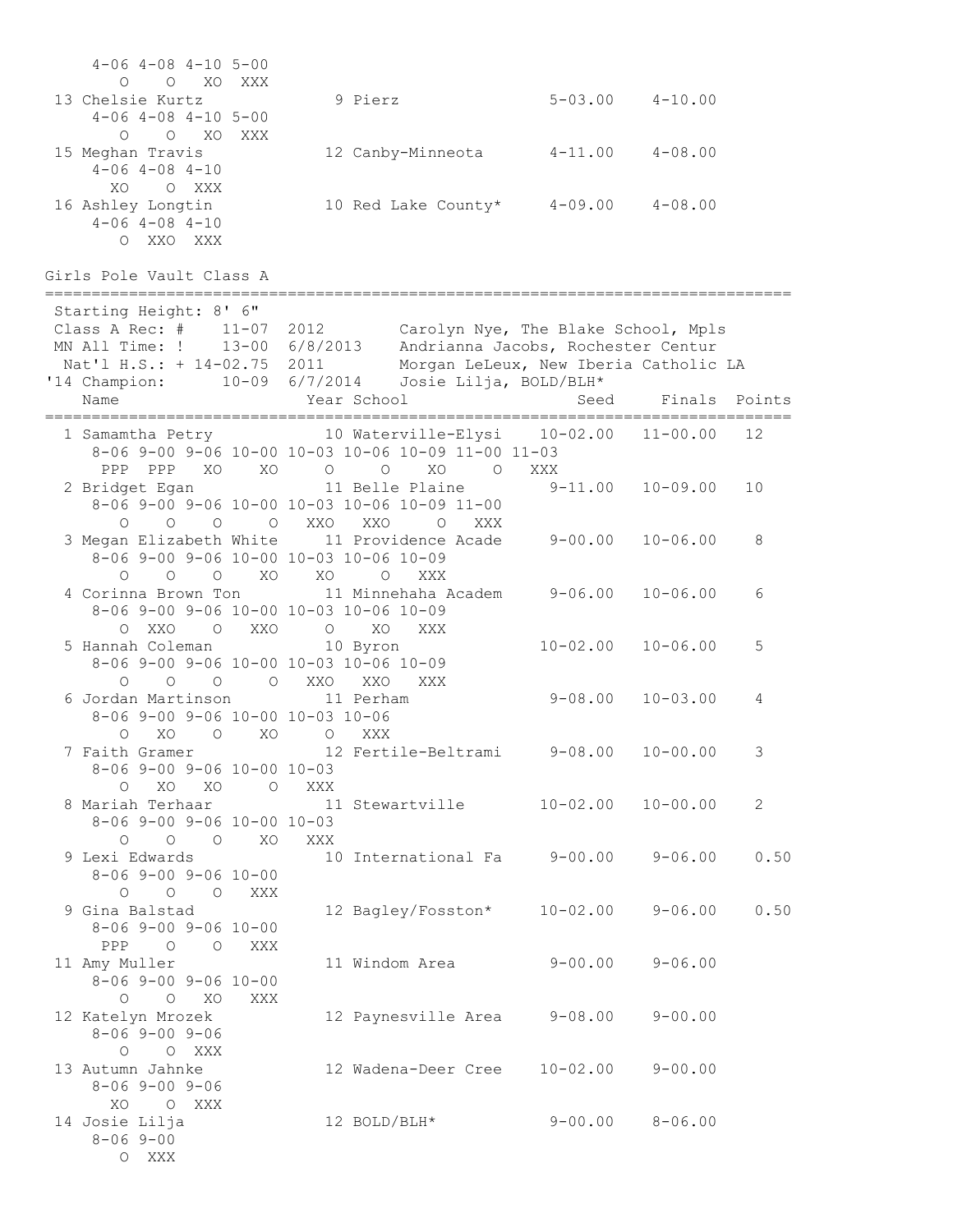```
    4-06 4-08 4-10 5-00
       O    O   XO  XXX
 13 Chelsie Kurtz              9 Pierz                5-03.00    4-10.00
    4-06 4-08 4-10 5-00
       O    O   XO  XXX
 15 Meghan Travis             12 Canby-Minneota       4-11.00    4-08.00
    4-06 4-08 4-10
      XO    O  XXX
 16 Ashley Longtin            10 Red Lake County*     4-09.00    4-08.00
    4-06 4-08 4-10
       O  XXO  XXX
```

## Girls Pole Vault Class A

```
================================================================================
 Starting Height: 8' 6"
 Class A Rec: #    11-07  2012        Carolyn Nye, The Blake School, Mpls
 MN All Time: !    13-00  6/8/2013    Andrianna Jacobs, Rochester Centur
  Nat'l H.S.: + 14-02.75  2011        Morgan LeLeux, New Iberia Catholic LA
'14 Champion:      10-09  6/7/2014    Josie Lilja, BOLD/BLH*
    Name                    Year School                  Seed     Finals  Points
================================================================================
  1 Samamtha Petry           10 Waterville-Elysi    10-02.00   11-00.00   12
    8-06 9-00 9-06 10-00 10-03 10-06 10-09 11-00 11-03
     PPP  PPP   XO    XO     O     O    XO     O   XXX
  2 Bridget Egan             11 Belle Plaine         9-11.00   10-09.00   10
    8-06 9-00 9-06 10-00 10-03 10-06 10-09 11-00
       O    O    O     O   XXO   XXO     O   XXX
  3 Megan Elizabeth White    11 Providence Acade     9-00.00   10-06.00    8
    8-06 9-00 9-06 10-00 10-03 10-06 10-09
       O    O    O    XO    XO     O   XXX
  4 Corinna Brown Ton        11 Minnehaha Academ     9-06.00   10-06.00    6
    8-06 9-00 9-06 10-00 10-03 10-06 10-09
       O  XXO    O   XXO     O    XO   XXX
  5 Hannah Coleman           10 Byron               10-02.00   10-06.00    5
    8-06 9-00 9-06 10-00 10-03 10-06 10-09
       O    O    O     O   XXO   XXO   XXX
  6 Jordan Martinson         11 Perham               9-08.00   10-03.00    4
    8-06 9-00 9-06 10-00 10-03 10-06
       O   XO    O    XO     O   XXX
  7 Faith Gramer             12 Fertile-Beltrami     9-08.00   10-00.00    3
    8-06 9-00 9-06 10-00 10-03
       O   XO   XO     O   XXX
  8 Mariah Terhaar           11 Stewartville        10-02.00   10-00.00    2
    8-06 9-00 9-06 10-00 10-03
       O    O    O    XO   XXX
  9 Lexi Edwards             10 International Fa     9-00.00    9-06.00    0.50
    8-06 9-00 9-06 10-00
       O    O    O   XXX
  9 Gina Balstad             12 Bagley/Fosston*     10-02.00    9-06.00    0.50
    8-06 9-00 9-06 10-00
     PPP    O    O   XXX
 11 Amy Muller               11 Windom Area          9-00.00    9-06.00
    8-06 9-00 9-06 10-00
       O    O   XO   XXX
 12 Katelyn Mrozek           12 Paynesville Area     9-08.00    9-00.00
    8-06 9-00 9-06
       O    O  XXX
 13 Autumn Jahnke            12 Wadena-Deer Cree    10-02.00    9-00.00
    8-06 9-00 9-06
      XO    O  XXX
 14 Josie Lilja              12 BOLD/BLH*            9-00.00    8-06.00
    8-06 9-00
       O  XXX
```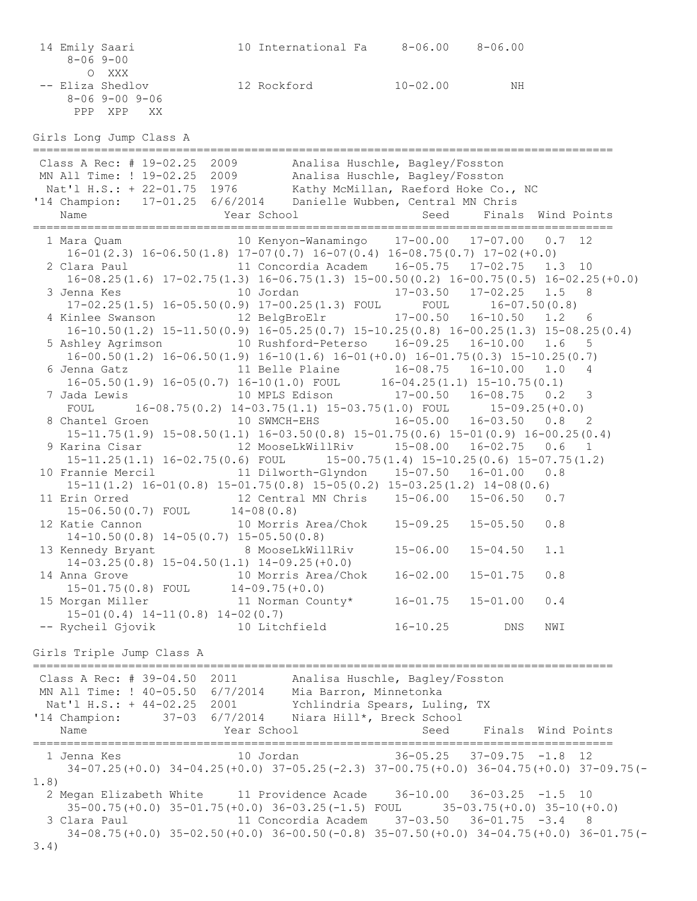```
 14 Emily Saari              10 International Fa     8-06.00    8-06.00
     8-06 9-00
        O  XXX
 -- Eliza Shedlov            12 Rockford            10-02.00         NH
     8-06 9-00 9-06
      PPP  XPP   XX
```

## Girls Long Jump Class A

```
=================================================================================
 Class A Rec: # 19-02.25  2009        Analisa Huschle, Bagley/Fosston
 MN All Time: ! 19-02.25  2009        Analisa Huschle, Bagley/Fosston
  Nat'l H.S.: + 22-01.75  1976        Kathy McMillan, Raeford Hoke Co., NC
'14 Champion:   17-01.25  6/6/2014    Danielle Wubben, Central MN Chris
    Name                    Year School                  Seed     Finals  Wind Points
=================================================================================
  1 Mara Quam                10 Kenyon-Wanamingo    17-00.00   17-07.00   0.7  12
     16-01(2.3) 16-06.50(1.8) 17-07(0.7) 16-07(0.4) 16-08.75(0.7) 17-02(+0.0)
  2 Clara Paul               11 Concordia Academ    16-05.75   17-02.75   1.3  10
     16-08.25(1.6) 17-02.75(1.3) 16-06.75(1.3) 15-00.50(0.2) 16-00.75(0.5) 16-02.25(+0.0)
  3 Jenna Kes                10 Jordan              17-03.50   17-02.25   1.5   8
     17-02.25(1.5) 16-05.50(0.9) 17-00.25(1.3) FOUL      FOUL      16-07.50(0.8)
  4 Kinlee Swanson           12 BelgBroElr          17-00.50   16-10.50   1.2   6
     16-10.50(1.2) 15-11.50(0.9) 16-05.25(0.7) 15-10.25(0.8) 16-00.25(1.3) 15-08.25(0.4)
  5 Ashley Agrimson          10 Rushford-Peterso    16-09.25   16-10.00   1.6   5
     16-00.50(1.2) 16-06.50(1.9) 16-10(1.6) 16-01(+0.0) 16-01.75(0.3) 15-10.25(0.7)
  6 Jenna Gatz               11 Belle Plaine        16-08.75   16-10.00   1.0   4
     16-05.50(1.9) 16-05(0.7) 16-10(1.0) FOUL      16-04.25(1.1) 15-10.75(0.1)
  7 Jada Lewis               10 MPLS Edison         17-00.50   16-08.75   0.2   3
     FOUL      16-08.75(0.2) 14-03.75(1.1) 15-03.75(1.0) FOUL      15-09.25(+0.0)
  8 Chantel Groen            10 SWMCH-EHS           16-05.00   16-03.50   0.8   2
     15-11.75(1.9) 15-08.50(1.1) 16-03.50(0.8) 15-01.75(0.6) 15-01(0.9) 16-00.25(0.4)
  9 Karina Cisar             12 MooseLkWillRiv      15-08.00   16-02.75   0.6   1
     15-11.25(1.1) 16-02.75(0.6) FOUL      15-00.75(1.4) 15-10.25(0.6) 15-07.75(1.2)
 10 Frannie Mercil           11 Dilworth-Glyndon    15-07.50   16-01.00   0.8
     15-11(1.2) 16-01(0.8) 15-01.75(0.8) 15-05(0.2) 15-03.25(1.2) 14-08(0.6)
 11 Erin Orred               12 Central MN Chris    15-06.00   15-06.50   0.7
     15-06.50(0.7) FOUL      14-08(0.8)
 12 Katie Cannon             10 Morris Area/Chok    15-09.25   15-05.50   0.8
     14-10.50(0.8) 14-05(0.7) 15-05.50(0.8)
 13 Kennedy Bryant            8 MooseLkWillRiv      15-06.00   15-04.50   1.1
     14-03.25(0.8) 15-04.50(1.1) 14-09.25(+0.0)
 14 Anna Grove               10 Morris Area/Chok    16-02.00   15-01.75   0.8
     15-01.75(0.8) FOUL      14-09.75(+0.0)
 15 Morgan Miller            11 Norman County*      16-01.75   15-01.00   0.4
     15-01(0.4) 14-11(0.8) 14-02(0.7)
 -- Rycheil Gjovik           10 Litchfield          16-10.25        DNS   NWI
```

## Girls Triple Jump Class A

```
=================================================================================
 Class A Rec: # 39-04.50  2011        Analisa Huschle, Bagley/Fosston
 MN All Time: ! 40-05.50  6/7/2014    Mia Barron, Minnetonka
  Nat'l H.S.: + 44-02.25  2001        Ychlindria Spears, Luling, TX
'14 Champion:      37-03  6/7/2014    Niara Hill*, Breck School
    Name                    Year School                  Seed     Finals  Wind Points
=================================================================================
  1 Jenna Kes                10 Jordan              36-05.25   37-09.75  -1.8  12
     34-07.25(+0.0) 34-04.25(+0.0) 37-05.25(-2.3) 37-00.75(+0.0) 36-04.75(+0.0) 37-09.75(-
1.8)
  2 Megan Elizabeth White    11 Providence Acade    36-10.00   36-03.25  -1.5  10
     35-00.75(+0.0) 35-01.75(+0.0) 36-03.25(-1.5) FOUL      35-03.75(+0.0) 35-10(+0.0)
  3 Clara Paul               11 Concordia Academ    37-03.50   36-01.75  -3.4   8
     34-08.75(+0.0) 35-02.50(+0.0) 36-00.50(-0.8) 35-07.50(+0.0) 34-04.75(+0.0) 36-01.75(-
3.4)
```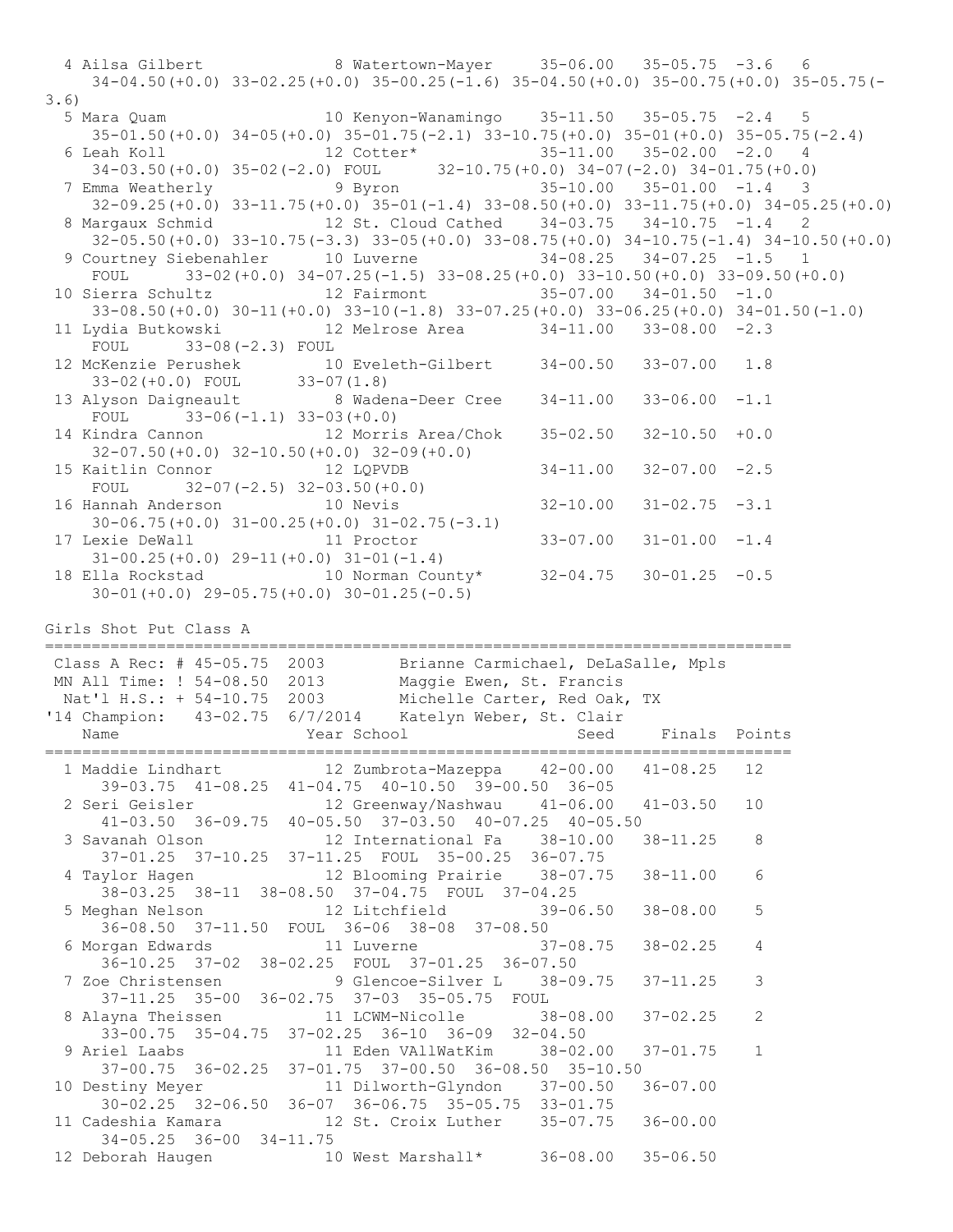```
  4 Ailsa Gilbert              8 Watertown-Mayer     35-06.00   35-05.75  -3.6   6
     34-04.50(+0.0) 33-02.25(+0.0) 35-00.25(-1.6) 35-04.50(+0.0) 35-00.75(+0.0) 35-05.75(-3.6)
  5 Mara Quam                 10 Kenyon-Wanamingo    35-11.50   35-05.75  -2.4   5
     35-01.50(+0.0) 34-05(+0.0) 35-01.75(-2.1) 33-10.75(+0.0) 35-01(+0.0) 35-05.75(-2.4)
  6 Leah Koll                 12 Cotter*             35-11.00   35-02.00  -2.0   4
     34-03.50(+0.0) 35-02(-2.0) FOUL      32-10.75(+0.0) 34-07(-2.0) 34-01.75(+0.0)
  7 Emma Weatherly             9 Byron               35-10.00   35-01.00  -1.4   3
     32-09.25(+0.0) 33-11.75(+0.0) 35-01(-1.4) 33-08.50(+0.0) 33-11.75(+0.0) 34-05.25(+0.0)
  8 Margaux Schmid            12 St. Cloud Cathed    34-03.75   34-10.75  -1.4   2
     32-05.50(+0.0) 33-10.75(-3.3) 33-05(+0.0) 33-08.75(+0.0) 34-10.75(-1.4) 34-10.50(+0.0)
  9 Courtney Siebenahler      10 Luverne             34-08.25   34-07.25  -1.5   1
     FOUL      33-02(+0.0) 34-07.25(-1.5) 33-08.25(+0.0) 33-10.50(+0.0) 33-09.50(+0.0)
 10 Sierra Schultz            12 Fairmont            35-07.00   34-01.50  -1.0
     33-08.50(+0.0) 30-11(+0.0) 33-10(-1.8) 33-07.25(+0.0) 33-06.25(+0.0) 34-01.50(-1.0)
 11 Lydia Butkowski           12 Melrose Area        34-11.00   33-08.00  -2.3
     FOUL      33-08(-2.3) FOUL
 12 McKenzie Perushek         10 Eveleth-Gilbert     34-00.50   33-07.00   1.8
     33-02(+0.0) FOUL      33-07(1.8)
 13 Alyson Daigneault          8 Wadena-Deer Cree    34-11.00   33-06.00  -1.1
     FOUL      33-06(-1.1) 33-03(+0.0)
 14 Kindra Cannon             12 Morris Area/Chok    35-02.50   32-10.50  +0.0
     32-07.50(+0.0) 32-10.50(+0.0) 32-09(+0.0)
 15 Kaitlin Connor            12 LQPVDB              34-11.00   32-07.00  -2.5
     FOUL      32-07(-2.5) 32-03.50(+0.0)
 16 Hannah Anderson           10 Nevis               32-10.00   31-02.75  -3.1
     30-06.75(+0.0) 31-00.25(+0.0) 31-02.75(-3.1)
 17 Lexie DeWall              11 Proctor             33-07.00   31-01.00  -1.4
     31-00.25(+0.0) 29-11(+0.0) 31-01(-1.4)
 18 Ella Rockstad             10 Norman County*      32-04.75   30-01.25  -0.5
     30-01(+0.0) 29-05.75(+0.0) 30-01.25(-0.5)
```

Girls Shot Put Class A

```
================================================================================
 Class A Rec: # 45-05.75  2003        Brianne Carmichael, DeLaSalle, Mpls
 MN All Time: ! 54-08.50  2013        Maggie Ewen, St. Francis
  Nat'l H.S.: + 54-10.75  2003        Michelle Carter, Red Oak, TX
'14 Champion:   43-02.75  6/7/2014    Katelyn Weber, St. Clair
    Name                    Year School                 Seed     Finals  Points
================================================================================
  1 Maddie Lindhart           12 Zumbrota-Mazeppa    42-00.00   41-08.25   12
     39-03.75  41-08.25  41-04.75  40-10.50  39-00.50  36-05
  2 Seri Geisler              12 Greenway/Nashwau    41-06.00   41-03.50   10
     41-03.50  36-09.75  40-05.50  37-03.50  40-07.25  40-05.50
  3 Savanah Olson             12 International Fa    38-10.00   38-11.25    8
     37-01.25  37-10.25  37-11.25  FOUL  35-00.25  36-07.75
  4 Taylor Hagen              12 Blooming Prairie    38-07.75   38-11.00    6
     38-03.25  38-11  38-08.50  37-04.75  FOUL  37-04.25
  5 Meghan Nelson             12 Litchfield          39-06.50   38-08.00    5
     36-08.50  37-11.50  FOUL  36-06  38-08  37-08.50
  6 Morgan Edwards            11 Luverne             37-08.75   38-02.25    4
     36-10.25  37-02  38-02.25  FOUL  37-01.25  36-07.50
  7 Zoe Christensen            9 Glencoe-Silver L    38-09.75   37-11.25    3
     37-11.25  35-00  36-02.75  37-03  35-05.75  FOUL
  8 Alayna Theissen           11 LCWM-Nicolle        38-08.00   37-02.25    2
     33-00.75  35-04.75  37-02.25  36-10  36-09  32-04.50
  9 Ariel Laabs               11 Eden VAllWatKim     38-02.00   37-01.75    1
     37-00.75  36-02.25  37-01.75  37-00.50  36-08.50  35-10.50
 10 Destiny Meyer             11 Dilworth-Glyndon    37-00.50   36-07.00
     30-02.25  32-06.50  36-07  36-06.75  35-05.75  33-01.75
 11 Cadeshia Kamara           12 St. Croix Luther    35-07.75   36-00.00
     34-05.25  36-00  34-11.75
 12 Deborah Haugen            10 West Marshall*      36-08.00   35-06.50
```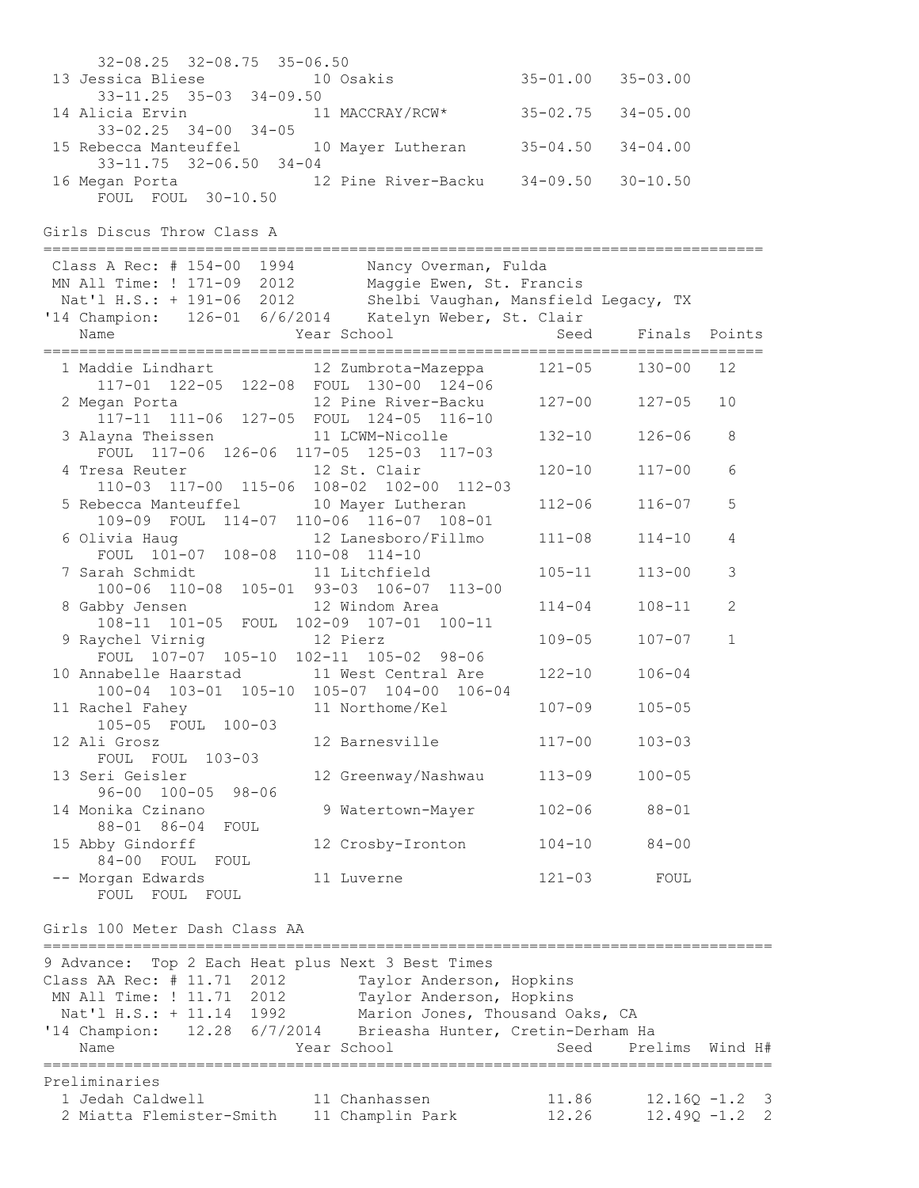```
      32-08.25  32-08.75  35-06.50
 13 Jessica Bliese            10 Osakis              35-01.00   35-03.00
      33-11.25  35-03  34-09.50
 14 Alicia Ervin              11 MACCRAY/RCW*        35-02.75   34-05.00
      33-02.25  34-00  34-05
 15 Rebecca Manteuffel        10 Mayer Lutheran      35-04.50   34-04.00
      33-11.75  32-06.50  34-04
 16 Megan Porta               12 Pine River-Backu    34-09.50   30-10.50
      FOUL  FOUL  30-10.50
```

## Girls Discus Throw Class A

```
================================================================================
 Class A Rec: # 154-00  1994        Nancy Overman, Fulda
 MN All Time: ! 171-09  2012        Maggie Ewen, St. Francis
  Nat'l H.S.: + 191-06  2012        Shelbi Vaughan, Mansfield Legacy, TX
'14 Champion:   126-01  6/6/2014    Katelyn Weber, St. Clair
    Name                    Year School                  Seed     Finals  Points
================================================================================
  1 Maddie Lindhart          12 Zumbrota-Mazeppa      121-05     130-00   12
      117-01  122-05  122-08  FOUL  130-00  124-06
  2 Megan Porta              12 Pine River-Backu      127-00     127-05   10
      117-11  111-06  127-05  FOUL  124-05  116-10
  3 Alayna Theissen          11 LCWM-Nicolle          132-10     126-06    8
      FOUL  117-06  126-06  117-05  125-03  117-03
  4 Tresa Reuter             12 St. Clair             120-10     117-00    6
      110-03  117-00  115-06  108-02  102-00  112-03
  5 Rebecca Manteuffel       10 Mayer Lutheran        112-06     116-07    5
      109-09  FOUL  114-07  110-06  116-07  108-01
  6 Olivia Haug              12 Lanesboro/Fillmo      111-08     114-10    4
      FOUL  101-07  108-08  110-08  114-10
  7 Sarah Schmidt            11 Litchfield            105-11     113-00    3
      100-06  110-08  105-01  93-03  106-07  113-00
  8 Gabby Jensen             12 Windom Area           114-04     108-11    2
      108-11  101-05  FOUL  102-09  107-01  100-11
  9 Raychel Virnig           12 Pierz                 109-05     107-07    1
      FOUL  107-07  105-10  102-11  105-02  98-06
 10 Annabelle Haarstad       11 West Central Are      122-10     106-04
      100-04  103-01  105-10  105-07  104-00  106-04
 11 Rachel Fahey             11 Northome/Kel          107-09     105-05
      105-05  FOUL  100-03
 12 Ali Grosz                12 Barnesville           117-00     103-03
      FOUL  FOUL  103-03
 13 Seri Geisler             12 Greenway/Nashwau      113-09     100-05
      96-00  100-05  98-06
 14 Monika Czinano            9 Watertown-Mayer       102-06      88-01
      88-01  86-04  FOUL
 15 Abby Gindorff            12 Crosby-Ironton        104-10      84-00
      84-00  FOUL  FOUL
 -- Morgan Edwards           11 Luverne               121-03       FOUL
      FOUL  FOUL  FOUL
```

## Girls 100 Meter Dash Class AA

```
=================================================================================
9 Advance:  Top 2 Each Heat plus Next 3 Best Times
Class AA Rec: # 11.71  2012       Taylor Anderson, Hopkins
 MN All Time: ! 11.71  2012       Taylor Anderson, Hopkins
  Nat'l H.S.: + 11.14  1992       Marion Jones, Thousand Oaks, CA
'14 Champion:   12.28  6/7/2014   Brieasha Hunter, Cretin-Derham Ha
    Name                    Year School                  Seed    Prelims  Wind H#
=================================================================================
Preliminaries
  1 Jedah Caldwell           11 Chanhassen             11.86      12.16Q -1.2  3
  2 Miatta Flemister-Smith   11 Champlin Park          12.26      12.49Q -1.2  2
```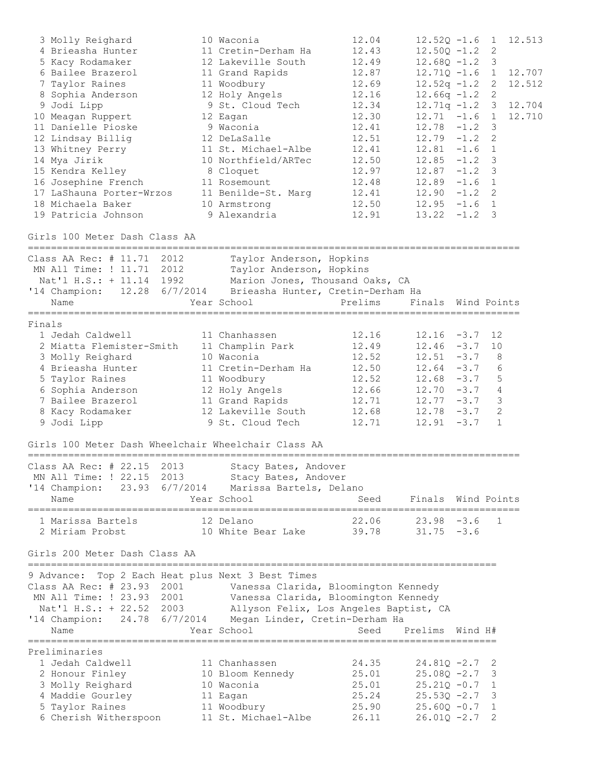| Place | Name | Year | School | Seed | Prelims | Wind | H# | |
|---|---|---|---|---|---|---|---|---|
| 3 | Molly Reighard | 10 | Waconia | 12.04 | 12.52Q | -1.6 | 1 | 12.513 |
| 4 | Brieasha Hunter | 11 | Cretin-Derham Ha | 12.43 | 12.50Q | -1.2 | 2 | |
| 5 | Kacy Rodamaker | 12 | Lakeville South | 12.49 | 12.68Q | -1.2 | 3 | |
| 6 | Bailee Brazerol | 11 | Grand Rapids | 12.87 | 12.71Q | -1.6 | 1 | 12.707 |
| 7 | Taylor Raines | 11 | Woodbury | 12.69 | 12.52q | -1.2 | 2 | 12.512 |
| 8 | Sophia Anderson | 12 | Holy Angels | 12.16 | 12.66q | -1.2 | 2 | |
| 9 | Jodi Lipp | 9 | St. Cloud Tech | 12.34 | 12.71q | -1.2 | 3 | 12.704 |
| 10 | Meagan Ruppert | 12 | Eagan | 12.30 | 12.71 | -1.6 | 1 | 12.710 |
| 11 | Danielle Pioske | 9 | Waconia | 12.41 | 12.78 | -1.2 | 3 | |
| 12 | Lindsay Billig | 12 | DeLaSalle | 12.51 | 12.79 | -1.2 | 2 | |
| 13 | Whitney Perry | 11 | St. Michael-Albe | 12.41 | 12.81 | -1.6 | 1 | |
| 14 | Mya Jirik | 10 | Northfield/ARTec | 12.50 | 12.85 | -1.2 | 3 | |
| 15 | Kendra Kelley | 8 | Cloquet | 12.97 | 12.87 | -1.2 | 3 | |
| 16 | Josephine French | 11 | Rosemount | 12.48 | 12.89 | -1.6 | 1 | |
| 17 | LaShauna Porter-Wrzos | 11 | Benilde-St. Marg | 12.41 | 12.90 | -1.2 | 2 | |
| 18 | Michaela Baker | 10 | Armstrong | 12.50 | 12.95 | -1.6 | 1 | |
| 19 | Patricia Johnson | 9 | Alexandria | 12.91 | 13.22 | -1.2 | 3 | |

## Girls 100 Meter Dash Class AA

Class AA Rec: # 11.71 2012 Taylor Anderson, Hopkins
MN All Time: ! 11.71 2012 Taylor Anderson, Hopkins
Nat'l H.S.: + 11.14 1992 Marion Jones, Thousand Oaks, CA
'14 Champion: 12.28 6/7/2014 Brieasha Hunter, Cretin-Derham Ha

Finals

| Place | Name | Year | School | Prelims | Finals | Wind | Points |
|---|---|---|---|---|---|---|---|
| 1 | Jedah Caldwell | 11 | Chanhassen | 12.16 | 12.16 | -3.7 | 12 |
| 2 | Miatta Flemister-Smith | 11 | Champlin Park | 12.49 | 12.46 | -3.7 | 10 |
| 3 | Molly Reighard | 10 | Waconia | 12.52 | 12.51 | -3.7 | 8 |
| 4 | Brieasha Hunter | 11 | Cretin-Derham Ha | 12.50 | 12.64 | -3.7 | 6 |
| 5 | Taylor Raines | 11 | Woodbury | 12.52 | 12.68 | -3.7 | 5 |
| 6 | Sophia Anderson | 12 | Holy Angels | 12.66 | 12.70 | -3.7 | 4 |
| 7 | Bailee Brazerol | 11 | Grand Rapids | 12.71 | 12.77 | -3.7 | 3 |
| 8 | Kacy Rodamaker | 12 | Lakeville South | 12.68 | 12.78 | -3.7 | 2 |
| 9 | Jodi Lipp | 9 | St. Cloud Tech | 12.71 | 12.91 | -3.7 | 1 |

## Girls 100 Meter Dash Wheelchair Wheelchair Class AA

Class AA Rec: # 22.15 2013 Stacy Bates, Andover
MN All Time: ! 22.15 2013 Stacy Bates, Andover
'14 Champion: 23.93 6/7/2014 Marissa Bartels, Delano

| Place | Name | Year | School | Seed | Finals | Wind | Points |
|---|---|---|---|---|---|---|---|
| 1 | Marissa Bartels | 12 | Delano | 22.06 | 23.98 | -3.6 | 1 |
| 2 | Miriam Probst | 10 | White Bear Lake | 39.78 | 31.75 | -3.6 | |

## Girls 200 Meter Dash Class AA

9 Advance: Top 2 Each Heat plus Next 3 Best Times
Class AA Rec: # 23.93 2001 Vanessa Clarida, Bloomington Kennedy
MN All Time: ! 23.93 2001 Vanessa Clarida, Bloomington Kennedy
Nat'l H.S.: + 22.52 2003 Allyson Felix, Los Angeles Baptist, CA
'14 Champion: 24.78 6/7/2014 Megan Linder, Cretin-Derham Ha

Preliminaries

| Place | Name | Year | School | Seed | Prelims | Wind | H# |
|---|---|---|---|---|---|---|---|
| 1 | Jedah Caldwell | 11 | Chanhassen | 24.35 | 24.81Q | -2.7 | 2 |
| 2 | Honour Finley | 10 | Bloom Kennedy | 25.01 | 25.08Q | -2.7 | 3 |
| 3 | Molly Reighard | 10 | Waconia | 25.01 | 25.21Q | -0.7 | 1 |
| 4 | Maddie Gourley | 11 | Eagan | 25.24 | 25.53Q | -2.7 | 3 |
| 5 | Taylor Raines | 11 | Woodbury | 25.90 | 25.60Q | -0.7 | 1 |
| 6 | Cherish Witherspoon | 11 | St. Michael-Albe | 26.11 | 26.01Q | -2.7 | 2 |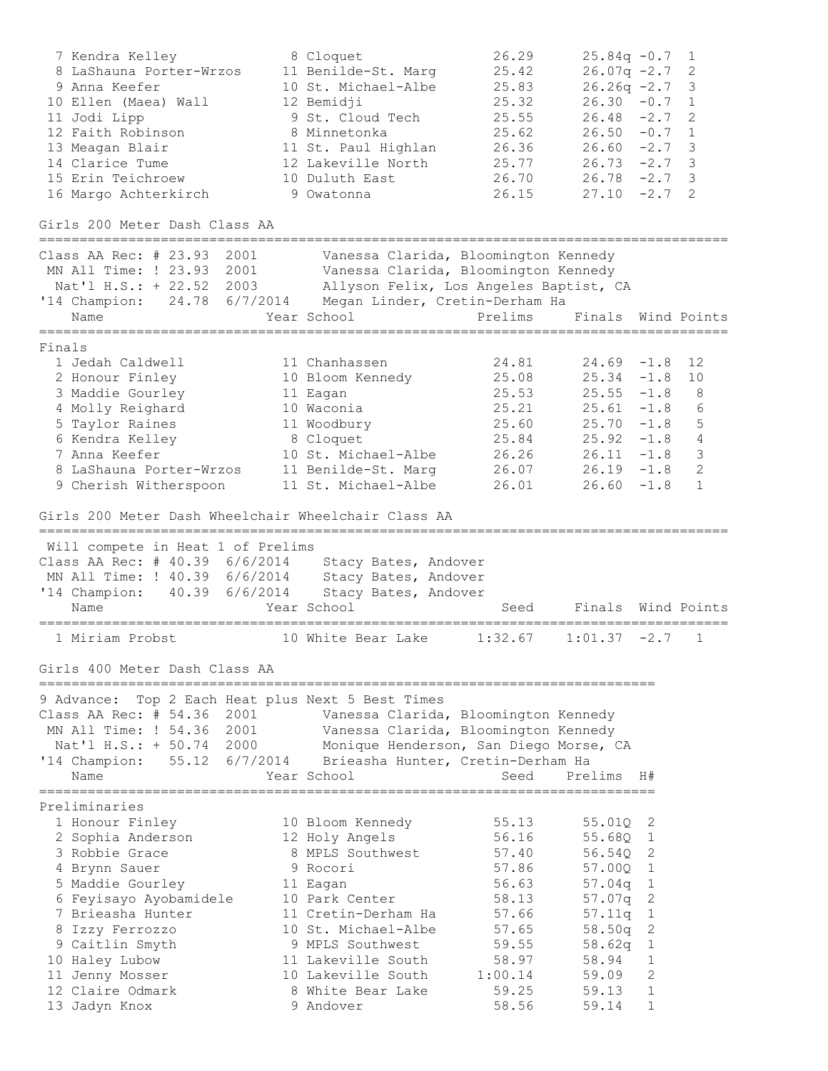| Place | Name | Year | School | Prelims | Finals | Wind | H# |
|---|---|---|---|---|---|---|---|
| 7 | Kendra Kelley | 8 | Cloquet | 26.29 | 25.84q | -0.7 | 1 |
| 8 | LaShauna Porter-Wrzos | 11 | Benilde-St. Marg | 25.42 | 26.07q | -2.7 | 2 |
| 9 | Anna Keefer | 10 | St. Michael-Albe | 25.83 | 26.26q | -2.7 | 3 |
| 10 | Ellen (Maea) Wall | 12 | Bemidji | 25.32 | 26.30 | -0.7 | 1 |
| 11 | Jodi Lipp | 9 | St. Cloud Tech | 25.55 | 26.48 | -2.7 | 2 |
| 12 | Faith Robinson | 8 | Minnetonka | 25.62 | 26.50 | -0.7 | 1 |
| 13 | Meagan Blair | 11 | St. Paul Highlan | 26.36 | 26.60 | -2.7 | 3 |
| 14 | Clarice Tume | 12 | Lakeville North | 25.77 | 26.73 | -2.7 | 3 |
| 15 | Erin Teichroew | 10 | Duluth East | 26.70 | 26.78 | -2.7 | 3 |
| 16 | Margo Achterkirch | 9 | Owatonna | 26.15 | 27.10 | -2.7 | 2 |

## Girls 200 Meter Dash Class AA

Class AA Rec: # 23.93 2001 Vanessa Clarida, Bloomington Kennedy
MN All Time: ! 23.93 2001 Vanessa Clarida, Bloomington Kennedy
Nat'l H.S.: + 22.52 2003 Allyson Felix, Los Angeles Baptist, CA
'14 Champion: 24.78 6/7/2014 Megan Linder, Cretin-Derham Ha

Finals

| Place | Name | Year | School | Prelims | Finals | Wind | Points |
|---|---|---|---|---|---|---|---|
| 1 | Jedah Caldwell | 11 | Chanhassen | 24.81 | 24.69 | -1.8 | 12 |
| 2 | Honour Finley | 10 | Bloom Kennedy | 25.08 | 25.34 | -1.8 | 10 |
| 3 | Maddie Gourley | 11 | Eagan | 25.53 | 25.55 | -1.8 | 8 |
| 4 | Molly Reighard | 10 | Waconia | 25.21 | 25.61 | -1.8 | 6 |
| 5 | Taylor Raines | 11 | Woodbury | 25.60 | 25.70 | -1.8 | 5 |
| 6 | Kendra Kelley | 8 | Cloquet | 25.84 | 25.92 | -1.8 | 4 |
| 7 | Anna Keefer | 10 | St. Michael-Albe | 26.26 | 26.11 | -1.8 | 3 |
| 8 | LaShauna Porter-Wrzos | 11 | Benilde-St. Marg | 26.07 | 26.19 | -1.8 | 2 |
| 9 | Cherish Witherspoon | 11 | St. Michael-Albe | 26.01 | 26.60 | -1.8 | 1 |

## Girls 200 Meter Dash Wheelchair Wheelchair Class AA

Will compete in Heat 1 of Prelims
Class AA Rec: # 40.39 6/6/2014 Stacy Bates, Andover
MN All Time: ! 40.39 6/6/2014 Stacy Bates, Andover
'14 Champion: 40.39 6/6/2014 Stacy Bates, Andover

| Place | Name | Year | School | Seed | Finals | Wind | Points |
|---|---|---|---|---|---|---|---|
| 1 | Miriam Probst | 10 | White Bear Lake | 1:32.67 | 1:01.37 | -2.7 | 1 |

## Girls 400 Meter Dash Class AA

9 Advance: Top 2 Each Heat plus Next 5 Best Times
Class AA Rec: # 54.36 2001 Vanessa Clarida, Bloomington Kennedy
MN All Time: ! 54.36 2001 Vanessa Clarida, Bloomington Kennedy
Nat'l H.S.: + 50.74 2000 Monique Henderson, San Diego Morse, CA
'14 Champion: 55.12 6/7/2014 Brieasha Hunter, Cretin-Derham Ha

Preliminaries

| Place | Name | Year | School | Seed | Prelims | H# |
|---|---|---|---|---|---|---|
| 1 | Honour Finley | 10 | Bloom Kennedy | 55.13 | 55.01Q | 2 |
| 2 | Sophia Anderson | 12 | Holy Angels | 56.16 | 55.68Q | 1 |
| 3 | Robbie Grace | 8 | MPLS Southwest | 57.40 | 56.54Q | 2 |
| 4 | Brynn Sauer | 9 | Rocori | 57.86 | 57.00Q | 1 |
| 5 | Maddie Gourley | 11 | Eagan | 56.63 | 57.04q | 1 |
| 6 | Feyisayo Ayobamidele | 10 | Park Center | 58.13 | 57.07q | 2 |
| 7 | Brieasha Hunter | 11 | Cretin-Derham Ha | 57.66 | 57.11q | 1 |
| 8 | Izzy Ferrozzo | 10 | St. Michael-Albe | 57.65 | 58.50q | 2 |
| 9 | Caitlin Smyth | 9 | MPLS Southwest | 59.55 | 58.62q | 1 |
| 10 | Haley Lubow | 11 | Lakeville South | 58.97 | 58.94 | 1 |
| 11 | Jenny Mosser | 10 | Lakeville South | 1:00.14 | 59.09 | 2 |
| 12 | Claire Odmark | 8 | White Bear Lake | 59.25 | 59.13 | 1 |
| 13 | Jadyn Knox | 9 | Andover | 58.56 | 59.14 | 1 |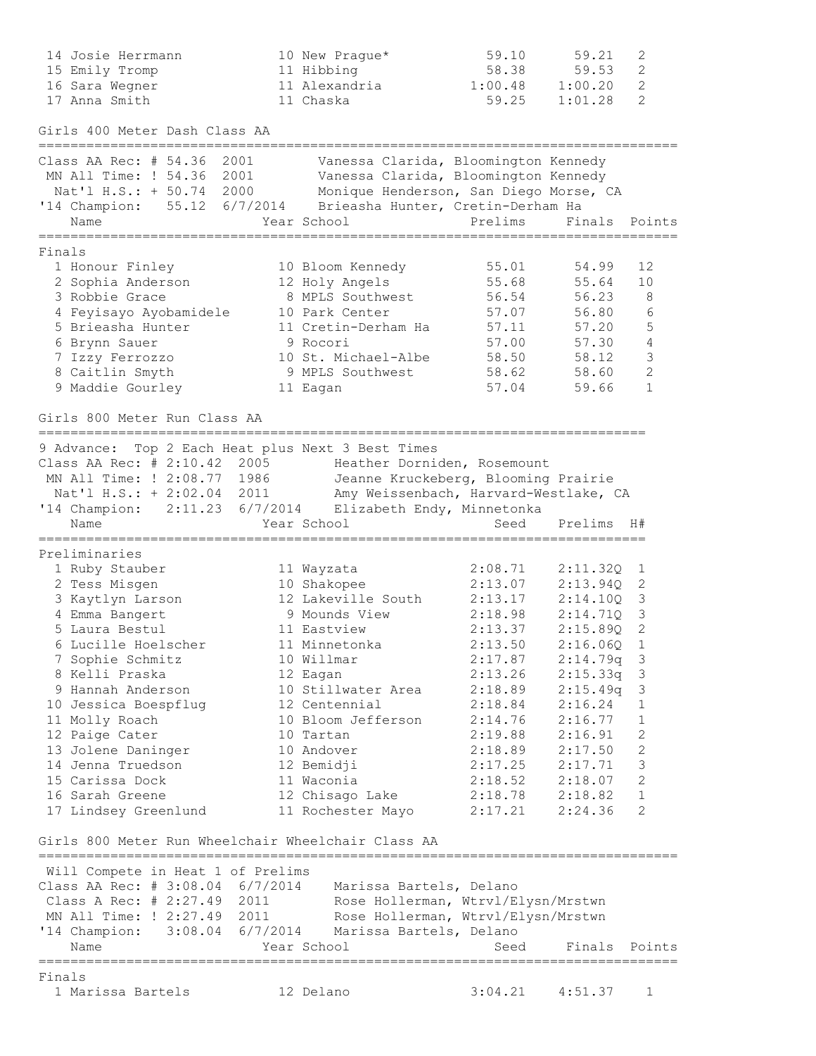| Place | Name | Year | School | Prelims | Finals | H# |
|---|---|---|---|---|---|---|
| 14 | Josie Herrmann | 10 | New Prague* | 59.10 | 59.21 | 2 |
| 15 | Emily Tromp | 11 | Hibbing | 58.38 | 59.53 | 2 |
| 16 | Sara Wegner | 11 | Alexandria | 1:00.48 | 1:00.20 | 2 |
| 17 | Anna Smith | 11 | Chaska | 59.25 | 1:01.28 | 2 |

## Girls 400 Meter Dash Class AA

Class AA Rec: # 54.36 2001 Vanessa Clarida, Bloomington Kennedy
MN All Time: ! 54.36 2001 Vanessa Clarida, Bloomington Kennedy
Nat'l H.S.: + 50.74 2000 Monique Henderson, San Diego Morse, CA
'14 Champion: 55.12 6/7/2014 Brieasha Hunter, Cretin-Derham Ha

**Finals**

| Place | Name | Year | School | Prelims | Finals | Points |
|---|---|---|---|---|---|---|
| 1 | Honour Finley | 10 | Bloom Kennedy | 55.01 | 54.99 | 12 |
| 2 | Sophia Anderson | 12 | Holy Angels | 55.68 | 55.64 | 10 |
| 3 | Robbie Grace | 8 | MPLS Southwest | 56.54 | 56.23 | 8 |
| 4 | Feyisayo Ayobamidele | 10 | Park Center | 57.07 | 56.80 | 6 |
| 5 | Brieasha Hunter | 11 | Cretin-Derham Ha | 57.11 | 57.20 | 5 |
| 6 | Brynn Sauer | 9 | Rocori | 57.00 | 57.30 | 4 |
| 7 | Izzy Ferrozzo | 10 | St. Michael-Albe | 58.50 | 58.12 | 3 |
| 8 | Caitlin Smyth | 9 | MPLS Southwest | 58.62 | 58.60 | 2 |
| 9 | Maddie Gourley | 11 | Eagan | 57.04 | 59.66 | 1 |

## Girls 800 Meter Run Class AA

9 Advance: Top 2 Each Heat plus Next 3 Best Times
Class AA Rec: # 2:10.42 2005 Heather Dorniden, Rosemount
MN All Time: ! 2:08.77 1986 Jeanne Kruckeberg, Blooming Prairie
Nat'l H.S.: + 2:02.04 2011 Amy Weissenbach, Harvard-Westlake, CA
'14 Champion: 2:11.23 6/7/2014 Elizabeth Endy, Minnetonka

**Preliminaries**

| Place | Name | Year | School | Seed | Prelims | H# |
|---|---|---|---|---|---|---|
| 1 | Ruby Stauber | 11 | Wayzata | 2:08.71 | 2:11.32Q | 1 |
| 2 | Tess Misgen | 10 | Shakopee | 2:13.07 | 2:13.94Q | 2 |
| 3 | Kaytlyn Larson | 12 | Lakeville South | 2:13.17 | 2:14.10Q | 3 |
| 4 | Emma Bangert | 9 | Mounds View | 2:18.98 | 2:14.71Q | 3 |
| 5 | Laura Bestul | 11 | Eastview | 2:13.37 | 2:15.89Q | 2 |
| 6 | Lucille Hoelscher | 11 | Minnetonka | 2:13.50 | 2:16.06Q | 1 |
| 7 | Sophie Schmitz | 10 | Willmar | 2:17.87 | 2:14.79q | 3 |
| 8 | Kelli Praska | 12 | Eagan | 2:13.26 | 2:15.33q | 3 |
| 9 | Hannah Anderson | 10 | Stillwater Area | 2:18.89 | 2:15.49q | 3 |
| 10 | Jessica Boespflug | 12 | Centennial | 2:18.84 | 2:16.24 | 1 |
| 11 | Molly Roach | 10 | Bloom Jefferson | 2:14.76 | 2:16.77 | 1 |
| 12 | Paige Cater | 10 | Tartan | 2:19.88 | 2:16.91 | 2 |
| 13 | Jolene Daninger | 10 | Andover | 2:18.89 | 2:17.50 | 2 |
| 14 | Jenna Truedson | 12 | Bemidji | 2:17.25 | 2:17.71 | 3 |
| 15 | Carissa Dock | 11 | Waconia | 2:18.52 | 2:18.07 | 2 |
| 16 | Sarah Greene | 12 | Chisago Lake | 2:18.78 | 2:18.82 | 1 |
| 17 | Lindsey Greenlund | 11 | Rochester Mayo | 2:17.21 | 2:24.36 | 2 |

## Girls 800 Meter Run Wheelchair Wheelchair Class AA

Will Compete in Heat 1 of Prelims
Class AA Rec: # 3:08.04 6/7/2014 Marissa Bartels, Delano
Class A Rec: # 2:27.49 2011 Rose Hollerman, Wtrvl/Elysn/Mrstwn
MN All Time: ! 2:27.49 2011 Rose Hollerman, Wtrvl/Elysn/Mrstwn
'14 Champion: 3:08.04 6/7/2014 Marissa Bartels, Delano

**Finals**

| Place | Name | Year | School | Seed | Finals | Points |
|---|---|---|---|---|---|---|
| 1 | Marissa Bartels | 12 | Delano | 3:04.21 | 4:51.37 | 1 |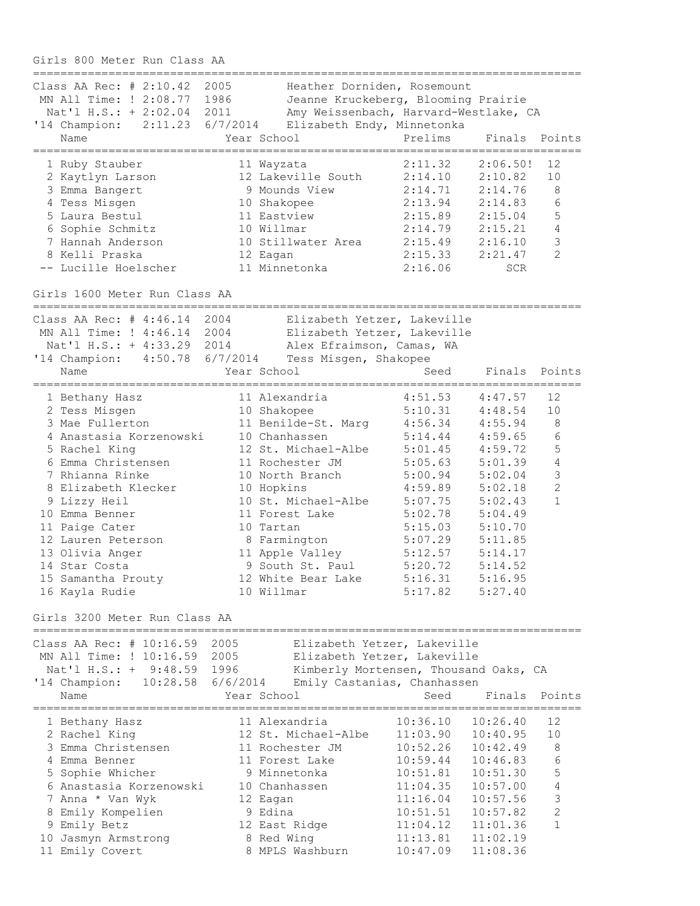## Girls 800 Meter Run Class AA

Class AA Rec: # 2:10.42 2005 Heather Dorniden, Rosemount
MN All Time: ! 2:08.77 1986 Jeanne Kruckeberg, Blooming Prairie
Nat'l H.S.: + 2:02.04 2011 Amy Weissenbach, Harvard-Westlake, CA
'14 Champion: 2:11.23 6/7/2014 Elizabeth Endy, Minnetonka

| | Name | Year | School | Prelims | Finals | Points |
|---|---|---|---|---|---|---|
| 1 | Ruby Stauber | 11 | Wayzata | 2:11.32 | 2:06.50! | 12 |
| 2 | Kaytlyn Larson | 12 | Lakeville South | 2:14.10 | 2:10.82 | 10 |
| 3 | Emma Bangert | 9 | Mounds View | 2:14.71 | 2:14.76 | 8 |
| 4 | Tess Misgen | 10 | Shakopee | 2:13.94 | 2:14.83 | 6 |
| 5 | Laura Bestul | 11 | Eastview | 2:15.89 | 2:15.04 | 5 |
| 6 | Sophie Schmitz | 10 | Willmar | 2:14.79 | 2:15.21 | 4 |
| 7 | Hannah Anderson | 10 | Stillwater Area | 2:15.49 | 2:16.10 | 3 |
| 8 | Kelli Praska | 12 | Eagan | 2:15.33 | 2:21.47 | 2 |
| -- | Lucille Hoelscher | 11 | Minnetonka | 2:16.06 | SCR | |

## Girls 1600 Meter Run Class AA

Class AA Rec: # 4:46.14 2004 Elizabeth Yetzer, Lakeville
MN All Time: ! 4:46.14 2004 Elizabeth Yetzer, Lakeville
Nat'l H.S.: + 4:33.29 2014 Alex Efraimson, Camas, WA
'14 Champion: 4:50.78 6/7/2014 Tess Misgen, Shakopee

| | Name | Year | School | Seed | Finals | Points |
|---|---|---|---|---|---|---|
| 1 | Bethany Hasz | 11 | Alexandria | 4:51.53 | 4:47.57 | 12 |
| 2 | Tess Misgen | 10 | Shakopee | 5:10.31 | 4:48.54 | 10 |
| 3 | Mae Fullerton | 11 | Benilde-St. Marg | 4:56.34 | 4:55.94 | 8 |
| 4 | Anastasia Korzenowski | 10 | Chanhassen | 5:14.44 | 4:59.65 | 6 |
| 5 | Rachel King | 12 | St. Michael-Albe | 5:01.45 | 4:59.72 | 5 |
| 6 | Emma Christensen | 11 | Rochester JM | 5:05.63 | 5:01.39 | 4 |
| 7 | Rhianna Rinke | 10 | North Branch | 5:00.94 | 5:02.04 | 3 |
| 8 | Elizabeth Klecker | 10 | Hopkins | 4:59.89 | 5:02.18 | 2 |
| 9 | Lizzy Heil | 10 | St. Michael-Albe | 5:07.75 | 5:02.43 | 1 |
| 10 | Emma Benner | 11 | Forest Lake | 5:02.78 | 5:04.49 | |
| 11 | Paige Cater | 10 | Tartan | 5:15.03 | 5:10.70 | |
| 12 | Lauren Peterson | 8 | Farmington | 5:07.29 | 5:11.85 | |
| 13 | Olivia Anger | 11 | Apple Valley | 5:12.57 | 5:14.17 | |
| 14 | Star Costa | 9 | South St. Paul | 5:20.72 | 5:14.52 | |
| 15 | Samantha Prouty | 12 | White Bear Lake | 5:16.31 | 5:16.95 | |
| 16 | Kayla Rudie | 10 | Willmar | 5:17.82 | 5:27.40 | |

## Girls 3200 Meter Run Class AA

Class AA Rec: # 10:16.59 2005 Elizabeth Yetzer, Lakeville
MN All Time: ! 10:16.59 2005 Elizabeth Yetzer, Lakeville
Nat'l H.S.: + 9:48.59 1996 Kimberly Mortensen, Thousand Oaks, CA
'14 Champion: 10:28.58 6/6/2014 Emily Castanias, Chanhassen

| | Name | Year | School | Seed | Finals | Points |
|---|---|---|---|---|---|---|
| 1 | Bethany Hasz | 11 | Alexandria | 10:36.10 | 10:26.40 | 12 |
| 2 | Rachel King | 12 | St. Michael-Albe | 11:03.90 | 10:40.95 | 10 |
| 3 | Emma Christensen | 11 | Rochester JM | 10:52.26 | 10:42.49 | 8 |
| 4 | Emma Benner | 11 | Forest Lake | 10:59.44 | 10:46.83 | 6 |
| 5 | Sophie Whicher | 9 | Minnetonka | 10:51.81 | 10:51.30 | 5 |
| 6 | Anastasia Korzenowski | 10 | Chanhassen | 11:04.35 | 10:57.00 | 4 |
| 7 | Anna * Van Wyk | 12 | Eagan | 11:16.04 | 10:57.56 | 3 |
| 8 | Emily Kompelien | 9 | Edina | 10:51.51 | 10:57.82 | 2 |
| 9 | Emily Betz | 12 | East Ridge | 11:04.12 | 11:01.36 | 1 |
| 10 | Jasmyn Armstrong | 8 | Red Wing | 11:13.81 | 11:02.19 | |
| 11 | Emily Covert | 8 | MPLS Washburn | 10:47.09 | 11:08.36 | |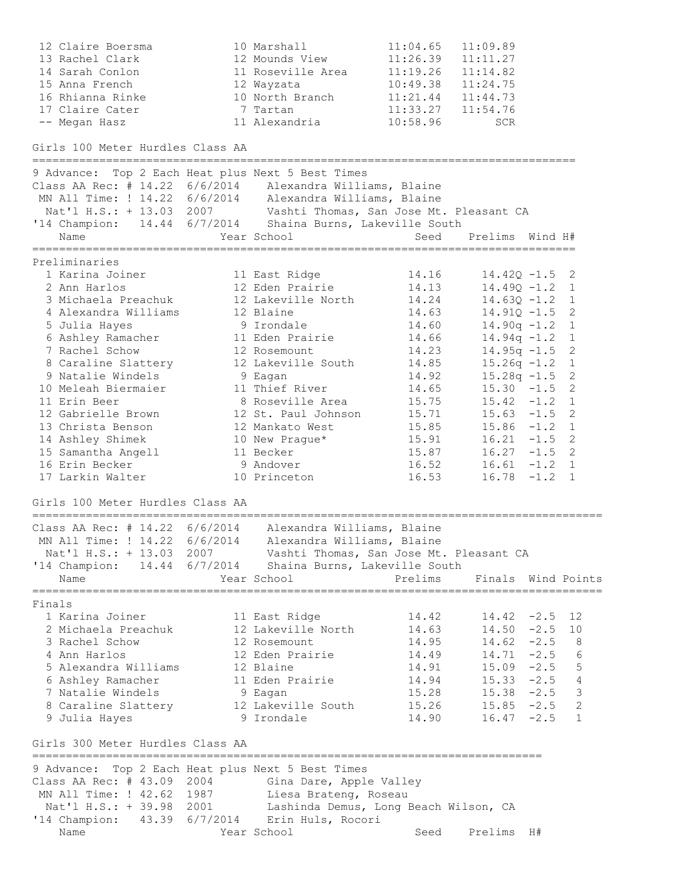| Place | Name | Year | School | Seed | Prelims |
|---|---|---|---|---|---|
| 12 | Claire Boersma | 10 | Marshall | 11:04.65 | 11:09.89 |
| 13 | Rachel Clark | 12 | Mounds View | 11:26.39 | 11:11.27 |
| 14 | Sarah Conlon | 11 | Roseville Area | 11:19.26 | 11:14.82 |
| 15 | Anna French | 12 | Wayzata | 10:49.38 | 11:24.75 |
| 16 | Rhianna Rinke | 10 | North Branch | 11:21.44 | 11:44.73 |
| 17 | Claire Cater | 7 | Tartan | 11:33.27 | 11:54.76 |
| -- | Megan Hasz | 11 | Alexandria | 10:58.96 | SCR |

## Girls 100 Meter Hurdles Class AA

9 Advance: Top 2 Each Heat plus Next 5 Best Times
Class AA Rec: # 14.22 6/6/2014 Alexandra Williams, Blaine
MN All Time: ! 14.22 6/6/2014 Alexandra Williams, Blaine
Nat'l H.S.: + 13.03 2007 Vashti Thomas, San Jose Mt. Pleasant CA
'14 Champion: 14.44 6/7/2014 Shaina Burns, Lakeville South

### Preliminaries

| Place | Name | Year | School | Seed | Prelims | Wind | H# |
|---|---|---|---|---|---|---|---|
| 1 | Karina Joiner | 11 | East Ridge | 14.16 | 14.42Q | -1.5 | 2 |
| 2 | Ann Harlos | 12 | Eden Prairie | 14.13 | 14.49Q | -1.2 | 1 |
| 3 | Michaela Preachuk | 12 | Lakeville North | 14.24 | 14.63Q | -1.2 | 1 |
| 4 | Alexandra Williams | 12 | Blaine | 14.63 | 14.91Q | -1.5 | 2 |
| 5 | Julia Hayes | 9 | Irondale | 14.60 | 14.90q | -1.2 | 1 |
| 6 | Ashley Ramacher | 11 | Eden Prairie | 14.66 | 14.94q | -1.2 | 1 |
| 7 | Rachel Schow | 12 | Rosemount | 14.23 | 14.95q | -1.5 | 2 |
| 8 | Caraline Slattery | 12 | Lakeville South | 14.85 | 15.26q | -1.2 | 1 |
| 9 | Natalie Windels | 9 | Eagan | 14.92 | 15.28q | -1.5 | 2 |
| 10 | Meleah Biermaier | 11 | Thief River | 14.65 | 15.30 | -1.5 | 2 |
| 11 | Erin Beer | 8 | Roseville Area | 15.75 | 15.42 | -1.2 | 1 |
| 12 | Gabrielle Brown | 12 | St. Paul Johnson | 15.71 | 15.63 | -1.5 | 2 |
| 13 | Christa Benson | 12 | Mankato West | 15.85 | 15.86 | -1.2 | 1 |
| 14 | Ashley Shimek | 10 | New Prague* | 15.91 | 16.21 | -1.5 | 2 |
| 15 | Samantha Angell | 11 | Becker | 15.87 | 16.27 | -1.5 | 2 |
| 16 | Erin Becker | 9 | Andover | 16.52 | 16.61 | -1.2 | 1 |
| 17 | Larkin Walter | 10 | Princeton | 16.53 | 16.78 | -1.2 | 1 |

## Girls 100 Meter Hurdles Class AA

Class AA Rec: # 14.22 6/6/2014 Alexandra Williams, Blaine
MN All Time: ! 14.22 6/6/2014 Alexandra Williams, Blaine
Nat'l H.S.: + 13.03 2007 Vashti Thomas, San Jose Mt. Pleasant CA
'14 Champion: 14.44 6/7/2014 Shaina Burns, Lakeville South

### Finals

| Place | Name | Year | School | Prelims | Finals | Wind | Points |
|---|---|---|---|---|---|---|---|
| 1 | Karina Joiner | 11 | East Ridge | 14.42 | 14.42 | -2.5 | 12 |
| 2 | Michaela Preachuk | 12 | Lakeville North | 14.63 | 14.50 | -2.5 | 10 |
| 3 | Rachel Schow | 12 | Rosemount | 14.95 | 14.62 | -2.5 | 8 |
| 4 | Ann Harlos | 12 | Eden Prairie | 14.49 | 14.71 | -2.5 | 6 |
| 5 | Alexandra Williams | 12 | Blaine | 14.91 | 15.09 | -2.5 | 5 |
| 6 | Ashley Ramacher | 11 | Eden Prairie | 14.94 | 15.33 | -2.5 | 4 |
| 7 | Natalie Windels | 9 | Eagan | 15.28 | 15.38 | -2.5 | 3 |
| 8 | Caraline Slattery | 12 | Lakeville South | 15.26 | 15.85 | -2.5 | 2 |
| 9 | Julia Hayes | 9 | Irondale | 14.90 | 16.47 | -2.5 | 1 |

## Girls 300 Meter Hurdles Class AA

9 Advance: Top 2 Each Heat plus Next 5 Best Times
Class AA Rec: # 43.09 2004 Gina Dare, Apple Valley
MN All Time: ! 42.62 1987 Liesa Brateng, Roseau
Nat'l H.S.: + 39.98 2001 Lashinda Demus, Long Beach Wilson, CA
'14 Champion: 43.39 6/7/2014 Erin Huls, Rocori

| Name | Year | School | Seed | Prelims | H# |
|---|---|---|---|---|---|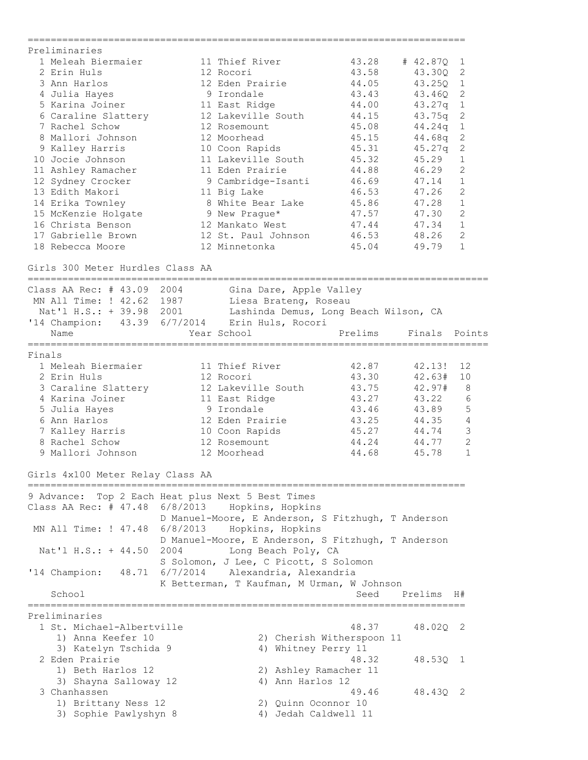## Preliminaries

| # | Name | Year | School | Seed | Prelims | H# |
|---|---|---|---|---|---|---|
| 1 | Meleah Biermaier | 11 | Thief River | 43.28 | # 42.87Q | 1 |
| 2 | Erin Huls | 12 | Rocori | 43.58 | 43.30Q | 2 |
| 3 | Ann Harlos | 12 | Eden Prairie | 44.05 | 43.25Q | 1 |
| 4 | Julia Hayes | 9 | Irondale | 43.43 | 43.46Q | 2 |
| 5 | Karina Joiner | 11 | East Ridge | 44.00 | 43.27q | 1 |
| 6 | Caraline Slattery | 12 | Lakeville South | 44.15 | 43.75q | 2 |
| 7 | Rachel Schow | 12 | Rosemount | 45.08 | 44.24q | 1 |
| 8 | Mallori Johnson | 12 | Moorhead | 45.15 | 44.68q | 2 |
| 9 | Kalley Harris | 10 | Coon Rapids | 45.31 | 45.27q | 2 |
| 10 | Jocie Johnson | 11 | Lakeville South | 45.32 | 45.29 | 1 |
| 11 | Ashley Ramacher | 11 | Eden Prairie | 44.88 | 46.29 | 2 |
| 12 | Sydney Crocker | 9 | Cambridge-Isanti | 46.69 | 47.14 | 1 |
| 13 | Edith Makori | 11 | Big Lake | 46.53 | 47.26 | 2 |
| 14 | Erika Townley | 8 | White Bear Lake | 45.86 | 47.28 | 1 |
| 15 | McKenzie Holgate | 9 | New Prague* | 47.57 | 47.30 | 2 |
| 16 | Christa Benson | 12 | Mankato West | 47.44 | 47.34 | 1 |
| 17 | Gabrielle Brown | 12 | St. Paul Johnson | 46.53 | 48.26 | 2 |
| 18 | Rebecca Moore | 12 | Minnetonka | 45.04 | 49.79 | 1 |

## Girls 300 Meter Hurdles Class AA

```
Class AA Rec: # 43.09  2004        Gina Dare, Apple Valley
 MN All Time: ! 42.62  1987        Liesa Brateng, Roseau
  Nat'l H.S.: + 39.98  2001        Lashinda Demus, Long Beach Wilson, CA
'14 Champion:   43.39  6/7/2014    Erin Huls, Rocori
```

### Finals

| # | Name | Year | School | Prelims | Finals | Points |
|---|---|---|---|---|---|---|
| 1 | Meleah Biermaier | 11 | Thief River | 42.87 | 42.13! | 12 |
| 2 | Erin Huls | 12 | Rocori | 43.30 | 42.63# | 10 |
| 3 | Caraline Slattery | 12 | Lakeville South | 43.75 | 42.97# | 8 |
| 4 | Karina Joiner | 11 | East Ridge | 43.27 | 43.22 | 6 |
| 5 | Julia Hayes | 9 | Irondale | 43.46 | 43.89 | 5 |
| 6 | Ann Harlos | 12 | Eden Prairie | 43.25 | 44.35 | 4 |
| 7 | Kalley Harris | 10 | Coon Rapids | 45.27 | 44.74 | 3 |
| 8 | Rachel Schow | 12 | Rosemount | 44.24 | 44.77 | 2 |
| 9 | Mallori Johnson | 12 | Moorhead | 44.68 | 45.78 | 1 |

## Girls 4x100 Meter Relay Class AA

```
9 Advance:  Top 2 Each Heat plus Next 5 Best Times
Class AA Rec: # 47.48  6/8/2013    Hopkins, Hopkins
                       D Manuel-Moore, E Anderson, S Fitzhugh, T Anderson
 MN All Time: ! 47.48  6/8/2013    Hopkins, Hopkins
                       D Manuel-Moore, E Anderson, S Fitzhugh, T Anderson
  Nat'l H.S.: + 44.50  2004        Long Beach Poly, CA
                       S Solomon, J Lee, C Picott, S Solomon
'14 Champion:   48.71  6/7/2014    Alexandria, Alexandria
                       K Betterman, T Kaufman, M Urman, W Johnson
```

### Preliminaries

| # | School | Seed | Prelims | H# |
|---|---|---|---|---|
| 1 | St. Michael-Albertville | 48.37 | 48.02Q | 2 |
| | 1) Anna Keefer 10; 2) Cherish Witherspoon 11; 3) Katelyn Tschida 9; 4) Whitney Perry 11 | | | |
| 2 | Eden Prairie | 48.32 | 48.53Q | 1 |
| | 1) Beth Harlos 12; 2) Ashley Ramacher 11; 3) Shayna Salloway 12; 4) Ann Harlos 12 | | | |
| 3 | Chanhassen | 49.46 | 48.43Q | 2 |
| | 1) Brittany Ness 12; 2) Quinn Oconnor 10; 3) Sophie Pawlyshyn 8; 4) Jedah Caldwell 11 | | | |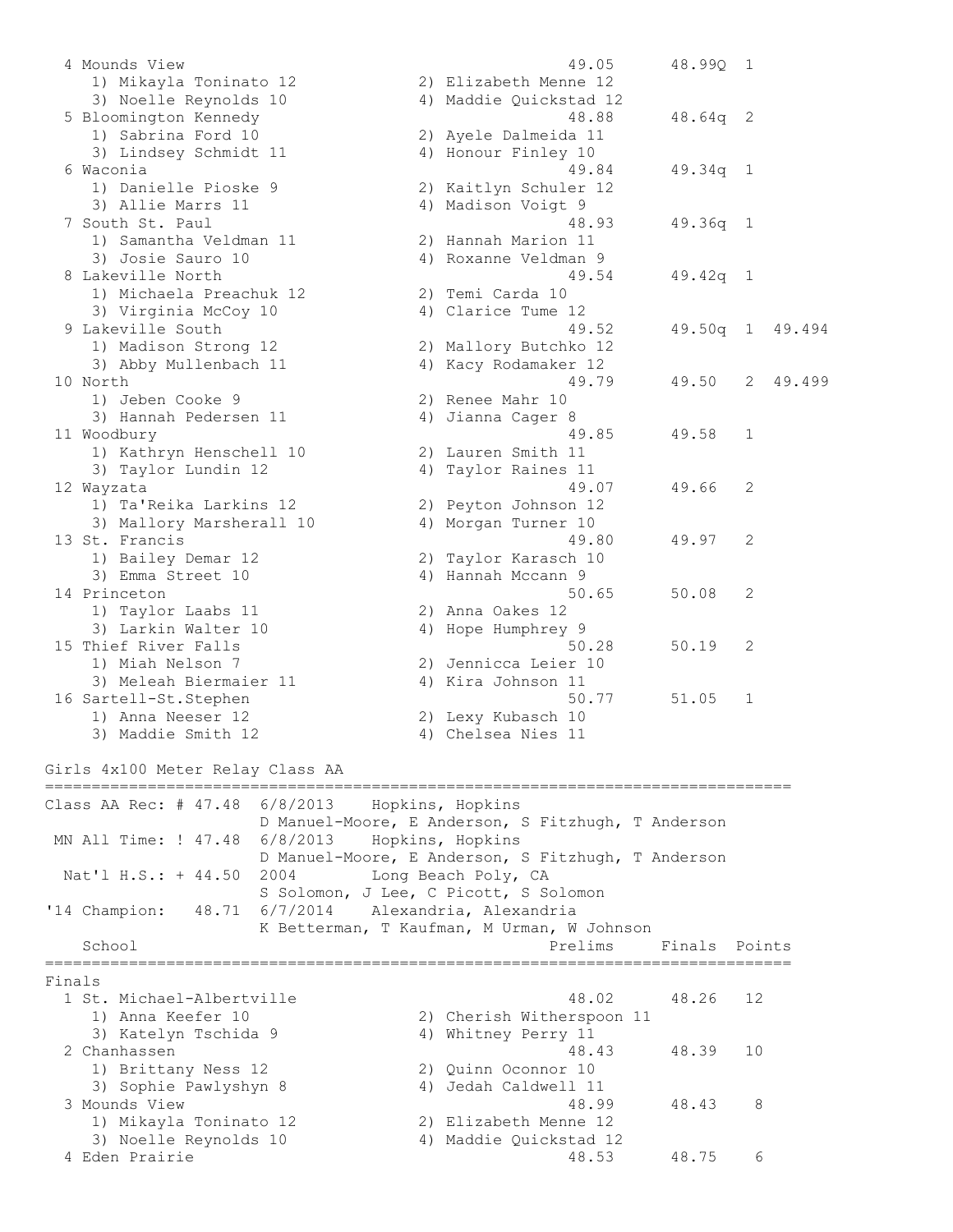```
  4 Mounds View                                         49.05      48.99Q  1 
     1) Mikayla Toninato 12            2) Elizabeth Menne 12             
     3) Noelle Reynolds 10             4) Maddie Quickstad 12            
  5 Bloomington Kennedy                                 48.88      48.64q  2 
     1) Sabrina Ford 10                2) Ayele Dalmeida 11              
     3) Lindsey Schmidt 11             4) Honour Finley 10               
  6 Waconia                                             49.84      49.34q  1 
     1) Danielle Pioske 9              2) Kaitlyn Schuler 12             
     3) Allie Marrs 11                 4) Madison Voigt 9                
  7 South St. Paul                                      48.93      49.36q  1 
     1) Samantha Veldman 11            2) Hannah Marion 11               
     3) Josie Sauro 10                 4) Roxanne Veldman 9              
  8 Lakeville North                                     49.54      49.42q  1 
     1) Michaela Preachuk 12           2) Temi Carda 10                  
     3) Virginia McCoy 10              4) Clarice Tume 12                
  9 Lakeville South                                     49.52      49.50q  1  49.494 
     1) Madison Strong 12              2) Mallory Butchko 12             
     3) Abby Mullenbach 11             4) Kacy Rodamaker 12              
 10 North                                               49.79      49.50   2  49.499 
     1) Jeben Cooke 9                  2) Renee Mahr 10                  
     3) Hannah Pedersen 11             4) Jianna Cager 8                 
 11 Woodbury                                            49.85      49.58   1 
     1) Kathryn Henschell 10           2) Lauren Smith 11                
     3) Taylor Lundin 12               4) Taylor Raines 11               
 12 Wayzata                                             49.07      49.66   2 
     1) Ta'Reika Larkins 12            2) Peyton Johnson 12              
     3) Mallory Marsherall 10          4) Morgan Turner 10               
 13 St. Francis                                         49.80      49.97   2 
     1) Bailey Demar 12                2) Taylor Karasch 10              
     3) Emma Street 10                 4) Hannah Mccann 9                
 14 Princeton                                           50.65      50.08   2 
     1) Taylor Laabs 11                2) Anna Oakes 12                  
     3) Larkin Walter 10               4) Hope Humphrey 9                
 15 Thief River Falls                                   50.28      50.19   2 
     1) Miah Nelson 7                  2) Jennicca Leier 10              
     3) Meleah Biermaier 11            4) Kira Johnson 11                
 16 Sartell-St.Stephen                                  50.77      51.05   1 
     1) Anna Neeser 12                 2) Lexy Kubasch 10                
     3) Maddie Smith 12                4) Chelsea Nies 11                

Girls 4x100 Meter Relay Class AA
================================================================================
Class AA Rec: # 47.48  6/8/2013    Hopkins, Hopkins                              
                      D Manuel-Moore, E Anderson, S Fitzhugh, T Anderson        
 MN All Time: ! 47.48  6/8/2013    Hopkins, Hopkins                              
                      D Manuel-Moore, E Anderson, S Fitzhugh, T Anderson        
  Nat'l H.S.: + 44.50  2004        Long Beach Poly, CA                           
                      S Solomon, J Lee, C Picott, S Solomon                     
'14 Champion:   48.71  6/7/2014    Alexandria, Alexandria                        
                      K Betterman, T Kaufman, M Urman, W Johnson                
    School                                           Prelims     Finals  Points 
================================================================================
Finals
  1 St. Michael-Albertville                             48.02      48.26   12  
     1) Anna Keefer 10                 2) Cherish Witherspoon 11         
     3) Katelyn Tschida 9              4) Whitney Perry 11               
  2 Chanhassen                                          48.43      48.39   10  
     1) Brittany Ness 12               2) Quinn Oconnor 10               
     3) Sophie Pawlyshyn 8             4) Jedah Caldwell 11              
  3 Mounds View                                         48.99      48.43    8  
     1) Mikayla Toninato 12            2) Elizabeth Menne 12             
     3) Noelle Reynolds 10             4) Maddie Quickstad 12            
  4 Eden Prairie                                        48.53      48.75    6  
```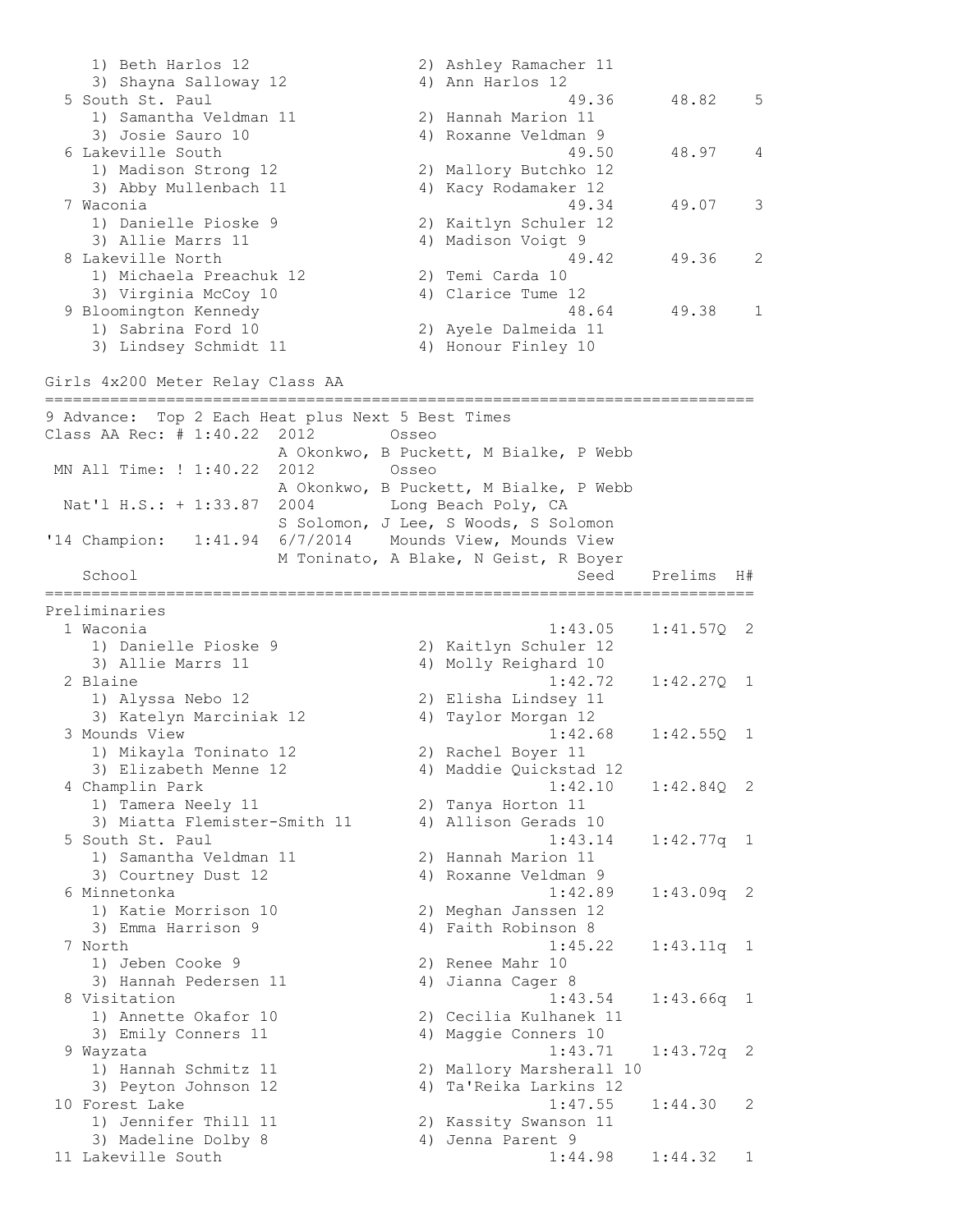```
    1) Beth Harlos 12                 2) Ashley Ramacher 11             
    3) Shayna Salloway 12             4) Ann Harlos 12                  
  5 South St. Paul                                    49.36      48.82    5 
    1) Samantha Veldman 11            2) Hannah Marion 11               
    3) Josie Sauro 10                 4) Roxanne Veldman 9              
  6 Lakeville South                                   49.50      48.97    4 
    1) Madison Strong 12              2) Mallory Butchko 12             
    3) Abby Mullenbach 11             4) Kacy Rodamaker 12              
  7 Waconia                                           49.34      49.07    3 
    1) Danielle Pioske 9              2) Kaitlyn Schuler 12             
    3) Allie Marrs 11                 4) Madison Voigt 9                
  8 Lakeville North                                   49.42      49.36    2 
    1) Michaela Preachuk 12           2) Temi Carda 10                  
    3) Virginia McCoy 10              4) Clarice Tume 12                
  9 Bloomington Kennedy                               48.64      49.38    1 
    1) Sabrina Ford 10                2) Ayele Dalmeida 11              
    3) Lindsey Schmidt 11             4) Honour Finley 10               

Girls 4x200 Meter Relay Class AA
============================================================================
9 Advance:  Top 2 Each Heat plus Next 5 Best Times 
Class AA Rec: # 1:40.22  2012        Osseo                                    
                         A Okonkwo, B Puckett, M Bialke, P Webb               
 MN All Time: ! 1:40.22  2012        Osseo                                    
                         A Okonkwo, B Puckett, M Bialke, P Webb               
  Nat'l H.S.: + 1:33.87  2004        Long Beach Poly, CA                      
                         S Solomon, J Lee, S Woods, S Solomon                 
'14 Champion:   1:41.94  6/7/2014    Mounds View, Mounds View                  
                         M Toninato, A Blake, N Geist, R Boyer                
    School                                            Seed    Prelims  H# 
============================================================================
Preliminaries
  1 Waconia                                         1:43.05    1:41.57Q  2 
    1) Danielle Pioske 9              2) Kaitlyn Schuler 12             
    3) Allie Marrs 11                 4) Molly Reighard 10              
  2 Blaine                                          1:42.72    1:42.27Q  1 
    1) Alyssa Nebo 12                 2) Elisha Lindsey 11              
    3) Katelyn Marciniak 12           4) Taylor Morgan 12               
  3 Mounds View                                     1:42.68    1:42.55Q  1 
    1) Mikayla Toninato 12            2) Rachel Boyer 11                
    3) Elizabeth Menne 12             4) Maddie Quickstad 12            
  4 Champlin Park                                   1:42.10    1:42.84Q  2 
    1) Tamera Neely 11                2) Tanya Horton 11                
    3) Miatta Flemister-Smith 11      4) Allison Gerads 10              
  5 South St. Paul                                  1:43.14    1:42.77q  1 
    1) Samantha Veldman 11            2) Hannah Marion 11               
    3) Courtney Dust 12               4) Roxanne Veldman 9              
  6 Minnetonka                                      1:42.89    1:43.09q  2 
    1) Katie Morrison 10              2) Meghan Janssen 12              
    3) Emma Harrison 9                4) Faith Robinson 8               
  7 North                                           1:45.22    1:43.11q  1 
    1) Jeben Cooke 9                  2) Renee Mahr 10                  
    3) Hannah Pedersen 11             4) Jianna Cager 8                 
  8 Visitation                                      1:43.54    1:43.66q  1 
    1) Annette Okafor 10              2) Cecilia Kulhanek 11            
    3) Emily Conners 11               4) Maggie Conners 10              
  9 Wayzata                                         1:43.71    1:43.72q  2 
    1) Hannah Schmitz 11              2) Mallory Marsherall 10          
    3) Peyton Johnson 12              4) Ta'Reika Larkins 12            
 10 Forest Lake                                     1:47.55    1:44.30   2 
    1) Jennifer Thill 11              2) Kassity Swanson 11             
    3) Madeline Dolby 8               4) Jenna Parent 9                 
 11 Lakeville South                                 1:44.98    1:44.32   1 
```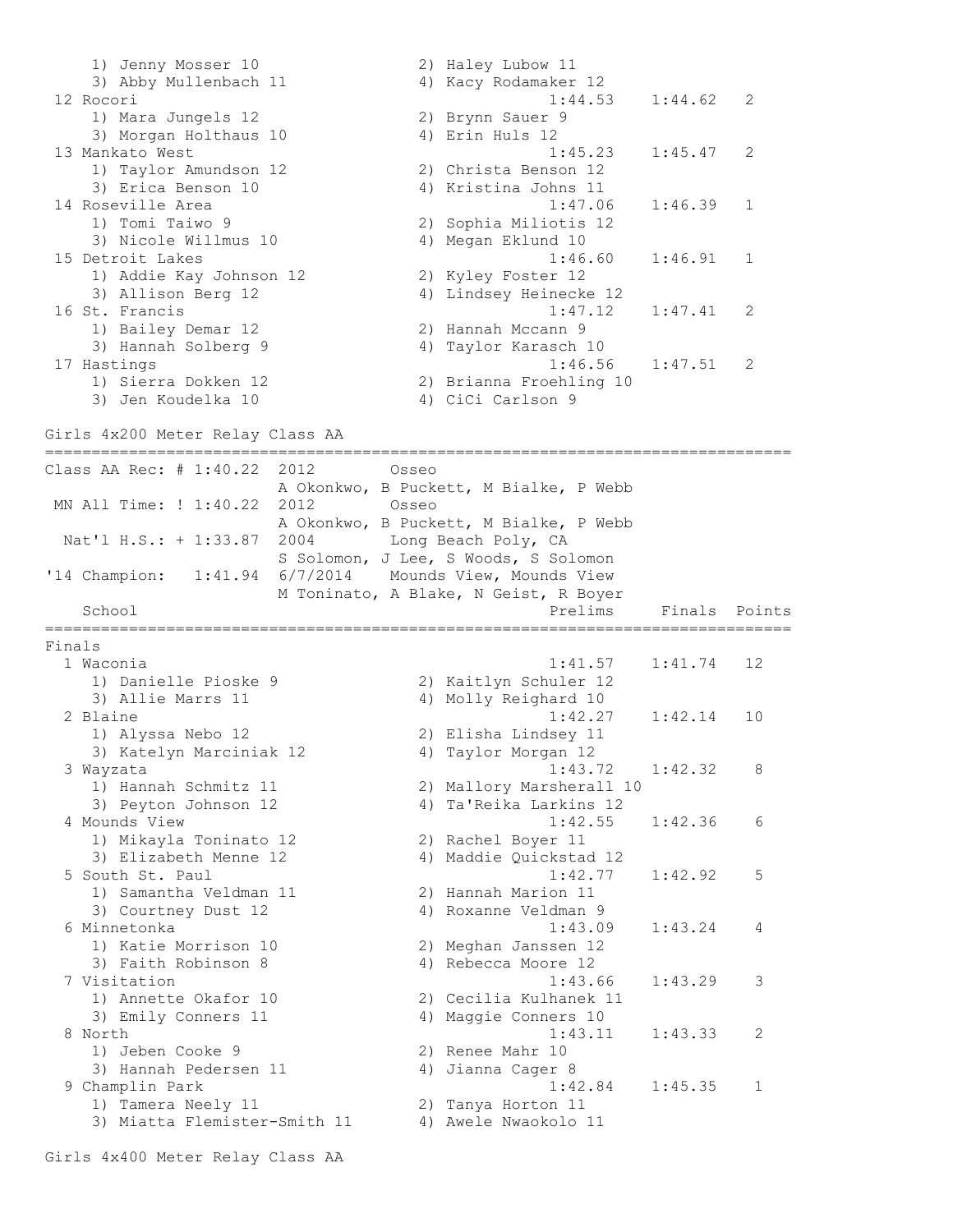```
    1) Jenny Mosser 10               2) Haley Lubow 11
    3) Abby Mullenbach 11            4) Kacy Rodamaker 12
 12 Rocori                                      1:44.53    1:44.62   2
    1) Mara Jungels 12               2) Brynn Sauer 9
    3) Morgan Holthaus 10            4) Erin Huls 12
 13 Mankato West                                1:45.23    1:45.47   2
    1) Taylor Amundson 12            2) Christa Benson 12
    3) Erica Benson 10               4) Kristina Johns 11
 14 Roseville Area                              1:47.06    1:46.39   1
    1) Tomi Taiwo 9                  2) Sophia Miliotis 12
    3) Nicole Willmus 10             4) Megan Eklund 10
 15 Detroit Lakes                               1:46.60    1:46.91   1
    1) Addie Kay Johnson 12          2) Kyley Foster 12
    3) Allison Berg 12               4) Lindsey Heinecke 12
 16 St. Francis                                 1:47.12    1:47.41   2
    1) Bailey Demar 12               2) Hannah Mccann 9
    3) Hannah Solberg 9              4) Taylor Karasch 10
 17 Hastings                                    1:46.56    1:47.51   2
    1) Sierra Dokken 12              2) Brianna Froehling 10
    3) Jen Koudelka 10               4) CiCi Carlson 9

Girls 4x200 Meter Relay Class AA
================================================================================
Class AA Rec: # 1:40.22  2012       Osseo
                         A Okonkwo, B Puckett, M Bialke, P Webb
 MN All Time: ! 1:40.22  2012       Osseo
                         A Okonkwo, B Puckett, M Bialke, P Webb
  Nat'l H.S.: + 1:33.87  2004       Long Beach Poly, CA
                         S Solomon, J Lee, S Woods, S Solomon
'14 Champion:   1:41.94  6/7/2014   Mounds View, Mounds View
                         M Toninato, A Blake, N Geist, R Boyer
    School                                      Prelims     Finals  Points
================================================================================
Finals
  1 Waconia                                     1:41.57    1:41.74  12
    1) Danielle Pioske 9             2) Kaitlyn Schuler 12
    3) Allie Marrs 11                4) Molly Reighard 10
  2 Blaine                                      1:42.27    1:42.14  10
    1) Alyssa Nebo 12                2) Elisha Lindsey 11
    3) Katelyn Marciniak 12          4) Taylor Morgan 12
  3 Wayzata                                     1:43.72    1:42.32   8
    1) Hannah Schmitz 11             2) Mallory Marsherall 10
    3) Peyton Johnson 12             4) Ta'Reika Larkins 12
  4 Mounds View                                 1:42.55    1:42.36   6
    1) Mikayla Toninato 12           2) Rachel Boyer 11
    3) Elizabeth Menne 12            4) Maddie Quickstad 12
  5 South St. Paul                              1:42.77    1:42.92   5
    1) Samantha Veldman 11           2) Hannah Marion 11
    3) Courtney Dust 12              4) Roxanne Veldman 9
  6 Minnetonka                                  1:43.09    1:43.24   4
    1) Katie Morrison 10             2) Meghan Janssen 12
    3) Faith Robinson 8              4) Rebecca Moore 12
  7 Visitation                                  1:43.66    1:43.29   3
    1) Annette Okafor 10             2) Cecilia Kulhanek 11
    3) Emily Conners 11              4) Maggie Conners 10
  8 North                                       1:43.11    1:43.33   2
    1) Jeben Cooke 9                 2) Renee Mahr 10
    3) Hannah Pedersen 11            4) Jianna Cager 8
  9 Champlin Park                               1:42.84    1:45.35   1
    1) Tamera Neely 11               2) Tanya Horton 11
    3) Miatta Flemister-Smith 11     4) Awele Nwaokolo 11

Girls 4x400 Meter Relay Class AA
```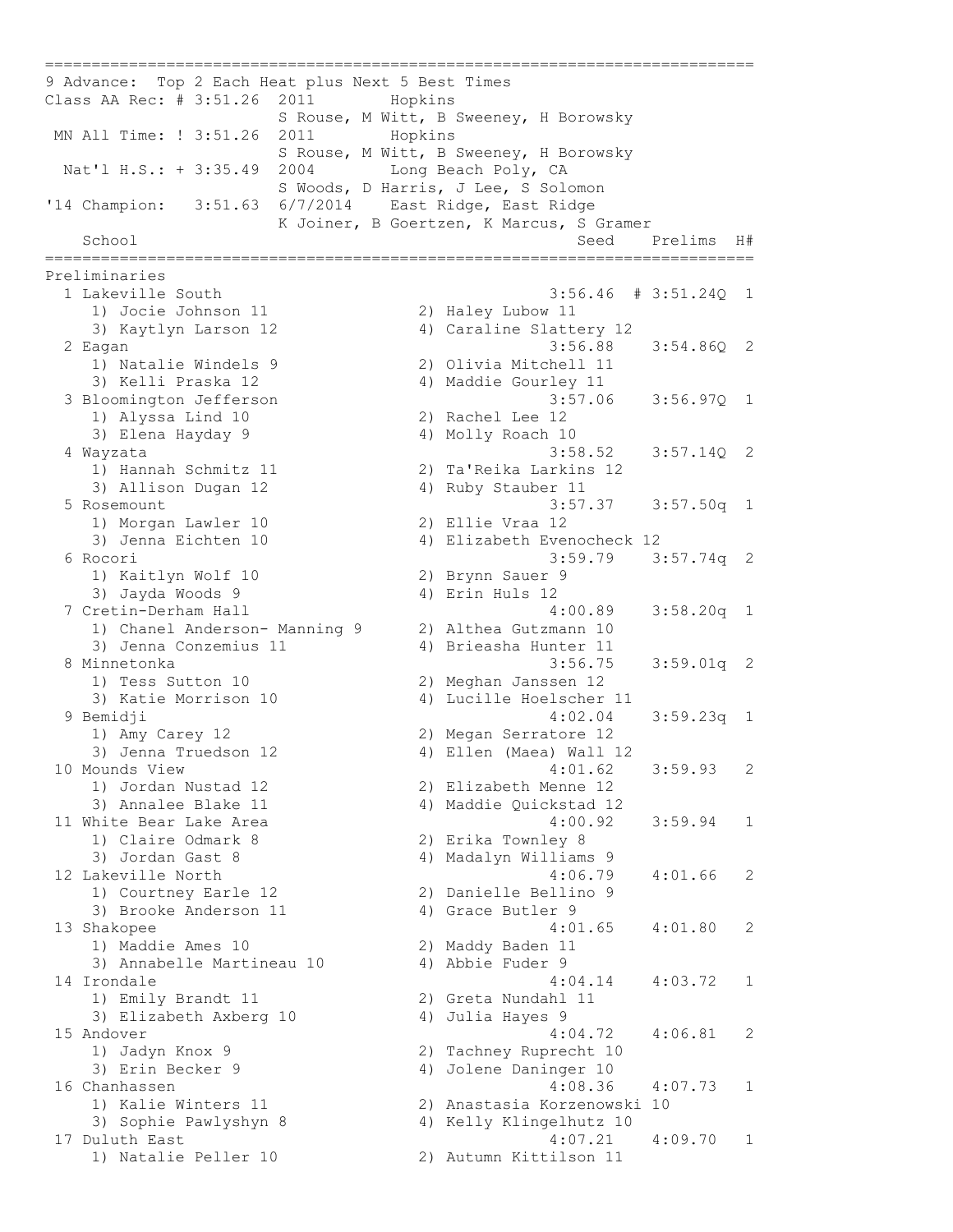```
==============================================================================
9 Advance:  Top 2 Each Heat plus Next 5 Best Times
Class AA Rec: # 3:51.26  2011        Hopkins
                         S Rouse, M Witt, B Sweeney, H Borowsky
 MN All Time: ! 3:51.26  2011        Hopkins
                         S Rouse, M Witt, B Sweeney, H Borowsky
  Nat'l H.S.: + 3:35.49  2004        Long Beach Poly, CA
                         S Woods, D Harris, J Lee, S Solomon
'14 Champion:   3:51.63  6/7/2014    East Ridge, East Ridge
                         K Joiner, B Goertzen, K Marcus, S Gramer
    School                                           Seed    Prelims  H#
==============================================================================
Preliminaries
  1 Lakeville South                                3:56.46  # 3:51.24Q  1
     1) Jocie Johnson 11               2) Haley Lubow 11
     3) Kaytlyn Larson 12              4) Caraline Slattery 12
  2 Eagan                                          3:56.88    3:54.86Q  2
     1) Natalie Windels 9              2) Olivia Mitchell 11
     3) Kelli Praska 12                4) Maddie Gourley 11
  3 Bloomington Jefferson                          3:57.06    3:56.97Q  1
     1) Alyssa Lind 10                 2) Rachel Lee 12
     3) Elena Hayday 9                 4) Molly Roach 10
  4 Wayzata                                        3:58.52    3:57.14Q  2
     1) Hannah Schmitz 11              2) Ta'Reika Larkins 12
     3) Allison Dugan 12               4) Ruby Stauber 11
  5 Rosemount                                      3:57.37    3:57.50q  1
     1) Morgan Lawler 10               2) Ellie Vraa 12
     3) Jenna Eichten 10               4) Elizabeth Evenocheck 12
  6 Rocori                                         3:59.79    3:57.74q  2
     1) Kaitlyn Wolf 10                2) Brynn Sauer 9
     3) Jayda Woods 9                  4) Erin Huls 12
  7 Cretin-Derham Hall                             4:00.89    3:58.20q  1
     1) Chanel Anderson- Manning 9     2) Althea Gutzmann 10
     3) Jenna Conzemius 11             4) Brieasha Hunter 11
  8 Minnetonka                                     3:56.75    3:59.01q  2
     1) Tess Sutton 10                 2) Meghan Janssen 12
     3) Katie Morrison 10              4) Lucille Hoelscher 11
  9 Bemidji                                        4:02.04    3:59.23q  1
     1) Amy Carey 12                   2) Megan Serratore 12
     3) Jenna Truedson 12              4) Ellen (Maea) Wall 12
 10 Mounds View                                    4:01.62    3:59.93   2
     1) Jordan Nustad 12               2) Elizabeth Menne 12
     3) Annalee Blake 11               4) Maddie Quickstad 12
 11 White Bear Lake Area                           4:00.92    3:59.94   1
     1) Claire Odmark 8                2) Erika Townley 8
     3) Jordan Gast 8                  4) Madalyn Williams 9
 12 Lakeville North                                4:06.79    4:01.66   2
     1) Courtney Earle 12              2) Danielle Bellino 9
     3) Brooke Anderson 11             4) Grace Butler 9
 13 Shakopee                                       4:01.65    4:01.80   2
     1) Maddie Ames 10                 2) Maddy Baden 11
     3) Annabelle Martineau 10         4) Abbie Fuder 9
 14 Irondale                                       4:04.14    4:03.72   1
     1) Emily Brandt 11                2) Greta Nundahl 11
     3) Elizabeth Axberg 10            4) Julia Hayes 9
 15 Andover                                        4:04.72    4:06.81   2
     1) Jadyn Knox 9                   2) Tachney Ruprecht 10
     3) Erin Becker 9                  4) Jolene Daninger 10
 16 Chanhassen                                     4:08.36    4:07.73   1
     1) Kalie Winters 11               2) Anastasia Korzenowski 10
     3) Sophie Pawlyshyn 8             4) Kelly Klingelhutz 10
 17 Duluth East                                    4:07.21    4:09.70   1
     1) Natalie Peller 10              2) Autumn Kittilson 11
```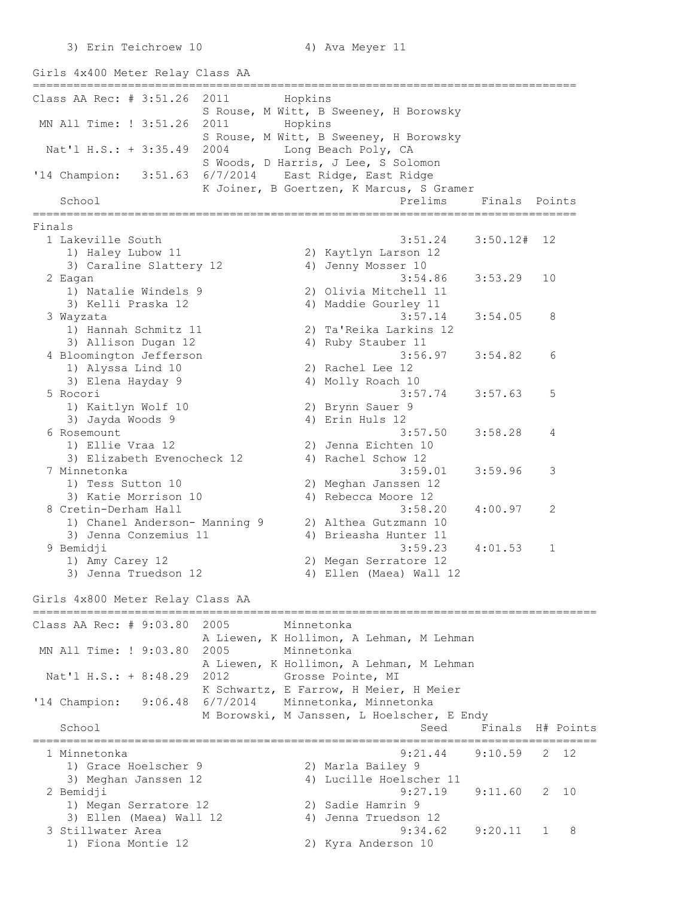3) Erin Teichroew 10 4) Ava Meyer 11

## Girls 4x400 Meter Relay Class AA

```
=================================================================================
Class AA Rec: # 3:51.26  2011        Hopkins                                     
                         S Rouse, M Witt, B Sweeney, H Borowsky                  
 MN All Time: ! 3:51.26  2011        Hopkins                                     
                         S Rouse, M Witt, B Sweeney, H Borowsky                  
  Nat'l H.S.: + 3:35.49  2004        Long Beach Poly, CA                         
                         S Woods, D Harris, J Lee, S Solomon                     
'14 Champion:   3:51.63  6/7/2014    East Ridge, East Ridge                      
                         K Joiner, B Goertzen, K Marcus, S Gramer                
    School                                            Prelims     Finals  Points 
=================================================================================
Finals
  1 Lakeville South                                   3:51.24    3:50.12#  12   
     1) Haley Lubow 11                 2) Kaytlyn Larson 12              
     3) Caraline Slattery 12           4) Jenny Mosser 10                
  2 Eagan                                             3:54.86    3:53.29   10   
     1) Natalie Windels 9              2) Olivia Mitchell 11             
     3) Kelli Praska 12                4) Maddie Gourley 11              
  3 Wayzata                                           3:57.14    3:54.05    8   
     1) Hannah Schmitz 11              2) Ta'Reika Larkins 12            
     3) Allison Dugan 12               4) Ruby Stauber 11                
  4 Bloomington Jefferson                             3:56.97    3:54.82    6   
     1) Alyssa Lind 10                 2) Rachel Lee 12                  
     3) Elena Hayday 9                 4) Molly Roach 10                 
  5 Rocori                                            3:57.74    3:57.63    5   
     1) Kaitlyn Wolf 10                2) Brynn Sauer 9                  
     3) Jayda Woods 9                  4) Erin Huls 12                   
  6 Rosemount                                         3:57.50    3:58.28    4   
     1) Ellie Vraa 12                  2) Jenna Eichten 10               
     3) Elizabeth Evenocheck 12        4) Rachel Schow 12                
  7 Minnetonka                                        3:59.01    3:59.96    3   
     1) Tess Sutton 10                 2) Meghan Janssen 12              
     3) Katie Morrison 10              4) Rebecca Moore 12               
  8 Cretin-Derham Hall                                3:58.20    4:00.97    2   
     1) Chanel Anderson- Manning 9     2) Althea Gutzmann 10             
     3) Jenna Conzemius 11             4) Brieasha Hunter 11             
  9 Bemidji                                           3:59.23    4:01.53    1   
     1) Amy Carey 12                   2) Megan Serratore 12             
     3) Jenna Truedson 12              4) Ellen (Maea) Wall 12           
```

## Girls 4x800 Meter Relay Class AA

```
===================================================================================
Class AA Rec: # 9:03.80  2005        Minnetonka                                    
                         A Liewen, K Hollimon, A Lehman, M Lehman                  
 MN All Time: ! 9:03.80  2005        Minnetonka                                    
                         A Liewen, K Hollimon, A Lehman, M Lehman                  
  Nat'l H.S.: + 8:48.29  2012        Grosse Pointe, MI                             
                         K Schwartz, E Farrow, H Meier, H Meier                    
'14 Champion:   9:06.48  6/7/2014    Minnetonka, Minnetonka                        
                         M Borowski, M Janssen, L Hoelscher, E Endy                
    School                                               Seed     Finals  H# Points
===================================================================================
  1 Minnetonka                                        9:21.44    9:10.59   2  12   
     1) Grace Hoelscher 9              2) Marla Bailey 9                 
     3) Meghan Janssen 12              4) Lucille Hoelscher 11           
  2 Bemidji                                           9:27.19    9:11.60   2  10   
     1) Megan Serratore 12             2) Sadie Hamrin 9                 
     3) Ellen (Maea) Wall 12           4) Jenna Truedson 12              
  3 Stillwater Area                                   9:34.62    9:20.11   1   8   
     1) Fiona Montie 12                2) Kyra Anderson 10               
```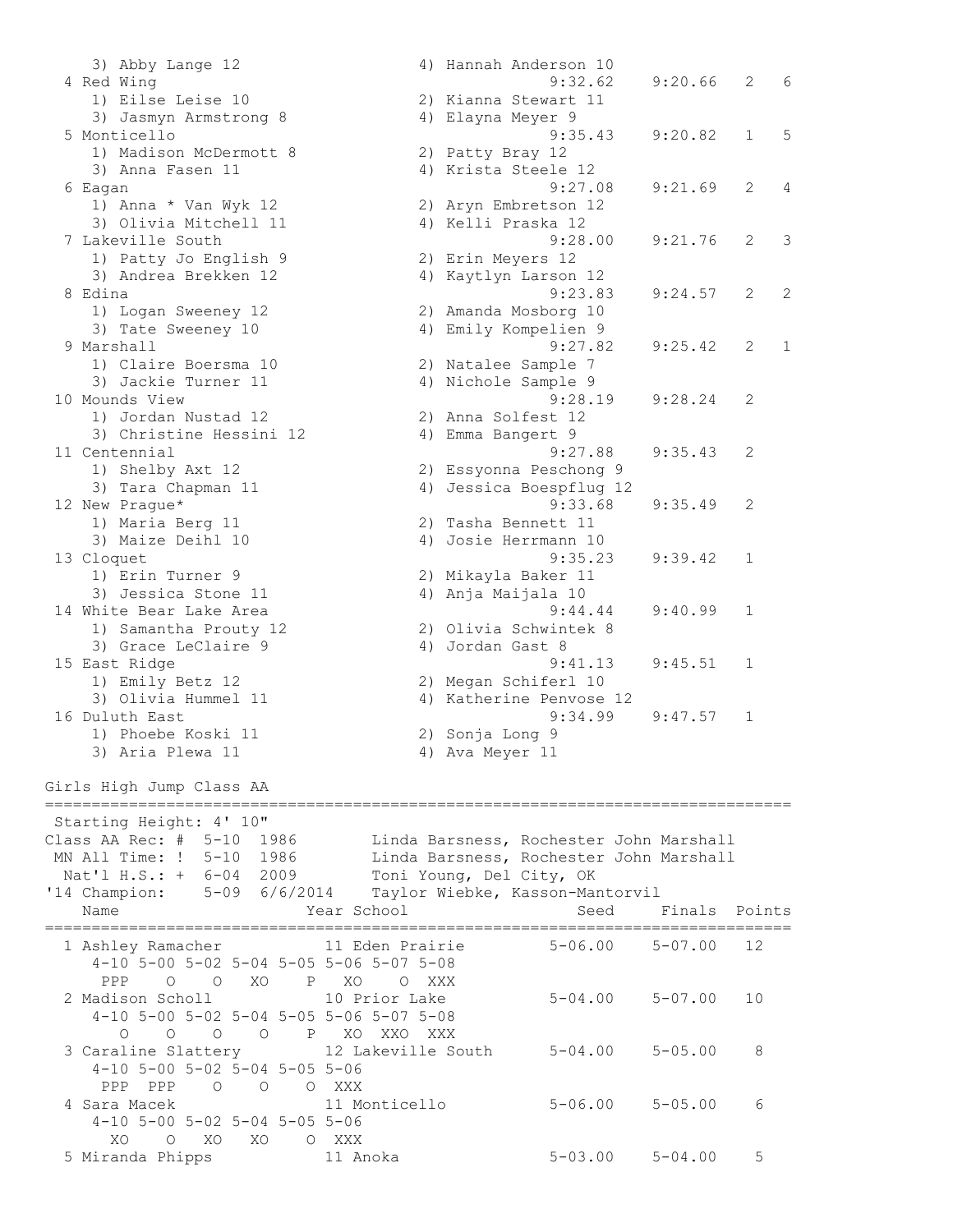```
    3) Abby Lange 12                    4) Hannah Anderson 10
  4 Red Wing                                      9:32.62    9:20.66   2   6
    1) Eilse Leise 10                   2) Kianna Stewart 11
    3) Jasmyn Armstrong 8               4) Elayna Meyer 9
  5 Monticello                                    9:35.43    9:20.82   1   5
    1) Madison McDermott 8              2) Patty Bray 12
    3) Anna Fasen 11                    4) Krista Steele 12
  6 Eagan                                         9:27.08    9:21.69   2   4
    1) Anna * Van Wyk 12                2) Aryn Embretson 12
    3) Olivia Mitchell 11               4) Kelli Praska 12
  7 Lakeville South                               9:28.00    9:21.76   2   3
    1) Patty Jo English 9               2) Erin Meyers 12
    3) Andrea Brekken 12                4) Kaytlyn Larson 12
  8 Edina                                         9:23.83    9:24.57   2   2
    1) Logan Sweeney 12                 2) Amanda Mosborg 10
    3) Tate Sweeney 10                  4) Emily Kompelien 9
  9 Marshall                                      9:27.82    9:25.42   2   1
    1) Claire Boersma 10                2) Natalee Sample 7
    3) Jackie Turner 11                 4) Nichole Sample 9
 10 Mounds View                                   9:28.19    9:28.24   2
    1) Jordan Nustad 12                 2) Anna Solfest 12
    3) Christine Hessini 12             4) Emma Bangert 9
 11 Centennial                                    9:27.88    9:35.43   2
    1) Shelby Axt 12                    2) Essyonna Peschong 9
    3) Tara Chapman 11                  4) Jessica Boespflug 12
 12 New Prague*                                   9:33.68    9:35.49   2
    1) Maria Berg 11                    2) Tasha Bennett 11
    3) Maize Deihl 10                   4) Josie Herrmann 10
 13 Cloquet                                       9:35.23    9:39.42   1
    1) Erin Turner 9                    2) Mikayla Baker 11
    3) Jessica Stone 11                 4) Anja Maijala 10
 14 White Bear Lake Area                          9:44.44    9:40.99   1
    1) Samantha Prouty 12               2) Olivia Schwintek 8
    3) Grace LeClaire 9                 4) Jordan Gast 8
 15 East Ridge                                    9:41.13    9:45.51   1
    1) Emily Betz 12                    2) Megan Schiferl 10
    3) Olivia Hummel 11                 4) Katherine Penvose 12
 16 Duluth East                                   9:34.99    9:47.57   1
    1) Phoebe Koski 11                  2) Sonja Long 9
    3) Aria Plewa 11                    4) Ava Meyer 11

Girls High Jump Class AA
===============================================================================
 Starting Height: 4' 10"
Class AA Rec: #  5-10  1986        Linda Barsness, Rochester John Marshall
 MN All Time: !  5-10  1986        Linda Barsness, Rochester John Marshall
  Nat'l H.S.: +  6-04  2009        Toni Young, Del City, OK
'14 Champion:    5-09  6/6/2014    Taylor Wiebke, Kasson-Mantorvil
    Name                    Year School                 Seed     Finals  Points
===============================================================================
  1 Ashley Ramacher          11 Eden Prairie          5-06.00    5-07.00   12
     4-10 5-00 5-02 5-04 5-05 5-06 5-07 5-08
      PPP    O    O   XO    P   XO    O  XXX
  2 Madison Scholl           10 Prior Lake            5-04.00    5-07.00   10
     4-10 5-00 5-02 5-04 5-05 5-06 5-07 5-08
        O    O    O    O    P   XO  XXO  XXX
  3 Caraline Slattery        12 Lakeville South       5-04.00    5-05.00    8
     4-10 5-00 5-02 5-04 5-05 5-06
      PPP  PPP    O    O    O  XXX
  4 Sara Macek               11 Monticello            5-06.00    5-05.00    6
     4-10 5-00 5-02 5-04 5-05 5-06
       XO    O   XO   XO    O  XXX
  5 Miranda Phipps           11 Anoka                 5-03.00    5-04.00    5
```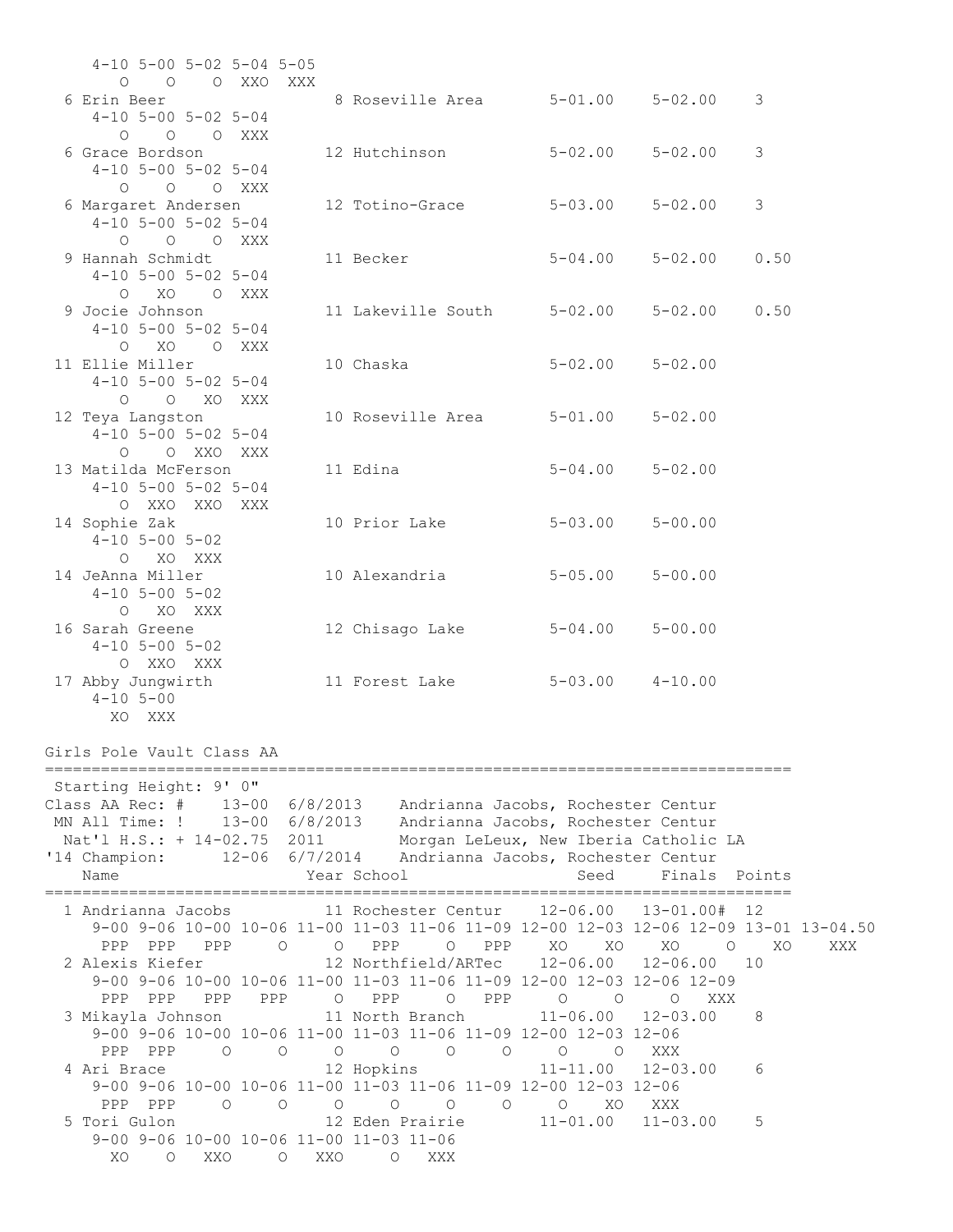```
    4-10 5-00 5-02 5-04 5-05
       O    O    O  XXO  XXX
  6 Erin Beer                  8 Roseville Area       5-01.00    5-02.00    3
    4-10 5-00 5-02 5-04
       O    O    O  XXX
  6 Grace Bordson             12 Hutchinson           5-02.00    5-02.00    3
    4-10 5-00 5-02 5-04
       O    O    O  XXX
  6 Margaret Andersen         12 Totino-Grace         5-03.00    5-02.00    3
    4-10 5-00 5-02 5-04
       O    O    O  XXX
  9 Hannah Schmidt            11 Becker               5-04.00    5-02.00    0.50
    4-10 5-00 5-02 5-04
       O   XO    O  XXX
  9 Jocie Johnson             11 Lakeville South      5-02.00    5-02.00    0.50
    4-10 5-00 5-02 5-04
       O   XO    O  XXX
 11 Ellie Miller              10 Chaska               5-02.00    5-02.00
    4-10 5-00 5-02 5-04
       O    O   XO  XXX
 12 Teya Langston             10 Roseville Area       5-01.00    5-02.00
    4-10 5-00 5-02 5-04
       O    O  XXO  XXX
 13 Matilda McFerson          11 Edina                5-04.00    5-02.00
    4-10 5-00 5-02 5-04
       O  XXO  XXO  XXX
 14 Sophie Zak                10 Prior Lake           5-03.00    5-00.00
    4-10 5-00 5-02
       O   XO  XXX
 14 JeAnna Miller             10 Alexandria           5-05.00    5-00.00
    4-10 5-00 5-02
       O   XO  XXX
 16 Sarah Greene              12 Chisago Lake         5-04.00    5-00.00
    4-10 5-00 5-02
       O  XXO  XXX
 17 Abby Jungwirth            11 Forest Lake          5-03.00    4-10.00
    4-10 5-00
      XO  XXX
```

## Girls Pole Vault Class AA

```
================================================================================
 Starting Height: 9' 0"
Class AA Rec: #    13-00  6/8/2013    Andrianna Jacobs, Rochester Centur
 MN All Time: !    13-00  6/8/2013    Andrianna Jacobs, Rochester Centur
  Nat'l H.S.: + 14-02.75  2011        Morgan LeLeux, New Iberia Catholic LA
'14 Champion:      12-06  6/7/2014    Andrianna Jacobs, Rochester Centur
    Name                    Year School                  Seed     Finals  Points
================================================================================
  1 Andrianna Jacobs        11 Rochester Centur    12-06.00   13-01.00#  12
     9-00 9-06 10-00 10-06 11-00 11-03 11-06 11-09 12-00 12-03 12-06 12-09 13-01 13-04.50
      PPP  PPP   PPP     O     O   PPP     O   PPP    XO    XO    XO     O    XO    XXX
  2 Alexis Kiefer           12 Northfield/ARTec    12-06.00   12-06.00   10
     9-00 9-06 10-00 10-06 11-00 11-03 11-06 11-09 12-00 12-03 12-06 12-09
      PPP  PPP   PPP   PPP     O   PPP     O   PPP     O     O     O   XXX
  3 Mikayla Johnson         11 North Branch        11-06.00   12-03.00    8
     9-00 9-06 10-00 10-06 11-00 11-03 11-06 11-09 12-00 12-03 12-06
      PPP  PPP     O     O     O     O     O     O     O     O   XXX
  4 Ari Brace               12 Hopkins             11-11.00   12-03.00    6
     9-00 9-06 10-00 10-06 11-00 11-03 11-06 11-09 12-00 12-03 12-06
      PPP  PPP     O     O     O     O     O     O     O    XO   XXX
  5 Tori Gulon              12 Eden Prairie        11-01.00   11-03.00    5
     9-00 9-06 10-00 10-06 11-00 11-03 11-06
       XO    O   XXO     O   XXO     O   XXX
```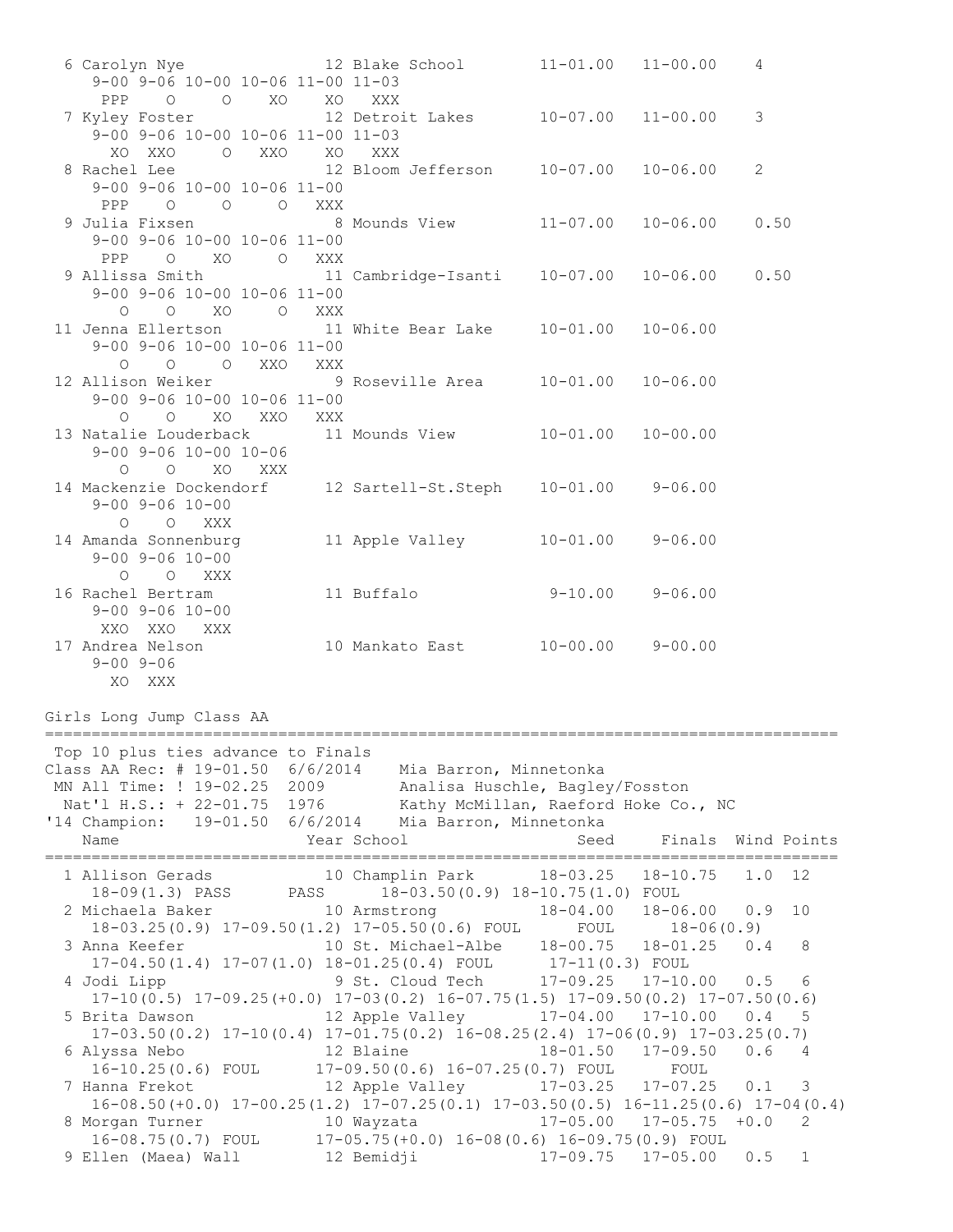```
  6 Carolyn Nye               12 Blake School        11-01.00   11-00.00    4
     9-00 9-06 10-00 10-06 11-00 11-03
      PPP    O     O    XO    XO   XXX
  7 Kyley Foster              12 Detroit Lakes       10-07.00   11-00.00    3
     9-00 9-06 10-00 10-06 11-00 11-03
       XO  XXO     O   XXO    XO   XXX
  8 Rachel Lee                12 Bloom Jefferson     10-07.00   10-06.00    2
     9-00 9-06 10-00 10-06 11-00
      PPP    O     O     O   XXX
  9 Julia Fixsen               8 Mounds View         11-07.00   10-06.00    0.50
     9-00 9-06 10-00 10-06 11-00
      PPP    O    XO     O   XXX
  9 Allissa Smith             11 Cambridge-Isanti    10-07.00   10-06.00    0.50
     9-00 9-06 10-00 10-06 11-00
        O    O    XO     O   XXX
 11 Jenna Ellertson           11 White Bear Lake     10-01.00   10-06.00
     9-00 9-06 10-00 10-06 11-00
        O    O     O   XXO   XXX
 12 Allison Weiker             9 Roseville Area      10-01.00   10-06.00
     9-00 9-06 10-00 10-06 11-00
        O    O    XO   XXO   XXX
 13 Natalie Louderback        11 Mounds View         10-01.00   10-00.00
     9-00 9-06 10-00 10-06
        O    O    XO   XXX
 14 Mackenzie Dockendorf      12 Sartell-St.Steph    10-01.00    9-06.00
     9-00 9-06 10-00
        O    O   XXX
 14 Amanda Sonnenburg         11 Apple Valley        10-01.00    9-06.00
     9-00 9-06 10-00
        O    O   XXX
 16 Rachel Bertram            11 Buffalo              9-10.00    9-06.00
     9-00 9-06 10-00
      XXO  XXO   XXX
 17 Andrea Nelson             10 Mankato East        10-00.00    9-00.00
     9-00 9-06
       XO  XXX
```

Girls Long Jump Class AA

```
=====================================================================================
 Top 10 plus ties advance to Finals
Class AA Rec: # 19-01.50  6/6/2014    Mia Barron, Minnetonka
 MN All Time: ! 19-02.25  2009        Analisa Huschle, Bagley/Fosston
  Nat'l H.S.: + 22-01.75  1976        Kathy McMillan, Raeford Hoke Co., NC
'14 Champion:   19-01.50  6/6/2014    Mia Barron, Minnetonka
    Name                    Year School                  Seed     Finals  Wind Points
=====================================================================================
  1 Allison Gerads            10 Champlin Park       18-03.25   18-10.75   1.0  12
     18-09(1.3) PASS       PASS      18-03.50(0.9) 18-10.75(1.0) FOUL
  2 Michaela Baker            10 Armstrong           18-04.00   18-06.00   0.9  10
     18-03.25(0.9) 17-09.50(1.2) 17-05.50(0.6) FOUL      FOUL      18-06(0.9)
  3 Anna Keefer               10 St. Michael-Albe    18-00.75   18-01.25   0.4   8
     17-04.50(1.4) 17-07(1.0) 18-01.25(0.4) FOUL      17-11(0.3) FOUL
  4 Jodi Lipp                  9 St. Cloud Tech      17-09.25   17-10.00   0.5   6
     17-10(0.5) 17-09.25(+0.0) 17-03(0.2) 16-07.75(1.5) 17-09.50(0.2) 17-07.50(0.6)
  5 Brita Dawson              12 Apple Valley        17-04.00   17-10.00   0.4   5
     17-03.50(0.2) 17-10(0.4) 17-01.75(0.2) 16-08.25(2.4) 17-06(0.9) 17-03.25(0.7)
  6 Alyssa Nebo               12 Blaine              18-01.50   17-09.50   0.6   4
     16-10.25(0.6) FOUL      17-09.50(0.6) 16-07.25(0.7) FOUL      FOUL
  7 Hanna Frekot              12 Apple Valley        17-03.25   17-07.25   0.1   3
     16-08.50(+0.0) 17-00.25(1.2) 17-07.25(0.1) 17-03.50(0.5) 16-11.25(0.6) 17-04(0.4)
  8 Morgan Turner             10 Wayzata             17-05.00   17-05.75  +0.0   2
     16-08.75(0.7) FOUL      17-05.75(+0.0) 16-08(0.6) 16-09.75(0.9) FOUL
  9 Ellen (Maea) Wall         12 Bemidji             17-09.75   17-05.00   0.5   1
```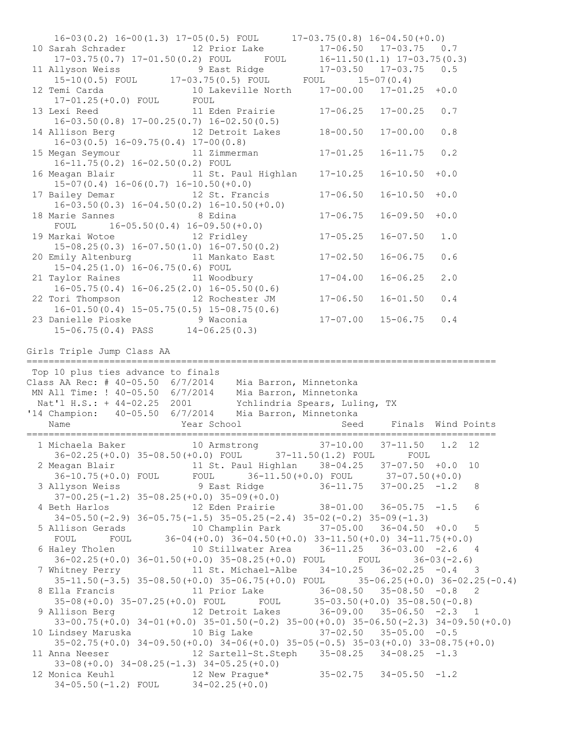```
    16-03(0.2) 16-00(1.3) 17-05(0.5) FOUL      17-03.75(0.8) 16-04.50(+0.0)
 10 Sarah Schrader          12 Prior Lake          17-06.50   17-03.75   0.7
    17-03.75(0.7) 17-01.50(0.2) FOUL      FOUL      16-11.50(1.1) 17-03.75(0.3)
 11 Allyson Weiss            9 East Ridge          17-03.50   17-03.75   0.5
    15-10(0.5) FOUL      17-03.75(0.5) FOUL      FOUL      15-07(0.4)
 12 Temi Carda              10 Lakeville North     17-00.00   17-01.25  +0.0
    17-01.25(+0.0) FOUL      FOUL
 13 Lexi Reed               11 Eden Prairie        17-06.25   17-00.25   0.7
    16-03.50(0.8) 17-00.25(0.7) 16-02.50(0.5)
 14 Allison Berg            12 Detroit Lakes       18-00.50   17-00.00   0.8
    16-03(0.5) 16-09.75(0.4) 17-00(0.8)
 15 Megan Seymour           11 Zimmerman           17-01.25   16-11.75   0.2
    16-11.75(0.2) 16-02.50(0.2) FOUL
 16 Meagan Blair            11 St. Paul Highlan    17-10.25   16-10.50  +0.0
    15-07(0.4) 16-06(0.7) 16-10.50(+0.0)
 17 Bailey Demar            12 St. Francis         17-06.50   16-10.50  +0.0
    16-03.50(0.3) 16-04.50(0.2) 16-10.50(+0.0)
 18 Marie Sannes             8 Edina               17-06.75   16-09.50  +0.0
    FOUL      16-05.50(0.4) 16-09.50(+0.0)
 19 Markai Wotoe            12 Fridley             17-05.25   16-07.50   1.0
    15-08.25(0.3) 16-07.50(1.0) 16-07.50(0.2)
 20 Emily Altenburg         11 Mankato East        17-02.50   16-06.75   0.6
    15-04.25(1.0) 16-06.75(0.6) FOUL
 21 Taylor Raines           11 Woodbury            17-04.00   16-06.25   2.0
    16-05.75(0.4) 16-06.25(2.0) 16-05.50(0.6)
 22 Tori Thompson           12 Rochester JM        17-06.50   16-01.50   0.4
    16-01.50(0.4) 15-05.75(0.5) 15-08.75(0.6)
 23 Danielle Pioske          9 Waconia             17-07.00   15-06.75   0.4
    15-06.75(0.4) PASS      14-06.25(0.3)
```

## Girls Triple Jump Class AA

```
=========================================================================================
 Top 10 plus ties advance to finals
Class AA Rec: # 40-05.50  6/7/2014    Mia Barron, Minnetonka
 MN All Time: ! 40-05.50  6/7/2014    Mia Barron, Minnetonka
  Nat'l H.S.: + 44-02.25  2001        Ychlindria Spears, Luling, TX
'14 Champion:   40-05.50  6/7/2014    Mia Barron, Minnetonka
    Name                    Year School                  Seed     Finals  Wind Points
=========================================================================================
  1 Michaela Baker          10 Armstrong           37-10.00   37-11.50   1.2  12
    36-02.25(+0.0) 35-08.50(+0.0) FOUL      37-11.50(1.2) FOUL      FOUL
  2 Meagan Blair            11 St. Paul Highlan    38-04.25   37-07.50  +0.0  10
    36-10.75(+0.0) FOUL      FOUL      36-11.50(+0.0) FOUL      37-07.50(+0.0)
  3 Allyson Weiss            9 East Ridge          36-11.75   37-00.25  -1.2   8
    37-00.25(-1.2) 35-08.25(+0.0) 35-09(+0.0)
  4 Beth Harlos             12 Eden Prairie        38-01.00   36-05.75  -1.5   6
    34-05.50(-2.9) 36-05.75(-1.5) 35-05.25(-2.4) 35-02(-0.2) 35-09(-1.3)
  5 Allison Gerads          10 Champlin Park       37-05.00   36-04.50  +0.0   5
    FOUL      FOUL      36-04(+0.0) 36-04.50(+0.0) 33-11.50(+0.0) 34-11.75(+0.0)
  6 Haley Tholen            10 Stillwater Area     36-11.25   36-03.00  -2.6   4
    36-02.25(+0.0) 36-01.50(+0.0) 35-08.25(+0.0) FOUL      FOUL      36-03(-2.6)
  7 Whitney Perry           11 St. Michael-Albe    34-10.25   36-02.25  -0.4   3
    35-11.50(-3.5) 35-08.50(+0.0) 35-06.75(+0.0) FOUL      35-06.25(+0.0) 36-02.25(-0.4)
  8 Ella Francis            11 Prior Lake          36-08.50   35-08.50  -0.8   2
    35-08(+0.0) 35-07.25(+0.0) FOUL      FOUL      35-03.50(+0.0) 35-08.50(-0.8)
  9 Allison Berg            12 Detroit Lakes       36-09.00   35-06.50  -2.3   1
    33-00.75(+0.0) 34-01(+0.0) 35-01.50(-0.2) 35-00(+0.0) 35-06.50(-2.3) 34-09.50(+0.0)
 10 Lindsey Maruska         10 Big Lake            37-02.50   35-05.00  -0.5
    35-02.75(+0.0) 34-09.50(+0.0) 34-06(+0.0) 35-05(-0.5) 35-03(+0.0) 33-08.75(+0.0)
 11 Anna Neeser             12 Sartell-St.Steph    35-08.25   34-08.25  -1.3
    33-08(+0.0) 34-08.25(-1.3) 34-05.25(+0.0)
 12 Monica Keuhl            12 New Prague*         35-02.75   34-05.50  -1.2
    34-05.50(-1.2) FOUL      34-02.25(+0.0)
```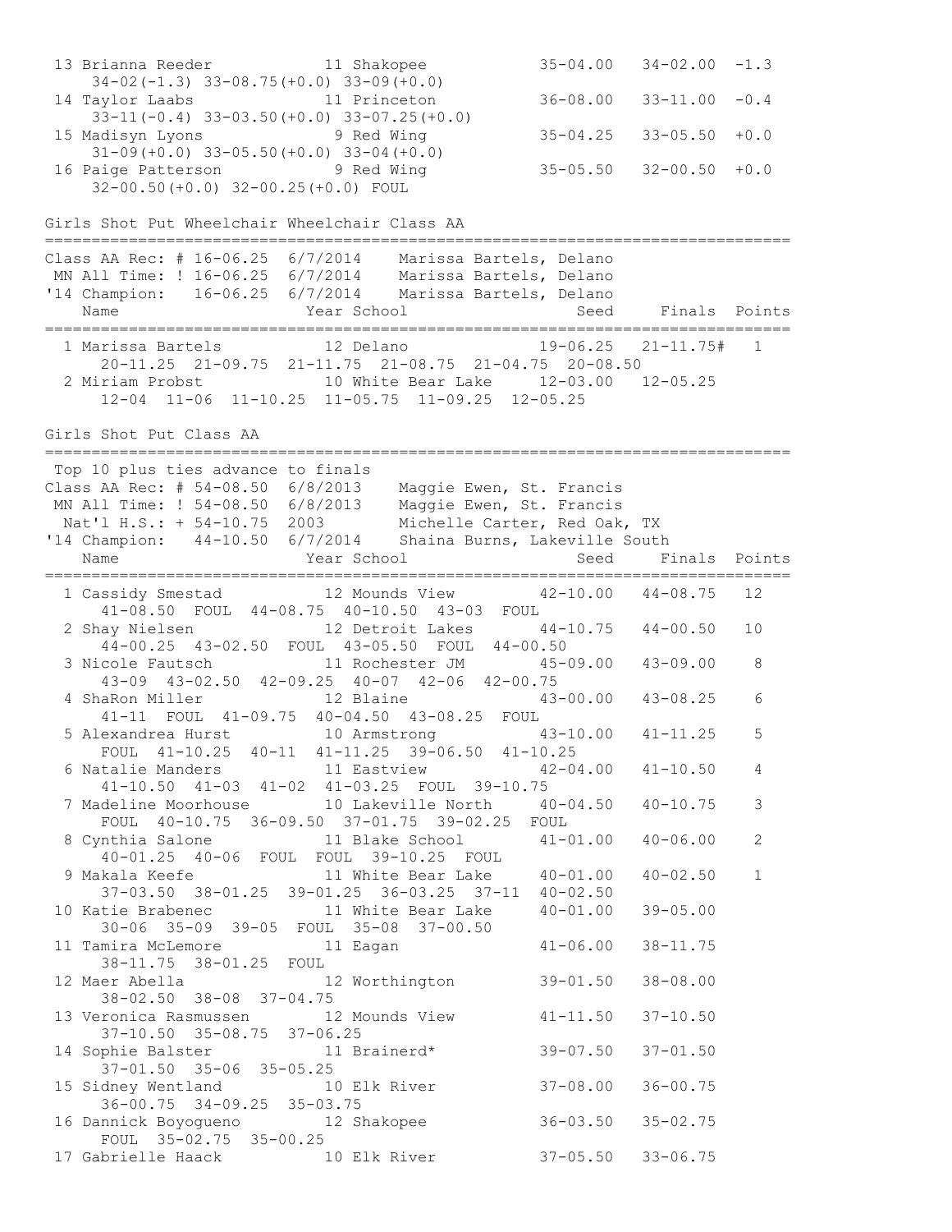```
 13 Brianna Reeder            11 Shakopee             35-04.00   34-02.00  -1.3
     34-02(-1.3) 33-08.75(+0.0) 33-09(+0.0)
 14 Taylor Laabs              11 Princeton            36-08.00   33-11.00  -0.4
     33-11(-0.4) 33-03.50(+0.0) 33-07.25(+0.0)
 15 Madisyn Lyons              9 Red Wing             35-04.25   33-05.50  +0.0
     31-09(+0.0) 33-05.50(+0.0) 33-04(+0.0)
 16 Paige Patterson            9 Red Wing             35-05.50   32-00.50  +0.0
     32-00.50(+0.0) 32-00.25(+0.0) FOUL
```

## Girls Shot Put Wheelchair Wheelchair Class AA

```
=================================================================================
Class AA Rec: # 16-06.25  6/7/2014    Marissa Bartels, Delano
 MN All Time: ! 16-06.25  6/7/2014    Marissa Bartels, Delano
'14 Champion:   16-06.25  6/7/2014    Marissa Bartels, Delano
    Name                    Year School                  Seed     Finals  Points
=================================================================================
  1 Marissa Bartels         12 Delano               19-06.25   21-11.75#   1
      20-11.25  21-09.75  21-11.75  21-08.75  21-04.75  20-08.50
  2 Miriam Probst           10 White Bear Lake      12-03.00   12-05.25
      12-04  11-06  11-10.25  11-05.75  11-09.25  12-05.25
```

## Girls Shot Put Class AA

```
=================================================================================
 Top 10 plus ties advance to finals
Class AA Rec: # 54-08.50  6/8/2013    Maggie Ewen, St. Francis
 MN All Time: ! 54-08.50  6/8/2013    Maggie Ewen, St. Francis
  Nat'l H.S.: + 54-10.75  2003        Michelle Carter, Red Oak, TX
'14 Champion:   44-10.50  6/7/2014    Shaina Burns, Lakeville South
    Name                    Year School                  Seed     Finals  Points
=================================================================================
  1 Cassidy Smestad         12 Mounds View          42-10.00   44-08.75   12
      41-08.50  FOUL  44-08.75  40-10.50  43-03  FOUL
  2 Shay Nielsen            12 Detroit Lakes        44-10.75   44-00.50   10
      44-00.25  43-02.50  FOUL  43-05.50  FOUL  44-00.50
  3 Nicole Fautsch          11 Rochester JM         45-09.00   43-09.00    8
      43-09  43-02.50  42-09.25  40-07  42-06  42-00.75
  4 ShaRon Miller           12 Blaine               43-00.00   43-08.25    6
      41-11  FOUL  41-09.75  40-04.50  43-08.25  FOUL
  5 Alexandrea Hurst        10 Armstrong            43-10.00   41-11.25    5
      FOUL  41-10.25  40-11  41-11.25  39-06.50  41-10.25
  6 Natalie Manders         11 Eastview             42-04.00   41-10.50    4
      41-10.50  41-03  41-02  41-03.25  FOUL  39-10.75
  7 Madeline Moorhouse      10 Lakeville North      40-04.50   40-10.75    3
      FOUL  40-10.75  36-09.50  37-01.75  39-02.25  FOUL
  8 Cynthia Salone          11 Blake School         41-01.00   40-06.00    2
      40-01.25  40-06  FOUL  FOUL  39-10.25  FOUL
  9 Makala Keefe            11 White Bear Lake      40-01.00   40-02.50    1
      37-03.50  38-01.25  39-01.25  36-03.25  37-11  40-02.50
 10 Katie Brabenec          11 White Bear Lake      40-01.00   39-05.00
      30-06  35-09  39-05  FOUL  35-08  37-00.50
 11 Tamira McLemore         11 Eagan                41-06.00   38-11.75
      38-11.75  38-01.25  FOUL
 12 Maer Abella             12 Worthington          39-01.50   38-08.00
      38-02.50  38-08  37-04.75
 13 Veronica Rasmussen      12 Mounds View          41-11.50   37-10.50
      37-10.50  35-08.75  37-06.25
 14 Sophie Balster          11 Brainerd*            39-07.50   37-01.50
      37-01.50  35-06  35-05.25
 15 Sidney Wentland         10 Elk River            37-08.00   36-00.75
      36-00.75  34-09.25  35-03.75
 16 Dannick Boyogueno       12 Shakopee             36-03.50   35-02.75
      FOUL  35-02.75  35-00.25
 17 Gabrielle Haack         10 Elk River            37-05.50   33-06.75
```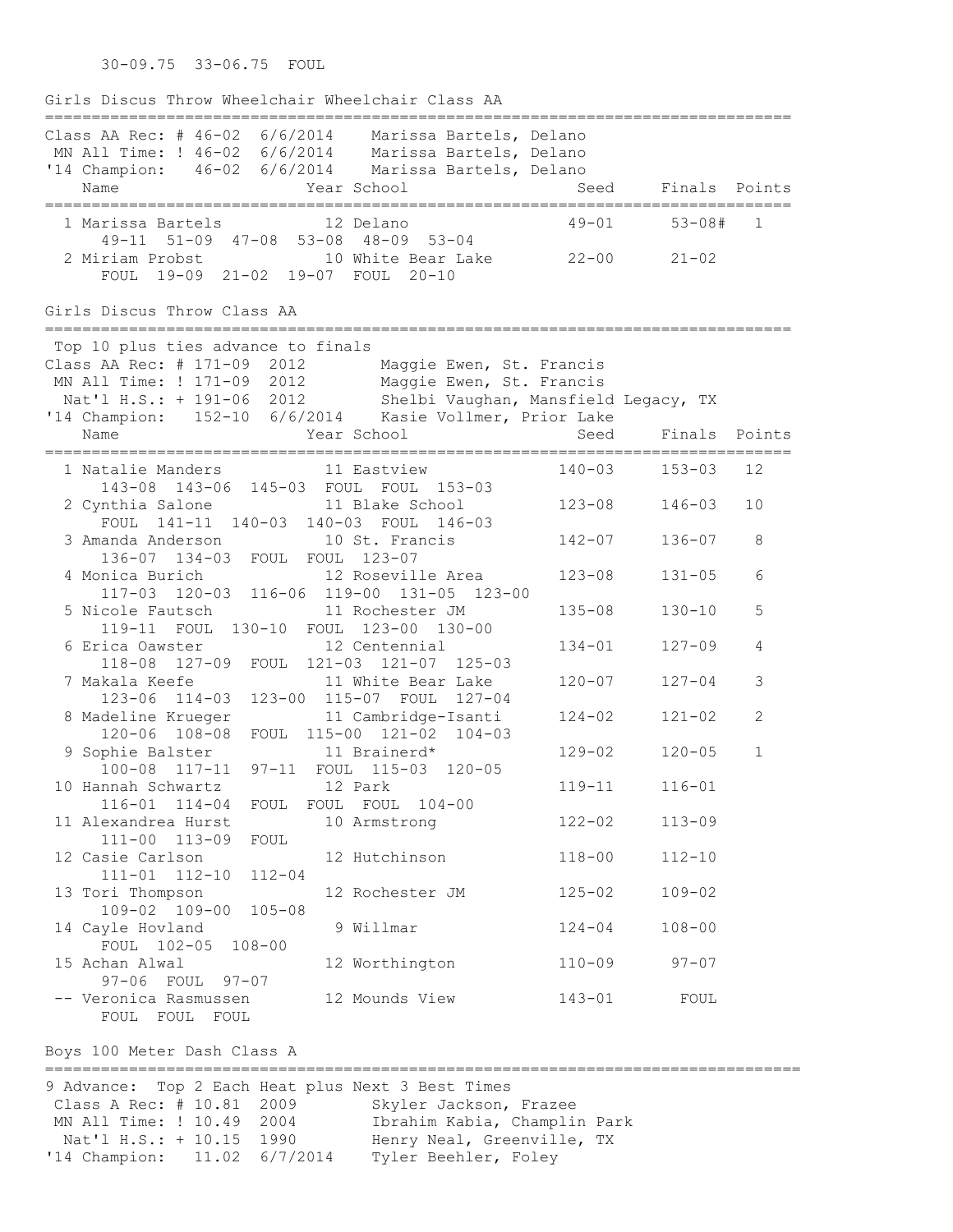30-09.75  33-06.75  FOUL

## Girls Discus Throw Wheelchair Wheelchair Class AA

```
================================================================================
Class AA Rec: # 46-02  6/6/2014    Marissa Bartels, Delano
 MN All Time: ! 46-02  6/6/2014    Marissa Bartels, Delano
'14 Champion:   46-02  6/6/2014    Marissa Bartels, Delano
    Name                    Year School                 Seed     Finals  Points
================================================================================
  1 Marissa Bartels           12 Delano                 49-01      53-08#   1
      49-11  51-09  47-08  53-08  48-09  53-04
  2 Miriam Probst             10 White Bear Lake        22-00      21-02
      FOUL  19-09  21-02  19-07  FOUL  20-10
```

## Girls Discus Throw Class AA

```
================================================================================
 Top 10 plus ties advance to finals
Class AA Rec: # 171-09  2012        Maggie Ewen, St. Francis
 MN All Time: ! 171-09  2012        Maggie Ewen, St. Francis
  Nat'l H.S.: + 191-06  2012        Shelbi Vaughan, Mansfield Legacy, TX
'14 Champion:   152-10  6/6/2014    Kasie Vollmer, Prior Lake
    Name                    Year School                 Seed     Finals  Points
================================================================================
  1 Natalie Manders           11 Eastview               140-03    153-03   12
      143-08  143-06  145-03  FOUL  FOUL  153-03
  2 Cynthia Salone            11 Blake School           123-08    146-03   10
      FOUL  141-11  140-03  140-03  FOUL  146-03
  3 Amanda Anderson           10 St. Francis            142-07    136-07    8
      136-07  134-03  FOUL  FOUL  123-07
  4 Monica Burich             12 Roseville Area         123-08    131-05    6
      117-03  120-03  116-06  119-00  131-05  123-00
  5 Nicole Fautsch            11 Rochester JM           135-08    130-10    5
      119-11  FOUL  130-10  FOUL  123-00  130-00
  6 Erica Oawster             12 Centennial             134-01    127-09    4
      118-08  127-09  FOUL  121-03  121-07  125-03
  7 Makala Keefe              11 White Bear Lake        120-07    127-04    3
      123-06  114-03  123-00  115-07  FOUL  127-04
  8 Madeline Krueger          11 Cambridge-Isanti       124-02    121-02    2
      120-06  108-08  FOUL  115-00  121-02  104-03
  9 Sophie Balster            11 Brainerd*              129-02    120-05    1
      100-08  117-11  97-11  FOUL  115-03  120-05
 10 Hannah Schwartz           12 Park                   119-11    116-01
      116-01  114-04  FOUL  FOUL  FOUL  104-00
 11 Alexandrea Hurst          10 Armstrong              122-02    113-09
      111-00  113-09  FOUL
 12 Casie Carlson             12 Hutchinson             118-00    112-10
      111-01  112-10  112-04
 13 Tori Thompson             12 Rochester JM           125-02    109-02
      109-02  109-00  105-08
 14 Cayle Hovland              9 Willmar                124-04    108-00
      FOUL  102-05  108-00
 15 Achan Alwal               12 Worthington            110-09     97-07
      97-06  FOUL  97-07
 -- Veronica Rasmussen        12 Mounds View            143-01      FOUL
      FOUL  FOUL  FOUL
```

## Boys 100 Meter Dash Class A

```
=================================================================================
9 Advance: Top 2 Each Heat plus Next 3 Best Times
 Class A Rec: # 10.81  2009        Skyler Jackson, Frazee
 MN All Time: ! 10.49  2004        Ibrahim Kabia, Champlin Park
  Nat'l H.S.: + 10.15  1990        Henry Neal, Greenville, TX
'14 Champion:   11.02  6/7/2014    Tyler Beehler, Foley
```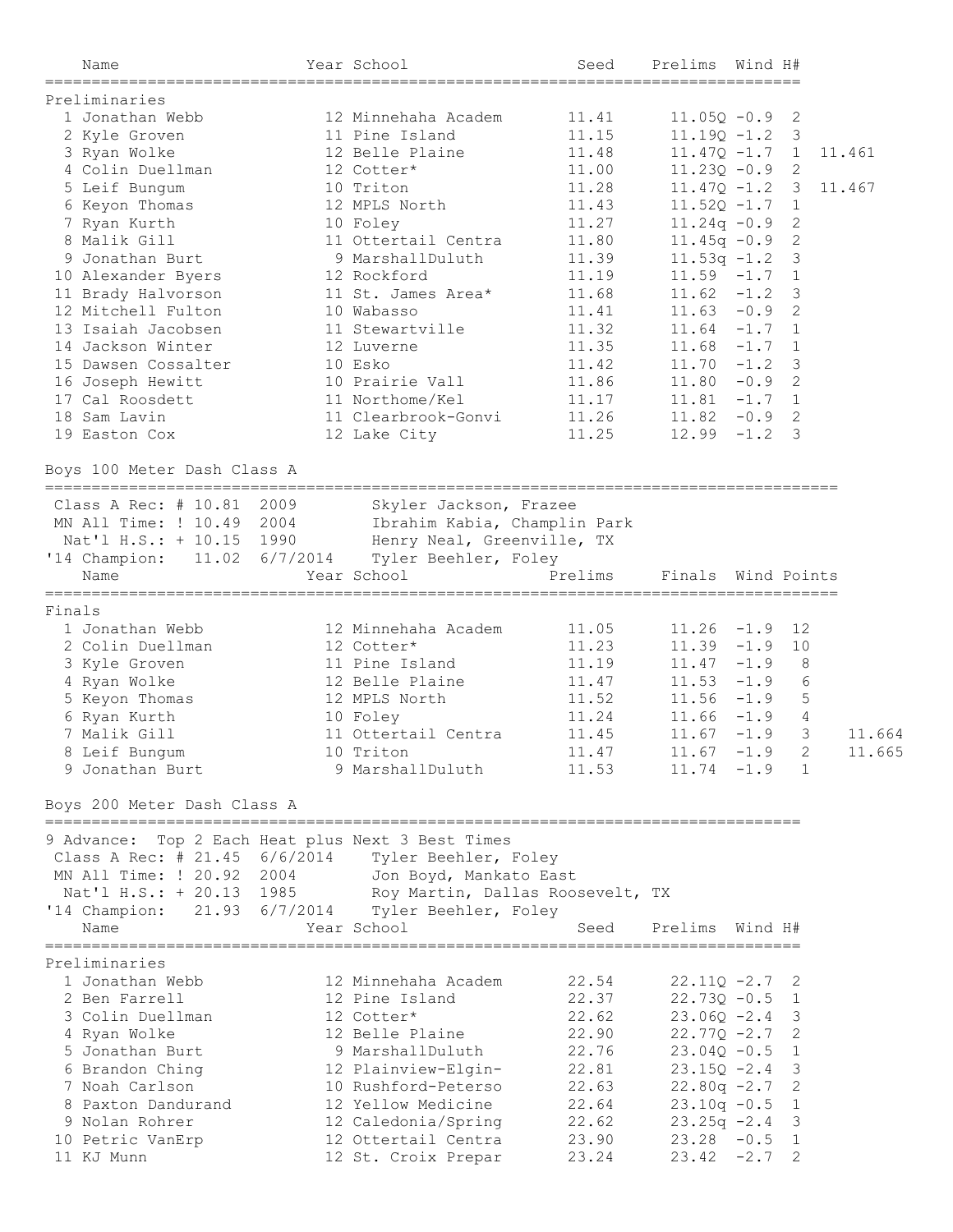| Name | Year | School | Seed | Prelims | Wind | H# | |
|---|---|---|---|---|---|---|---|
| **Preliminaries** | | | | | | | |
| 1 Jonathan Webb | 12 | Minnehaha Academ | 11.41 | 11.05Q | -0.9 | 2 | |
| 2 Kyle Groven | 11 | Pine Island | 11.15 | 11.19Q | -1.2 | 3 | |
| 3 Ryan Wolke | 12 | Belle Plaine | 11.48 | 11.47Q | -1.7 | 1 | 11.461 |
| 4 Colin Duellman | 12 | Cotter* | 11.00 | 11.23Q | -0.9 | 2 | |
| 5 Leif Bungum | 10 | Triton | 11.28 | 11.47Q | -1.2 | 3 | 11.467 |
| 6 Keyon Thomas | 12 | MPLS North | 11.43 | 11.52Q | -1.7 | 1 | |
| 7 Ryan Kurth | 10 | Foley | 11.27 | 11.24q | -0.9 | 2 | |
| 8 Malik Gill | 11 | Ottertail Centra | 11.80 | 11.45q | -0.9 | 2 | |
| 9 Jonathan Burt | 9 | MarshallDuluth | 11.39 | 11.53q | -1.2 | 3 | |
| 10 Alexander Byers | 12 | Rockford | 11.19 | 11.59 | -1.7 | 1 | |
| 11 Brady Halvorson | 11 | St. James Area* | 11.68 | 11.62 | -1.2 | 3 | |
| 12 Mitchell Fulton | 10 | Wabasso | 11.41 | 11.63 | -0.9 | 2 | |
| 13 Isaiah Jacobsen | 11 | Stewartville | 11.32 | 11.64 | -1.7 | 1 | |
| 14 Jackson Winter | 12 | Luverne | 11.35 | 11.68 | -1.7 | 1 | |
| 15 Dawsen Cossalter | 10 | Esko | 11.42 | 11.70 | -1.2 | 3 | |
| 16 Joseph Hewitt | 10 | Prairie Vall | 11.86 | 11.80 | -0.9 | 2 | |
| 17 Cal Roosdett | 11 | Northome/Kel | 11.17 | 11.81 | -1.7 | 1 | |
| 18 Sam Lavin | 11 | Clearbrook-Gonvi | 11.26 | 11.82 | -0.9 | 2 | |
| 19 Easton Cox | 12 | Lake City | 11.25 | 12.99 | -1.2 | 3 | |

## Boys 100 Meter Dash Class A

```
 Class A Rec: # 10.81  2009        Skyler Jackson, Frazee
 MN All Time: ! 10.49  2004        Ibrahim Kabia, Champlin Park
  Nat'l H.S.: + 10.15  1990        Henry Neal, Greenville, TX
'14 Champion:   11.02  6/7/2014    Tyler Beehler, Foley
```

| Name | Year | School | Prelims | Finals | Wind | Points | |
|---|---|---|---|---|---|---|---|
| **Finals** | | | | | | | |
| 1 Jonathan Webb | 12 | Minnehaha Academ | 11.05 | 11.26 | -1.9 | 12 | |
| 2 Colin Duellman | 12 | Cotter* | 11.23 | 11.39 | -1.9 | 10 | |
| 3 Kyle Groven | 11 | Pine Island | 11.19 | 11.47 | -1.9 | 8 | |
| 4 Ryan Wolke | 12 | Belle Plaine | 11.47 | 11.53 | -1.9 | 6 | |
| 5 Keyon Thomas | 12 | MPLS North | 11.52 | 11.56 | -1.9 | 5 | |
| 6 Ryan Kurth | 10 | Foley | 11.24 | 11.66 | -1.9 | 4 | |
| 7 Malik Gill | 11 | Ottertail Centra | 11.45 | 11.67 | -1.9 | 3 | 11.664 |
| 8 Leif Bungum | 10 | Triton | 11.47 | 11.67 | -1.9 | 2 | 11.665 |
| 9 Jonathan Burt | 9 | MarshallDuluth | 11.53 | 11.74 | -1.9 | 1 | |

## Boys 200 Meter Dash Class A

```
9 Advance:  Top 2 Each Heat plus Next 3 Best Times
 Class A Rec: # 21.45  6/6/2014    Tyler Beehler, Foley
 MN All Time: ! 20.92  2004        Jon Boyd, Mankato East
  Nat'l H.S.: + 20.13  1985        Roy Martin, Dallas Roosevelt, TX
'14 Champion:   21.93  6/7/2014    Tyler Beehler, Foley
```

| Name | Year | School | Seed | Prelims | Wind | H# |
|---|---|---|---|---|---|---|
| **Preliminaries** | | | | | | |
| 1 Jonathan Webb | 12 | Minnehaha Academ | 22.54 | 22.11Q | -2.7 | 2 |
| 2 Ben Farrell | 12 | Pine Island | 22.37 | 22.73Q | -0.5 | 1 |
| 3 Colin Duellman | 12 | Cotter* | 22.62 | 23.06Q | -2.4 | 3 |
| 4 Ryan Wolke | 12 | Belle Plaine | 22.90 | 22.77Q | -2.7 | 2 |
| 5 Jonathan Burt | 9 | MarshallDuluth | 22.76 | 23.04Q | -0.5 | 1 |
| 6 Brandon Ching | 12 | Plainview-Elgin- | 22.81 | 23.15Q | -2.4 | 3 |
| 7 Noah Carlson | 10 | Rushford-Peterso | 22.63 | 22.80q | -2.7 | 2 |
| 8 Paxton Dandurand | 12 | Yellow Medicine | 22.64 | 23.10q | -0.5 | 1 |
| 9 Nolan Rohrer | 12 | Caledonia/Spring | 22.62 | 23.25q | -2.4 | 3 |
| 10 Petric VanErp | 12 | Ottertail Centra | 23.90 | 23.28 | -0.5 | 1 |
| 11 KJ Munn | 12 | St. Croix Prepar | 23.24 | 23.42 | -2.7 | 2 |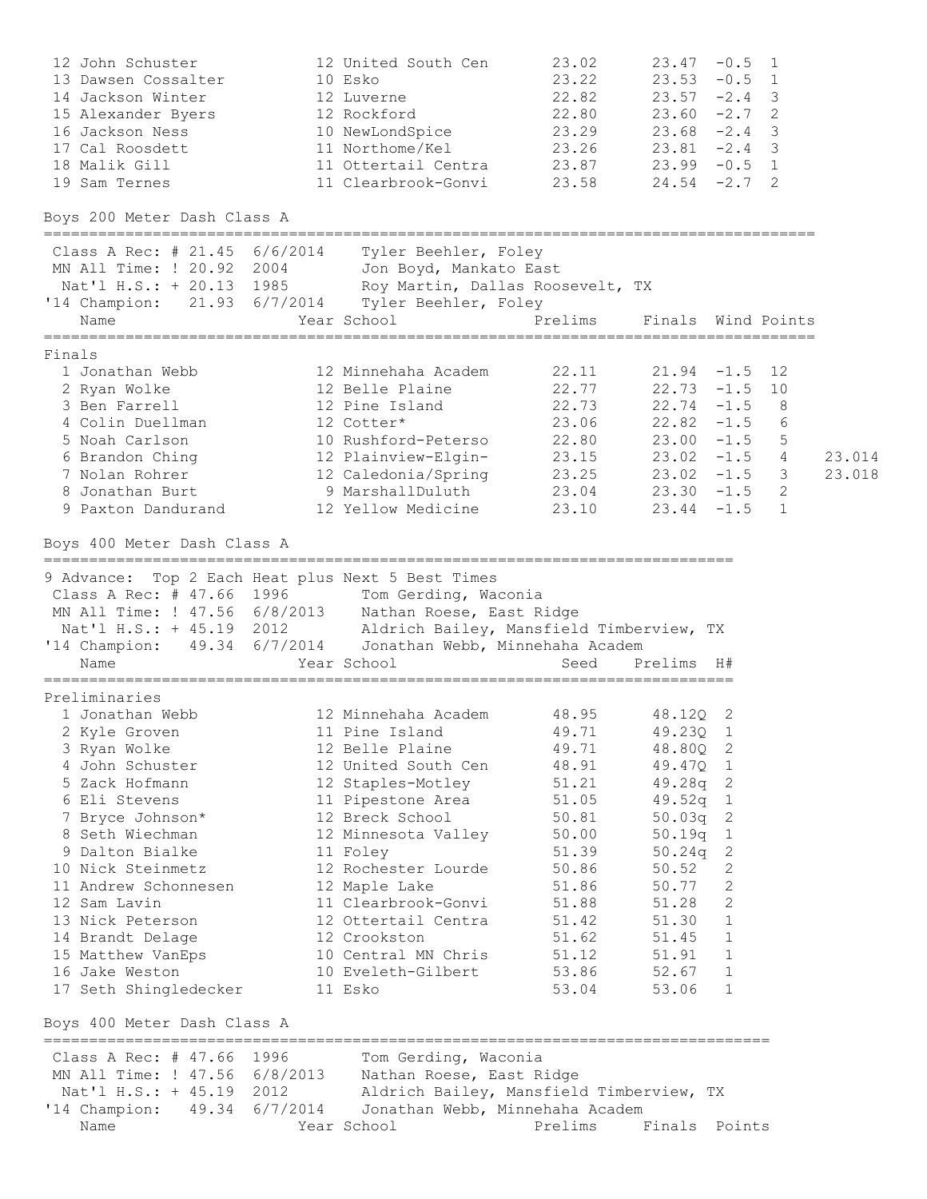| Place | Name | Year | School | Prelims | Finals | Wind | Heat |
|---|---|---|---|---|---|---|---|
| 12 | John Schuster | 12 | United South Cen | 23.02 | 23.47 | -0.5 | 1 |
| 13 | Dawsen Cossalter | 10 | Esko | 23.22 | 23.53 | -0.5 | 1 |
| 14 | Jackson Winter | 12 | Luverne | 22.82 | 23.57 | -2.4 | 3 |
| 15 | Alexander Byers | 12 | Rockford | 22.80 | 23.60 | -2.7 | 2 |
| 16 | Jackson Ness | 10 | NewLondSpice | 23.29 | 23.68 | -2.4 | 3 |
| 17 | Cal Roosdett | 11 | Northome/Kel | 23.26 | 23.81 | -2.4 | 3 |
| 18 | Malik Gill | 11 | Ottertail Centra | 23.87 | 23.99 | -0.5 | 1 |
| 19 | Sam Ternes | 11 | Clearbrook-Gonvi | 23.58 | 24.54 | -2.7 | 2 |

## Boys 200 Meter Dash Class A

```
Class A Rec: # 21.45  6/6/2014    Tyler Beehler, Foley
 MN All Time: ! 20.92  2004        Jon Boyd, Mankato East
  Nat'l H.S.: + 20.13  1985        Roy Martin, Dallas Roosevelt, TX
'14 Champion:   21.93  6/7/2014    Tyler Beehler, Foley
```

Finals

| Place | Name | Year | School | Prelims | Finals | Wind | Points | |
|---|---|---|---|---|---|---|---|---|
| 1 | Jonathan Webb | 12 | Minnehaha Academ | 22.11 | 21.94 | -1.5 | 12 | |
| 2 | Ryan Wolke | 12 | Belle Plaine | 22.77 | 22.73 | -1.5 | 10 | |
| 3 | Ben Farrell | 12 | Pine Island | 22.73 | 22.74 | -1.5 | 8 | |
| 4 | Colin Duellman | 12 | Cotter* | 23.06 | 22.82 | -1.5 | 6 | |
| 5 | Noah Carlson | 10 | Rushford-Peterso | 22.80 | 23.00 | -1.5 | 5 | |
| 6 | Brandon Ching | 12 | Plainview-Elgin- | 23.15 | 23.02 | -1.5 | 4 | 23.014 |
| 7 | Nolan Rohrer | 12 | Caledonia/Spring | 23.25 | 23.02 | -1.5 | 3 | 23.018 |
| 8 | Jonathan Burt | 9 | MarshallDuluth | 23.04 | 23.30 | -1.5 | 2 | |
| 9 | Paxton Dandurand | 12 | Yellow Medicine | 23.10 | 23.44 | -1.5 | 1 | |

## Boys 400 Meter Dash Class A

```
9 Advance:  Top 2 Each Heat plus Next 5 Best Times
 Class A Rec: # 47.66  1996        Tom Gerding, Waconia
 MN All Time: ! 47.56  6/8/2013    Nathan Roese, East Ridge
  Nat'l H.S.: + 45.19  2012        Aldrich Bailey, Mansfield Timberview, TX
'14 Champion:   49.34  6/7/2014    Jonathan Webb, Minnehaha Academ
```

Preliminaries

| Place | Name | Year | School | Seed | Prelims | H# |
|---|---|---|---|---|---|---|
| 1 | Jonathan Webb | 12 | Minnehaha Academ | 48.95 | 48.12Q | 2 |
| 2 | Kyle Groven | 11 | Pine Island | 49.71 | 49.23Q | 1 |
| 3 | Ryan Wolke | 12 | Belle Plaine | 49.71 | 48.80Q | 2 |
| 4 | John Schuster | 12 | United South Cen | 48.91 | 49.47Q | 1 |
| 5 | Zack Hofmann | 12 | Staples-Motley | 51.21 | 49.28q | 2 |
| 6 | Eli Stevens | 11 | Pipestone Area | 51.05 | 49.52q | 1 |
| 7 | Bryce Johnson* | 12 | Breck School | 50.81 | 50.03q | 2 |
| 8 | Seth Wiechman | 12 | Minnesota Valley | 50.00 | 50.19q | 1 |
| 9 | Dalton Bialke | 11 | Foley | 51.39 | 50.24q | 2 |
| 10 | Nick Steinmetz | 12 | Rochester Lourde | 50.86 | 50.52 | 2 |
| 11 | Andrew Schonnesen | 12 | Maple Lake | 51.86 | 50.77 | 2 |
| 12 | Sam Lavin | 11 | Clearbrook-Gonvi | 51.88 | 51.28 | 2 |
| 13 | Nick Peterson | 12 | Ottertail Centra | 51.42 | 51.30 | 1 |
| 14 | Brandt Delage | 12 | Crookston | 51.62 | 51.45 | 1 |
| 15 | Matthew VanEps | 10 | Central MN Chris | 51.12 | 51.91 | 1 |
| 16 | Jake Weston | 10 | Eveleth-Gilbert | 53.86 | 52.67 | 1 |
| 17 | Seth Shingledecker | 11 | Esko | 53.04 | 53.06 | 1 |

## Boys 400 Meter Dash Class A

```
 Class A Rec: # 47.66  1996        Tom Gerding, Waconia
 MN All Time: ! 47.56  6/8/2013    Nathan Roese, East Ridge
  Nat'l H.S.: + 45.19  2012        Aldrich Bailey, Mansfield Timberview, TX
'14 Champion:   49.34  6/7/2014    Jonathan Webb, Minnehaha Academ
```

| Name | Year | School | Prelims | Finals | Points |
|---|---|---|---|---|---|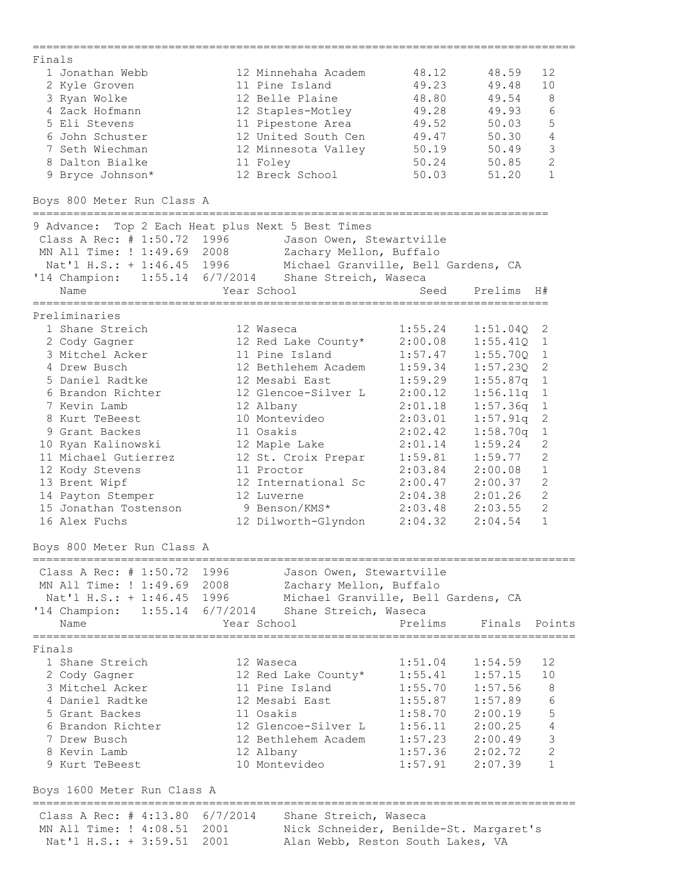Finals

| Place | Name | Year | School | Prelims | Finals | Points |
|---|---|---|---|---|---|---|
| 1 | Jonathan Webb | 12 | Minnehaha Academ | 48.12 | 48.59 | 12 |
| 2 | Kyle Groven | 11 | Pine Island | 49.23 | 49.48 | 10 |
| 3 | Ryan Wolke | 12 | Belle Plaine | 48.80 | 49.54 | 8 |
| 4 | Zack Hofmann | 12 | Staples-Motley | 49.28 | 49.93 | 6 |
| 5 | Eli Stevens | 11 | Pipestone Area | 49.52 | 50.03 | 5 |
| 6 | John Schuster | 12 | United South Cen | 49.47 | 50.30 | 4 |
| 7 | Seth Wiechman | 12 | Minnesota Valley | 50.19 | 50.49 | 3 |
| 8 | Dalton Bialke | 11 | Foley | 50.24 | 50.85 | 2 |
| 9 | Bryce Johnson* | 12 | Breck School | 50.03 | 51.20 | 1 |

## Boys 800 Meter Run Class A

9 Advance: Top 2 Each Heat plus Next 5 Best Times

- Class A Rec: # 1:50.72 1996 Jason Owen, Stewartville
- MN All Time: ! 1:49.69 2008 Zachary Mellon, Buffalo
- Nat'l H.S.: + 1:46.45 1996 Michael Granville, Bell Gardens, CA
- '14 Champion: 1:55.14 6/7/2014 Shane Streich, Waseca

Preliminaries

| Place | Name | Year | School | Seed | Prelims | H# |
|---|---|---|---|---|---|---|
| 1 | Shane Streich | 12 | Waseca | 1:55.24 | 1:51.04Q | 2 |
| 2 | Cody Gagner | 12 | Red Lake County* | 2:00.08 | 1:55.41Q | 1 |
| 3 | Mitchel Acker | 11 | Pine Island | 1:57.47 | 1:55.70Q | 1 |
| 4 | Drew Busch | 12 | Bethlehem Academ | 1:59.34 | 1:57.23Q | 2 |
| 5 | Daniel Radtke | 12 | Mesabi East | 1:59.29 | 1:55.87q | 1 |
| 6 | Brandon Richter | 12 | Glencoe-Silver L | 2:00.12 | 1:56.11q | 1 |
| 7 | Kevin Lamb | 12 | Albany | 2:01.18 | 1:57.36q | 1 |
| 8 | Kurt TeBeest | 10 | Montevideo | 2:03.01 | 1:57.91q | 2 |
| 9 | Grant Backes | 11 | Osakis | 2:02.42 | 1:58.70q | 1 |
| 10 | Ryan Kalinowski | 12 | Maple Lake | 2:01.14 | 1:59.24 | 2 |
| 11 | Michael Gutierrez | 12 | St. Croix Prepar | 1:59.81 | 1:59.77 | 2 |
| 12 | Kody Stevens | 11 | Proctor | 2:03.84 | 2:00.08 | 1 |
| 13 | Brent Wipf | 12 | International Sc | 2:00.47 | 2:00.37 | 2 |
| 14 | Payton Stemper | 12 | Luverne | 2:04.38 | 2:01.26 | 2 |
| 15 | Jonathan Tostenson | 9 | Benson/KMS* | 2:03.48 | 2:03.55 | 2 |
| 16 | Alex Fuchs | 12 | Dilworth-Glyndon | 2:04.32 | 2:04.54 | 1 |

## Boys 800 Meter Run Class A

- Class A Rec: # 1:50.72 1996 Jason Owen, Stewartville
- MN All Time: ! 1:49.69 2008 Zachary Mellon, Buffalo
- Nat'l H.S.: + 1:46.45 1996 Michael Granville, Bell Gardens, CA
- '14 Champion: 1:55.14 6/7/2014 Shane Streich, Waseca

Finals

| Place | Name | Year | School | Prelims | Finals | Points |
|---|---|---|---|---|---|---|
| 1 | Shane Streich | 12 | Waseca | 1:51.04 | 1:54.59 | 12 |
| 2 | Cody Gagner | 12 | Red Lake County* | 1:55.41 | 1:57.15 | 10 |
| 3 | Mitchel Acker | 11 | Pine Island | 1:55.70 | 1:57.56 | 8 |
| 4 | Daniel Radtke | 12 | Mesabi East | 1:55.87 | 1:57.89 | 6 |
| 5 | Grant Backes | 11 | Osakis | 1:58.70 | 2:00.19 | 5 |
| 6 | Brandon Richter | 12 | Glencoe-Silver L | 1:56.11 | 2:00.25 | 4 |
| 7 | Drew Busch | 12 | Bethlehem Academ | 1:57.23 | 2:00.49 | 3 |
| 8 | Kevin Lamb | 12 | Albany | 1:57.36 | 2:02.72 | 2 |
| 9 | Kurt TeBeest | 10 | Montevideo | 1:57.91 | 2:07.39 | 1 |

## Boys 1600 Meter Run Class A

- Class A Rec: # 4:13.80 6/7/2014 Shane Streich, Waseca
- MN All Time: ! 4:08.51 2001 Nick Schneider, Benilde-St. Margaret's
- Nat'l H.S.: + 3:59.51 2001 Alan Webb, Reston South Lakes, VA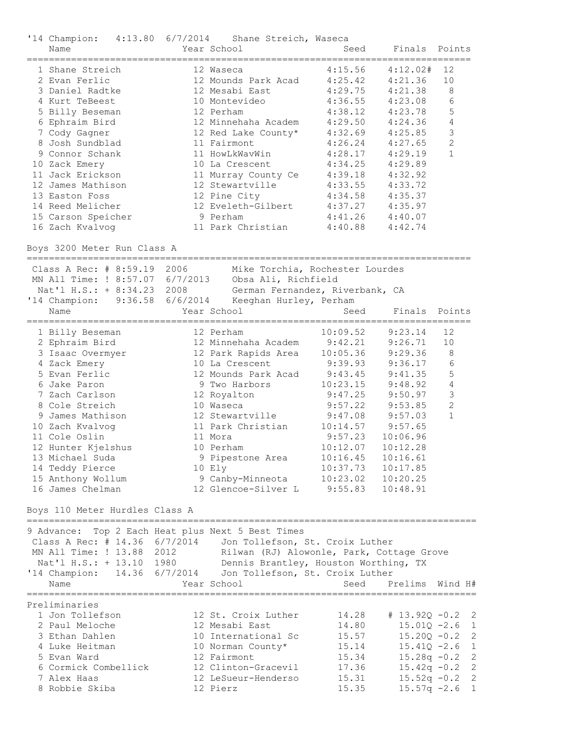'14 Champion: 4:13.80 6/7/2014 Shane Streich, Waseca

| Place | Name | Year | School | Seed | Finals | Points |
|---|---|---|---|---|---|---|
| 1 | Shane Streich | 12 | Waseca | 4:15.56 | 4:12.02# | 12 |
| 2 | Evan Ferlic | 12 | Mounds Park Acad | 4:25.42 | 4:21.36 | 10 |
| 3 | Daniel Radtke | 12 | Mesabi East | 4:29.75 | 4:21.38 | 8 |
| 4 | Kurt TeBeest | 10 | Montevideo | 4:36.55 | 4:23.08 | 6 |
| 5 | Billy Beseman | 12 | Perham | 4:38.12 | 4:23.78 | 5 |
| 6 | Ephraim Bird | 12 | Minnehaha Academ | 4:29.50 | 4:24.36 | 4 |
| 7 | Cody Gagner | 12 | Red Lake County* | 4:32.69 | 4:25.85 | 3 |
| 8 | Josh Sundblad | 11 | Fairmont | 4:26.24 | 4:27.65 | 2 |
| 9 | Connor Schank | 11 | HowLkWavWin | 4:28.17 | 4:29.19 | 1 |
| 10 | Zack Emery | 10 | La Crescent | 4:34.25 | 4:29.89 | |
| 11 | Jack Erickson | 11 | Murray County Ce | 4:39.18 | 4:32.92 | |
| 12 | James Mathison | 12 | Stewartville | 4:33.55 | 4:33.72 | |
| 13 | Easton Foss | 12 | Pine City | 4:34.58 | 4:35.37 | |
| 14 | Reed Melicher | 12 | Eveleth-Gilbert | 4:37.27 | 4:35.97 | |
| 15 | Carson Speicher | 9 | Perham | 4:41.26 | 4:40.07 | |
| 16 | Zach Kvalvog | 11 | Park Christian | 4:40.88 | 4:42.74 | |

## Boys 3200 Meter Run Class A

Class A Rec: # 8:59.19 2006 Mike Torchia, Rochester Lourdes
MN All Time: ! 8:57.07 6/7/2013 Obsa Ali, Richfield
Nat'l H.S.: + 8:34.23 2008 German Fernandez, Riverbank, CA
'14 Champion: 9:36.58 6/6/2014 Keeghan Hurley, Perham

| Place | Name | Year | School | Seed | Finals | Points |
|---|---|---|---|---|---|---|
| 1 | Billy Beseman | 12 | Perham | 10:09.52 | 9:23.14 | 12 |
| 2 | Ephraim Bird | 12 | Minnehaha Academ | 9:42.21 | 9:26.71 | 10 |
| 3 | Isaac Overmyer | 12 | Park Rapids Area | 10:05.36 | 9:29.36 | 8 |
| 4 | Zack Emery | 10 | La Crescent | 9:39.93 | 9:36.17 | 6 |
| 5 | Evan Ferlic | 12 | Mounds Park Acad | 9:43.45 | 9:41.35 | 5 |
| 6 | Jake Paron | 9 | Two Harbors | 10:23.15 | 9:48.92 | 4 |
| 7 | Zach Carlson | 12 | Royalton | 9:47.25 | 9:50.97 | 3 |
| 8 | Cole Streich | 10 | Waseca | 9:57.22 | 9:53.85 | 2 |
| 9 | James Mathison | 12 | Stewartville | 9:47.08 | 9:57.03 | 1 |
| 10 | Zach Kvalvog | 11 | Park Christian | 10:14.57 | 9:57.65 | |
| 11 | Cole Oslin | 11 | Mora | 9:57.23 | 10:06.96 | |
| 12 | Hunter Kjelshus | 10 | Perham | 10:12.07 | 10:12.28 | |
| 13 | Michael Suda | 9 | Pipestone Area | 10:16.45 | 10:16.61 | |
| 14 | Teddy Pierce | 10 | Ely | 10:37.73 | 10:17.85 | |
| 15 | Anthony Wollum | 9 | Canby-Minneota | 10:23.02 | 10:20.25 | |
| 16 | James Chelman | 12 | Glencoe-Silver L | 9:55.83 | 10:48.91 | |

## Boys 110 Meter Hurdles Class A

9 Advance: Top 2 Each Heat plus Next 5 Best Times
Class A Rec: # 14.36 6/7/2014 Jon Tollefson, St. Croix Luther
MN All Time: ! 13.88 2012 Rilwan (RJ) Alowonle, Park, Cottage Grove
Nat'l H.S.: + 13.10 1980 Dennis Brantley, Houston Worthing, TX
'14 Champion: 14.36 6/7/2014 Jon Tollefson, St. Croix Luther

### Preliminaries

| Place | Name | Year | School | Seed | Prelims | Wind | H# |
|---|---|---|---|---|---|---|---|
| 1 | Jon Tollefson | 12 | St. Croix Luther | 14.28 | # 13.92Q | -0.2 | 2 |
| 2 | Paul Meloche | 12 | Mesabi East | 14.80 | 15.01Q | -2.6 | 1 |
| 3 | Ethan Dahlen | 10 | International Sc | 15.57 | 15.20Q | -0.2 | 2 |
| 4 | Luke Heitman | 10 | Norman County* | 15.14 | 15.41Q | -2.6 | 1 |
| 5 | Evan Ward | 12 | Fairmont | 15.34 | 15.28q | -0.2 | 2 |
| 6 | Cormick Combellick | 12 | Clinton-Gracevil | 17.36 | 15.42q | -0.2 | 2 |
| 7 | Alex Haas | 12 | LeSueur-Henderso | 15.31 | 15.52q | -0.2 | 2 |
| 8 | Robbie Skiba | 12 | Pierz | 15.35 | 15.57q | -2.6 | 1 |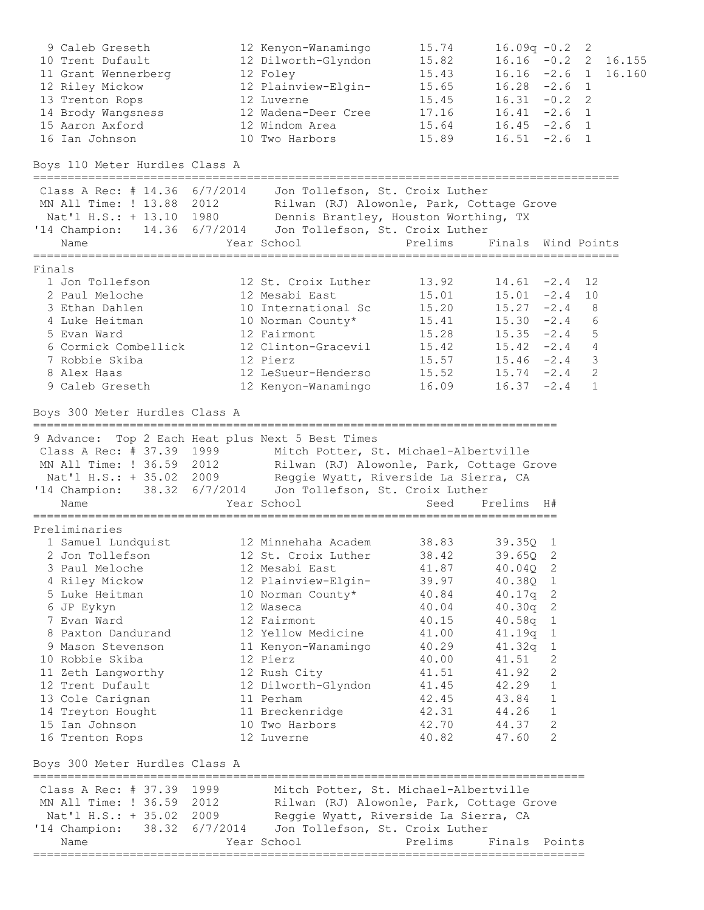| Place | Name | Year | School | Prelims | Finals | Wind | H# | |
|---|---|---|---|---|---|---|---|---|
| 9 | Caleb Greseth | 12 | Kenyon-Wanamingo | 15.74 | 16.09q | -0.2 | 2 | |
| 10 | Trent Dufault | 12 | Dilworth-Glyndon | 15.82 | 16.16 | -0.2 | 2 | 16.155 |
| 11 | Grant Wennerberg | 12 | Foley | 15.43 | 16.16 | -2.6 | 1 | 16.160 |
| 12 | Riley Mickow | 12 | Plainview-Elgin- | 15.65 | 16.28 | -2.6 | 1 | |
| 13 | Trenton Rops | 12 | Luverne | 15.45 | 16.31 | -0.2 | 2 | |
| 14 | Brody Wangsness | 12 | Wadena-Deer Cree | 17.16 | 16.41 | -2.6 | 1 | |
| 15 | Aaron Axford | 12 | Windom Area | 15.64 | 16.45 | -2.6 | 1 | |
| 16 | Ian Johnson | 10 | Two Harbors | 15.89 | 16.51 | -2.6 | 1 | |

## Boys 110 Meter Hurdles Class A

```
Class A Rec: # 14.36  6/7/2014    Jon Tollefson, St. Croix Luther
MN All Time: ! 13.88  2012        Rilwan (RJ) Alowonle, Park, Cottage Grove
Nat'l H.S.: + 13.10   1980        Dennis Brantley, Houston Worthing, TX
'14 Champion:  14.36  6/7/2014    Jon Tollefson, St. Croix Luther
```

Finals

| Place | Name | Year | School | Prelims | Finals | Wind | Points |
|---|---|---|---|---|---|---|---|
| 1 | Jon Tollefson | 12 | St. Croix Luther | 13.92 | 14.61 | -2.4 | 12 |
| 2 | Paul Meloche | 12 | Mesabi East | 15.01 | 15.01 | -2.4 | 10 |
| 3 | Ethan Dahlen | 10 | International Sc | 15.20 | 15.27 | -2.4 | 8 |
| 4 | Luke Heitman | 10 | Norman County* | 15.41 | 15.30 | -2.4 | 6 |
| 5 | Evan Ward | 12 | Fairmont | 15.28 | 15.35 | -2.4 | 5 |
| 6 | Cormick Combellick | 12 | Clinton-Gracevil | 15.42 | 15.42 | -2.4 | 4 |
| 7 | Robbie Skiba | 12 | Pierz | 15.57 | 15.46 | -2.4 | 3 |
| 8 | Alex Haas | 12 | LeSueur-Henderso | 15.52 | 15.74 | -2.4 | 2 |
| 9 | Caleb Greseth | 12 | Kenyon-Wanamingo | 16.09 | 16.37 | -2.4 | 1 |

## Boys 300 Meter Hurdles Class A

```
9 Advance:  Top 2 Each Heat plus Next 5 Best Times
Class A Rec: # 37.39  1999        Mitch Potter, St. Michael-Albertville
MN All Time: ! 36.59  2012        Rilwan (RJ) Alowonle, Park, Cottage Grove
Nat'l H.S.: + 35.02   2009        Reggie Wyatt, Riverside La Sierra, CA
'14 Champion:  38.32  6/7/2014    Jon Tollefson, St. Croix Luther
```

Preliminaries

| Place | Name | Year | School | Seed | Prelims | H# |
|---|---|---|---|---|---|---|
| 1 | Samuel Lundquist | 12 | Minnehaha Academ | 38.83 | 39.35Q | 1 |
| 2 | Jon Tollefson | 12 | St. Croix Luther | 38.42 | 39.65Q | 2 |
| 3 | Paul Meloche | 12 | Mesabi East | 41.87 | 40.04Q | 2 |
| 4 | Riley Mickow | 12 | Plainview-Elgin- | 39.97 | 40.38Q | 1 |
| 5 | Luke Heitman | 10 | Norman County* | 40.84 | 40.17q | 2 |
| 6 | JP Eykyn | 12 | Waseca | 40.04 | 40.30q | 2 |
| 7 | Evan Ward | 12 | Fairmont | 40.15 | 40.58q | 1 |
| 8 | Paxton Dandurand | 12 | Yellow Medicine | 41.00 | 41.19q | 1 |
| 9 | Mason Stevenson | 11 | Kenyon-Wanamingo | 40.29 | 41.32q | 1 |
| 10 | Robbie Skiba | 12 | Pierz | 40.00 | 41.51 | 2 |
| 11 | Zeth Langworthy | 12 | Rush City | 41.51 | 41.92 | 2 |
| 12 | Trent Dufault | 12 | Dilworth-Glyndon | 41.45 | 42.29 | 1 |
| 13 | Cole Carignan | 11 | Perham | 42.45 | 43.84 | 1 |
| 14 | Treyton Hought | 11 | Breckenridge | 42.31 | 44.26 | 1 |
| 15 | Ian Johnson | 10 | Two Harbors | 42.70 | 44.37 | 2 |
| 16 | Trenton Rops | 12 | Luverne | 40.82 | 47.60 | 2 |

## Boys 300 Meter Hurdles Class A

```
Class A Rec: # 37.39  1999        Mitch Potter, St. Michael-Albertville
MN All Time: ! 36.59  2012        Rilwan (RJ) Alowonle, Park, Cottage Grove
Nat'l H.S.: + 35.02   2009        Reggie Wyatt, Riverside La Sierra, CA
'14 Champion:  38.32  6/7/2014    Jon Tollefson, St. Croix Luther
```

| Name | Year | School | Prelims | Finals | Points |
|---|---|---|---|---|---|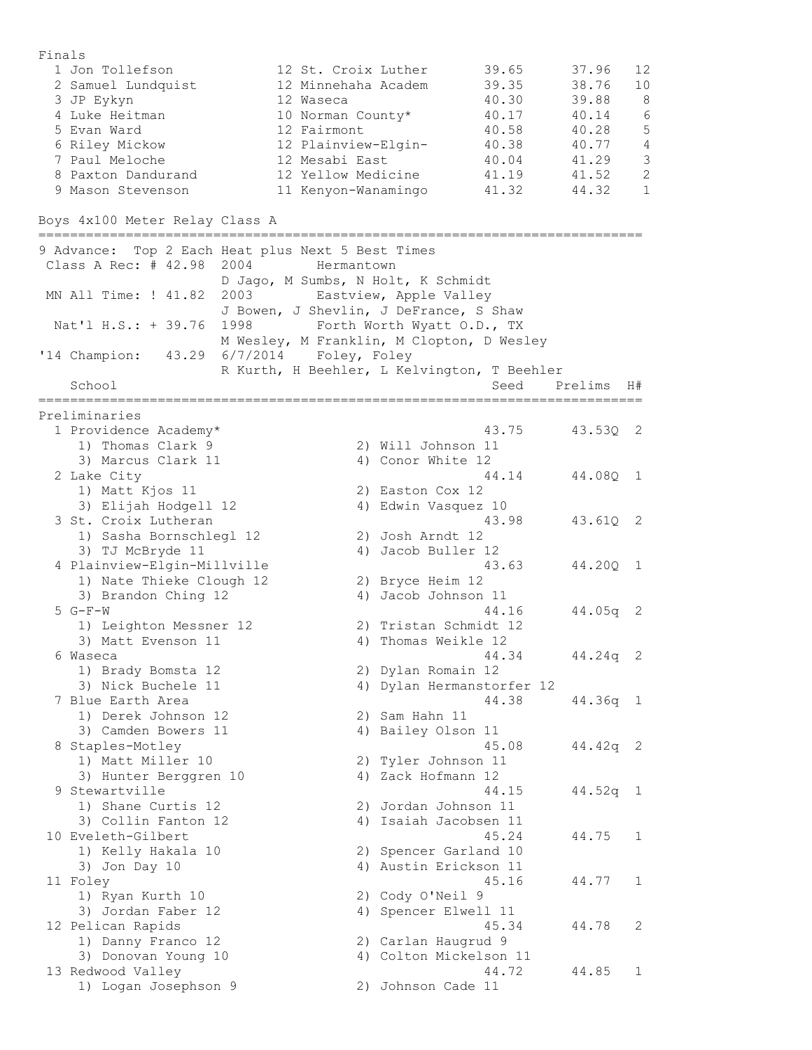Finals

| Place | Name | Yr | School | Prelims | Finals | Points |
|---|---|---|---|---|---|---|
| 1 | Jon Tollefson | 12 | St. Croix Luther | 39.65 | 37.96 | 12 |
| 2 | Samuel Lundquist | 12 | Minnehaha Academ | 39.35 | 38.76 | 10 |
| 3 | JP Eykyn | 12 | Waseca | 40.30 | 39.88 | 8 |
| 4 | Luke Heitman | 10 | Norman County* | 40.17 | 40.14 | 6 |
| 5 | Evan Ward | 12 | Fairmont | 40.58 | 40.28 | 5 |
| 6 | Riley Mickow | 12 | Plainview-Elgin- | 40.38 | 40.77 | 4 |
| 7 | Paul Meloche | 12 | Mesabi East | 40.04 | 41.29 | 3 |
| 8 | Paxton Dandurand | 12 | Yellow Medicine | 41.19 | 41.52 | 2 |
| 9 | Mason Stevenson | 11 | Kenyon-Wanamingo | 41.32 | 44.32 | 1 |

## Boys 4x100 Meter Relay Class A

9 Advance: Top 2 Each Heat plus Next 5 Best Times

Class A Rec: # 42.98 2004 Hermantown
D Jago, M Sumbs, N Holt, K Schmidt

MN All Time: ! 41.82 2003 Eastview, Apple Valley
J Bowen, J Shevlin, J DeFrance, S Shaw

Nat'l H.S.: + 39.76 1998 Forth Worth Wyatt O.D., TX
M Wesley, M Franklin, M Clopton, D Wesley

'14 Champion: 43.29 6/7/2014 Foley, Foley
R Kurth, H Beehler, L Kelvington, T Beehler

Preliminaries

| Place | School | Seed | Prelims | H# |
|---|---|---|---|---|
| 1 | Providence Academy* | 43.75 | 43.53Q | 2 |
| | 1) Thomas Clark 9, 2) Will Johnson 11, 3) Marcus Clark 11, 4) Conor White 12 | | | |
| 2 | Lake City | 44.14 | 44.08Q | 1 |
| | 1) Matt Kjos 11, 2) Easton Cox 12, 3) Elijah Hodgell 12, 4) Edwin Vasquez 10 | | | |
| 3 | St. Croix Lutheran | 43.98 | 43.61Q | 2 |
| | 1) Sasha Bornschlegl 12, 2) Josh Arndt 12, 3) TJ McBryde 11, 4) Jacob Buller 12 | | | |
| 4 | Plainview-Elgin-Millville | 43.63 | 44.20Q | 1 |
| | 1) Nate Thieke Clough 12, 2) Bryce Heim 12, 3) Brandon Ching 12, 4) Jacob Johnson 11 | | | |
| 5 | G-F-W | 44.16 | 44.05q | 2 |
| | 1) Leighton Messner 12, 2) Tristan Schmidt 12, 3) Matt Evenson 11, 4) Thomas Weikle 12 | | | |
| 6 | Waseca | 44.34 | 44.24q | 2 |
| | 1) Brady Bomsta 12, 2) Dylan Romain 12, 3) Nick Buchele 11, 4) Dylan Hermanstorfer 12 | | | |
| 7 | Blue Earth Area | 44.38 | 44.36q | 1 |
| | 1) Derek Johnson 12, 2) Sam Hahn 11, 3) Camden Bowers 11, 4) Bailey Olson 11 | | | |
| 8 | Staples-Motley | 45.08 | 44.42q | 2 |
| | 1) Matt Miller 10, 2) Tyler Johnson 11, 3) Hunter Berggren 10, 4) Zack Hofmann 12 | | | |
| 9 | Stewartville | 44.15 | 44.52q | 1 |
| | 1) Shane Curtis 12, 2) Jordan Johnson 11, 3) Collin Fanton 12, 4) Isaiah Jacobsen 11 | | | |
| 10 | Eveleth-Gilbert | 45.24 | 44.75 | 1 |
| | 1) Kelly Hakala 10, 2) Spencer Garland 10, 3) Jon Day 10, 4) Austin Erickson 11 | | | |
| 11 | Foley | 45.16 | 44.77 | 1 |
| | 1) Ryan Kurth 10, 2) Cody O'Neil 9, 3) Jordan Faber 12, 4) Spencer Elwell 11 | | | |
| 12 | Pelican Rapids | 45.34 | 44.78 | 2 |
| | 1) Danny Franco 12, 2) Carlan Haugrud 9, 3) Donovan Young 10, 4) Colton Mickelson 11 | | | |
| 13 | Redwood Valley | 44.72 | 44.85 | 1 |
| | 1) Logan Josephson 9, 2) Johnson Cade 11 | | | |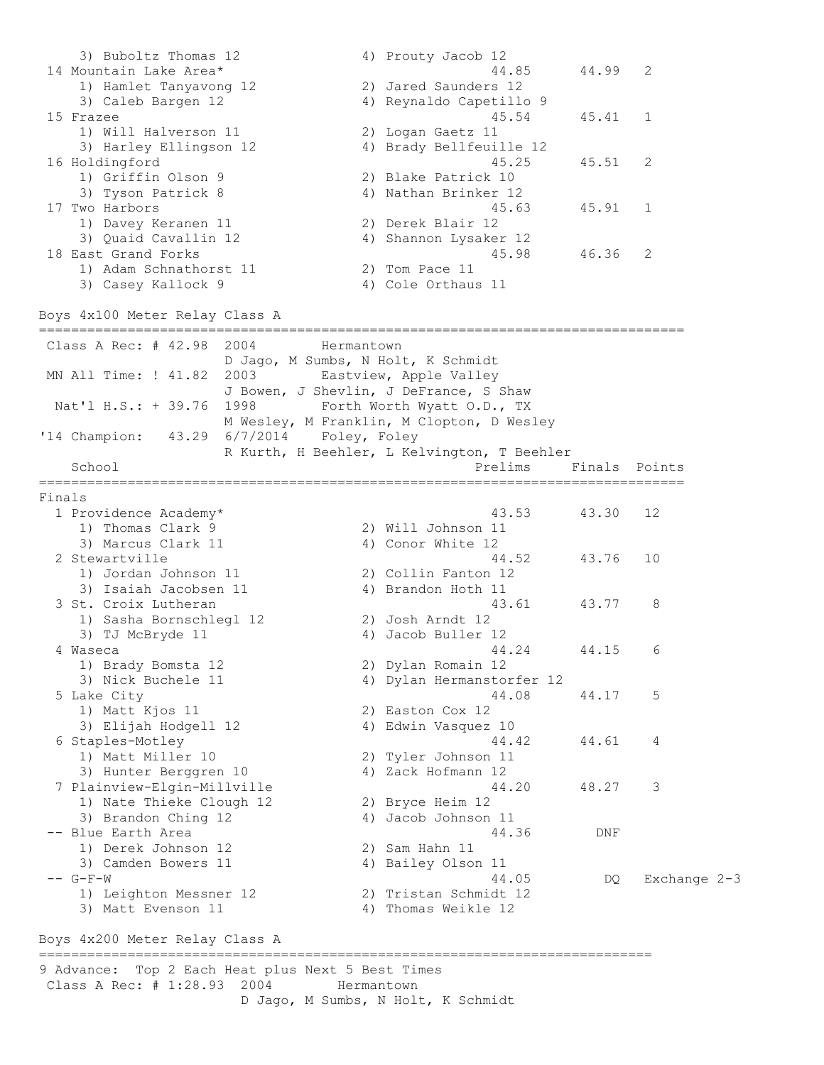```
    3) Buboltz Thomas 12              4) Prouty Jacob 12
 14 Mountain Lake Area*                                 44.85      44.99   2
    1) Hamlet Tanyavong 12            2) Jared Saunders 12
    3) Caleb Bargen 12                4) Reynaldo Capetillo 9
 15 Frazee                                              45.54      45.41   1
    1) Will Halverson 11              2) Logan Gaetz 11
    3) Harley Ellingson 12            4) Brady Bellfeuille 12
 16 Holdingford                                         45.25      45.51   2
    1) Griffin Olson 9                2) Blake Patrick 10
    3) Tyson Patrick 8                4) Nathan Brinker 12
 17 Two Harbors                                         45.63      45.91   1
    1) Davey Keranen 11               2) Derek Blair 12
    3) Quaid Cavallin 12              4) Shannon Lysaker 12
 18 East Grand Forks                                    45.98      46.36   2
    1) Adam Schnathorst 11            2) Tom Pace 11
    3) Casey Kallock 9                4) Cole Orthaus 11
```

## Boys 4x100 Meter Relay Class A

```
================================================================================
 Class A Rec: # 42.98  2004        Hermantown
                       D Jago, M Sumbs, N Holt, K Schmidt
 MN All Time: ! 41.82  2003        Eastview, Apple Valley
                       J Bowen, J Shevlin, J DeFrance, S Shaw
  Nat'l H.S.: + 39.76  1998        Forth Worth Wyatt O.D., TX
                       M Wesley, M Franklin, M Clopton, D Wesley
'14 Champion:   43.29  6/7/2014    Foley, Foley
                       R Kurth, H Beehler, L Kelvington, T Beehler
    School                                            Prelims     Finals  Points
================================================================================
Finals
  1 Providence Academy*                                 43.53      43.30   12
    1) Thomas Clark 9                 2) Will Johnson 11
    3) Marcus Clark 11                4) Conor White 12
  2 Stewartville                                        44.52      43.76   10
    1) Jordan Johnson 11              2) Collin Fanton 12
    3) Isaiah Jacobsen 11             4) Brandon Hoth 11
  3 St. Croix Lutheran                                  43.61      43.77    8
    1) Sasha Bornschlegl 12           2) Josh Arndt 12
    3) TJ McBryde 11                  4) Jacob Buller 12
  4 Waseca                                              44.24      44.15    6
    1) Brady Bomsta 12                2) Dylan Romain 12
    3) Nick Buchele 11                4) Dylan Hermanstorfer 12
  5 Lake City                                           44.08      44.17    5
    1) Matt Kjos 11                   2) Easton Cox 12
    3) Elijah Hodgell 12              4) Edwin Vasquez 10
  6 Staples-Motley                                      44.42      44.61    4
    1) Matt Miller 10                 2) Tyler Johnson 11
    3) Hunter Berggren 10             4) Zack Hofmann 12
  7 Plainview-Elgin-Millville                           44.20      48.27    3
    1) Nate Thieke Clough 12          2) Bryce Heim 12
    3) Brandon Ching 12               4) Jacob Johnson 11
 -- Blue Earth Area                                     44.36        DNF
    1) Derek Johnson 12               2) Sam Hahn 11
    3) Camden Bowers 11               4) Bailey Olson 11
 -- G-F-W                                               44.05         DQ   Exchange 2-3
    1) Leighton Messner 12            2) Tristan Schmidt 12
    3) Matt Evenson 11                4) Thomas Weikle 12
```

## Boys 4x200 Meter Relay Class A

```
============================================================================
9 Advance:  Top 2 Each Heat plus Next 5 Best Times
 Class A Rec: # 1:28.93  2004        Hermantown
                         D Jago, M Sumbs, N Holt, K Schmidt
```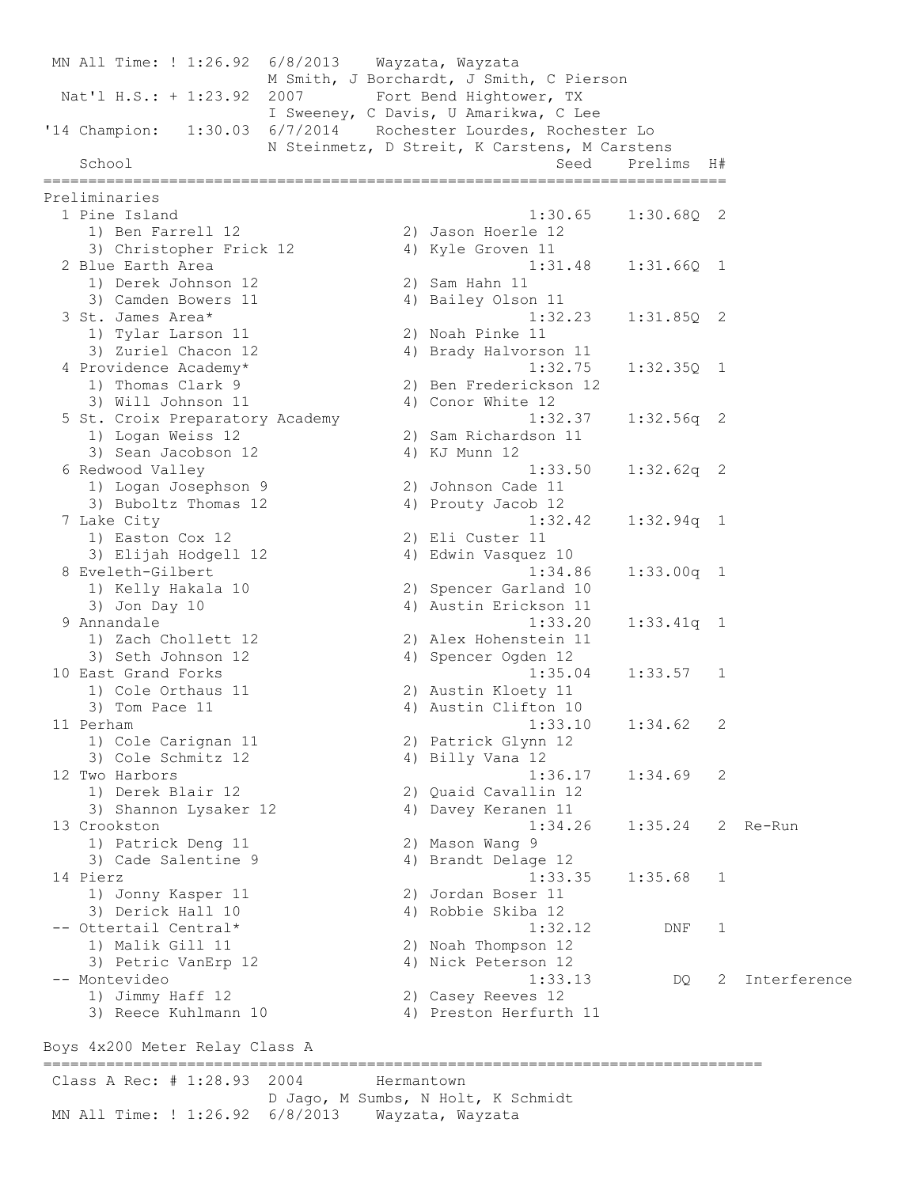MN All Time: ! 1:26.92 6/8/2013 Wayzata, Wayzata
M Smith, J Borchardt, J Smith, C Pierson
Nat'l H.S.: + 1:23.92 2007 Fort Bend Hightower, TX
I Sweeney, C Davis, U Amarikwa, C Lee
'14 Champion: 1:30.03 6/7/2014 Rochester Lourdes, Rochester Lo
N Steinmetz, D Streit, K Carstens, M Carstens

| | School | Seed | Prelims | H# | |
|---|---|---|---|---|---|
| **Preliminaries** | | | | | |
| 1 | Pine Island | 1:30.65 | 1:30.68Q | 2 | |
| | 1) Ben Farrell 12, 2) Jason Hoerle 12, 3) Christopher Frick 12, 4) Kyle Groven 11 | | | | |
| 2 | Blue Earth Area | 1:31.48 | 1:31.66Q | 1 | |
| | 1) Derek Johnson 12, 2) Sam Hahn 11, 3) Camden Bowers 11, 4) Bailey Olson 11 | | | | |
| 3 | St. James Area* | 1:32.23 | 1:31.85Q | 2 | |
| | 1) Tylar Larson 11, 2) Noah Pinke 11, 3) Zuriel Chacon 12, 4) Brady Halvorson 11 | | | | |
| 4 | Providence Academy* | 1:32.75 | 1:32.35Q | 1 | |
| | 1) Thomas Clark 9, 2) Ben Frederickson 12, 3) Will Johnson 11, 4) Conor White 12 | | | | |
| 5 | St. Croix Preparatory Academy | 1:32.37 | 1:32.56q | 2 | |
| | 1) Logan Weiss 12, 2) Sam Richardson 11, 3) Sean Jacobson 12, 4) KJ Munn 12 | | | | |
| 6 | Redwood Valley | 1:33.50 | 1:32.62q | 2 | |
| | 1) Logan Josephson 9, 2) Johnson Cade 11, 3) Buboltz Thomas 12, 4) Prouty Jacob 12 | | | | |
| 7 | Lake City | 1:32.42 | 1:32.94q | 1 | |
| | 1) Easton Cox 12, 2) Eli Custer 11, 3) Elijah Hodgell 12, 4) Edwin Vasquez 10 | | | | |
| 8 | Eveleth-Gilbert | 1:34.86 | 1:33.00q | 1 | |
| | 1) Kelly Hakala 10, 2) Spencer Garland 10, 3) Jon Day 10, 4) Austin Erickson 11 | | | | |
| 9 | Annandale | 1:33.20 | 1:33.41q | 1 | |
| | 1) Zach Chollett 12, 2) Alex Hohenstein 11, 3) Seth Johnson 12, 4) Spencer Ogden 12 | | | | |
| 10 | East Grand Forks | 1:35.04 | 1:33.57 | 1 | |
| | 1) Cole Orthaus 11, 2) Austin Kloety 11, 3) Tom Pace 11, 4) Austin Clifton 10 | | | | |
| 11 | Perham | 1:33.10 | 1:34.62 | 2 | |
| | 1) Cole Carignan 11, 2) Patrick Glynn 12, 3) Cole Schmitz 12, 4) Billy Vana 12 | | | | |
| 12 | Two Harbors | 1:36.17 | 1:34.69 | 2 | |
| | 1) Derek Blair 12, 2) Quaid Cavallin 12, 3) Shannon Lysaker 12, 4) Davey Keranen 11 | | | | |
| 13 | Crookston | 1:34.26 | 1:35.24 | 2 | Re-Run |
| | 1) Patrick Deng 11, 2) Mason Wang 9, 3) Cade Salentine 9, 4) Brandt Delage 12 | | | | |
| 14 | Pierz | 1:33.35 | 1:35.68 | 1 | |
| | 1) Jonny Kasper 11, 2) Jordan Boser 11, 3) Derick Hall 10, 4) Robbie Skiba 12 | | | | |
| -- | Ottertail Central* | 1:32.12 | DNF | 1 | |
| | 1) Malik Gill 11, 2) Noah Thompson 12, 3) Petric VanErp 12, 4) Nick Peterson 12 | | | | |
| -- | Montevideo | 1:33.13 | DQ | 2 | Interference |
| | 1) Jimmy Haff 12, 2) Casey Reeves 12, 3) Reece Kuhlmann 10, 4) Preston Herfurth 11 | | | | |

## Boys 4x200 Meter Relay Class A

Class A Rec: # 1:28.93 2004 Hermantown
D Jago, M Sumbs, N Holt, K Schmidt
MN All Time: ! 1:26.92 6/8/2013 Wayzata, Wayzata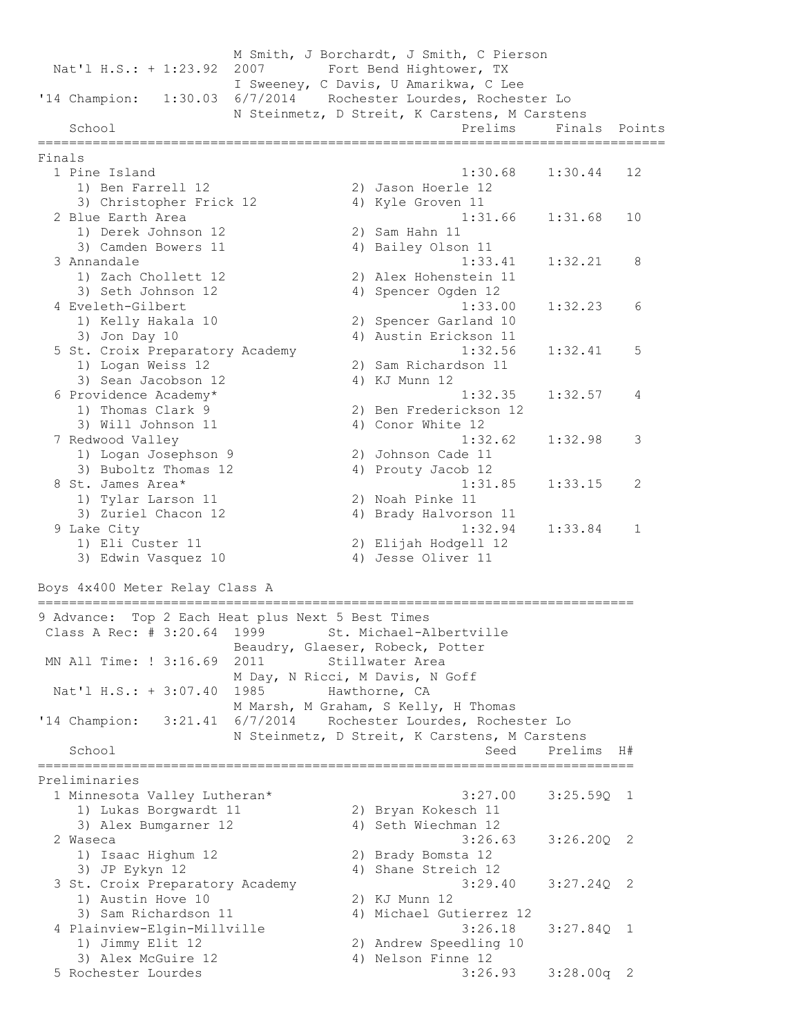```
                          M Smith, J Borchardt, J Smith, C Pierson
  Nat'l H.S.: + 1:23.92  2007        Fort Bend Hightower, TX
                          I Sweeney, C Davis, U Amarikwa, C Lee
'14 Champion:   1:30.03  6/7/2014    Rochester Lourdes, Rochester Lo
                          N Steinmetz, D Streit, K Carstens, M Carstens
    School                                        Prelims     Finals  Points
================================================================================
Finals
  1 Pine Island                                    1:30.68    1:30.44   12
     1) Ben Farrell 12                2) Jason Hoerle 12
     3) Christopher Frick 12          4) Kyle Groven 11
  2 Blue Earth Area                                1:31.66    1:31.68   10
     1) Derek Johnson 12              2) Sam Hahn 11
     3) Camden Bowers 11              4) Bailey Olson 11
  3 Annandale                                      1:33.41    1:32.21    8
     1) Zach Chollett 12              2) Alex Hohenstein 11
     3) Seth Johnson 12               4) Spencer Ogden 12
  4 Eveleth-Gilbert                                1:33.00    1:32.23    6
     1) Kelly Hakala 10               2) Spencer Garland 10
     3) Jon Day 10                    4) Austin Erickson 11
  5 St. Croix Preparatory Academy                  1:32.56    1:32.41    5
     1) Logan Weiss 12                2) Sam Richardson 11
     3) Sean Jacobson 12              4) KJ Munn 12
  6 Providence Academy*                            1:32.35    1:32.57    4
     1) Thomas Clark 9                2) Ben Frederickson 12
     3) Will Johnson 11               4) Conor White 12
  7 Redwood Valley                                 1:32.62    1:32.98    3
     1) Logan Josephson 9             2) Johnson Cade 11
     3) Buboltz Thomas 12             4) Prouty Jacob 12
  8 St. James Area*                                1:31.85    1:33.15    2
     1) Tylar Larson 11               2) Noah Pinke 11
     3) Zuriel Chacon 12              4) Brady Halvorson 11
  9 Lake City                                      1:32.94    1:33.84    1
     1) Eli Custer 11                 2) Elijah Hodgell 12
     3) Edwin Vasquez 10              4) Jesse Oliver 11

Boys 4x400 Meter Relay Class A
=============================================================================
9 Advance:  Top 2 Each Heat plus Next 5 Best Times
 Class A Rec: # 3:20.64  1999        St. Michael-Albertville
                          Beaudry, Glaeser, Robeck, Potter
 MN All Time: ! 3:16.69  2011        Stillwater Area
                          M Day, N Ricci, M Davis, N Goff
  Nat'l H.S.: + 3:07.40  1985        Hawthorne, CA
                          M Marsh, M Graham, S Kelly, H Thomas
'14 Champion:   3:21.41  6/7/2014    Rochester Lourdes, Rochester Lo
                          N Steinmetz, D Streit, K Carstens, M Carstens
    School                                          Seed    Prelims  H#
=============================================================================
Preliminaries
  1 Minnesota Valley Lutheran*                     3:27.00    3:25.59Q  1
     1) Lukas Borgwardt 11            2) Bryan Kokesch 11
     3) Alex Bumgarner 12             4) Seth Wiechman 12
  2 Waseca                                         3:26.63    3:26.20Q  2
     1) Isaac Highum 12               2) Brady Bomsta 12
     3) JP Eykyn 12                   4) Shane Streich 12
  3 St. Croix Preparatory Academy                  3:29.40    3:27.24Q  2
     1) Austin Hove 10                2) KJ Munn 12
     3) Sam Richardson 11             4) Michael Gutierrez 12
  4 Plainview-Elgin-Millville                      3:26.18    3:27.84Q  1
     1) Jimmy Elit 12                 2) Andrew Speedling 10
     3) Alex McGuire 12               4) Nelson Finne 12
  5 Rochester Lourdes                              3:26.93    3:28.00q  2
```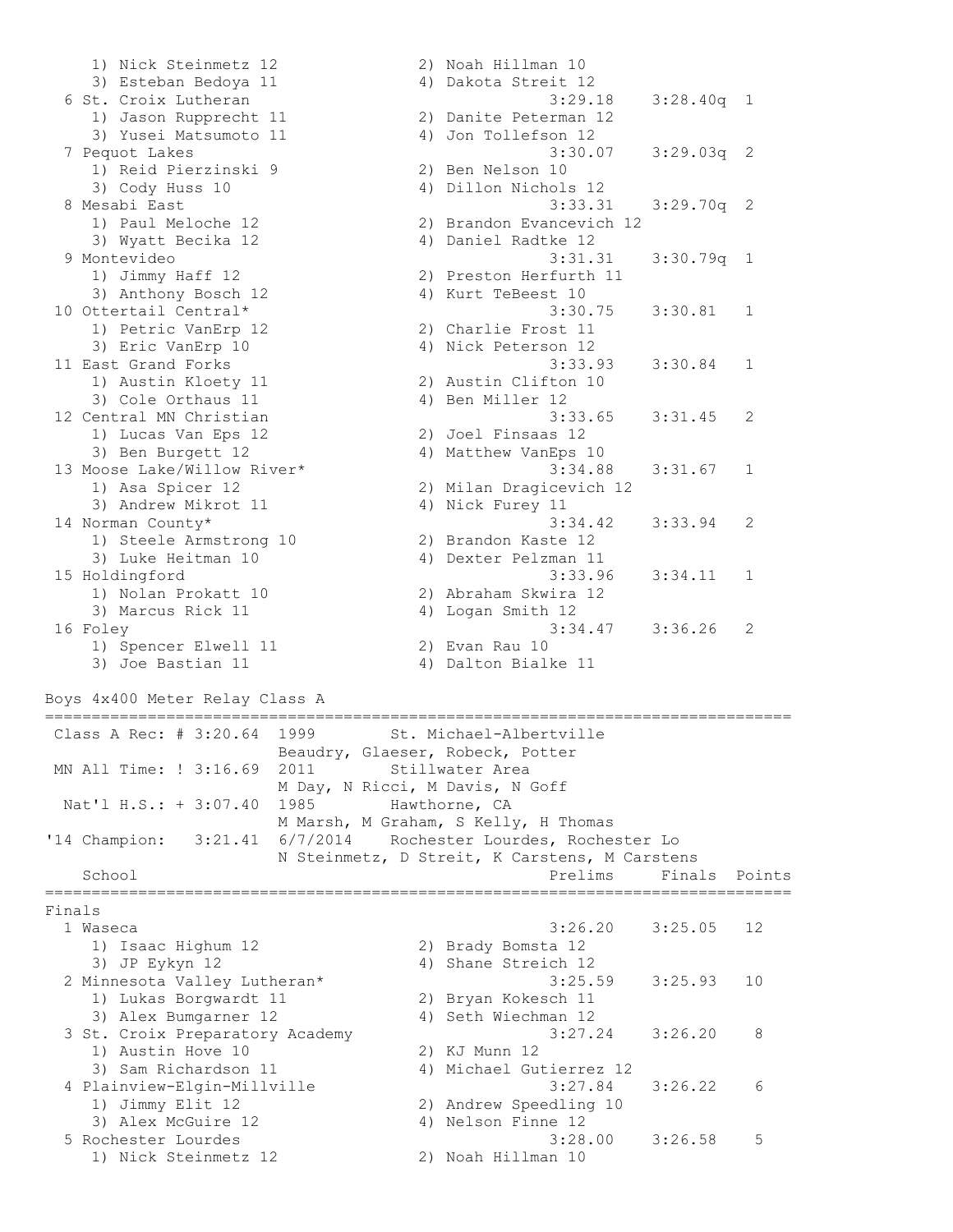1) Nick Steinmetz 12 | 2) Noah Hillman 10
3) Esteban Bedoya 11 | 4) Dakota Streit 12

| Place | School | Prelims | Finals | Heat |
|---|---|---|---|---|
| 6 | St. Croix Lutheran | 3:29.18 | 3:28.40q | 1 |
| | 1) Jason Rupprecht 11; 2) Danite Peterman 12; 3) Yusei Matsumoto 11; 4) Jon Tollefson 12 | | | |
| 7 | Pequot Lakes | 3:30.07 | 3:29.03q | 2 |
| | 1) Reid Pierzinski 9; 2) Ben Nelson 10; 3) Cody Huss 10; 4) Dillon Nichols 12 | | | |
| 8 | Mesabi East | 3:33.31 | 3:29.70q | 2 |
| | 1) Paul Meloche 12; 2) Brandon Evancevich 12; 3) Wyatt Becika 12; 4) Daniel Radtke 12 | | | |
| 9 | Montevideo | 3:31.31 | 3:30.79q | 1 |
| | 1) Jimmy Haff 12; 2) Preston Herfurth 11; 3) Anthony Bosch 12; 4) Kurt TeBeest 10 | | | |
| 10 | Ottertail Central* | 3:30.75 | 3:30.81 | 1 |
| | 1) Petric VanErp 12; 2) Charlie Frost 11; 3) Eric VanErp 10; 4) Nick Peterson 12 | | | |
| 11 | East Grand Forks | 3:33.93 | 3:30.84 | 1 |
| | 1) Austin Kloety 11; 2) Austin Clifton 10; 3) Cole Orthaus 11; 4) Ben Miller 12 | | | |
| 12 | Central MN Christian | 3:33.65 | 3:31.45 | 2 |
| | 1) Lucas Van Eps 12; 2) Joel Finsaas 12; 3) Ben Burgett 12; 4) Matthew VanEps 10 | | | |
| 13 | Moose Lake/Willow River* | 3:34.88 | 3:31.67 | 1 |
| | 1) Asa Spicer 12; 2) Milan Dragicevich 12; 3) Andrew Mikrot 11; 4) Nick Furey 11 | | | |
| 14 | Norman County* | 3:34.42 | 3:33.94 | 2 |
| | 1) Steele Armstrong 10; 2) Brandon Kaste 12; 3) Luke Heitman 10; 4) Dexter Pelzman 11 | | | |
| 15 | Holdingford | 3:33.96 | 3:34.11 | 1 |
| | 1) Nolan Prokatt 10; 2) Abraham Skwira 12; 3) Marcus Rick 11; 4) Logan Smith 12 | | | |
| 16 | Foley | 3:34.47 | 3:36.26 | 2 |
| | 1) Spencer Elwell 11; 2) Evan Rau 10; 3) Joe Bastian 11; 4) Dalton Bialke 11 | | | |

## Boys 4x400 Meter Relay Class A

```
Class A Rec: # 3:20.64  1999        St. Michael-Albertville
                        Beaudry, Glaeser, Robeck, Potter
 MN All Time: ! 3:16.69  2011        Stillwater Area
                        M Day, N Ricci, M Davis, N Goff
  Nat'l H.S.: + 3:07.40  1985        Hawthorne, CA
                        M Marsh, M Graham, S Kelly, H Thomas
'14 Champion:   3:21.41  6/7/2014    Rochester Lourdes, Rochester Lo
                        N Steinmetz, D Streit, K Carstens, M Carstens
```

### Finals

| Place | School | Prelims | Finals | Points |
|---|---|---|---|---|
| 1 | Waseca | 3:26.20 | 3:25.05 | 12 |
| | 1) Isaac Highum 12; 2) Brady Bomsta 12; 3) JP Eykyn 12; 4) Shane Streich 12 | | | |
| 2 | Minnesota Valley Lutheran* | 3:25.59 | 3:25.93 | 10 |
| | 1) Lukas Borgwardt 11; 2) Bryan Kokesch 11; 3) Alex Bumgarner 12; 4) Seth Wiechman 12 | | | |
| 3 | St. Croix Preparatory Academy | 3:27.24 | 3:26.20 | 8 |
| | 1) Austin Hove 10; 2) KJ Munn 12; 3) Sam Richardson 11; 4) Michael Gutierrez 12 | | | |
| 4 | Plainview-Elgin-Millville | 3:27.84 | 3:26.22 | 6 |
| | 1) Jimmy Elit 12; 2) Andrew Speedling 10; 3) Alex McGuire 12; 4) Nelson Finne 12 | | | |
| 5 | Rochester Lourdes | 3:28.00 | 3:26.58 | 5 |
| | 1) Nick Steinmetz 12; 2) Noah Hillman 10 | | | |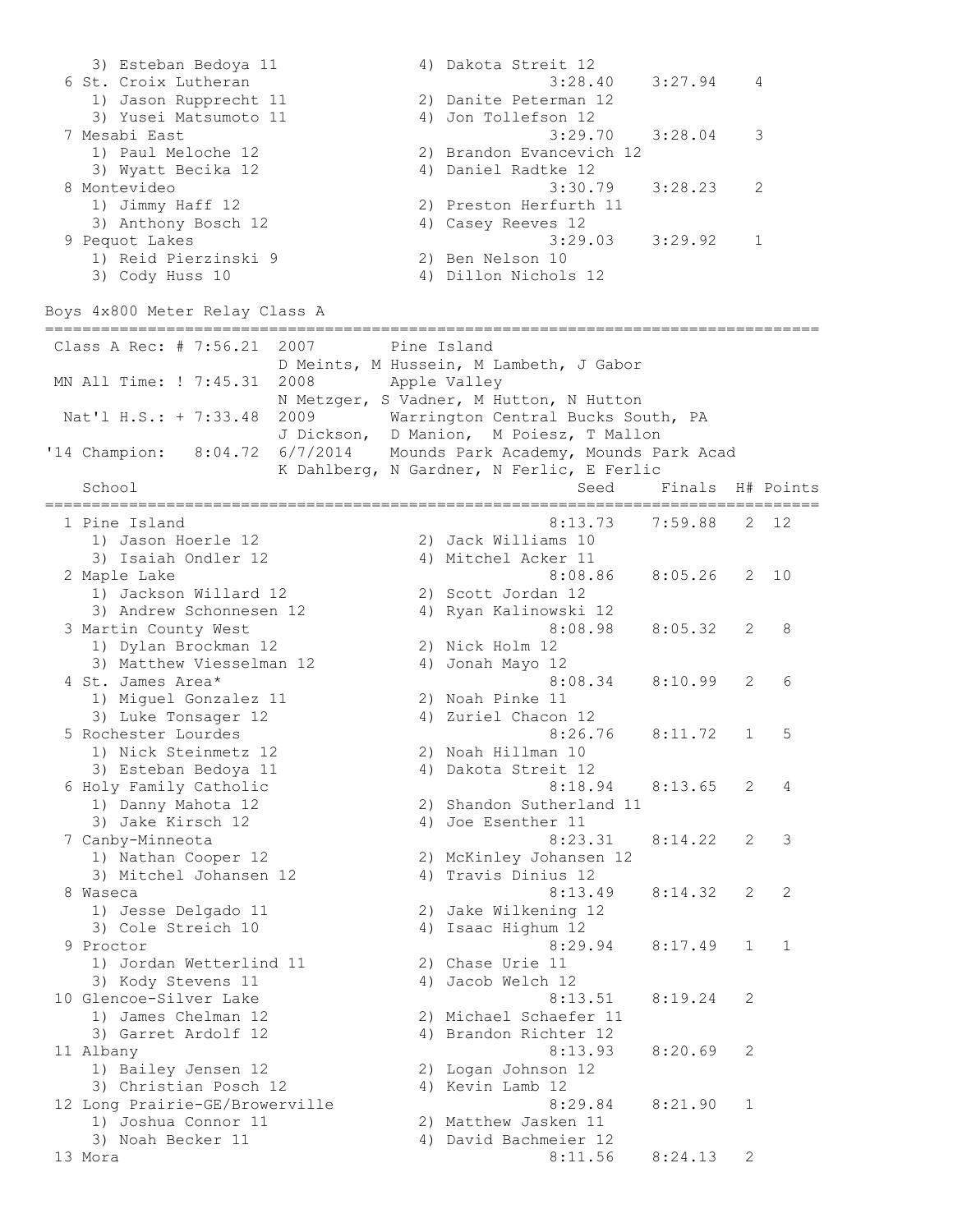```
    3) Esteban Bedoya 11              4) Dakota Streit 12
  6 St. Croix Lutheran                              3:28.40    3:27.94    4
    1) Jason Rupprecht 11             2) Danite Peterman 12
    3) Yusei Matsumoto 11             4) Jon Tollefson 12
  7 Mesabi East                                     3:29.70    3:28.04    3
    1) Paul Meloche 12                2) Brandon Evancevich 12
    3) Wyatt Becika 12                4) Daniel Radtke 12
  8 Montevideo                                      3:30.79    3:28.23    2
    1) Jimmy Haff 12                  2) Preston Herfurth 11
    3) Anthony Bosch 12               4) Casey Reeves 12
  9 Pequot Lakes                                    3:29.03    3:29.92    1
    1) Reid Pierzinski 9              2) Ben Nelson 10
    3) Cody Huss 10                   4) Dillon Nichols 12
```

Boys 4x800 Meter Relay Class A

```
===================================================================================
 Class A Rec: # 7:56.21  2007        Pine Island
                         D Meints, M Hussein, M Lambeth, J Gabor
 MN All Time: ! 7:45.31  2008        Apple Valley
                         N Metzger, S Vadner, M Hutton, N Hutton
  Nat'l H.S.: + 7:33.48  2009        Warrington Central Bucks South, PA
                         J Dickson,  D Manion,  M Poiesz, T Mallon
'14 Champion:   8:04.72  6/7/2014    Mounds Park Academy, Mounds Park Acad
                         K Dahlberg, N Gardner, N Ferlic, E Ferlic
    School                                            Seed     Finals  H# Points
===================================================================================
  1 Pine Island                                     8:13.73    7:59.88   2  12
    1) Jason Hoerle 12                2) Jack Williams 10
    3) Isaiah Ondler 12               4) Mitchel Acker 11
  2 Maple Lake                                      8:08.86    8:05.26   2  10
    1) Jackson Willard 12             2) Scott Jordan 12
    3) Andrew Schonnesen 12           4) Ryan Kalinowski 12
  3 Martin County West                              8:08.98    8:05.32   2   8
    1) Dylan Brockman 12              2) Nick Holm 12
    3) Matthew Viesselman 12          4) Jonah Mayo 12
  4 St. James Area*                                 8:08.34    8:10.99   2   6
    1) Miguel Gonzalez 11             2) Noah Pinke 11
    3) Luke Tonsager 12               4) Zuriel Chacon 12
  5 Rochester Lourdes                               8:26.76    8:11.72   1   5
    1) Nick Steinmetz 12              2) Noah Hillman 10
    3) Esteban Bedoya 11              4) Dakota Streit 12
  6 Holy Family Catholic                            8:18.94    8:13.65   2   4
    1) Danny Mahota 12                2) Shandon Sutherland 11
    3) Jake Kirsch 12                 4) Joe Esenther 11
  7 Canby-Minneota                                  8:23.31    8:14.22   2   3
    1) Nathan Cooper 12               2) McKinley Johansen 12
    3) Mitchel Johansen 12            4) Travis Dinius 12
  8 Waseca                                          8:13.49    8:14.32   2   2
    1) Jesse Delgado 11               2) Jake Wilkening 12
    3) Cole Streich 10                4) Isaac Highum 12
  9 Proctor                                         8:29.94    8:17.49   1   1
    1) Jordan Wetterlind 11           2) Chase Urie 11
    3) Kody Stevens 11                4) Jacob Welch 12
 10 Glencoe-Silver Lake                             8:13.51    8:19.24   2
    1) James Chelman 12               2) Michael Schaefer 11
    3) Garret Ardolf 12               4) Brandon Richter 12
 11 Albany                                          8:13.93    8:20.69   2
    1) Bailey Jensen 12               2) Logan Johnson 12
    3) Christian Posch 12             4) Kevin Lamb 12
 12 Long Prairie-GE/Browerville                     8:29.84    8:21.90   1
    1) Joshua Connor 11               2) Matthew Jasken 11
    3) Noah Becker 11                 4) David Bachmeier 12
 13 Mora                                            8:11.56    8:24.13   2
```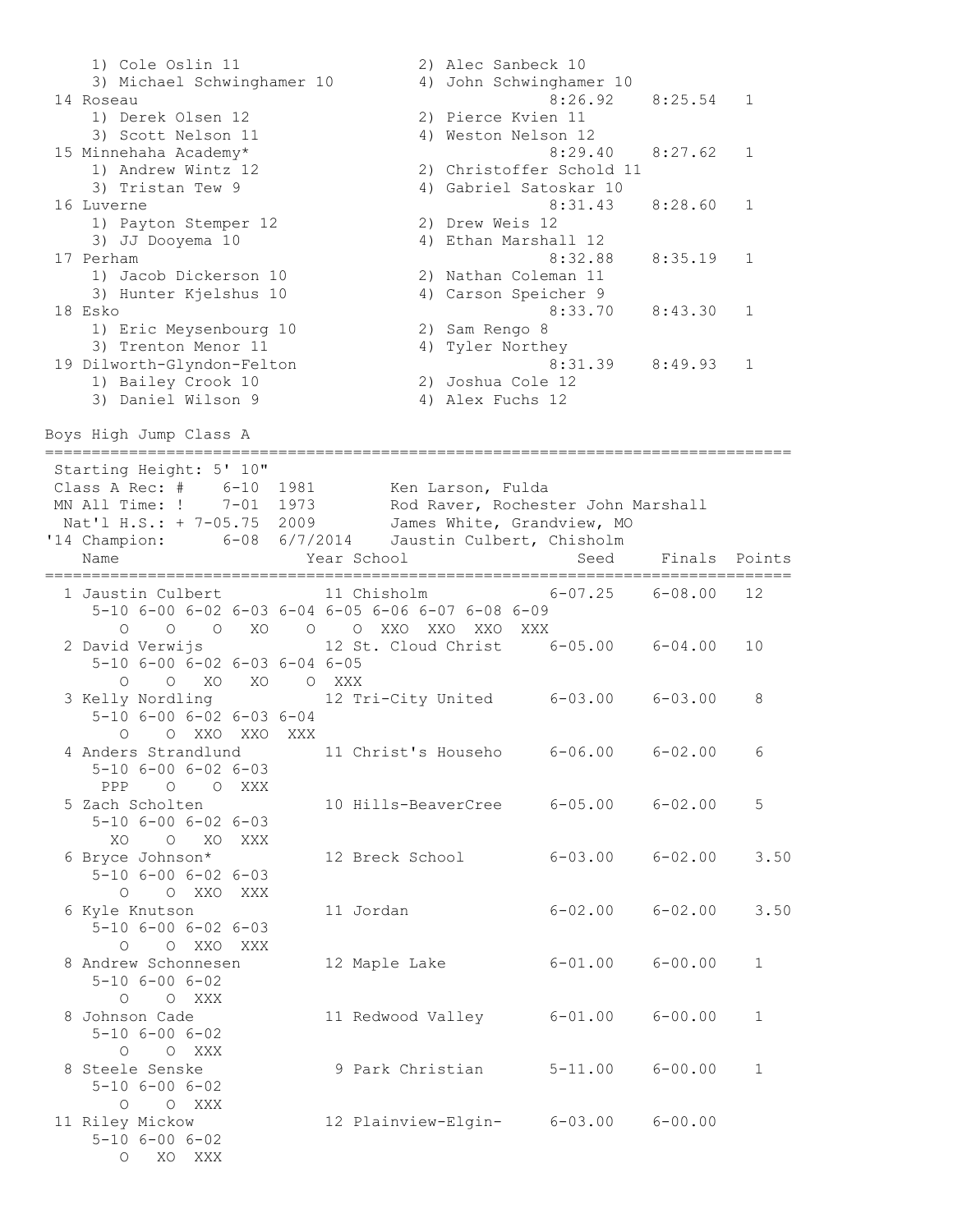```
    1) Cole Oslin 11                  2) Alec Sanbeck 10
    3) Michael Schwinghamer 10        4) John Schwinghamer 10
 14 Roseau                                      8:26.92    8:25.54   1
    1) Derek Olsen 12                 2) Pierce Kvien 11
    3) Scott Nelson 11                4) Weston Nelson 12
 15 Minnehaha Academy*                          8:29.40    8:27.62   1
    1) Andrew Wintz 12                2) Christoffer Schold 11
    3) Tristan Tew 9                  4) Gabriel Satoskar 10
 16 Luverne                                     8:31.43    8:28.60   1
    1) Payton Stemper 12              2) Drew Weis 12
    3) JJ Dooyema 10                  4) Ethan Marshall 12
 17 Perham                                      8:32.88    8:35.19   1
    1) Jacob Dickerson 10             2) Nathan Coleman 11
    3) Hunter Kjelshus 10             4) Carson Speicher 9
 18 Esko                                        8:33.70    8:43.30   1
    1) Eric Meysenbourg 10            2) Sam Rengo 8
    3) Trenton Menor 11               4) Tyler Northey
 19 Dilworth-Glyndon-Felton                     8:31.39    8:49.93   1
    1) Bailey Crook 10                2) Joshua Cole 12
    3) Daniel Wilson 9                4) Alex Fuchs 12

Boys High Jump Class A
=================================================================================
 Starting Height: 5' 10"
 Class A Rec: #    6-10  1981        Ken Larson, Fulda
 MN All Time: !    7-01  1973        Rod Raver, Rochester John Marshall
  Nat'l H.S.: + 7-05.75  2009        James White, Grandview, MO
'14 Champion:      6-08  6/7/2014    Jaustin Culbert, Chisholm
    Name                    Year School                 Seed     Finals  Points
=================================================================================
  1 Jaustin Culbert          11 Chisholm             6-07.25    6-08.00   12
     5-10 6-00 6-02 6-03 6-04 6-05 6-06 6-07 6-08 6-09
        O    O    O   XO    O    O  XXO  XXO  XXO  XXX
  2 David Verwijs            12 St. Cloud Christ     6-05.00    6-04.00   10
     5-10 6-00 6-02 6-03 6-04 6-05
        O    O   XO   XO    O  XXX
  3 Kelly Nordling           12 Tri-City United      6-03.00    6-03.00    8
     5-10 6-00 6-02 6-03 6-04
        O    O  XXO  XXO  XXX
  4 Anders Strandlund        11 Christ's Househo     6-06.00    6-02.00    6
     5-10 6-00 6-02 6-03
      PPP    O    O  XXX
  5 Zach Scholten            10 Hills-BeaverCree     6-05.00    6-02.00    5
     5-10 6-00 6-02 6-03
       XO    O   XO  XXX
  6 Bryce Johnson*           12 Breck School         6-03.00    6-02.00    3.50
     5-10 6-00 6-02 6-03
        O    O  XXO  XXX
  6 Kyle Knutson             11 Jordan               6-02.00    6-02.00    3.50
     5-10 6-00 6-02 6-03
        O    O  XXO  XXX
  8 Andrew Schonnesen        12 Maple Lake           6-01.00    6-00.00    1
     5-10 6-00 6-02
        O    O  XXX
  8 Johnson Cade             11 Redwood Valley       6-01.00    6-00.00    1
     5-10 6-00 6-02
        O    O  XXX
  8 Steele Senske             9 Park Christian       5-11.00    6-00.00    1
     5-10 6-00 6-02
        O    O  XXX
 11 Riley Mickow             12 Plainview-Elgin-     6-03.00    6-00.00
     5-10 6-00 6-02
        O   XO  XXX
```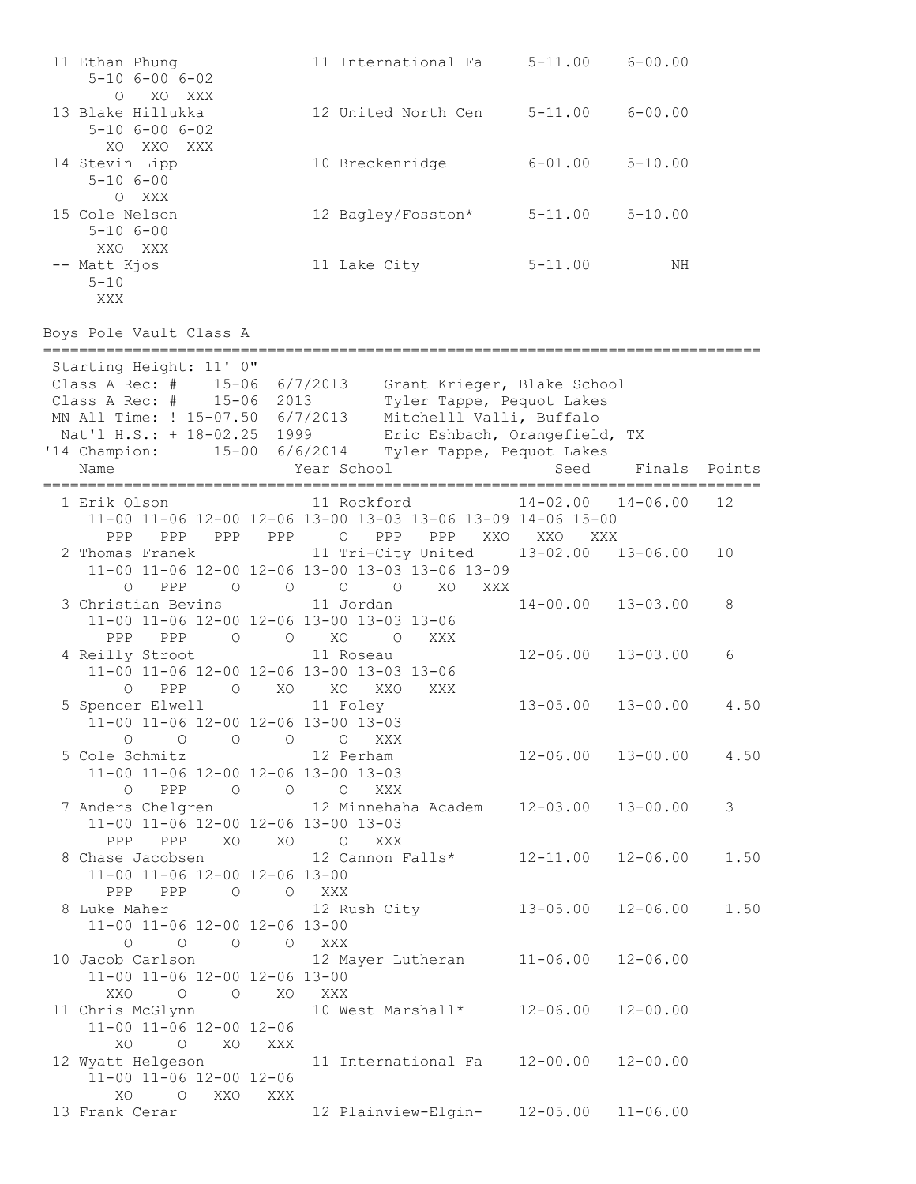```
 11 Ethan Phung              11 International Fa     5-11.00    6-00.00
     5-10 6-00 6-02
        O   XO  XXX
 13 Blake Hillukka           12 United North Cen     5-11.00    6-00.00
     5-10 6-00 6-02
       XO  XXO  XXX
 14 Stevin Lipp              10 Breckenridge         6-01.00    5-10.00
     5-10 6-00
        O  XXX
 15 Cole Nelson              12 Bagley/Fosston*      5-11.00    5-10.00
     5-10 6-00
      XXO  XXX
 -- Matt Kjos                11 Lake City            5-11.00         NH
     5-10
      XXX
```

Boys Pole Vault Class A

```
================================================================================
 Starting Height: 11' 0"
 Class A Rec: #    15-06  6/7/2013    Grant Krieger, Blake School
 Class A Rec: #    15-06  2013        Tyler Tappe, Pequot Lakes
 MN All Time: ! 15-07.50  6/7/2013    Mitchelll Valli, Buffalo
  Nat'l H.S.: + 18-02.25  1999        Eric Eshbach, Orangefield, TX
'14 Champion:      15-00  6/6/2014    Tyler Tappe, Pequot Lakes
    Name                    Year School                 Seed     Finals  Points
================================================================================
  1 Erik Olson              11 Rockford             14-02.00   14-06.00   12
     11-00 11-06 12-00 12-06 13-00 13-03 13-06 13-09 14-06 15-00
       PPP   PPP   PPP   PPP     O   PPP   PPP   XXO   XXO   XXX
  2 Thomas Franek           11 Tri-City United      13-02.00   13-06.00   10
     11-00 11-06 12-00 12-06 13-00 13-03 13-06 13-09
         O   PPP     O     O     O     O    XO   XXX
  3 Christian Bevins        11 Jordan               14-00.00   13-03.00    8
     11-00 11-06 12-00 12-06 13-00 13-03 13-06
       PPP   PPP     O     O    XO     O   XXX
  4 Reilly Stroot           11 Roseau               12-06.00   13-03.00    6
     11-00 11-06 12-00 12-06 13-00 13-03 13-06
         O   PPP     O    XO    XO   XXO   XXX
  5 Spencer Elwell          11 Foley                13-05.00   13-00.00    4.50
     11-00 11-06 12-00 12-06 13-00 13-03
         O     O     O     O     O   XXX
  5 Cole Schmitz            12 Perham               12-06.00   13-00.00    4.50
     11-00 11-06 12-00 12-06 13-00 13-03
         O   PPP     O     O     O   XXX
  7 Anders Chelgren         12 Minnehaha Academ     12-03.00   13-00.00    3
     11-00 11-06 12-00 12-06 13-00 13-03
       PPP   PPP    XO    XO     O   XXX
  8 Chase Jacobsen          12 Cannon Falls*        12-11.00   12-06.00    1.50
     11-00 11-06 12-00 12-06 13-00
       PPP   PPP     O     O   XXX
  8 Luke Maher              12 Rush City            13-05.00   12-06.00    1.50
     11-00 11-06 12-00 12-06 13-00
         O     O     O     O   XXX
 10 Jacob Carlson           12 Mayer Lutheran       11-06.00   12-06.00
     11-00 11-06 12-00 12-06 13-00
       XXO     O     O    XO   XXX
 11 Chris McGlynn           10 West Marshall*       12-06.00   12-00.00
     11-00 11-06 12-00 12-06
        XO     O    XO   XXX
 12 Wyatt Helgeson          11 International Fa     12-00.00   12-00.00
     11-00 11-06 12-00 12-06
        XO     O   XXO   XXX
 13 Frank Cerar             12 Plainview-Elgin-     12-05.00   11-06.00
```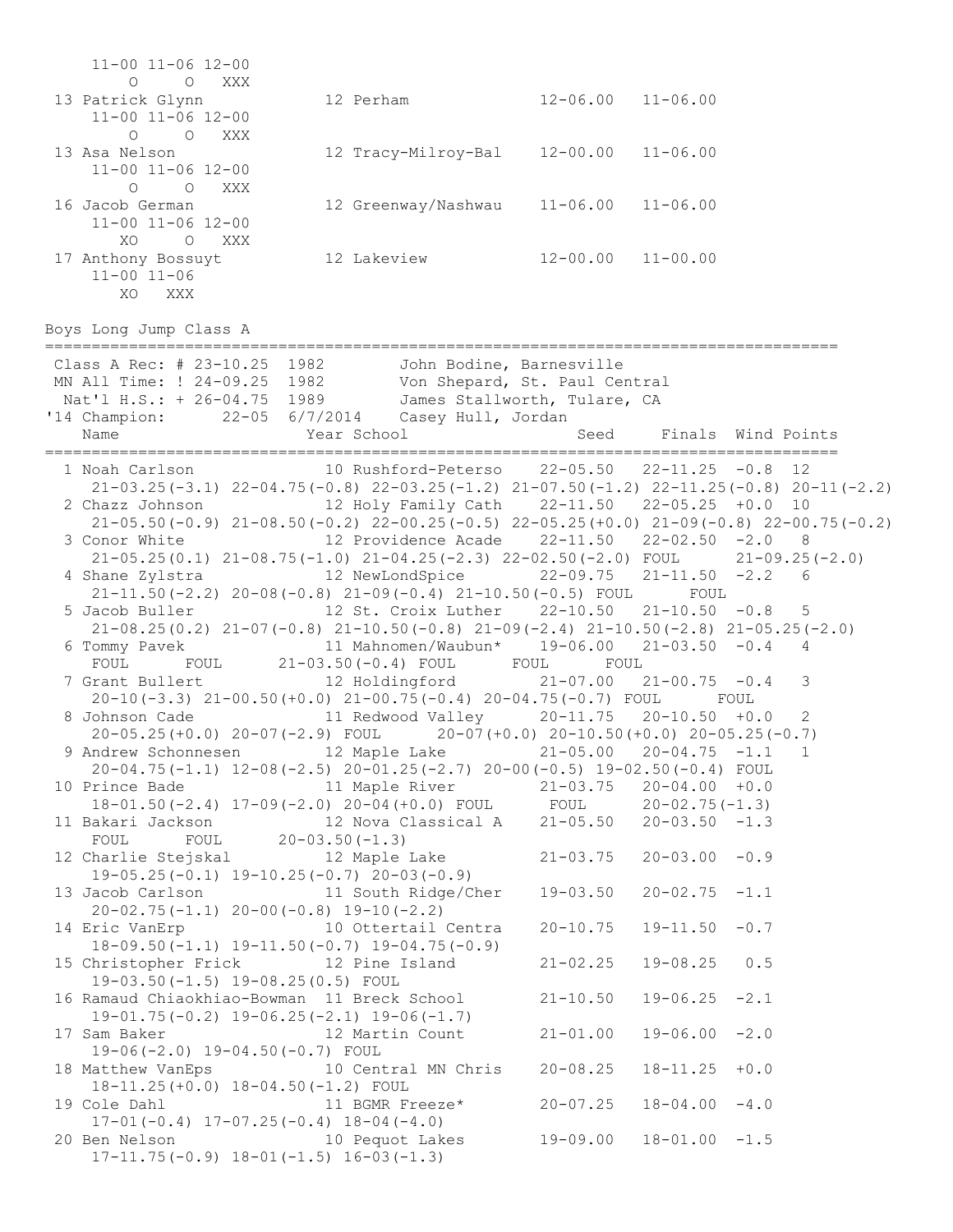```
    11-00 11-06 12-00
       O     O   XXX
 13 Patrick Glynn            12 Perham              12-06.00   11-06.00
    11-00 11-06 12-00
       O     O   XXX
 13 Asa Nelson               12 Tracy-Milroy-Bal    12-00.00   11-06.00
    11-00 11-06 12-00
       O     O   XXX
 16 Jacob German             12 Greenway/Nashwau    11-06.00   11-06.00
    11-00 11-06 12-00
      XO     O   XXX
 17 Anthony Bossuyt          12 Lakeview            12-00.00   11-00.00
    11-00 11-06
      XO   XXX
```

## Boys Long Jump Class A

```
=====================================================================================
 Class A Rec: # 23-10.25  1982        John Bodine, Barnesville
 MN All Time: ! 24-09.25  1982        Von Shepard, St. Paul Central
  Nat'l H.S.: + 26-04.75  1989        James Stallworth, Tulare, CA
'14 Champion:      22-05  6/7/2014    Casey Hull, Jordan
    Name                    Year School                 Seed     Finals  Wind Points
=====================================================================================
  1 Noah Carlson             10 Rushford-Peterso    22-05.50   22-11.25  -0.8  12
     21-03.25(-3.1) 22-04.75(-0.8) 22-03.25(-1.2) 21-07.50(-1.2) 22-11.25(-0.8) 20-11(-2.2)
  2 Chazz Johnson            12 Holy Family Cath    22-11.50   22-05.25  +0.0  10
     21-05.50(-0.9) 21-08.50(-0.2) 22-00.25(-0.5) 22-05.25(+0.0) 21-09(-0.8) 22-00.75(-0.2)
  3 Conor White              12 Providence Acade    22-11.50   22-02.50  -2.0   8
     21-05.25(0.1) 21-08.75(-1.0) 21-04.25(-2.3) 22-02.50(-2.0) FOUL      21-09.25(-2.0)
  4 Shane Zylstra            12 NewLondSpice        22-09.75   21-11.50  -2.2   6
     21-11.50(-2.2) 20-08(-0.8) 21-09(-0.4) 21-10.50(-0.5) FOUL      FOUL
  5 Jacob Buller             12 St. Croix Luther    22-10.50   21-10.50  -0.8   5
     21-08.25(0.2) 21-07(-0.8) 21-10.50(-0.8) 21-09(-2.4) 21-10.50(-2.8) 21-05.25(-2.0)
  6 Tommy Pavek              11 Mahnomen/Waubun*    19-06.00   21-03.50  -0.4   4
     FOUL      FOUL      21-03.50(-0.4) FOUL      FOUL      FOUL
  7 Grant Bullert            12 Holdingford         21-07.00   21-00.75  -0.4   3
     20-10(-3.3) 21-00.50(+0.0) 21-00.75(-0.4) 20-04.75(-0.7) FOUL      FOUL
  8 Johnson Cade             11 Redwood Valley      20-11.75   20-10.50  +0.0   2
     20-05.25(+0.0) 20-07(-2.9) FOUL      20-07(+0.0) 20-10.50(+0.0) 20-05.25(-0.7)
  9 Andrew Schonnesen        12 Maple Lake          21-05.00   20-04.75  -1.1   1
     20-04.75(-1.1) 12-08(-2.5) 20-01.25(-2.7) 20-00(-0.5) 19-02.50(-0.4) FOUL
 10 Prince Bade              11 Maple River         21-03.75   20-04.00  +0.0
     18-01.50(-2.4) 17-09(-2.0) 20-04(+0.0) FOUL      FOUL      20-02.75(-1.3)
 11 Bakari Jackson           12 Nova Classical A    21-05.50   20-03.50  -1.3
     FOUL      FOUL      20-03.50(-1.3)
 12 Charlie Stejskal         12 Maple Lake          21-03.75   20-03.00  -0.9
     19-05.25(-0.1) 19-10.25(-0.7) 20-03(-0.9)
 13 Jacob Carlson            11 South Ridge/Cher    19-03.50   20-02.75  -1.1
     20-02.75(-1.1) 20-00(-0.8) 19-10(-2.2)
 14 Eric VanErp              10 Ottertail Centra    20-10.75   19-11.50  -0.7
     18-09.50(-1.1) 19-11.50(-0.7) 19-04.75(-0.9)
 15 Christopher Frick        12 Pine Island         21-02.25   19-08.25   0.5
     19-03.50(-1.5) 19-08.25(0.5) FOUL
 16 Ramaud Chiaokhiao-Bowman 11 Breck School        21-10.50   19-06.25  -2.1
     19-01.75(-0.2) 19-06.25(-2.1) 19-06(-1.7)
 17 Sam Baker                12 Martin Count        21-01.00   19-06.00  -2.0
     19-06(-2.0) 19-04.50(-0.7) FOUL
 18 Matthew VanEps           10 Central MN Chris    20-08.25   18-11.25  +0.0
     18-11.25(+0.0) 18-04.50(-1.2) FOUL
 19 Cole Dahl                11 BGMR Freeze*        20-07.25   18-04.00  -4.0
     17-01(-0.4) 17-07.25(-0.4) 18-04(-4.0)
 20 Ben Nelson               10 Pequot Lakes        19-09.00   18-01.00  -1.5
     17-11.75(-0.9) 18-01(-1.5) 16-03(-1.3)
```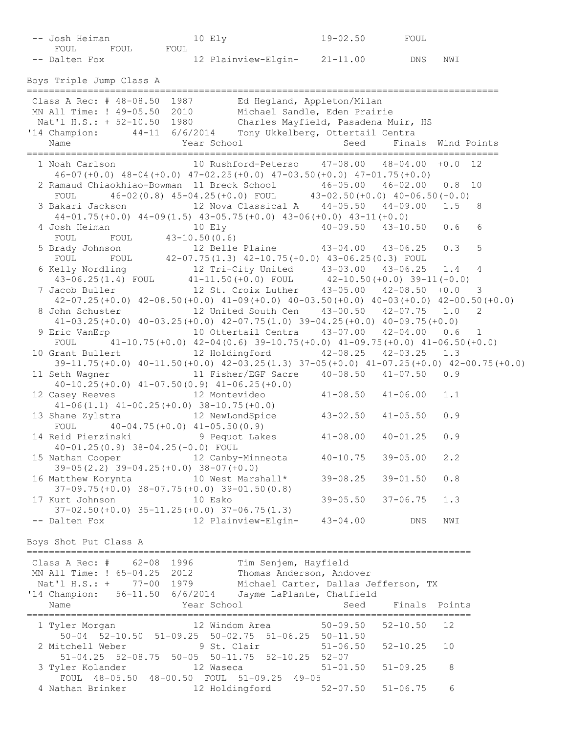```
 -- Josh Heiman              10 Ely                  19-02.50       FOUL
     FOUL      FOUL      FOUL
 -- Dalten Fox               12 Plainview-Elgin-    21-11.00        DNS   NWI
```

Boys Triple Jump Class A

```
=====================================================================================
 Class A Rec: # 48-08.50  1987        Ed Hegland, Appleton/Milan
 MN All Time: ! 49-05.50  2010        Michael Sandle, Eden Prairie
  Nat'l H.S.: + 52-10.50  1980        Charles Mayfield, Pasadena Muir, HS
'14 Champion:      44-11  6/6/2014    Tony Ukkelberg, Ottertail Centra
    Name                    Year School                 Seed     Finals  Wind Points
=====================================================================================
  1 Noah Carlson             10 Rushford-Peterso    47-08.00   48-04.00  +0.0  12
     46-07(+0.0) 48-04(+0.0) 47-02.25(+0.0) 47-03.50(+0.0) 47-01.75(+0.0)
  2 Ramaud Chiaokhiao-Bowman  11 Breck School        46-05.00   46-02.00   0.8  10
     FOUL      46-02(0.8) 45-04.25(+0.0) FOUL      43-02.50(+0.0) 40-06.50(+0.0)
  3 Bakari Jackson           12 Nova Classical A    44-05.50   44-09.00   1.5   8
     44-01.75(+0.0) 44-09(1.5) 43-05.75(+0.0) 43-06(+0.0) 43-11(+0.0)
  4 Josh Heiman              10 Ely                 40-09.50   43-10.50   0.6   6
     FOUL      FOUL      43-10.50(0.6)
  5 Brady Johnson            12 Belle Plaine        43-04.00   43-06.25   0.3   5
     FOUL      FOUL      42-07.75(1.3) 42-10.75(+0.0) 43-06.25(0.3) FOUL
  6 Kelly Nordling           12 Tri-City United     43-03.00   43-06.25   1.4   4
     43-06.25(1.4) FOUL      41-11.50(+0.0) FOUL      42-10.50(+0.0) 39-11(+0.0)
  7 Jacob Buller             12 St. Croix Luther    43-05.00   42-08.50  +0.0   3
     42-07.25(+0.0) 42-08.50(+0.0) 41-09(+0.0) 40-03.50(+0.0) 40-03(+0.0) 42-00.50(+0.0)
  8 John Schuster            12 United South Cen    43-00.50   42-07.75   1.0   2
     41-03.25(+0.0) 40-03.25(+0.0) 42-07.75(1.0) 39-04.25(+0.0) 40-09.75(+0.0)
  9 Eric VanErp              10 Ottertail Centra    43-07.00   42-04.00   0.6   1
     FOUL      41-10.75(+0.0) 42-04(0.6) 39-10.75(+0.0) 41-09.75(+0.0) 41-06.50(+0.0)
 10 Grant Bullert            12 Holdingford         42-08.25   42-03.25   1.3
     39-11.75(+0.0) 40-11.50(+0.0) 42-03.25(1.3) 37-05(+0.0) 41-07.25(+0.0) 42-00.75(+0.0)
 11 Seth Wagner              11 Fisher/EGF Sacre    40-08.50   41-07.50   0.9
     40-10.25(+0.0) 41-07.50(0.9) 41-06.25(+0.0)
 12 Casey Reeves             12 Montevideo          41-08.50   41-06.00   1.1
     41-06(1.1) 41-00.25(+0.0) 38-10.75(+0.0)
 13 Shane Zylstra            12 NewLondSpice        43-02.50   41-05.50   0.9
     FOUL      40-04.75(+0.0) 41-05.50(0.9)
 14 Reid Pierzinski           9 Pequot Lakes        41-08.00   40-01.25   0.9
     40-01.25(0.9) 38-04.25(+0.0) FOUL
 15 Nathan Cooper            12 Canby-Minneota      40-10.75   39-05.00   2.2
     39-05(2.2) 39-04.25(+0.0) 38-07(+0.0)
 16 Matthew Korynta          10 West Marshall*      39-08.25   39-01.50   0.8
     37-09.75(+0.0) 38-07.75(+0.0) 39-01.50(0.8)
 17 Kurt Johnson             10 Esko                39-05.50   37-06.75   1.3
     37-02.50(+0.0) 35-11.25(+0.0) 37-06.75(1.3)
 -- Dalten Fox               12 Plainview-Elgin-    43-04.00        DNS   NWI
```

Boys Shot Put Class A

```
================================================================================
 Class A Rec: #    62-08  1996        Tim Senjem, Hayfield
 MN All Time: ! 65-04.25  2012        Thomas Anderson, Andover
  Nat'l H.S.: +    77-00  1979        Michael Carter, Dallas Jefferson, TX
'14 Champion:   56-11.50  6/6/2014    Jayme LaPlante, Chatfield
    Name                    Year School                 Seed     Finals  Points
================================================================================
  1 Tyler Morgan             12 Windom Area         50-09.50   52-10.50   12
     50-04  52-10.50  51-09.25  50-02.75  51-06.25  50-11.50
  2 Mitchell Weber            9 St. Clair           51-06.50   52-10.25   10
     51-04.25  52-08.75  50-05  50-11.75  52-10.25  52-07
  3 Tyler Kolander           12 Waseca              51-01.50   51-09.25    8
     FOUL  48-05.50  48-00.50  FOUL  51-09.25  49-05
  4 Nathan Brinker           12 Holdingford         52-07.50   51-06.75    6
```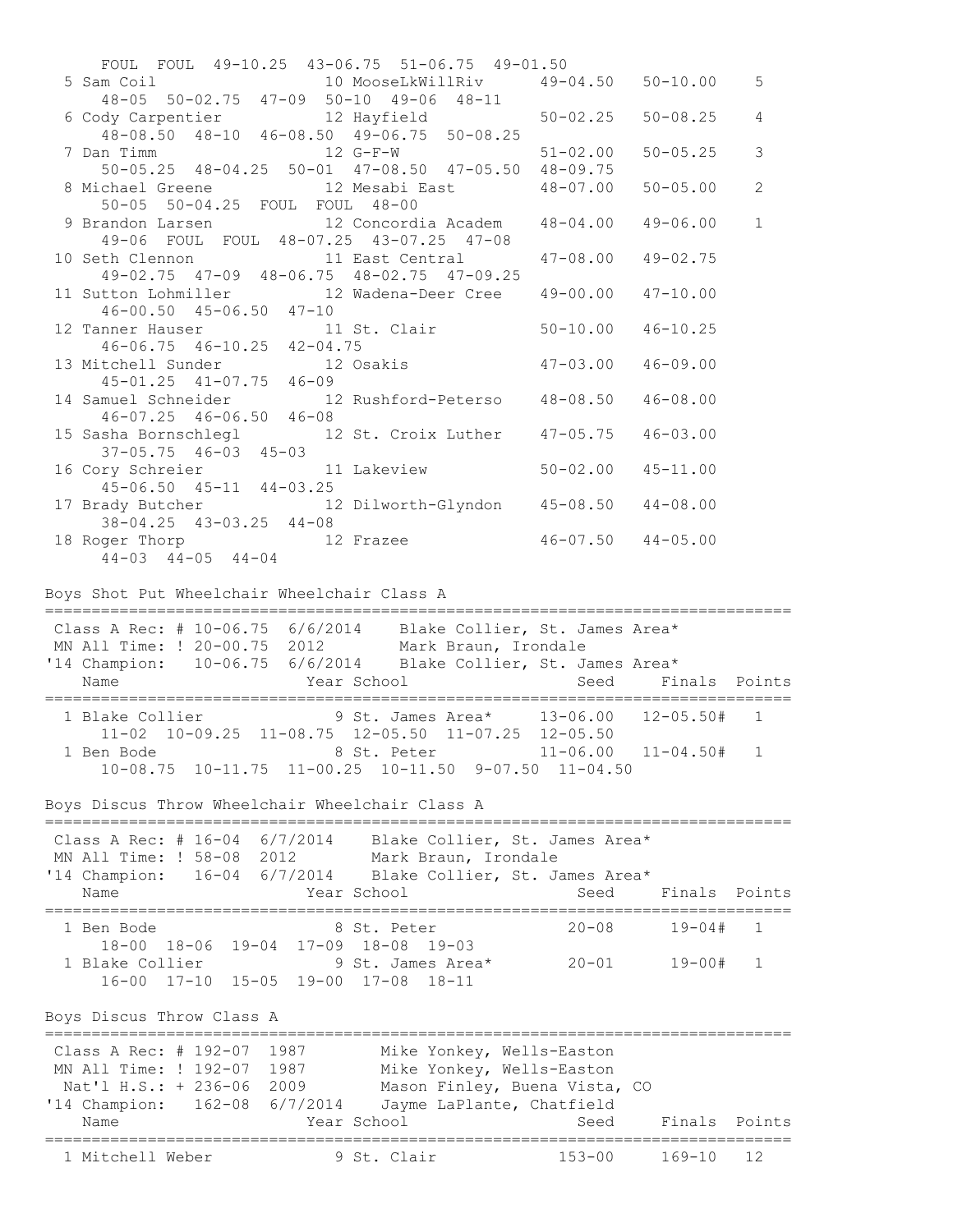```
      FOUL  FOUL  49-10.25  43-06.75  51-06.75  49-01.50
  5 Sam Coil                10 MooseLkWillRiv      49-04.50   50-10.00    5
      48-05  50-02.75  47-09  50-10  49-06  48-11
  6 Cody Carpentier         12 Hayfield            50-02.25   50-08.25    4
      48-08.50  48-10  46-08.50  49-06.75  50-08.25
  7 Dan Timm                12 G-F-W               51-02.00   50-05.25    3
      50-05.25  48-04.25  50-01  47-08.50  47-05.50  48-09.75
  8 Michael Greene          12 Mesabi East         48-07.00   50-05.00    2
      50-05  50-04.25  FOUL  FOUL  48-00
  9 Brandon Larsen          12 Concordia Academ    48-04.00   49-06.00    1
      49-06  FOUL  FOUL  48-07.25  43-07.25  47-08
 10 Seth Clennon            11 East Central        47-08.00   49-02.75
      49-02.75  47-09  48-06.75  48-02.75  47-09.25
 11 Sutton Lohmiller        12 Wadena-Deer Cree    49-00.00   47-10.00
      46-00.50  45-06.50  47-10
 12 Tanner Hauser           11 St. Clair           50-10.00   46-10.25
      46-06.75  46-10.25  42-04.75
 13 Mitchell Sunder         12 Osakis              47-03.00   46-09.00
      45-01.25  41-07.75  46-09
 14 Samuel Schneider        12 Rushford-Peterso    48-08.50   46-08.00
      46-07.25  46-06.50  46-08
 15 Sasha Bornschlegl       12 St. Croix Luther    47-05.75   46-03.00
      37-05.75  46-03  45-03
 16 Cory Schreier           11 Lakeview            50-02.00   45-11.00
      45-06.50  45-11  44-03.25
 17 Brady Butcher           12 Dilworth-Glyndon    45-08.50   44-08.00
      38-04.25  43-03.25  44-08
 18 Roger Thorp             12 Frazee              46-07.50   44-05.00
      44-03  44-05  44-04

Boys Shot Put Wheelchair Wheelchair Class A
================================================================================
 Class A Rec: # 10-06.75  6/6/2014    Blake Collier, St. James Area*
 MN All Time: ! 20-00.75  2012        Mark Braun, Irondale
'14 Champion:   10-06.75  6/6/2014    Blake Collier, St. James Area*
    Name                    Year School                  Seed     Finals  Points
================================================================================
  1 Blake Collier            9 St. James Area*     13-06.00   12-05.50#   1
      11-02  10-09.25  11-08.75  12-05.50  11-07.25  12-05.50
  1 Ben Bode                 8 St. Peter           11-06.00   11-04.50#   1
      10-08.75  10-11.75  11-00.25  10-11.50  9-07.50  11-04.50

Boys Discus Throw Wheelchair Wheelchair Class A
================================================================================
 Class A Rec: # 16-04  6/7/2014    Blake Collier, St. James Area*
 MN All Time: ! 58-08  2012        Mark Braun, Irondale
'14 Champion:   16-04  6/7/2014    Blake Collier, St. James Area*
    Name                    Year School                  Seed     Finals  Points
================================================================================
  1 Ben Bode                 8 St. Peter              20-08      19-04#   1
      18-00  18-06  19-04  17-09  18-08  19-03
  1 Blake Collier            9 St. James Area*        20-01      19-00#   1
      16-00  17-10  15-05  19-00  17-08  18-11

Boys Discus Throw Class A
================================================================================
 Class A Rec: # 192-07  1987        Mike Yonkey, Wells-Easton
 MN All Time: ! 192-07  1987        Mike Yonkey, Wells-Easton
  Nat'l H.S.: + 236-06  2009        Mason Finley, Buena Vista, CO
'14 Champion:   162-08  6/7/2014    Jayme LaPlante, Chatfield
    Name                    Year School                  Seed     Finals  Points
================================================================================
  1 Mitchell Weber           9 St. Clair            153-00     169-10   12
```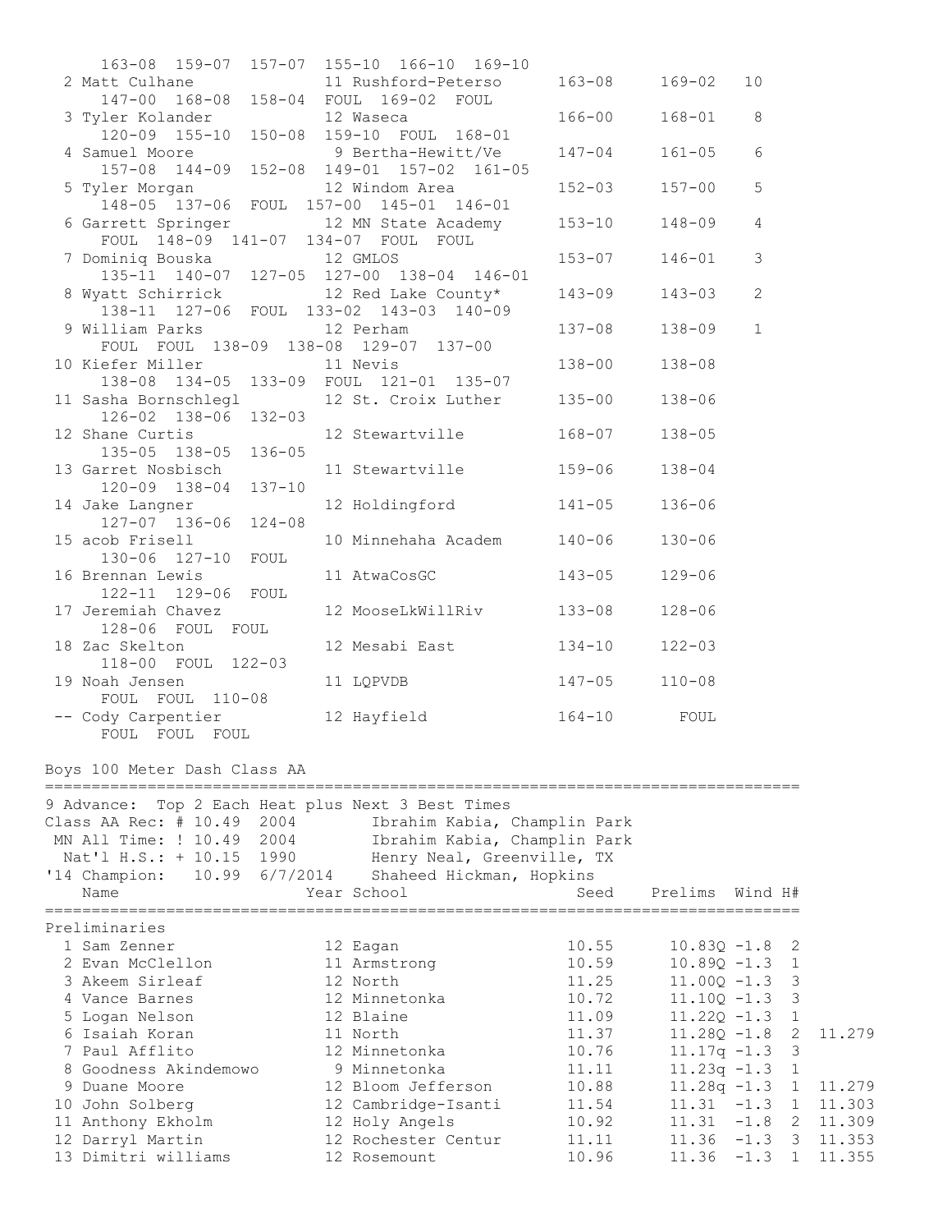```
    163-08  159-07  157-07  155-10  166-10  169-10
  2 Matt Culhane              11 Rushford-Peterso      163-08     169-02   10
    147-00  168-08  158-04  FOUL  169-02  FOUL
  3 Tyler Kolander            12 Waseca                166-00     168-01    8
    120-09  155-10  150-08  159-10  FOUL  168-01
  4 Samuel Moore               9 Bertha-Hewitt/Ve      147-04     161-05    6
    157-08  144-09  152-08  149-01  157-02  161-05
  5 Tyler Morgan              12 Windom Area           152-03     157-00    5
    148-05  137-06  FOUL  157-00  145-01  146-01
  6 Garrett Springer          12 MN State Academy      153-10     148-09    4
    FOUL  148-09  141-07  134-07  FOUL  FOUL
  7 Dominiq Bouska            12 GMLOS                 153-07     146-01    3
    135-11  140-07  127-05  127-00  138-04  146-01
  8 Wyatt Schirrick           12 Red Lake County*      143-09     143-03    2
    138-11  127-06  FOUL  133-02  143-03  140-09
  9 William Parks             12 Perham                137-08     138-09    1
    FOUL  FOUL  138-09  138-08  129-07  137-00
 10 Kiefer Miller             11 Nevis                 138-00     138-08
    138-08  134-05  133-09  FOUL  121-01  135-07
 11 Sasha Bornschlegl         12 St. Croix Luther      135-00     138-06
    126-02  138-06  132-03
 12 Shane Curtis              12 Stewartville          168-07     138-05
    135-05  138-05  136-05
 13 Garret Nosbisch           11 Stewartville          159-06     138-04
    120-09  138-04  137-10
 14 Jake Langner              12 Holdingford           141-05     136-06
    127-07  136-06  124-08
 15 acob Frisell              10 Minnehaha Academ      140-06     130-06
    130-06  127-10  FOUL
 16 Brennan Lewis             11 AtwaCosGC             143-05     129-06
    122-11  129-06  FOUL
 17 Jeremiah Chavez           12 MooseLkWillRiv        133-08     128-06
    128-06  FOUL  FOUL
 18 Zac Skelton               12 Mesabi East           134-10     122-03
    118-00  FOUL  122-03
 19 Noah Jensen               11 LQPVDB                147-05     110-08
    FOUL  FOUL  110-08
 -- Cody Carpentier           12 Hayfield              164-10       FOUL
    FOUL  FOUL  FOUL
```

## Boys 100 Meter Dash Class AA

```
================================================================================
9 Advance:  Top 2 Each Heat plus Next 3 Best Times
Class AA Rec: # 10.49  2004        Ibrahim Kabia, Champlin Park
 MN All Time: ! 10.49  2004        Ibrahim Kabia, Champlin Park
  Nat'l H.S.: + 10.15  1990        Henry Neal, Greenville, TX
'14 Champion:   10.99  6/7/2014    Shaheed Hickman, Hopkins
    Name                    Year School                 Seed    Prelims  Wind H#
================================================================================
Preliminaries
  1 Sam Zenner              12 Eagan                10.55      10.83Q -1.8  2
  2 Evan McClellon          11 Armstrong            10.59      10.89Q -1.3  1
  3 Akeem Sirleaf           12 North                11.25      11.00Q -1.3  3
  4 Vance Barnes            12 Minnetonka           10.72      11.10Q -1.3  3
  5 Logan Nelson            12 Blaine               11.09      11.22Q -1.3  1
  6 Isaiah Koran            11 North                11.37      11.28Q -1.8  2  11.279
  7 Paul Afflito            12 Minnetonka           10.76      11.17q -1.3  3
  8 Goodness Akindemowo      9 Minnetonka           11.11      11.23q -1.3  1
  9 Duane Moore             12 Bloom Jefferson      10.88      11.28q -1.3  1  11.279
 10 John Solberg            12 Cambridge-Isanti     11.54      11.31  -1.3  1  11.303
 11 Anthony Ekholm          12 Holy Angels          10.92      11.31  -1.8  2  11.309
 12 Darryl Martin           12 Rochester Centur     11.11      11.36  -1.3  3  11.353
 13 Dimitri williams        12 Rosemount            10.96      11.36  -1.3  1  11.355
```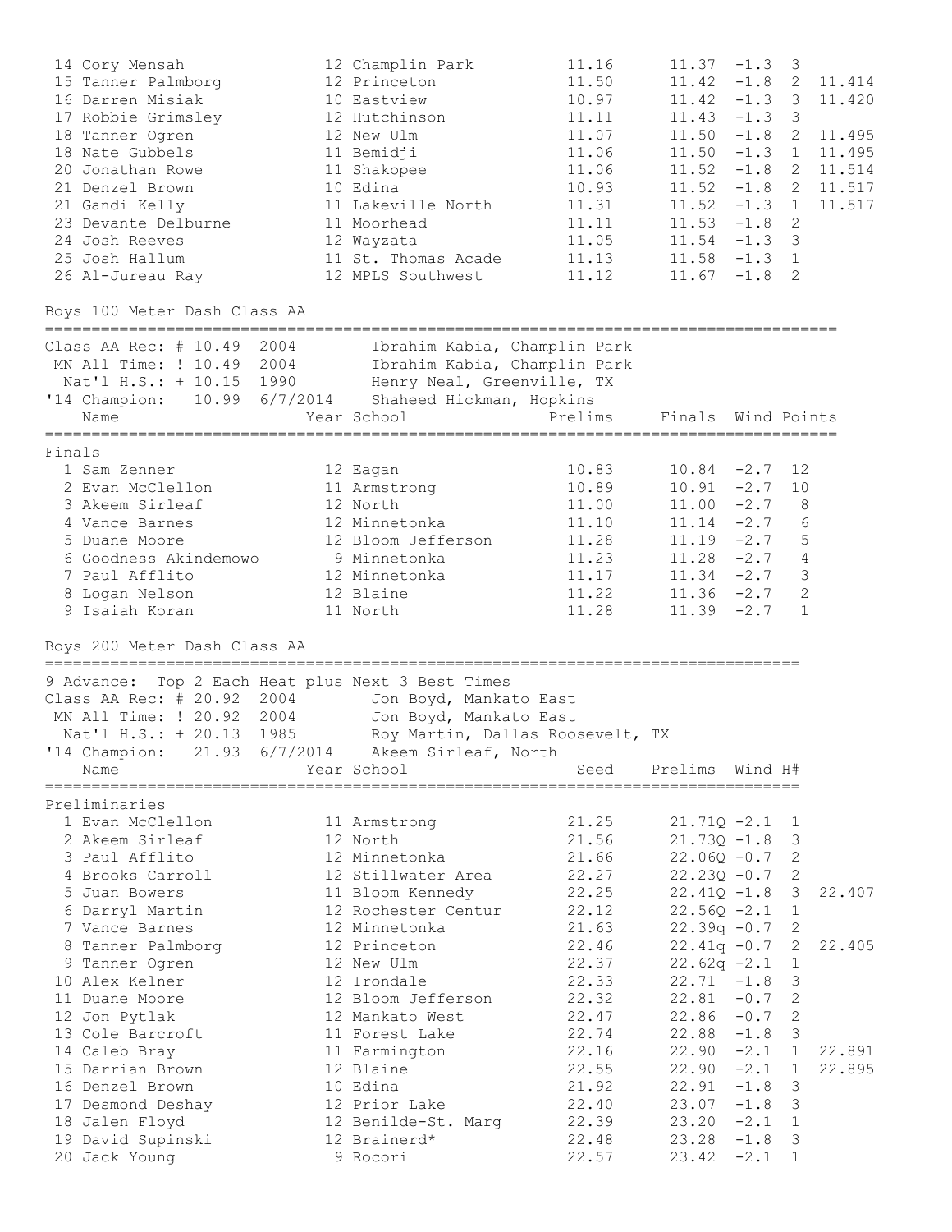| Place | Name | Year | School | Prelims | Finals | Wind | H# | |
|---|---|---|---|---|---|---|---|---|
| 14 | Cory Mensah | 12 | Champlin Park | 11.16 | 11.37 | -1.3 | 3 | |
| 15 | Tanner Palmborg | 12 | Princeton | 11.50 | 11.42 | -1.8 | 2 | 11.414 |
| 16 | Darren Misiak | 10 | Eastview | 10.97 | 11.42 | -1.3 | 3 | 11.420 |
| 17 | Robbie Grimsley | 12 | Hutchinson | 11.11 | 11.43 | -1.3 | 3 | |
| 18 | Tanner Ogren | 12 | New Ulm | 11.07 | 11.50 | -1.8 | 2 | 11.495 |
| 18 | Nate Gubbels | 11 | Bemidji | 11.06 | 11.50 | -1.3 | 1 | 11.495 |
| 20 | Jonathan Rowe | 11 | Shakopee | 11.06 | 11.52 | -1.8 | 2 | 11.514 |
| 21 | Denzel Brown | 10 | Edina | 10.93 | 11.52 | -1.8 | 2 | 11.517 |
| 21 | Gandi Kelly | 11 | Lakeville North | 11.31 | 11.52 | -1.3 | 1 | 11.517 |
| 23 | Devante Delburne | 11 | Moorhead | 11.11 | 11.53 | -1.8 | 2 | |
| 24 | Josh Reeves | 12 | Wayzata | 11.05 | 11.54 | -1.3 | 3 | |
| 25 | Josh Hallum | 11 | St. Thomas Acade | 11.13 | 11.58 | -1.3 | 1 | |
| 26 | Al-Jureau Ray | 12 | MPLS Southwest | 11.12 | 11.67 | -1.8 | 2 | |

## Boys 100 Meter Dash Class AA

Class AA Rec: # 10.49 2004 Ibrahim Kabia, Champlin Park
MN All Time: ! 10.49 2004 Ibrahim Kabia, Champlin Park
Nat'l H.S.: + 10.15 1990 Henry Neal, Greenville, TX
'14 Champion: 10.99 6/7/2014 Shaheed Hickman, Hopkins

### Finals

| Place | Name | Year | School | Prelims | Finals | Wind | Points |
|---|---|---|---|---|---|---|---|
| 1 | Sam Zenner | 12 | Eagan | 10.83 | 10.84 | -2.7 | 12 |
| 2 | Evan McClellon | 11 | Armstrong | 10.89 | 10.91 | -2.7 | 10 |
| 3 | Akeem Sirleaf | 12 | North | 11.00 | 11.00 | -2.7 | 8 |
| 4 | Vance Barnes | 12 | Minnetonka | 11.10 | 11.14 | -2.7 | 6 |
| 5 | Duane Moore | 12 | Bloom Jefferson | 11.28 | 11.19 | -2.7 | 5 |
| 6 | Goodness Akindemowo | 9 | Minnetonka | 11.23 | 11.28 | -2.7 | 4 |
| 7 | Paul Afflito | 12 | Minnetonka | 11.17 | 11.34 | -2.7 | 3 |
| 8 | Logan Nelson | 12 | Blaine | 11.22 | 11.36 | -2.7 | 2 |
| 9 | Isaiah Koran | 11 | North | 11.28 | 11.39 | -2.7 | 1 |

## Boys 200 Meter Dash Class AA

9 Advance: Top 2 Each Heat plus Next 3 Best Times
Class AA Rec: # 20.92 2004 Jon Boyd, Mankato East
MN All Time: ! 20.92 2004 Jon Boyd, Mankato East
Nat'l H.S.: + 20.13 1985 Roy Martin, Dallas Roosevelt, TX
'14 Champion: 21.93 6/7/2014 Akeem Sirleaf, North

### Preliminaries

| Place | Name | Year | School | Seed | Prelims | Wind | H# | |
|---|---|---|---|---|---|---|---|---|
| 1 | Evan McClellon | 11 | Armstrong | 21.25 | 21.71Q | -2.1 | 1 | |
| 2 | Akeem Sirleaf | 12 | North | 21.56 | 21.73Q | -1.8 | 3 | |
| 3 | Paul Afflito | 12 | Minnetonka | 21.66 | 22.06Q | -0.7 | 2 | |
| 4 | Brooks Carroll | 12 | Stillwater Area | 22.27 | 22.23Q | -0.7 | 2 | |
| 5 | Juan Bowers | 11 | Bloom Kennedy | 22.25 | 22.41Q | -1.8 | 3 | 22.407 |
| 6 | Darryl Martin | 12 | Rochester Centur | 22.12 | 22.56Q | -2.1 | 1 | |
| 7 | Vance Barnes | 12 | Minnetonka | 21.63 | 22.39q | -0.7 | 2 | |
| 8 | Tanner Palmborg | 12 | Princeton | 22.46 | 22.41q | -0.7 | 2 | 22.405 |
| 9 | Tanner Ogren | 12 | New Ulm | 22.37 | 22.62q | -2.1 | 1 | |
| 10 | Alex Kelner | 12 | Irondale | 22.33 | 22.71 | -1.8 | 3 | |
| 11 | Duane Moore | 12 | Bloom Jefferson | 22.32 | 22.81 | -0.7 | 2 | |
| 12 | Jon Pytlak | 12 | Mankato West | 22.47 | 22.86 | -0.7 | 2 | |
| 13 | Cole Barcroft | 11 | Forest Lake | 22.74 | 22.88 | -1.8 | 3 | |
| 14 | Caleb Bray | 11 | Farmington | 22.16 | 22.90 | -2.1 | 1 | 22.891 |
| 15 | Darrian Brown | 12 | Blaine | 22.55 | 22.90 | -2.1 | 1 | 22.895 |
| 16 | Denzel Brown | 10 | Edina | 21.92 | 22.91 | -1.8 | 3 | |
| 17 | Desmond Deshay | 12 | Prior Lake | 22.40 | 23.07 | -1.8 | 3 | |
| 18 | Jalen Floyd | 12 | Benilde-St. Marg | 22.39 | 23.20 | -2.1 | 1 | |
| 19 | David Supinski | 12 | Brainerd* | 22.48 | 23.28 | -1.8 | 3 | |
| 20 | Jack Young | 9 | Rocori | 22.57 | 23.42 | -2.1 | 1 | |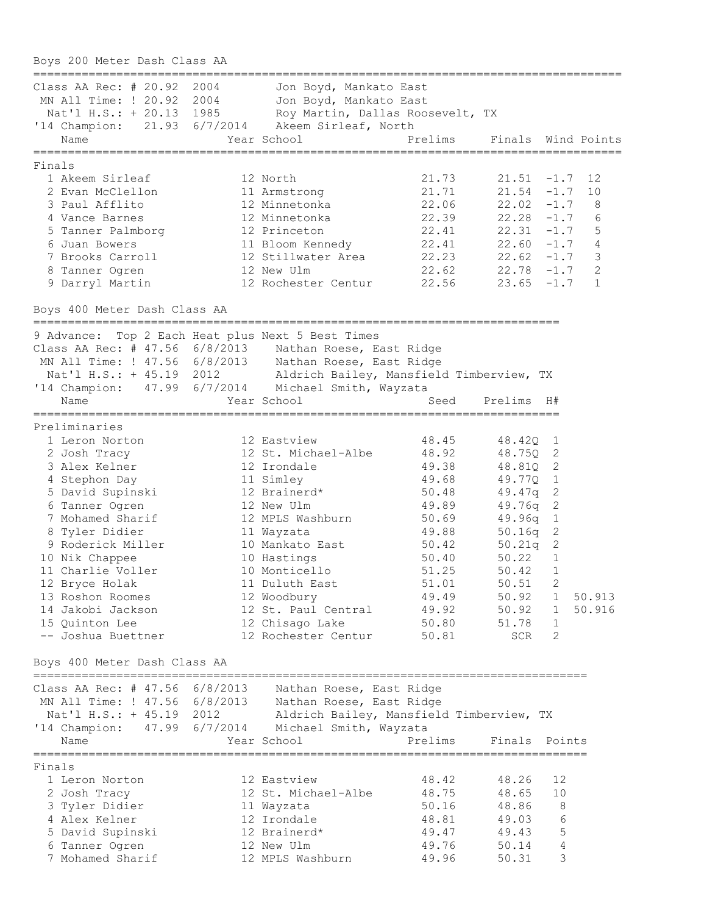## Boys 200 Meter Dash Class AA

Class AA Rec: # 20.92 2004 Jon Boyd, Mankato East
MN All Time: ! 20.92 2004 Jon Boyd, Mankato East
Nat'l H.S.: + 20.13 1985 Roy Martin, Dallas Roosevelt, TX
'14 Champion: 21.93 6/7/2014 Akeem Sirleaf, North

### Finals

| Place | Name | Year | School | Prelims | Finals | Wind | Points |
|---|---|---|---|---|---|---|---|
| 1 | Akeem Sirleaf | 12 | North | 21.73 | 21.51 | -1.7 | 12 |
| 2 | Evan McClellon | 11 | Armstrong | 21.71 | 21.54 | -1.7 | 10 |
| 3 | Paul Afflito | 12 | Minnetonka | 22.06 | 22.02 | -1.7 | 8 |
| 4 | Vance Barnes | 12 | Minnetonka | 22.39 | 22.28 | -1.7 | 6 |
| 5 | Tanner Palmborg | 12 | Princeton | 22.41 | 22.31 | -1.7 | 5 |
| 6 | Juan Bowers | 11 | Bloom Kennedy | 22.41 | 22.60 | -1.7 | 4 |
| 7 | Brooks Carroll | 12 | Stillwater Area | 22.23 | 22.62 | -1.7 | 3 |
| 8 | Tanner Ogren | 12 | New Ulm | 22.62 | 22.78 | -1.7 | 2 |
| 9 | Darryl Martin | 12 | Rochester Centur | 22.56 | 23.65 | -1.7 | 1 |

## Boys 400 Meter Dash Class AA

9 Advance: Top 2 Each Heat plus Next 5 Best Times
Class AA Rec: # 47.56 6/8/2013 Nathan Roese, East Ridge
MN All Time: ! 47.56 6/8/2013 Nathan Roese, East Ridge
Nat'l H.S.: + 45.19 2012 Aldrich Bailey, Mansfield Timberview, TX
'14 Champion: 47.99 6/7/2014 Michael Smith, Wayzata

### Preliminaries

| Place | Name | Year | School | Seed | Prelims | H# | |
|---|---|---|---|---|---|---|---|
| 1 | Leron Norton | 12 | Eastview | 48.45 | 48.42Q | 1 | |
| 2 | Josh Tracy | 12 | St. Michael-Albe | 48.92 | 48.75Q | 2 | |
| 3 | Alex Kelner | 12 | Irondale | 49.38 | 48.81Q | 2 | |
| 4 | Stephon Day | 11 | Simley | 49.68 | 49.77Q | 1 | |
| 5 | David Supinski | 12 | Brainerd* | 50.48 | 49.47q | 2 | |
| 6 | Tanner Ogren | 12 | New Ulm | 49.89 | 49.76q | 2 | |
| 7 | Mohamed Sharif | 12 | MPLS Washburn | 50.69 | 49.96q | 1 | |
| 8 | Tyler Didier | 11 | Wayzata | 49.88 | 50.16q | 2 | |
| 9 | Roderick Miller | 10 | Mankato East | 50.42 | 50.21q | 2 | |
| 10 | Nik Chappee | 10 | Hastings | 50.40 | 50.22 | 1 | |
| 11 | Charlie Voller | 10 | Monticello | 51.25 | 50.42 | 1 | |
| 12 | Bryce Holak | 11 | Duluth East | 51.01 | 50.51 | 2 | |
| 13 | Roshon Roomes | 12 | Woodbury | 49.49 | 50.92 | 1 | 50.913 |
| 14 | Jakobi Jackson | 12 | St. Paul Central | 49.92 | 50.92 | 1 | 50.916 |
| 15 | Quinton Lee | 12 | Chisago Lake | 50.80 | 51.78 | 1 | |
| -- | Joshua Buettner | 12 | Rochester Centur | 50.81 | SCR | 2 | |

## Boys 400 Meter Dash Class AA

Class AA Rec: # 47.56 6/8/2013 Nathan Roese, East Ridge
MN All Time: ! 47.56 6/8/2013 Nathan Roese, East Ridge
Nat'l H.S.: + 45.19 2012 Aldrich Bailey, Mansfield Timberview, TX
'14 Champion: 47.99 6/7/2014 Michael Smith, Wayzata

### Finals

| Place | Name | Year | School | Prelims | Finals | Points |
|---|---|---|---|---|---|---|
| 1 | Leron Norton | 12 | Eastview | 48.42 | 48.26 | 12 |
| 2 | Josh Tracy | 12 | St. Michael-Albe | 48.75 | 48.65 | 10 |
| 3 | Tyler Didier | 11 | Wayzata | 50.16 | 48.86 | 8 |
| 4 | Alex Kelner | 12 | Irondale | 48.81 | 49.03 | 6 |
| 5 | David Supinski | 12 | Brainerd* | 49.47 | 49.43 | 5 |
| 6 | Tanner Ogren | 12 | New Ulm | 49.76 | 50.14 | 4 |
| 7 | Mohamed Sharif | 12 | MPLS Washburn | 49.96 | 50.31 | 3 |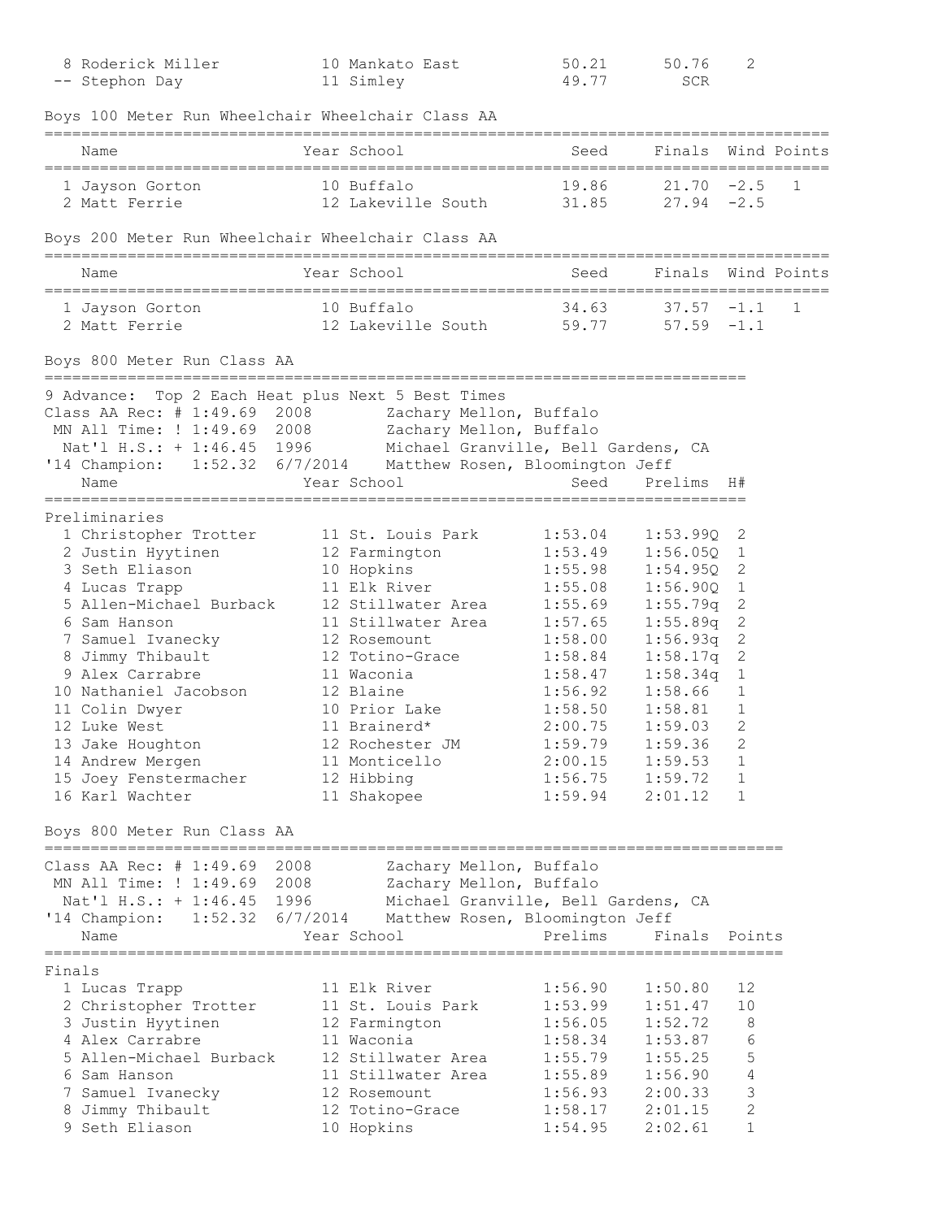| Place | Name | Year | School | Prelims | Finals | Points |
|---|---|---|---|---|---|---|
| 8 | Roderick Miller | 10 | Mankato East | 50.21 | 50.76 | 2 |
| -- | Stephon Day | 11 | Simley | 49.77 | SCR | |

## Boys 100 Meter Run Wheelchair Wheelchair Class AA

| Place | Name | Year | School | Seed | Finals | Wind | Points |
|---|---|---|---|---|---|---|---|
| 1 | Jayson Gorton | 10 | Buffalo | 19.86 | 21.70 | -2.5 | 1 |
| 2 | Matt Ferrie | 12 | Lakeville South | 31.85 | 27.94 | -2.5 | |

## Boys 200 Meter Run Wheelchair Wheelchair Class AA

| Place | Name | Year | School | Seed | Finals | Wind | Points |
|---|---|---|---|---|---|---|---|
| 1 | Jayson Gorton | 10 | Buffalo | 34.63 | 37.57 | -1.1 | 1 |
| 2 | Matt Ferrie | 12 | Lakeville South | 59.77 | 57.59 | -1.1 | |

## Boys 800 Meter Run Class AA

9 Advance: Top 2 Each Heat plus Next 5 Best Times

Class AA Rec: # 1:49.69 2008 Zachary Mellon, Buffalo

MN All Time: ! 1:49.69 2008 Zachary Mellon, Buffalo

Nat'l H.S.: + 1:46.45 1996 Michael Granville, Bell Gardens, CA

'14 Champion: 1:52.32 6/7/2014 Matthew Rosen, Bloomington Jeff

**Preliminaries**

| Place | Name | Year | School | Seed | Prelims | H# |
|---|---|---|---|---|---|---|
| 1 | Christopher Trotter | 11 | St. Louis Park | 1:53.04 | 1:53.99Q | 2 |
| 2 | Justin Hyytinen | 12 | Farmington | 1:53.49 | 1:56.05Q | 1 |
| 3 | Seth Eliason | 10 | Hopkins | 1:55.98 | 1:54.95Q | 2 |
| 4 | Lucas Trapp | 11 | Elk River | 1:55.08 | 1:56.90Q | 1 |
| 5 | Allen-Michael Burback | 12 | Stillwater Area | 1:55.69 | 1:55.79q | 2 |
| 6 | Sam Hanson | 11 | Stillwater Area | 1:57.65 | 1:55.89q | 2 |
| 7 | Samuel Ivanecky | 12 | Rosemount | 1:58.00 | 1:56.93q | 2 |
| 8 | Jimmy Thibault | 12 | Totino-Grace | 1:58.84 | 1:58.17q | 2 |
| 9 | Alex Carrabre | 11 | Waconia | 1:58.47 | 1:58.34q | 1 |
| 10 | Nathaniel Jacobson | 12 | Blaine | 1:56.92 | 1:58.66 | 1 |
| 11 | Colin Dwyer | 10 | Prior Lake | 1:58.50 | 1:58.81 | 1 |
| 12 | Luke West | 11 | Brainerd* | 2:00.75 | 1:59.03 | 2 |
| 13 | Jake Houghton | 12 | Rochester JM | 1:59.79 | 1:59.36 | 2 |
| 14 | Andrew Mergen | 11 | Monticello | 2:00.15 | 1:59.53 | 1 |
| 15 | Joey Fenstermacher | 12 | Hibbing | 1:56.75 | 1:59.72 | 1 |
| 16 | Karl Wachter | 11 | Shakopee | 1:59.94 | 2:01.12 | 1 |

## Boys 800 Meter Run Class AA

Class AA Rec: # 1:49.69 2008 Zachary Mellon, Buffalo

MN All Time: ! 1:49.69 2008 Zachary Mellon, Buffalo

Nat'l H.S.: + 1:46.45 1996 Michael Granville, Bell Gardens, CA

'14 Champion: 1:52.32 6/7/2014 Matthew Rosen, Bloomington Jeff

**Finals**

| Place | Name | Year | School | Prelims | Finals | Points |
|---|---|---|---|---|---|---|
| 1 | Lucas Trapp | 11 | Elk River | 1:56.90 | 1:50.80 | 12 |
| 2 | Christopher Trotter | 11 | St. Louis Park | 1:53.99 | 1:51.47 | 10 |
| 3 | Justin Hyytinen | 12 | Farmington | 1:56.05 | 1:52.72 | 8 |
| 4 | Alex Carrabre | 11 | Waconia | 1:58.34 | 1:53.87 | 6 |
| 5 | Allen-Michael Burback | 12 | Stillwater Area | 1:55.79 | 1:55.25 | 5 |
| 6 | Sam Hanson | 11 | Stillwater Area | 1:55.89 | 1:56.90 | 4 |
| 7 | Samuel Ivanecky | 12 | Rosemount | 1:56.93 | 2:00.33 | 3 |
| 8 | Jimmy Thibault | 12 | Totino-Grace | 1:58.17 | 2:01.15 | 2 |
| 9 | Seth Eliason | 10 | Hopkins | 1:54.95 | 2:02.61 | 1 |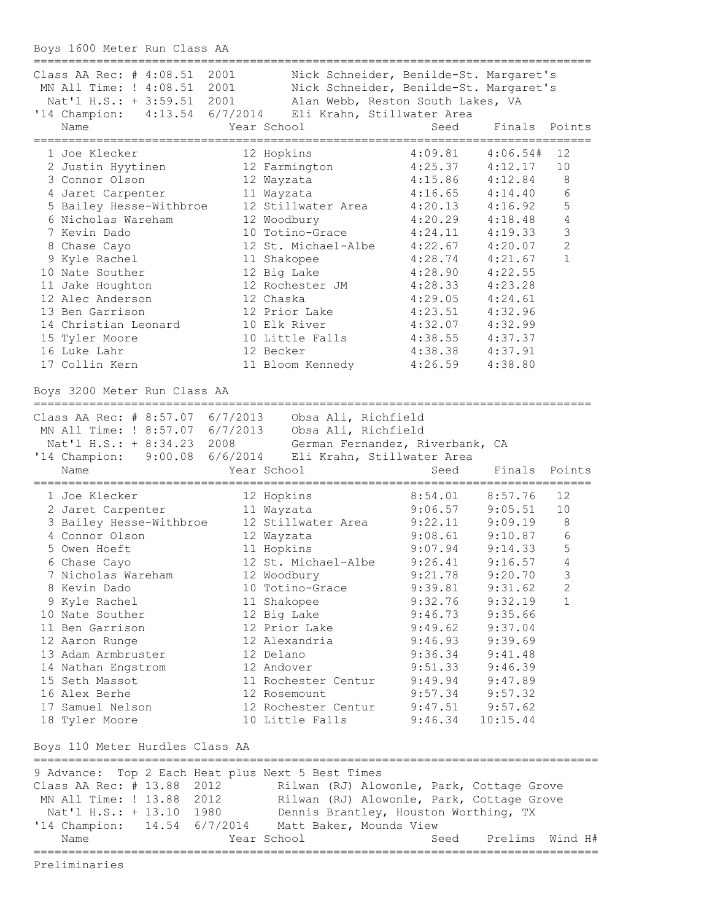## Boys 1600 Meter Run Class AA

Class AA Rec: # 4:08.51 2001 Nick Schneider, Benilde-St. Margaret's
MN All Time: ! 4:08.51 2001 Nick Schneider, Benilde-St. Margaret's
Nat'l H.S.: + 3:59.51 2001 Alan Webb, Reston South Lakes, VA
'14 Champion: 4:13.54 6/7/2014 Eli Krahn, Stillwater Area

| | Name | Year | School | Seed | Finals | Points |
|---|---|---|---|---|---|---|
| 1 | Joe Klecker | 12 | Hopkins | 4:09.81 | 4:06.54# | 12 |
| 2 | Justin Hyytinen | 12 | Farmington | 4:25.37 | 4:12.17 | 10 |
| 3 | Connor Olson | 12 | Wayzata | 4:15.86 | 4:12.84 | 8 |
| 4 | Jaret Carpenter | 11 | Wayzata | 4:16.65 | 4:14.40 | 6 |
| 5 | Bailey Hesse-Withbroe | 12 | Stillwater Area | 4:20.13 | 4:16.92 | 5 |
| 6 | Nicholas Wareham | 12 | Woodbury | 4:20.29 | 4:18.48 | 4 |
| 7 | Kevin Dado | 10 | Totino-Grace | 4:24.11 | 4:19.33 | 3 |
| 8 | Chase Cayo | 12 | St. Michael-Albe | 4:22.67 | 4:20.07 | 2 |
| 9 | Kyle Rachel | 11 | Shakopee | 4:28.74 | 4:21.67 | 1 |
| 10 | Nate Souther | 12 | Big Lake | 4:28.90 | 4:22.55 | |
| 11 | Jake Houghton | 12 | Rochester JM | 4:28.33 | 4:23.28 | |
| 12 | Alec Anderson | 12 | Chaska | 4:29.05 | 4:24.61 | |
| 13 | Ben Garrison | 12 | Prior Lake | 4:23.51 | 4:32.96 | |
| 14 | Christian Leonard | 10 | Elk River | 4:32.07 | 4:32.99 | |
| 15 | Tyler Moore | 10 | Little Falls | 4:38.55 | 4:37.37 | |
| 16 | Luke Lahr | 12 | Becker | 4:38.38 | 4:37.91 | |
| 17 | Collin Kern | 11 | Bloom Kennedy | 4:26.59 | 4:38.80 | |

## Boys 3200 Meter Run Class AA

Class AA Rec: # 8:57.07 6/7/2013 Obsa Ali, Richfield
MN All Time: ! 8:57.07 6/7/2013 Obsa Ali, Richfield
Nat'l H.S.: + 8:34.23 2008 German Fernandez, Riverbank, CA
'14 Champion: 9:00.08 6/6/2014 Eli Krahn, Stillwater Area

| | Name | Year | School | Seed | Finals | Points |
|---|---|---|---|---|---|---|
| 1 | Joe Klecker | 12 | Hopkins | 8:54.01 | 8:57.76 | 12 |
| 2 | Jaret Carpenter | 11 | Wayzata | 9:06.57 | 9:05.51 | 10 |
| 3 | Bailey Hesse-Withbroe | 12 | Stillwater Area | 9:22.11 | 9:09.19 | 8 |
| 4 | Connor Olson | 12 | Wayzata | 9:08.61 | 9:10.87 | 6 |
| 5 | Owen Hoeft | 11 | Hopkins | 9:07.94 | 9:14.33 | 5 |
| 6 | Chase Cayo | 12 | St. Michael-Albe | 9:26.41 | 9:16.57 | 4 |
| 7 | Nicholas Wareham | 12 | Woodbury | 9:21.78 | 9:20.70 | 3 |
| 8 | Kevin Dado | 10 | Totino-Grace | 9:39.81 | 9:31.62 | 2 |
| 9 | Kyle Rachel | 11 | Shakopee | 9:32.76 | 9:32.19 | 1 |
| 10 | Nate Souther | 12 | Big Lake | 9:46.73 | 9:35.66 | |
| 11 | Ben Garrison | 12 | Prior Lake | 9:49.62 | 9:37.04 | |
| 12 | Aaron Runge | 12 | Alexandria | 9:46.93 | 9:39.69 | |
| 13 | Adam Armbruster | 12 | Delano | 9:36.34 | 9:41.48 | |
| 14 | Nathan Engstrom | 12 | Andover | 9:51.33 | 9:46.39 | |
| 15 | Seth Massot | 11 | Rochester Centur | 9:49.94 | 9:47.89 | |
| 16 | Alex Berhe | 12 | Rosemount | 9:57.34 | 9:57.32 | |
| 17 | Samuel Nelson | 12 | Rochester Centur | 9:47.51 | 9:57.62 | |
| 18 | Tyler Moore | 10 | Little Falls | 9:46.34 | 10:15.44 | |

## Boys 110 Meter Hurdles Class AA

9 Advance: Top 2 Each Heat plus Next 5 Best Times
Class AA Rec: # 13.88 2012 Rilwan (RJ) Alowonle, Park, Cottage Grove
MN All Time: ! 13.88 2012 Rilwan (RJ) Alowonle, Park, Cottage Grove
Nat'l H.S.: + 13.10 1980 Dennis Brantley, Houston Worthing, TX
'14 Champion: 14.54 6/7/2014 Matt Baker, Mounds View

| Name | Year | School | Seed | Prelims | Wind | H# |
|---|---|---|---|---|---|---|

Preliminaries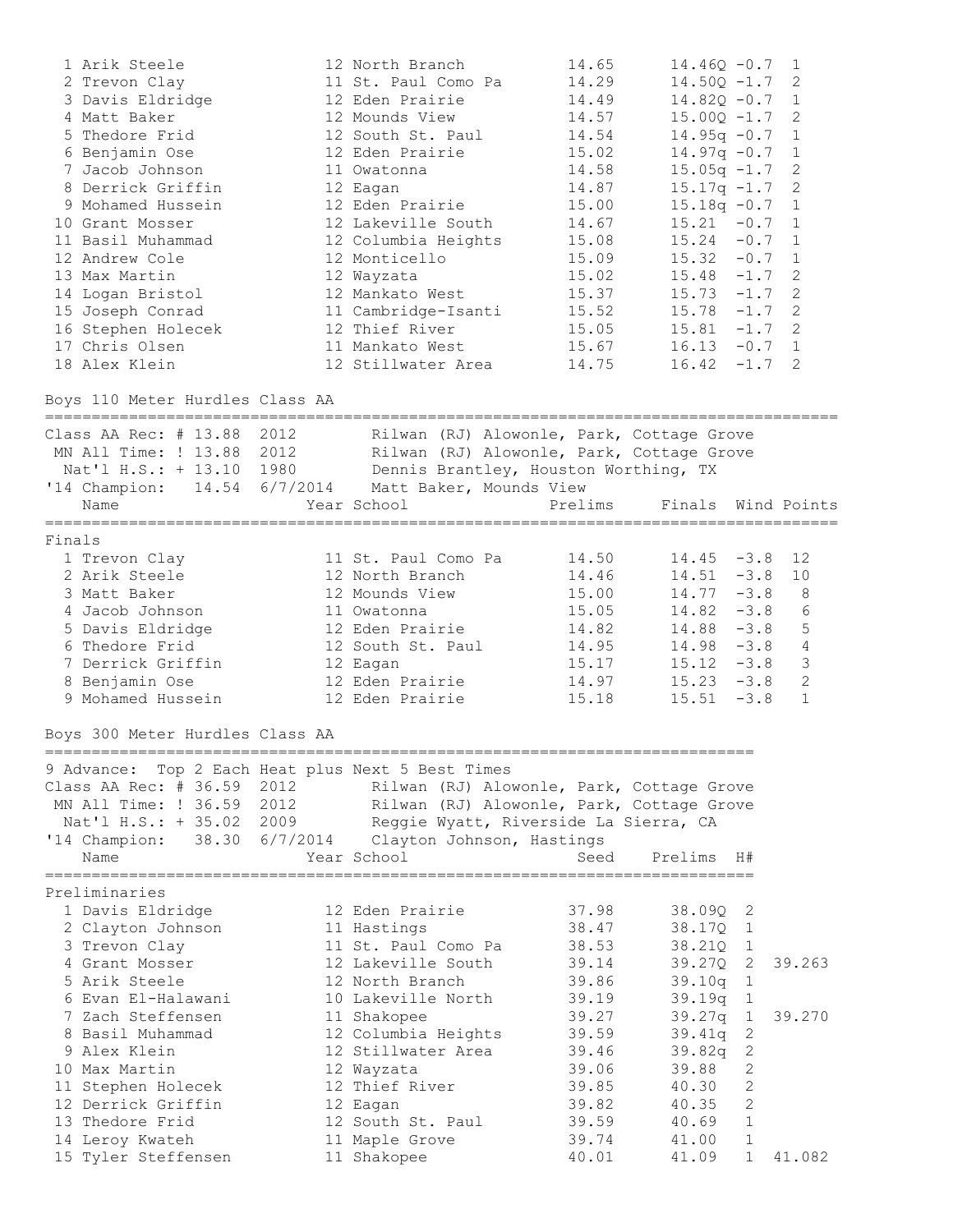| Place | Name | Year | School | Seed | Prelims | Wind | H# |
|---|---|---|---|---|---|---|---|
| 1 | Arik Steele | 12 | North Branch | 14.65 | 14.46Q | -0.7 | 1 |
| 2 | Trevon Clay | 11 | St. Paul Como Pa | 14.29 | 14.50Q | -1.7 | 2 |
| 3 | Davis Eldridge | 12 | Eden Prairie | 14.49 | 14.82Q | -0.7 | 1 |
| 4 | Matt Baker | 12 | Mounds View | 14.57 | 15.00Q | -1.7 | 2 |
| 5 | Thedore Frid | 12 | South St. Paul | 14.54 | 14.95q | -0.7 | 1 |
| 6 | Benjamin Ose | 12 | Eden Prairie | 15.02 | 14.97q | -0.7 | 1 |
| 7 | Jacob Johnson | 11 | Owatonna | 14.58 | 15.05q | -1.7 | 2 |
| 8 | Derrick Griffin | 12 | Eagan | 14.87 | 15.17q | -1.7 | 2 |
| 9 | Mohamed Hussein | 12 | Eden Prairie | 15.00 | 15.18q | -0.7 | 1 |
| 10 | Grant Mosser | 12 | Lakeville South | 14.67 | 15.21 | -0.7 | 1 |
| 11 | Basil Muhammad | 12 | Columbia Heights | 15.08 | 15.24 | -0.7 | 1 |
| 12 | Andrew Cole | 12 | Monticello | 15.09 | 15.32 | -0.7 | 1 |
| 13 | Max Martin | 12 | Wayzata | 15.02 | 15.48 | -1.7 | 2 |
| 14 | Logan Bristol | 12 | Mankato West | 15.37 | 15.73 | -1.7 | 2 |
| 15 | Joseph Conrad | 11 | Cambridge-Isanti | 15.52 | 15.78 | -1.7 | 2 |
| 16 | Stephen Holecek | 12 | Thief River | 15.05 | 15.81 | -1.7 | 2 |
| 17 | Chris Olsen | 11 | Mankato West | 15.67 | 16.13 | -0.7 | 1 |
| 18 | Alex Klein | 12 | Stillwater Area | 14.75 | 16.42 | -1.7 | 2 |

## Boys 110 Meter Hurdles Class AA

```
Class AA Rec: # 13.88  2012        Rilwan (RJ) Alowonle, Park, Cottage Grove
 MN All Time: ! 13.88  2012        Rilwan (RJ) Alowonle, Park, Cottage Grove
  Nat'l H.S.: + 13.10  1980        Dennis Brantley, Houston Worthing, TX
'14 Champion:   14.54  6/7/2014    Matt Baker, Mounds View
```

Finals

| Place | Name | Year | School | Prelims | Finals | Wind | Points |
|---|---|---|---|---|---|---|---|
| 1 | Trevon Clay | 11 | St. Paul Como Pa | 14.50 | 14.45 | -3.8 | 12 |
| 2 | Arik Steele | 12 | North Branch | 14.46 | 14.51 | -3.8 | 10 |
| 3 | Matt Baker | 12 | Mounds View | 15.00 | 14.77 | -3.8 | 8 |
| 4 | Jacob Johnson | 11 | Owatonna | 15.05 | 14.82 | -3.8 | 6 |
| 5 | Davis Eldridge | 12 | Eden Prairie | 14.82 | 14.88 | -3.8 | 5 |
| 6 | Thedore Frid | 12 | South St. Paul | 14.95 | 14.98 | -3.8 | 4 |
| 7 | Derrick Griffin | 12 | Eagan | 15.17 | 15.12 | -3.8 | 3 |
| 8 | Benjamin Ose | 12 | Eden Prairie | 14.97 | 15.23 | -3.8 | 2 |
| 9 | Mohamed Hussein | 12 | Eden Prairie | 15.18 | 15.51 | -3.8 | 1 |

## Boys 300 Meter Hurdles Class AA

```
9 Advance:  Top 2 Each Heat plus Next 5 Best Times
Class AA Rec: # 36.59  2012        Rilwan (RJ) Alowonle, Park, Cottage Grove
 MN All Time: ! 36.59  2012        Rilwan (RJ) Alowonle, Park, Cottage Grove
  Nat'l H.S.: + 35.02  2009        Reggie Wyatt, Riverside La Sierra, CA
'14 Champion:   38.30  6/7/2014    Clayton Johnson, Hastings
```

Preliminaries

| Place | Name | Year | School | Seed | Prelims | H# | |
|---|---|---|---|---|---|---|---|
| 1 | Davis Eldridge | 12 | Eden Prairie | 37.98 | 38.09Q | 2 | |
| 2 | Clayton Johnson | 11 | Hastings | 38.47 | 38.17Q | 1 | |
| 3 | Trevon Clay | 11 | St. Paul Como Pa | 38.53 | 38.21Q | 1 | |
| 4 | Grant Mosser | 12 | Lakeville South | 39.14 | 39.27Q | 2 | 39.263 |
| 5 | Arik Steele | 12 | North Branch | 39.86 | 39.10q | 1 | |
| 6 | Evan El-Halawani | 10 | Lakeville North | 39.19 | 39.19q | 1 | |
| 7 | Zach Steffensen | 11 | Shakopee | 39.27 | 39.27q | 1 | 39.270 |
| 8 | Basil Muhammad | 12 | Columbia Heights | 39.59 | 39.41q | 2 | |
| 9 | Alex Klein | 12 | Stillwater Area | 39.46 | 39.82q | 2 | |
| 10 | Max Martin | 12 | Wayzata | 39.06 | 39.88 | 2 | |
| 11 | Stephen Holecek | 12 | Thief River | 39.85 | 40.30 | 2 | |
| 12 | Derrick Griffin | 12 | Eagan | 39.82 | 40.35 | 2 | |
| 13 | Thedore Frid | 12 | South St. Paul | 39.59 | 40.69 | 1 | |
| 14 | Leroy Kwateh | 11 | Maple Grove | 39.74 | 41.00 | 1 | |
| 15 | Tyler Steffensen | 11 | Shakopee | 40.01 | 41.09 | 1 | 41.082 |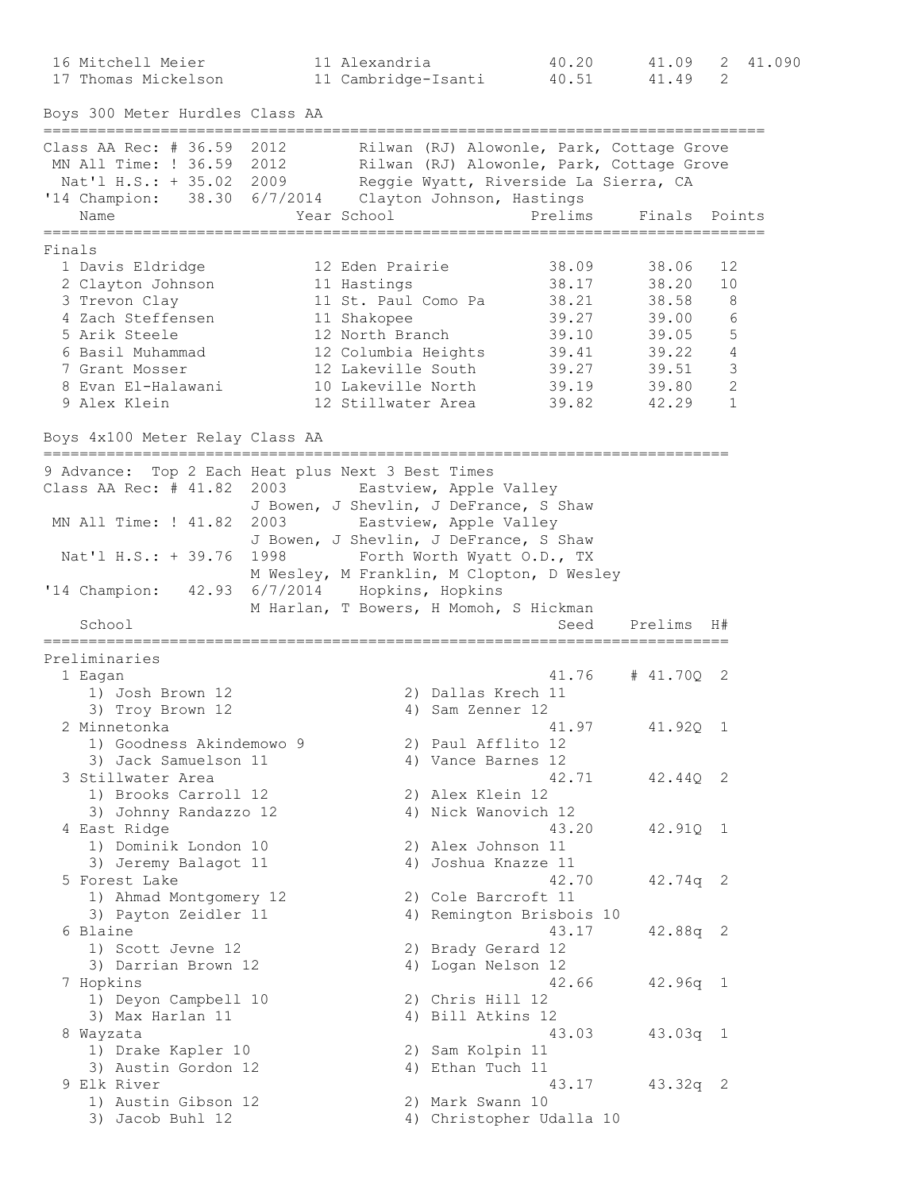| | Name | Year | School | Prelims | Finals | H# | |
|---|---|---|---|---|---|---|---|
| 16 | Mitchell Meier | 11 | Alexandria | 40.20 | 41.09 | 2 | 41.090 |
| 17 | Thomas Mickelson | 11 | Cambridge-Isanti | 40.51 | 41.49 | 2 | |

## Boys 300 Meter Hurdles Class AA

Class AA Rec: # 36.59 2012 Rilwan (RJ) Alowonle, Park, Cottage Grove
MN All Time: ! 36.59 2012 Rilwan (RJ) Alowonle, Park, Cottage Grove
Nat'l H.S.: + 35.02 2009 Reggie Wyatt, Riverside La Sierra, CA
'14 Champion: 38.30 6/7/2014 Clayton Johnson, Hastings

**Finals**

| | Name | Year | School | Prelims | Finals | Points |
|---|---|---|---|---|---|---|
| 1 | Davis Eldridge | 12 | Eden Prairie | 38.09 | 38.06 | 12 |
| 2 | Clayton Johnson | 11 | Hastings | 38.17 | 38.20 | 10 |
| 3 | Trevon Clay | 11 | St. Paul Como Pa | 38.21 | 38.58 | 8 |
| 4 | Zach Steffensen | 11 | Shakopee | 39.27 | 39.00 | 6 |
| 5 | Arik Steele | 12 | North Branch | 39.10 | 39.05 | 5 |
| 6 | Basil Muhammad | 12 | Columbia Heights | 39.41 | 39.22 | 4 |
| 7 | Grant Mosser | 12 | Lakeville South | 39.27 | 39.51 | 3 |
| 8 | Evan El-Halawani | 10 | Lakeville North | 39.19 | 39.80 | 2 |
| 9 | Alex Klein | 12 | Stillwater Area | 39.82 | 42.29 | 1 |

## Boys 4x100 Meter Relay Class AA

9 Advance: Top 2 Each Heat plus Next 3 Best Times
Class AA Rec: # 41.82 2003 Eastview, Apple Valley
J Bowen, J Shevlin, J DeFrance, S Shaw
MN All Time: ! 41.82 2003 Eastview, Apple Valley
J Bowen, J Shevlin, J DeFrance, S Shaw
Nat'l H.S.: + 39.76 1998 Forth Worth Wyatt O.D., TX
M Wesley, M Franklin, M Clopton, D Wesley
'14 Champion: 42.93 6/7/2014 Hopkins, Hopkins
M Harlan, T Bowers, H Momoh, S Hickman

**Preliminaries**

| | School | Seed | Prelims | H# |
|---|---|---|---|---|
| 1 | Eagan | 41.76 | # 41.70Q | 2 |
| | 1) Josh Brown 12, 2) Dallas Krech 11, 3) Troy Brown 12, 4) Sam Zenner 12 | | | |
| 2 | Minnetonka | 41.97 | 41.92Q | 1 |
| | 1) Goodness Akindemowo 9, 2) Paul Afflito 12, 3) Jack Samuelson 11, 4) Vance Barnes 12 | | | |
| 3 | Stillwater Area | 42.71 | 42.44Q | 2 |
| | 1) Brooks Carroll 12, 2) Alex Klein 12, 3) Johnny Randazzo 12, 4) Nick Wanovich 12 | | | |
| 4 | East Ridge | 43.20 | 42.91Q | 1 |
| | 1) Dominik London 10, 2) Alex Johnson 11, 3) Jeremy Balagot 11, 4) Joshua Knazze 11 | | | |
| 5 | Forest Lake | 42.70 | 42.74q | 2 |
| | 1) Ahmad Montgomery 12, 2) Cole Barcroft 11, 3) Payton Zeidler 11, 4) Remington Brisbois 10 | | | |
| 6 | Blaine | 43.17 | 42.88q | 2 |
| | 1) Scott Jevne 12, 2) Brady Gerard 12, 3) Darrian Brown 12, 4) Logan Nelson 12 | | | |
| 7 | Hopkins | 42.66 | 42.96q | 1 |
| | 1) Deyon Campbell 10, 2) Chris Hill 12, 3) Max Harlan 11, 4) Bill Atkins 12 | | | |
| 8 | Wayzata | 43.03 | 43.03q | 1 |
| | 1) Drake Kapler 10, 2) Sam Kolpin 11, 3) Austin Gordon 12, 4) Ethan Tuch 11 | | | |
| 9 | Elk River | 43.17 | 43.32q | 2 |
| | 1) Austin Gibson 12, 2) Mark Swann 10, 3) Jacob Buhl 12, 4) Christopher Udalla 10 | | | |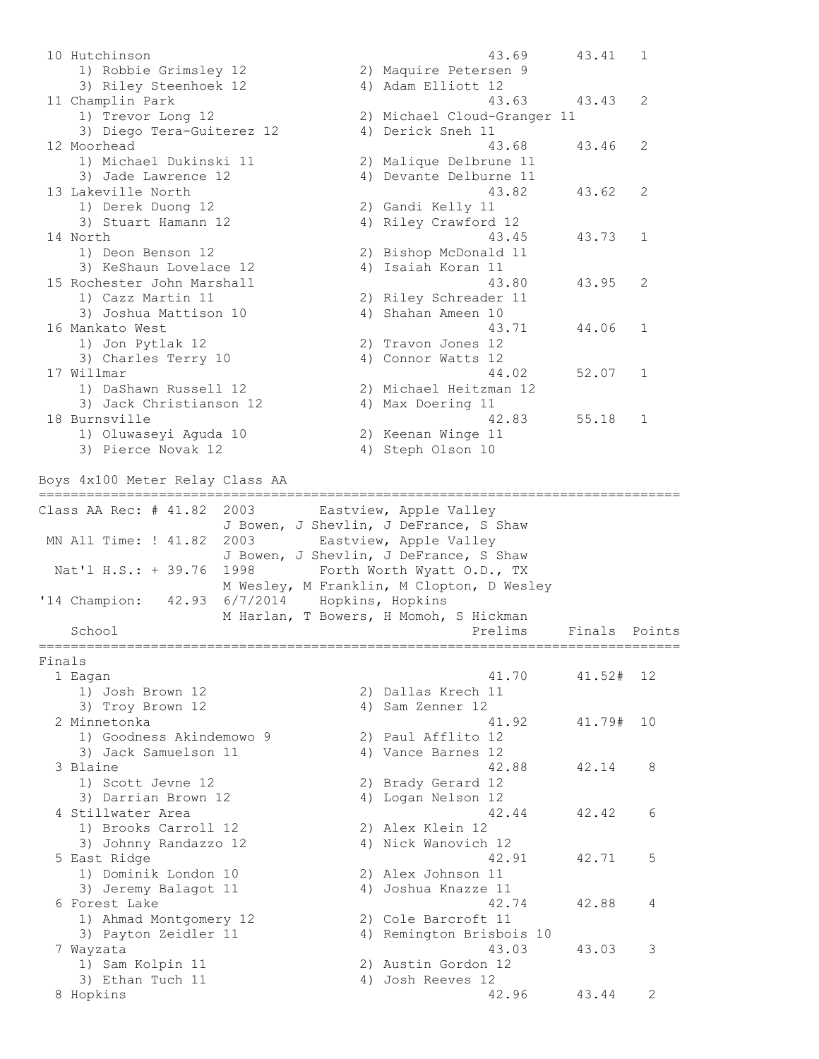| Place | School | Prelims | Finals | Points |
|---|---|---|---|---|
| 10 | Hutchinson | 43.69 | 43.41 | 1 |
| | 1) Robbie Grimsley 12, 2) Maquire Petersen 9, 3) Riley Steenhoek 12, 4) Adam Elliott 12 | | | |
| 11 | Champlin Park | 43.63 | 43.43 | 2 |
| | 1) Trevor Long 12, 2) Michael Cloud-Granger 11, 3) Diego Tera-Guiterez 12, 4) Derick Sneh 11 | | | |
| 12 | Moorhead | 43.68 | 43.46 | 2 |
| | 1) Michael Dukinski 11, 2) Malique Delbrune 11, 3) Jade Lawrence 12, 4) Devante Delburne 11 | | | |
| 13 | Lakeville North | 43.82 | 43.62 | 2 |
| | 1) Derek Duong 12, 2) Gandi Kelly 11, 3) Stuart Hamann 12, 4) Riley Crawford 12 | | | |
| 14 | North | 43.45 | 43.73 | 1 |
| | 1) Deon Benson 12, 2) Bishop McDonald 11, 3) KeShaun Lovelace 12, 4) Isaiah Koran 11 | | | |
| 15 | Rochester John Marshall | 43.80 | 43.95 | 2 |
| | 1) Cazz Martin 11, 2) Riley Schreader 11, 3) Joshua Mattison 10, 4) Shahan Ameen 10 | | | |
| 16 | Mankato West | 43.71 | 44.06 | 1 |
| | 1) Jon Pytlak 12, 2) Travon Jones 12, 3) Charles Terry 10, 4) Connor Watts 12 | | | |
| 17 | Willmar | 44.02 | 52.07 | 1 |
| | 1) DaShawn Russell 12, 2) Michael Heitzman 12, 3) Jack Christianson 12, 4) Max Doering 11 | | | |
| 18 | Burnsville | 42.83 | 55.18 | 1 |
| | 1) Oluwaseyi Aguda 10, 2) Keenan Winge 11, 3) Pierce Novak 12, 4) Steph Olson 10 | | | |

## Boys 4x100 Meter Relay Class AA

```
Class AA Rec: # 41.82  2003       Eastview, Apple Valley
                       J Bowen, J Shevlin, J DeFrance, S Shaw
 MN All Time: ! 41.82  2003       Eastview, Apple Valley
                       J Bowen, J Shevlin, J DeFrance, S Shaw
  Nat'l H.S.: + 39.76  1998       Forth Worth Wyatt O.D., TX
                       M Wesley, M Franklin, M Clopton, D Wesley
'14 Champion:   42.93  6/7/2014   Hopkins, Hopkins
                       M Harlan, T Bowers, H Momoh, S Hickman
```

### Finals

| Place | School | Prelims | Finals | Points |
|---|---|---|---|---|
| 1 | Eagan | 41.70 | 41.52# | 12 |
| | 1) Josh Brown 12, 2) Dallas Krech 11, 3) Troy Brown 12, 4) Sam Zenner 12 | | | |
| 2 | Minnetonka | 41.92 | 41.79# | 10 |
| | 1) Goodness Akindemowo 9, 2) Paul Afflito 12, 3) Jack Samuelson 11, 4) Vance Barnes 12 | | | |
| 3 | Blaine | 42.88 | 42.14 | 8 |
| | 1) Scott Jevne 12, 2) Brady Gerard 12, 3) Darrian Brown 12, 4) Logan Nelson 12 | | | |
| 4 | Stillwater Area | 42.44 | 42.42 | 6 |
| | 1) Brooks Carroll 12, 2) Alex Klein 12, 3) Johnny Randazzo 12, 4) Nick Wanovich 12 | | | |
| 5 | East Ridge | 42.91 | 42.71 | 5 |
| | 1) Dominik London 10, 2) Alex Johnson 11, 3) Jeremy Balagot 11, 4) Joshua Knazze 11 | | | |
| 6 | Forest Lake | 42.74 | 42.88 | 4 |
| | 1) Ahmad Montgomery 12, 2) Cole Barcroft 11, 3) Payton Zeidler 11, 4) Remington Brisbois 10 | | | |
| 7 | Wayzata | 43.03 | 43.03 | 3 |
| | 1) Sam Kolpin 11, 2) Austin Gordon 12, 3) Ethan Tuch 11, 4) Josh Reeves 12 | | | |
| 8 | Hopkins | 42.96 | 43.44 | 2 |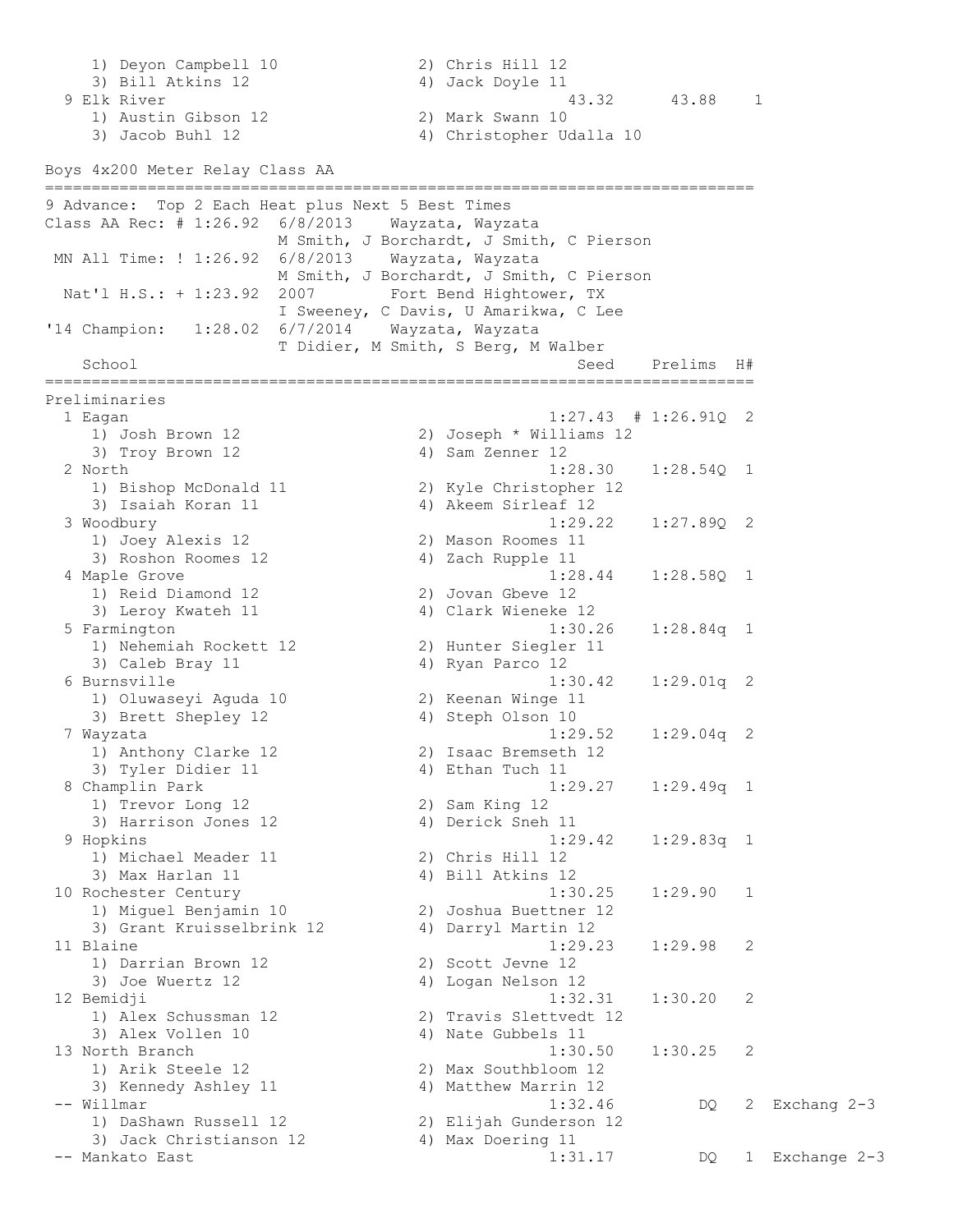```
    1) Deyon Campbell 10              2) Chris Hill 12
    3) Bill Atkins 12                 4) Jack Doyle 11
  9 Elk River                                        43.32      43.88    1
    1) Austin Gibson 12               2) Mark Swann 10
    3) Jacob Buhl 12                  4) Christopher Udalla 10

Boys 4x200 Meter Relay Class AA
==============================================================================
9 Advance:  Top 2 Each Heat plus Next 5 Best Times
Class AA Rec: # 1:26.92  6/8/2013    Wayzata, Wayzata
                         M Smith, J Borchardt, J Smith, C Pierson
 MN All Time: ! 1:26.92  6/8/2013    Wayzata, Wayzata
                         M Smith, J Borchardt, J Smith, C Pierson
  Nat'l H.S.: + 1:23.92  2007        Fort Bend Hightower, TX
                         I Sweeney, C Davis, U Amarikwa, C Lee
'14 Champion:   1:28.02  6/7/2014    Wayzata, Wayzata
                         T Didier, M Smith, S Berg, M Walber
    School                                            Seed    Prelims  H#
==============================================================================
Preliminaries
  1 Eagan                                          1:27.43  # 1:26.91Q  2
    1) Josh Brown 12                  2) Joseph * Williams 12
    3) Troy Brown 12                  4) Sam Zenner 12
  2 North                                          1:28.30    1:28.54Q  1
    1) Bishop McDonald 11             2) Kyle Christopher 12
    3) Isaiah Koran 11                4) Akeem Sirleaf 12
  3 Woodbury                                       1:29.22    1:27.89Q  2
    1) Joey Alexis 12                 2) Mason Roomes 11
    3) Roshon Roomes 12               4) Zach Rupple 11
  4 Maple Grove                                    1:28.44    1:28.58Q  1
    1) Reid Diamond 12                2) Jovan Gbeve 12
    3) Leroy Kwateh 11                4) Clark Wieneke 12
  5 Farmington                                     1:30.26    1:28.84q  1
    1) Nehemiah Rockett 12            2) Hunter Siegler 11
    3) Caleb Bray 11                  4) Ryan Parco 12
  6 Burnsville                                     1:30.42    1:29.01q  2
    1) Oluwaseyi Aguda 10             2) Keenan Winge 11
    3) Brett Shepley 12               4) Steph Olson 10
  7 Wayzata                                        1:29.52    1:29.04q  2
    1) Anthony Clarke 12              2) Isaac Bremseth 12
    3) Tyler Didier 11                4) Ethan Tuch 11
  8 Champlin Park                                  1:29.27    1:29.49q  1
    1) Trevor Long 12                 2) Sam King 12
    3) Harrison Jones 12              4) Derick Sneh 11
  9 Hopkins                                        1:29.42    1:29.83q  1
    1) Michael Meader 11              2) Chris Hill 12
    3) Max Harlan 11                  4) Bill Atkins 12
 10 Rochester Century                              1:30.25    1:29.90   1
    1) Miguel Benjamin 10             2) Joshua Buettner 12
    3) Grant Kruisselbrink 12         4) Darryl Martin 12
 11 Blaine                                         1:29.23    1:29.98   2
    1) Darrian Brown 12               2) Scott Jevne 12
    3) Joe Wuertz 12                  4) Logan Nelson 12
 12 Bemidji                                        1:32.31    1:30.20   2
    1) Alex Schussman 12              2) Travis Slettvedt 12
    3) Alex Vollen 10                 4) Nate Gubbels 11
 13 North Branch                                   1:30.50    1:30.25   2
    1) Arik Steele 12                 2) Max Southbloom 12
    3) Kennedy Ashley 11              4) Matthew Marrin 12
 -- Willmar                                        1:32.46         DQ   2  Exchang 2-3
    1) DaShawn Russell 12             2) Elijah Gunderson 12
    3) Jack Christianson 12           4) Max Doering 11
 -- Mankato East                                   1:31.17         DQ   1  Exchange 2-3
```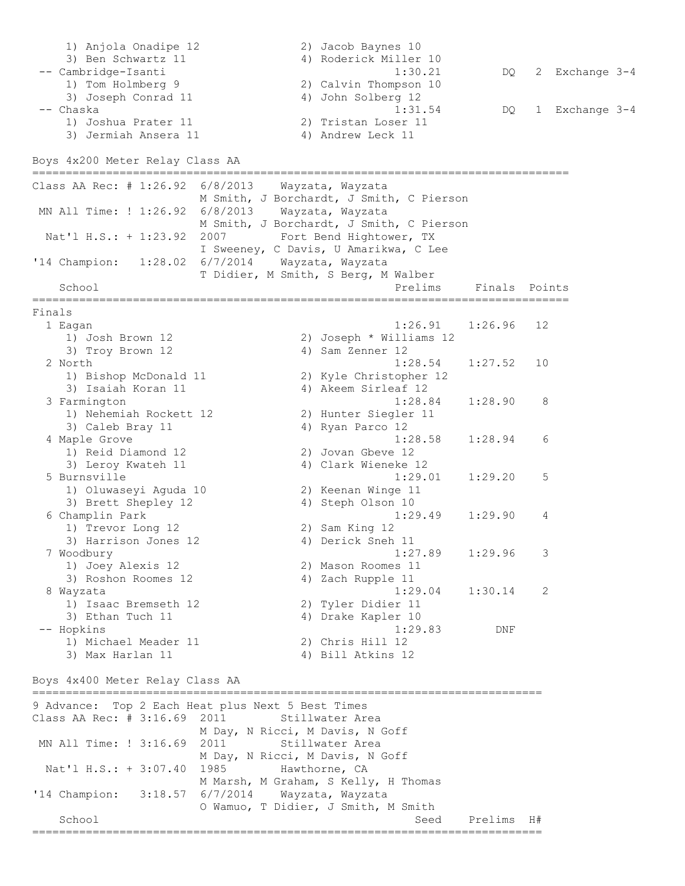```
    1) Anjola Onadipe 12              2) Jacob Baynes 10
    3) Ben Schwartz 11                4) Roderick Miller 10
 -- Cambridge-Isanti                              1:30.21         DQ   2  Exchange 3-4
    1) Tom Holmberg 9                 2) Calvin Thompson 10
    3) Joseph Conrad 11               4) John Solberg 12
 -- Chaska                                        1:31.54         DQ   1  Exchange 3-4
    1) Joshua Prater 11               2) Tristan Loser 11
    3) Jermiah Ansera 11              4) Andrew Leck 11
```

## Boys 4x200 Meter Relay Class AA

```
=================================================================================
Class AA Rec: # 1:26.92  6/8/2013    Wayzata, Wayzata
                         M Smith, J Borchardt, J Smith, C Pierson
 MN All Time: ! 1:26.92  6/8/2013    Wayzata, Wayzata
                         M Smith, J Borchardt, J Smith, C Pierson
  Nat'l H.S.: + 1:23.92  2007        Fort Bend Hightower, TX
                         I Sweeney, C Davis, U Amarikwa, C Lee
'14 Champion:   1:28.02  6/7/2014    Wayzata, Wayzata
                         T Didier, M Smith, S Berg, M Walber
    School                                         Prelims     Finals  Points
=================================================================================
Finals
  1 Eagan                                          1:26.91    1:26.96   12
     1) Josh Brown 12                 2) Joseph * Williams 12
     3) Troy Brown 12                 4) Sam Zenner 12
  2 North                                          1:28.54    1:27.52   10
     1) Bishop McDonald 11            2) Kyle Christopher 12
     3) Isaiah Koran 11               4) Akeem Sirleaf 12
  3 Farmington                                     1:28.84    1:28.90    8
     1) Nehemiah Rockett 12           2) Hunter Siegler 11
     3) Caleb Bray 11                 4) Ryan Parco 12
  4 Maple Grove                                    1:28.58    1:28.94    6
     1) Reid Diamond 12               2) Jovan Gbeve 12
     3) Leroy Kwateh 11               4) Clark Wieneke 12
  5 Burnsville                                     1:29.01    1:29.20    5
     1) Oluwaseyi Aguda 10            2) Keenan Winge 11
     3) Brett Shepley 12              4) Steph Olson 10
  6 Champlin Park                                  1:29.49    1:29.90    4
     1) Trevor Long 12                2) Sam King 12
     3) Harrison Jones 12             4) Derick Sneh 11
  7 Woodbury                                       1:27.89    1:29.96    3
     1) Joey Alexis 12                2) Mason Roomes 11
     3) Roshon Roomes 12              4) Zach Rupple 11
  8 Wayzata                                        1:29.04    1:30.14    2
     1) Isaac Bremseth 12             2) Tyler Didier 11
     3) Ethan Tuch 11                 4) Drake Kapler 10
 -- Hopkins                                        1:29.83        DNF
     1) Michael Meader 11             2) Chris Hill 12
     3) Max Harlan 11                 4) Bill Atkins 12
```

## Boys 4x400 Meter Relay Class AA

```
============================================================================
9 Advance:  Top 2 Each Heat plus Next 5 Best Times
Class AA Rec: # 3:16.69  2011        Stillwater Area
                         M Day, N Ricci, M Davis, N Goff
 MN All Time: ! 3:16.69  2011        Stillwater Area
                         M Day, N Ricci, M Davis, N Goff
  Nat'l H.S.: + 3:07.40  1985        Hawthorne, CA
                         M Marsh, M Graham, S Kelly, H Thomas
'14 Champion:   3:18.57  6/7/2014    Wayzata, Wayzata
                         O Wamuo, T Didier, J Smith, M Smith
    School                                           Seed    Prelims  H#
============================================================================
```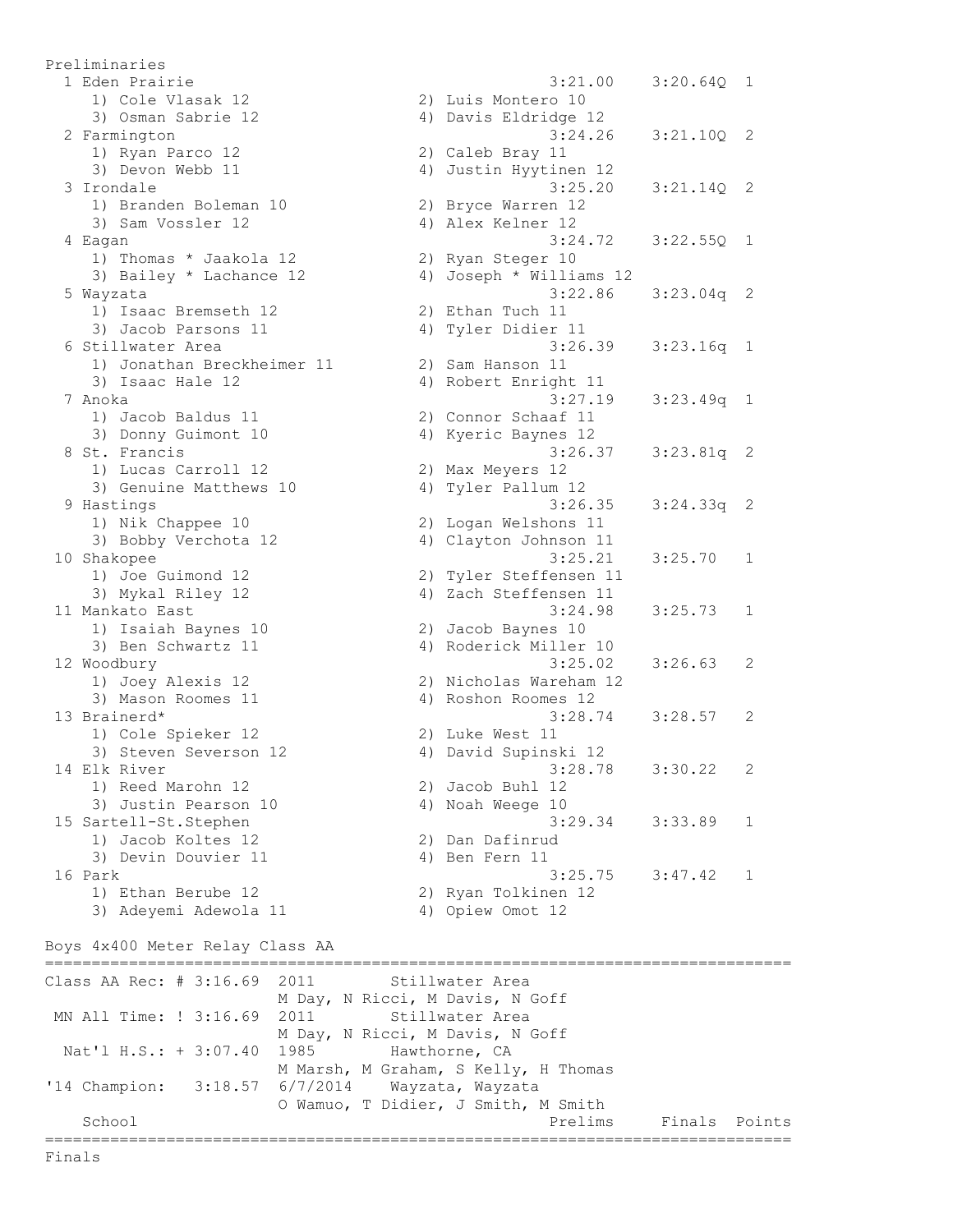Preliminaries

| Place | School | Seed | Prelims | Heat |
|---|---|---|---|---|
| 1 | Eden Prairie | 3:21.00 | 3:20.64Q | 1 |
| | 1) Cole Vlasak 12, 2) Luis Montero 10, 3) Osman Sabrie 12, 4) Davis Eldridge 12 | | | |
| 2 | Farmington | 3:24.26 | 3:21.10Q | 2 |
| | 1) Ryan Parco 12, 2) Caleb Bray 11, 3) Devon Webb 11, 4) Justin Hyytinen 12 | | | |
| 3 | Irondale | 3:25.20 | 3:21.14Q | 2 |
| | 1) Branden Boleman 10, 2) Bryce Warren 12, 3) Sam Vossler 12, 4) Alex Kelner 12 | | | |
| 4 | Eagan | 3:24.72 | 3:22.55Q | 1 |
| | 1) Thomas * Jaakola 12, 2) Ryan Steger 10, 3) Bailey * Lachance 12, 4) Joseph * Williams 12 | | | |
| 5 | Wayzata | 3:22.86 | 3:23.04q | 2 |
| | 1) Isaac Bremseth 12, 2) Ethan Tuch 11, 3) Jacob Parsons 11, 4) Tyler Didier 11 | | | |
| 6 | Stillwater Area | 3:26.39 | 3:23.16q | 1 |
| | 1) Jonathan Breckheimer 11, 2) Sam Hanson 11, 3) Isaac Hale 12, 4) Robert Enright 11 | | | |
| 7 | Anoka | 3:27.19 | 3:23.49q | 1 |
| | 1) Jacob Baldus 11, 2) Connor Schaaf 11, 3) Donny Guimont 10, 4) Kyeric Baynes 12 | | | |
| 8 | St. Francis | 3:26.37 | 3:23.81q | 2 |
| | 1) Lucas Carroll 12, 2) Max Meyers 12, 3) Genuine Matthews 10, 4) Tyler Pallum 12 | | | |
| 9 | Hastings | 3:26.35 | 3:24.33q | 2 |
| | 1) Nik Chappee 10, 2) Logan Welshons 11, 3) Bobby Verchota 12, 4) Clayton Johnson 11 | | | |
| 10 | Shakopee | 3:25.21 | 3:25.70 | 1 |
| | 1) Joe Guimond 12, 2) Tyler Steffensen 11, 3) Mykal Riley 12, 4) Zach Steffensen 11 | | | |
| 11 | Mankato East | 3:24.98 | 3:25.73 | 1 |
| | 1) Isaiah Baynes 10, 2) Jacob Baynes 10, 3) Ben Schwartz 11, 4) Roderick Miller 10 | | | |
| 12 | Woodbury | 3:25.02 | 3:26.63 | 2 |
| | 1) Joey Alexis 12, 2) Nicholas Wareham 12, 3) Mason Roomes 11, 4) Roshon Roomes 12 | | | |
| 13 | Brainerd* | 3:28.74 | 3:28.57 | 2 |
| | 1) Cole Spieker 12, 2) Luke West 11, 3) Steven Severson 12, 4) David Supinski 12 | | | |
| 14 | Elk River | 3:28.78 | 3:30.22 | 2 |
| | 1) Reed Marohn 12, 2) Jacob Buhl 12, 3) Justin Pearson 10, 4) Noah Weege 10 | | | |
| 15 | Sartell-St.Stephen | 3:29.34 | 3:33.89 | 1 |
| | 1) Jacob Koltes 12, 2) Dan Dafinrud, 3) Devin Douvier 11, 4) Ben Fern 11 | | | |
| 16 | Park | 3:25.75 | 3:47.42 | 1 |
| | 1) Ethan Berube 12, 2) Ryan Tolkinen 12, 3) Adeyemi Adewola 11, 4) Opiew Omot 12 | | | |

## Boys 4x400 Meter Relay Class AA

| Record | Time | Year | Team |
|---|---|---|---|
| Class AA Rec: # | 3:16.69 | 2011 | Stillwater Area — M Day, N Ricci, M Davis, N Goff |
| MN All Time: ! | 3:16.69 | 2011 | Stillwater Area — M Day, N Ricci, M Davis, N Goff |
| Nat'l H.S.: + | 3:07.40 | 1985 | Hawthorne, CA — M Marsh, M Graham, S Kelly, H Thomas |
| '14 Champion: | 3:18.57 | 6/7/2014 | Wayzata, Wayzata — O Wamuo, T Didier, J Smith, M Smith |

| School | Prelims | Finals | Points |
|---|---|---|---|

Finals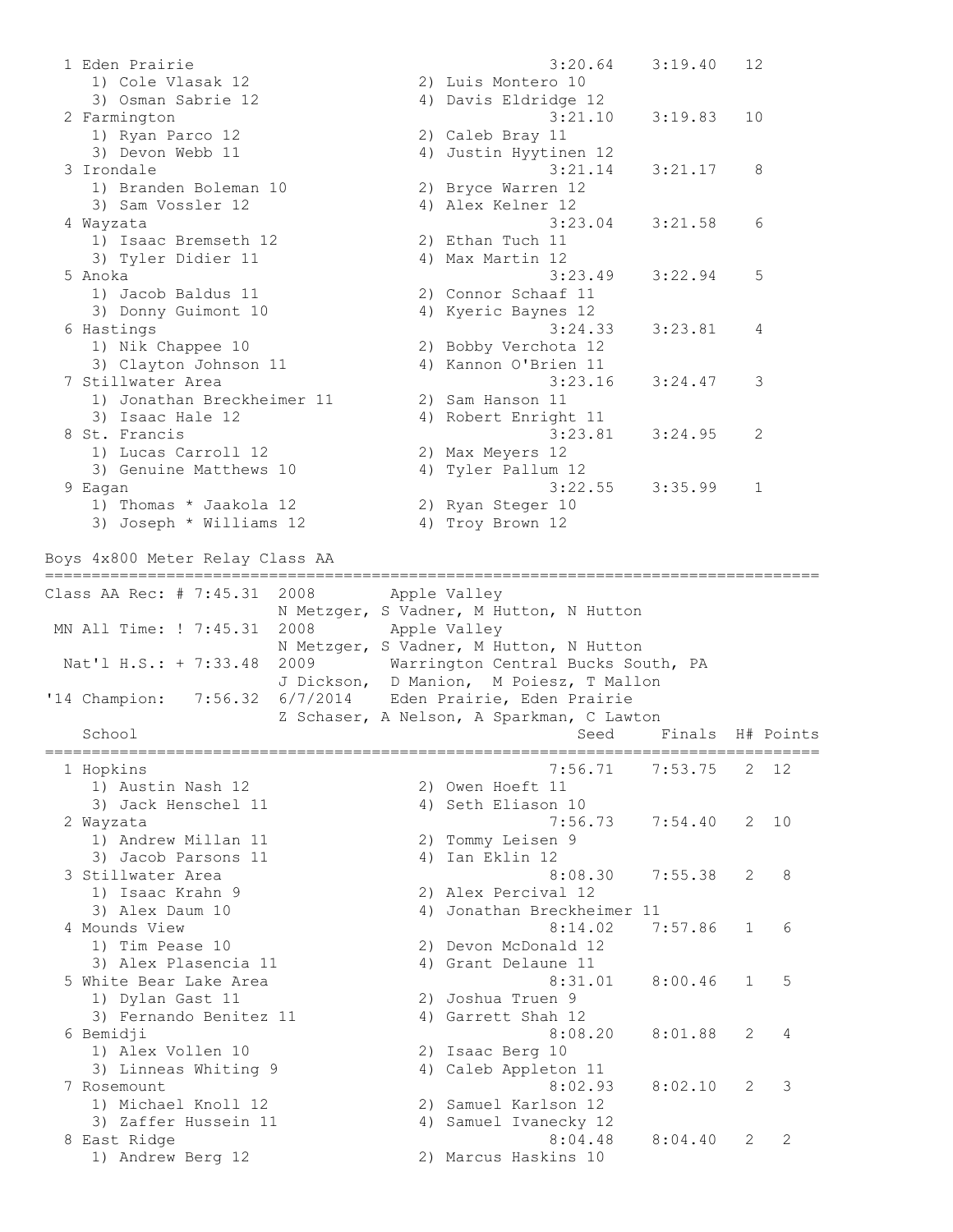| Place | School | Seed | Finals | Points |
|---|---|---|---|---|
| 1 | Eden Prairie | 3:20.64 | 3:19.40 | 12 |
| | 1) Cole Vlasak 12, 2) Luis Montero 10, 3) Osman Sabrie 12, 4) Davis Eldridge 12 | | | |
| 2 | Farmington | 3:21.10 | 3:19.83 | 10 |
| | 1) Ryan Parco 12, 2) Caleb Bray 11, 3) Devon Webb 11, 4) Justin Hyytinen 12 | | | |
| 3 | Irondale | 3:21.14 | 3:21.17 | 8 |
| | 1) Branden Boleman 10, 2) Bryce Warren 12, 3) Sam Vossler 12, 4) Alex Kelner 12 | | | |
| 4 | Wayzata | 3:23.04 | 3:21.58 | 6 |
| | 1) Isaac Bremseth 12, 2) Ethan Tuch 11, 3) Tyler Didier 11, 4) Max Martin 12 | | | |
| 5 | Anoka | 3:23.49 | 3:22.94 | 5 |
| | 1) Jacob Baldus 11, 2) Connor Schaaf 11, 3) Donny Guimont 10, 4) Kyeric Baynes 12 | | | |
| 6 | Hastings | 3:24.33 | 3:23.81 | 4 |
| | 1) Nik Chappee 10, 2) Bobby Verchota 12, 3) Clayton Johnson 11, 4) Kannon O'Brien 11 | | | |
| 7 | Stillwater Area | 3:23.16 | 3:24.47 | 3 |
| | 1) Jonathan Breckheimer 11, 2) Sam Hanson 11, 3) Isaac Hale 12, 4) Robert Enright 11 | | | |
| 8 | St. Francis | 3:23.81 | 3:24.95 | 2 |
| | 1) Lucas Carroll 12, 2) Max Meyers 12, 3) Genuine Matthews 10, 4) Tyler Pallum 12 | | | |
| 9 | Eagan | 3:22.55 | 3:35.99 | 1 |
| | 1) Thomas * Jaakola 12, 2) Ryan Steger 10, 3) Joseph * Williams 12, 4) Troy Brown 12 | | | |

## Boys 4x800 Meter Relay Class AA

```
Class AA Rec: # 7:45.31  2008        Apple Valley
                         N Metzger, S Vadner, M Hutton, N Hutton
 MN All Time: ! 7:45.31  2008        Apple Valley
                         N Metzger, S Vadner, M Hutton, N Hutton
  Nat'l H.S.: + 7:33.48  2009        Warrington Central Bucks South, PA
                         J Dickson,  D Manion,  M Poiesz, T Mallon
'14 Champion:   7:56.32  6/7/2014    Eden Prairie, Eden Prairie
                         Z Schaser, A Nelson, A Sparkman, C Lawton
```

| Place | School | Seed | Finals | H# | Points |
|---|---|---|---|---|---|
| 1 | Hopkins | 7:56.71 | 7:53.75 | 2 | 12 |
| | 1) Austin Nash 12, 2) Owen Hoeft 11, 3) Jack Henschel 11, 4) Seth Eliason 10 | | | | |
| 2 | Wayzata | 7:56.73 | 7:54.40 | 2 | 10 |
| | 1) Andrew Millan 11, 2) Tommy Leisen 9, 3) Jacob Parsons 11, 4) Ian Eklin 12 | | | | |
| 3 | Stillwater Area | 8:08.30 | 7:55.38 | 2 | 8 |
| | 1) Isaac Krahn 9, 2) Alex Percival 12, 3) Alex Daum 10, 4) Jonathan Breckheimer 11 | | | | |
| 4 | Mounds View | 8:14.02 | 7:57.86 | 1 | 6 |
| | 1) Tim Pease 10, 2) Devon McDonald 12, 3) Alex Plasencia 11, 4) Grant Delaune 11 | | | | |
| 5 | White Bear Lake Area | 8:31.01 | 8:00.46 | 1 | 5 |
| | 1) Dylan Gast 11, 2) Joshua Truen 9, 3) Fernando Benitez 11, 4) Garrett Shah 12 | | | | |
| 6 | Bemidji | 8:08.20 | 8:01.88 | 2 | 4 |
| | 1) Alex Vollen 10, 2) Isaac Berg 10, 3) Linneas Whiting 9, 4) Caleb Appleton 11 | | | | |
| 7 | Rosemount | 8:02.93 | 8:02.10 | 2 | 3 |
| | 1) Michael Knoll 12, 2) Samuel Karlson 12, 3) Zaffer Hussein 11, 4) Samuel Ivanecky 12 | | | | |
| 8 | East Ridge | 8:04.48 | 8:04.40 | 2 | 2 |
| | 1) Andrew Berg 12, 2) Marcus Haskins 10 | | | | |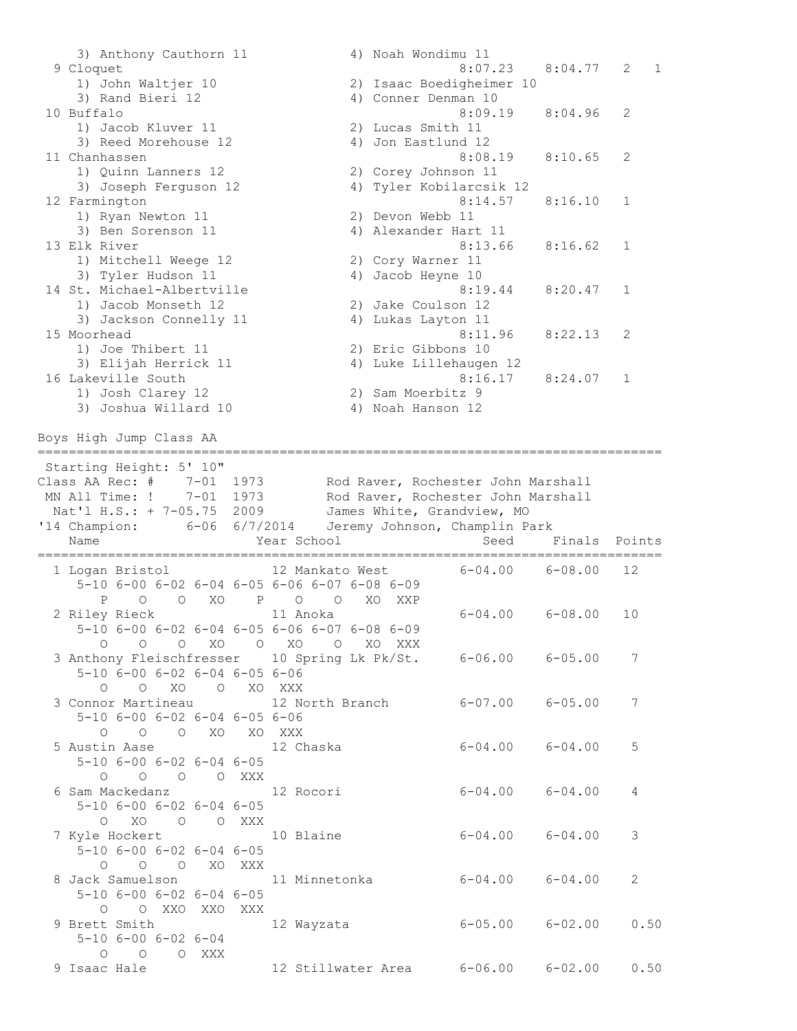```
    3) Anthony Cauthorn 11            4) Noah Wondimu 11
  9 Cloquet                                         8:07.23    8:04.77   2   1
    1) John Waltjer 10                2) Isaac Boedigheimer 10
    3) Rand Bieri 12                  4) Conner Denman 10
 10 Buffalo                                         8:09.19    8:04.96   2
    1) Jacob Kluver 11                2) Lucas Smith 11
    3) Reed Morehouse 12              4) Jon Eastlund 12
 11 Chanhassen                                      8:08.19    8:10.65   2
    1) Quinn Lanners 12               2) Corey Johnson 11
    3) Joseph Ferguson 12             4) Tyler Kobilarcsik 12
 12 Farmington                                      8:14.57    8:16.10   1
    1) Ryan Newton 11                 2) Devon Webb 11
    3) Ben Sorenson 11                4) Alexander Hart 11
 13 Elk River                                       8:13.66    8:16.62   1
    1) Mitchell Weege 12              2) Cory Warner 11
    3) Tyler Hudson 11                4) Jacob Heyne 10
 14 St. Michael-Albertville                         8:19.44    8:20.47   1
    1) Jacob Monseth 12               2) Jake Coulson 12
    3) Jackson Connelly 11            4) Lukas Layton 11
 15 Moorhead                                        8:11.96    8:22.13   2
    1) Joe Thibert 11                 2) Eric Gibbons 10
    3) Elijah Herrick 11              4) Luke Lillehaugen 12
 16 Lakeville South                                 8:16.17    8:24.07   1
    1) Josh Clarey 12                 2) Sam Moerbitz 9
    3) Joshua Willard 10              4) Noah Hanson 12
```

## Boys High Jump Class AA

```
================================================================================
 Starting Height: 5' 10"
Class AA Rec: #    7-01  1973        Rod Raver, Rochester John Marshall
 MN All Time: !    7-01  1973        Rod Raver, Rochester John Marshall
  Nat'l H.S.: + 7-05.75  2009        James White, Grandview, MO
'14 Champion:      6-06  6/7/2014    Jeremy Johnson, Champlin Park
    Name                    Year School                 Seed     Finals  Points
================================================================================
  1 Logan Bristol           12 Mankato West          6-04.00    6-08.00   12
     5-10 6-00 6-02 6-04 6-05 6-06 6-07 6-08 6-09
        P    O    O   XO    P    O    O   XO  XXP
  2 Riley Rieck             11 Anoka                 6-04.00    6-08.00   10
     5-10 6-00 6-02 6-04 6-05 6-06 6-07 6-08 6-09
        O    O    O   XO    O   XO    O   XO  XXX
  3 Anthony Fleischfresser  10 Spring Lk Pk/St.      6-06.00    6-05.00    7
     5-10 6-00 6-02 6-04 6-05 6-06
        O    O   XO    O   XO  XXX
  3 Connor Martineau        12 North Branch          6-07.00    6-05.00    7
     5-10 6-00 6-02 6-04 6-05 6-06
        O    O    O   XO   XO  XXX
  5 Austin Aase             12 Chaska                6-04.00    6-04.00    5
     5-10 6-00 6-02 6-04 6-05
        O    O    O    O  XXX
  6 Sam Mackedanz           12 Rocori                6-04.00    6-04.00    4
     5-10 6-00 6-02 6-04 6-05
        O   XO    O    O  XXX
  7 Kyle Hockert            10 Blaine                6-04.00    6-04.00    3
     5-10 6-00 6-02 6-04 6-05
        O    O    O   XO  XXX
  8 Jack Samuelson          11 Minnetonka            6-04.00    6-04.00    2
     5-10 6-00 6-02 6-04 6-05
        O    O  XXO  XXO  XXX
  9 Brett Smith             12 Wayzata               6-05.00    6-02.00    0.50
     5-10 6-00 6-02 6-04
        O    O    O  XXX
  9 Isaac Hale              12 Stillwater Area       6-06.00    6-02.00    0.50
```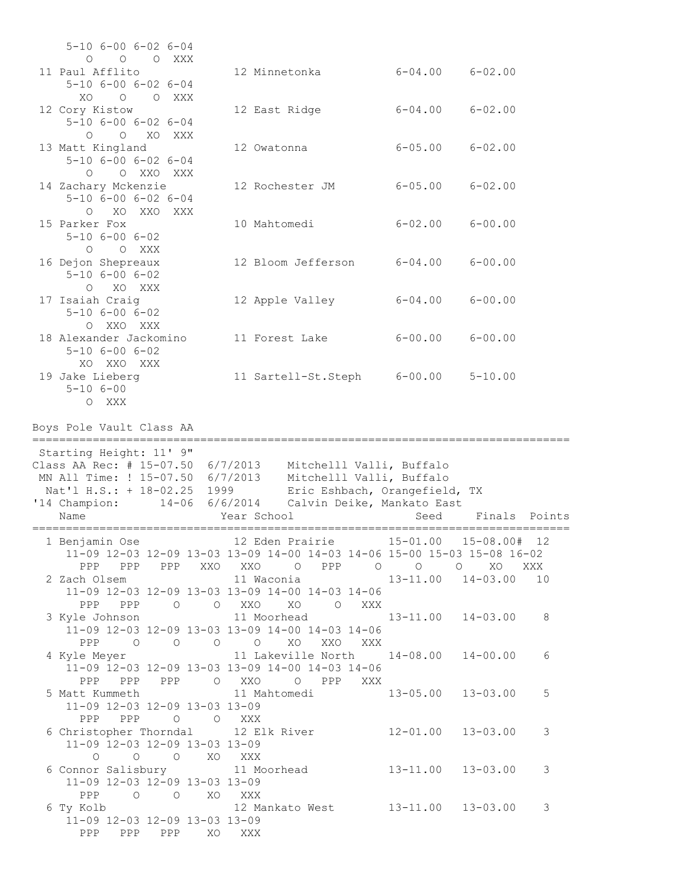```
     5-10 6-00 6-02 6-04
       O    O    O  XXX
 11 Paul Afflito            12 Minnetonka           6-04.00    6-02.00
     5-10 6-00 6-02 6-04
      XO    O    O  XXX
 12 Cory Kistow             12 East Ridge           6-04.00    6-02.00
     5-10 6-00 6-02 6-04
       O    O   XO  XXX
 13 Matt Kingland           12 Owatonna             6-05.00    6-02.00
     5-10 6-00 6-02 6-04
       O    O  XXO  XXX
 14 Zachary Mckenzie        12 Rochester JM         6-05.00    6-02.00
     5-10 6-00 6-02 6-04
       O   XO  XXO  XXX
 15 Parker Fox              10 Mahtomedi            6-02.00    6-00.00
     5-10 6-00 6-02
       O    O  XXX
 16 Dejon Shepreaux         12 Bloom Jefferson      6-04.00    6-00.00
     5-10 6-00 6-02
       O   XO  XXX
 17 Isaiah Craig            12 Apple Valley         6-04.00    6-00.00
     5-10 6-00 6-02
       O  XXO  XXX
 18 Alexander Jackomino     11 Forest Lake          6-00.00    6-00.00
     5-10 6-00 6-02
      XO  XXO  XXX
 19 Jake Lieberg            11 Sartell-St.Steph     6-00.00    5-10.00
     5-10 6-00
       O  XXX
```

## Boys Pole Vault Class AA

```
=================================================================================
 Starting Height: 11' 9"
Class AA Rec: # 15-07.50  6/7/2013    Mitchelll Valli, Buffalo
 MN All Time: ! 15-07.50  6/7/2013    Mitchelll Valli, Buffalo
  Nat'l H.S.: + 18-02.25  1999        Eric Eshbach, Orangefield, TX
'14 Champion:      14-06  6/6/2014    Calvin Deike, Mankato East
    Name                    Year School                 Seed     Finals  Points
=================================================================================
  1 Benjamin Ose            12 Eden Prairie        15-01.00   15-08.00#  12
     11-09 12-03 12-09 13-03 13-09 14-00 14-03 14-06 15-00 15-03 15-08 16-02
       PPP   PPP   PPP   XXO   XXO     O   PPP     O     O     O    XO   XXX
  2 Zach Olsem              11 Waconia             13-11.00   14-03.00   10
     11-09 12-03 12-09 13-03 13-09 14-00 14-03 14-06
       PPP   PPP     O     O   XXO    XO     O   XXX
  3 Kyle Johnson            11 Moorhead            13-11.00   14-03.00    8
     11-09 12-03 12-09 13-03 13-09 14-00 14-03 14-06
       PPP     O     O     O     O    XO   XXO   XXX
  4 Kyle Meyer              11 Lakeville North     14-08.00   14-00.00    6
     11-09 12-03 12-09 13-03 13-09 14-00 14-03 14-06
       PPP   PPP   PPP     O   XXO     O   PPP   XXX
  5 Matt Kummeth            11 Mahtomedi           13-05.00   13-03.00    5
     11-09 12-03 12-09 13-03 13-09
       PPP   PPP     O     O   XXX
  6 Christopher Thorndal    12 Elk River           12-01.00   13-03.00    3
     11-09 12-03 12-09 13-03 13-09
         O     O     O    XO   XXX
  6 Connor Salisbury        11 Moorhead            13-11.00   13-03.00    3
     11-09 12-03 12-09 13-03 13-09
       PPP     O     O    XO   XXX
  6 Ty Kolb                 12 Mankato West        13-11.00   13-03.00    3
     11-09 12-03 12-09 13-03 13-09
       PPP   PPP   PPP    XO   XXX
```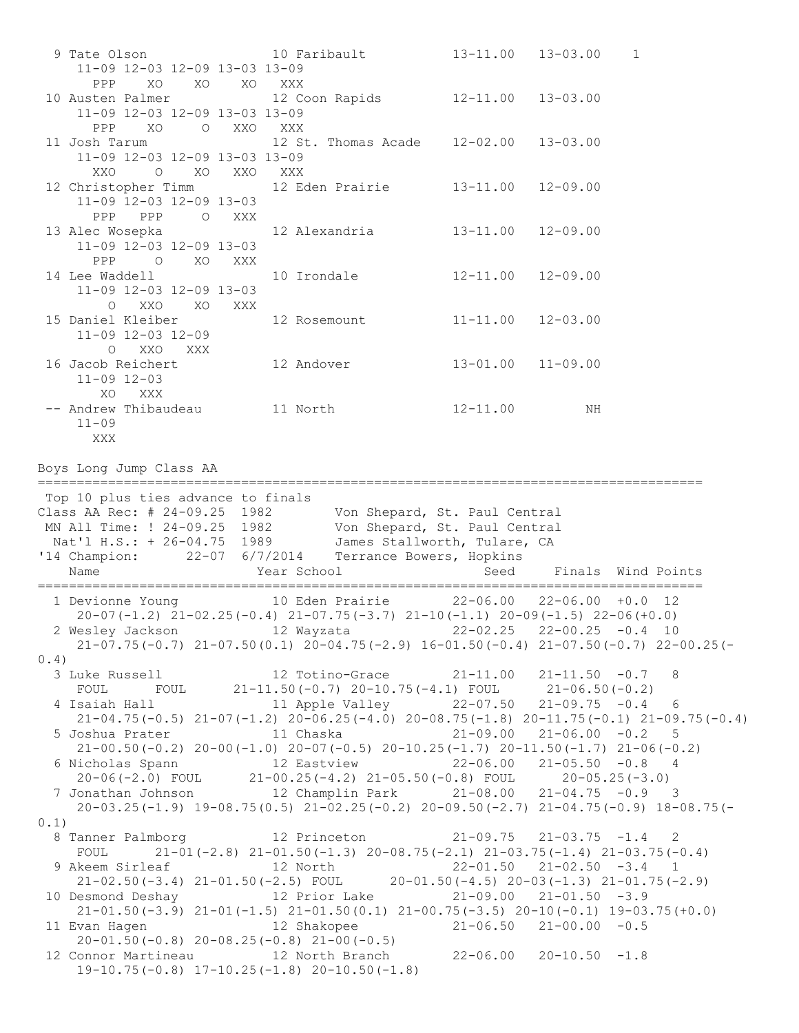```
  9 Tate Olson               10 Faribault           13-11.00   13-03.00    1 
     11-09 12-03 12-09 13-03 13-09 
       PPP    XO    XO    XO   XXX 
 10 Austen Palmer            12 Coon Rapids         12-11.00   13-03.00 
     11-09 12-03 12-09 13-03 13-09 
       PPP    XO     O   XXO   XXX 
 11 Josh Tarum               12 St. Thomas Acade    12-02.00   13-03.00 
     11-09 12-03 12-09 13-03 13-09 
       XXO     O    XO   XXO   XXX 
 12 Christopher Timm         12 Eden Prairie        13-11.00   12-09.00 
     11-09 12-03 12-09 13-03 
       PPP   PPP     O   XXX 
 13 Alec Wosepka             12 Alexandria          13-11.00   12-09.00 
     11-09 12-03 12-09 13-03 
       PPP     O    XO   XXX 
 14 Lee Waddell              10 Irondale            12-11.00   12-09.00 
     11-09 12-03 12-09 13-03 
         O   XXO    XO   XXX 
 15 Daniel Kleiber           12 Rosemount           11-11.00   12-03.00 
     11-09 12-03 12-09 
         O   XXO   XXX 
 16 Jacob Reichert           12 Andover             13-01.00   11-09.00 
     11-09 12-03 
        XO   XXX 
 -- Andrew Thibaudeau        11 North               12-11.00         NH 
     11-09 
       XXX 
```

Boys Long Jump Class AA

```
======================================================================================
 Top 10 plus ties advance to finals
Class AA Rec: # 24-09.25  1982        Von Shepard, St. Paul Central
 MN All Time: ! 24-09.25  1982        Von Shepard, St. Paul Central
  Nat'l H.S.: + 26-04.75  1989        James Stallworth, Tulare, CA
'14 Champion:      22-07  6/7/2014    Terrance Bowers, Hopkins
    Name                    Year School                 Seed     Finals  Wind Points
======================================================================================
  1 Devionne Young           10 Eden Prairie        22-06.00   22-06.00  +0.0  12 
     20-07(-1.2) 21-02.25(-0.4) 21-07.75(-3.7) 21-10(-1.1) 20-09(-1.5) 22-06(+0.0) 
  2 Wesley Jackson           12 Wayzata             22-02.25   22-00.25  -0.4  10 
     21-07.75(-0.7) 21-07.50(0.1) 20-04.75(-2.9) 16-01.50(-0.4) 21-07.50(-0.7) 22-00.25(-
0.4) 
  3 Luke Russell             12 Totino-Grace        21-11.00   21-11.50  -0.7   8 
     FOUL      FOUL      21-11.50(-0.7) 20-10.75(-4.1) FOUL      21-06.50(-0.2) 
  4 Isaiah Hall              11 Apple Valley        22-07.50   21-09.75  -0.4   6 
     21-04.75(-0.5) 21-07(-1.2) 20-06.25(-4.0) 20-08.75(-1.8) 20-11.75(-0.1) 21-09.75(-0.4) 
  5 Joshua Prater            11 Chaska              21-09.00   21-06.00  -0.2   5 
     21-00.50(-0.2) 20-00(-1.0) 20-07(-0.5) 20-10.25(-1.7) 20-11.50(-1.7) 21-06(-0.2) 
  6 Nicholas Spann           12 Eastview            22-06.00   21-05.50  -0.8   4 
     20-06(-2.0) FOUL      21-00.25(-4.2) 21-05.50(-0.8) FOUL      20-05.25(-3.0) 
  7 Jonathan Johnson         12 Champlin Park       21-08.00   21-04.75  -0.9   3 
     20-03.25(-1.9) 19-08.75(0.5) 21-02.25(-0.2) 20-09.50(-2.7) 21-04.75(-0.9) 18-08.75(-
0.1) 
  8 Tanner Palmborg          12 Princeton           21-09.75   21-03.75  -1.4   2 
     FOUL      21-01(-2.8) 21-01.50(-1.3) 20-08.75(-2.1) 21-03.75(-1.4) 21-03.75(-0.4) 
  9 Akeem Sirleaf            12 North               22-01.50   21-02.50  -3.4   1 
     21-02.50(-3.4) 21-01.50(-2.5) FOUL      20-01.50(-4.5) 20-03(-1.3) 21-01.75(-2.9) 
 10 Desmond Deshay           12 Prior Lake          21-09.00   21-01.50  -3.9 
     21-01.50(-3.9) 21-01(-1.5) 21-01.50(0.1) 21-00.75(-3.5) 20-10(-0.1) 19-03.75(+0.0) 
 11 Evan Hagen               12 Shakopee            21-06.50   21-00.00  -0.5 
     20-01.50(-0.8) 20-08.25(-0.8) 21-00(-0.5) 
 12 Connor Martineau         12 North Branch        22-06.00   20-10.50  -1.8 
     19-10.75(-0.8) 17-10.25(-1.8) 20-10.50(-1.8) 
```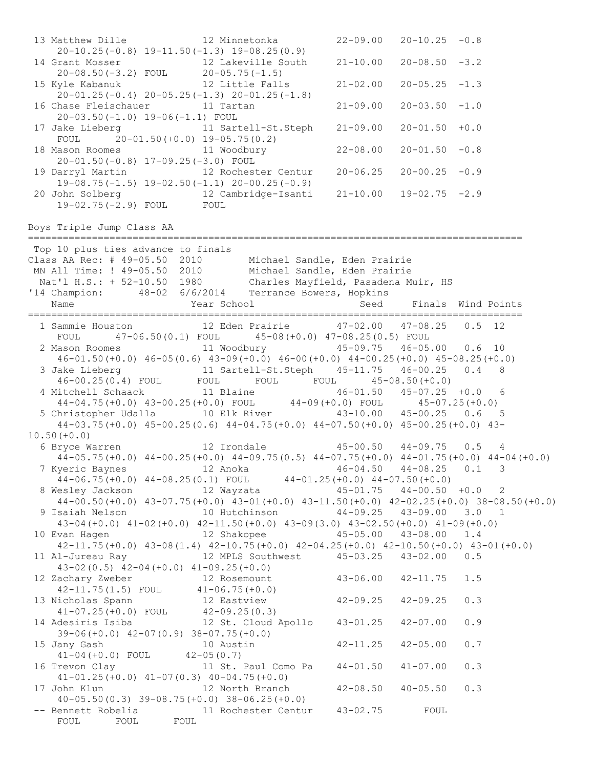```
 13 Matthew Dille             12 Minnetonka          22-09.00   20-10.25  -0.8
     20-10.25(-0.8) 19-11.50(-1.3) 19-08.25(0.9)
 14 Grant Mosser              12 Lakeville South     21-10.00   20-08.50  -3.2
     20-08.50(-3.2) FOUL      20-05.75(-1.5)
 15 Kyle Kabanuk              12 Little Falls        21-02.00   20-05.25  -1.3
     20-01.25(-0.4) 20-05.25(-1.3) 20-01.25(-1.8)
 16 Chase Fleischauer         11 Tartan              21-09.00   20-03.50  -1.0
     20-03.50(-1.0) 19-06(-1.1) FOUL
 17 Jake Lieberg              11 Sartell-St.Steph    21-09.00   20-01.50  +0.0
     FOUL      20-01.50(+0.0) 19-05.75(0.2)
 18 Mason Roomes              11 Woodbury            22-08.00   20-01.50  -0.8
     20-01.50(-0.8) 17-09.25(-3.0) FOUL
 19 Darryl Martin             12 Rochester Centur    20-06.25   20-00.25  -0.9
     19-08.75(-1.5) 19-02.50(-1.1) 20-00.25(-0.9)
 20 John Solberg              12 Cambridge-Isanti    21-10.00   19-02.75  -2.9
     19-02.75(-2.9) FOUL      FOUL
```

Boys Triple Jump Class AA

```
=====================================================================================
 Top 10 plus ties advance to finals
Class AA Rec: # 49-05.50  2010        Michael Sandle, Eden Prairie
 MN All Time: ! 49-05.50  2010        Michael Sandle, Eden Prairie
  Nat'l H.S.: + 52-10.50  1980        Charles Mayfield, Pasadena Muir, HS
'14 Champion:      48-02  6/6/2014    Terrance Bowers, Hopkins
    Name                    Year School                 Seed     Finals  Wind Points
=====================================================================================
  1 Sammie Houston            12 Eden Prairie        47-02.00   47-08.25   0.5  12
     FOUL      47-06.50(0.1) FOUL      45-08(+0.0) 47-08.25(0.5) FOUL
  2 Mason Roomes              11 Woodbury            45-09.75   46-05.00   0.6  10
     46-01.50(+0.0) 46-05(0.6) 43-09(+0.0) 46-00(+0.0) 44-00.25(+0.0) 45-08.25(+0.0)
  3 Jake Lieberg              11 Sartell-St.Steph    45-11.75   46-00.25   0.4   8
     46-00.25(0.4) FOUL      FOUL      FOUL      FOUL      45-08.50(+0.0)
  4 Mitchell Schaack          11 Blaine              46-01.50   45-07.25  +0.0   6
     44-04.75(+0.0) 43-00.25(+0.0) FOUL      44-09(+0.0) FOUL      45-07.25(+0.0)
  5 Christopher Udalla        10 Elk River           43-10.00   45-00.25   0.6   5
     44-03.75(+0.0) 45-00.25(0.6) 44-04.75(+0.0) 44-07.50(+0.0) 45-00.25(+0.0) 43-
10.50(+0.0)
  6 Bryce Warren              12 Irondale            45-00.50   44-09.75   0.5   4
     44-05.75(+0.0) 44-00.25(+0.0) 44-09.75(0.5) 44-07.75(+0.0) 44-01.75(+0.0) 44-04(+0.0)
  7 Kyeric Baynes             12 Anoka               46-04.50   44-08.25   0.1   3
     44-06.75(+0.0) 44-08.25(0.1) FOUL      44-01.25(+0.0) 44-07.50(+0.0)
  8 Wesley Jackson            12 Wayzata             45-01.75   44-00.50  +0.0   2
     44-00.50(+0.0) 43-07.75(+0.0) 43-01(+0.0) 43-11.50(+0.0) 42-02.25(+0.0) 38-08.50(+0.0)
  9 Isaiah Nelson             10 Hutchinson          44-09.25   43-09.00   3.0   1
     43-04(+0.0) 41-02(+0.0) 42-11.50(+0.0) 43-09(3.0) 43-02.50(+0.0) 41-09(+0.0)
 10 Evan Hagen                12 Shakopee            45-05.00   43-08.00   1.4
     42-11.75(+0.0) 43-08(1.4) 42-10.75(+0.0) 42-04.25(+0.0) 42-10.50(+0.0) 43-01(+0.0)
 11 Al-Jureau Ray             12 MPLS Southwest      45-03.25   43-02.00   0.5
     43-02(0.5) 42-04(+0.0) 41-09.25(+0.0)
 12 Zachary Zweber            12 Rosemount           43-06.00   42-11.75   1.5
     42-11.75(1.5) FOUL      41-06.75(+0.0)
 13 Nicholas Spann            12 Eastview            42-09.25   42-09.25   0.3
     41-07.25(+0.0) FOUL      42-09.25(0.3)
 14 Adesiris Isiba            12 St. Cloud Apollo    43-01.25   42-07.00   0.9
     39-06(+0.0) 42-07(0.9) 38-07.75(+0.0)
 15 Jany Gash                 10 Austin              42-11.25   42-05.00   0.7
     41-04(+0.0) FOUL      42-05(0.7)
 16 Trevon Clay               11 St. Paul Como Pa    44-01.50   41-07.00   0.3
     41-01.25(+0.0) 41-07(0.3) 40-04.75(+0.0)
 17 John Klun                 12 North Branch        42-08.50   40-05.50   0.3
     40-05.50(0.3) 39-08.75(+0.0) 38-06.25(+0.0)
 -- Bennett Robelia           11 Rochester Centur    43-02.75      FOUL
     FOUL      FOUL      FOUL
```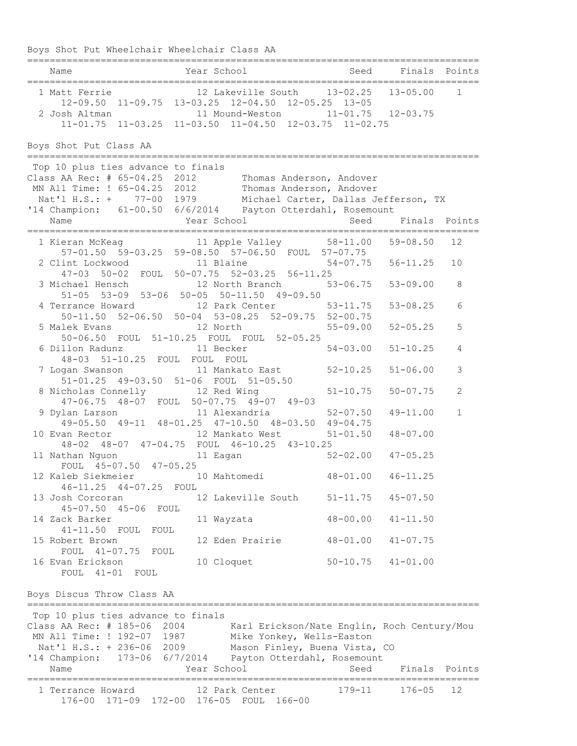## Boys Shot Put Wheelchair Wheelchair Class AA

| Place | Name | Year | School | Seed | Finals | Points |
|---|---|---|---|---|---|---|
| 1 | Matt Ferrie | 12 | Lakeville South | 13-02.25 | 13-05.00 | 1 |
| | 12-09.50 11-09.75 13-03.25 12-04.50 12-05.25 13-05 | | | | | |
| 2 | Josh Altman | 11 | Mound-Weston | 11-01.75 | 12-03.75 | |
| | 11-01.75 11-03.25 11-03.50 11-04.50 12-03.75 11-02.75 | | | | | |

## Boys Shot Put Class AA

Top 10 plus ties advance to finals

Class AA Rec: # 65-04.25 2012 Thomas Anderson, Andover

MN All Time: ! 65-04.25 2012 Thomas Anderson, Andover

Nat'l H.S.: + 77-00 1979 Michael Carter, Dallas Jefferson, TX

'14 Champion: 61-00.50 6/6/2014 Payton Otterdahl, Rosemount

| Place | Name | Year | School | Seed | Finals | Points |
|---|---|---|---|---|---|---|
| 1 | Kieran McKeag | 11 | Apple Valley | 58-11.00 | 59-08.50 | 12 |
| | 57-01.50 59-03.25 59-08.50 57-06.50 FOUL 57-07.75 | | | | | |
| 2 | Clint Lockwood | 11 | Blaine | 54-07.75 | 56-11.25 | 10 |
| | 47-03 50-02 FOUL 50-07.75 52-03.25 56-11.25 | | | | | |
| 3 | Michael Hensch | 12 | North Branch | 53-06.75 | 53-09.00 | 8 |
| | 51-05 53-09 53-06 50-05 50-11.50 49-09.50 | | | | | |
| 4 | Terrance Howard | 12 | Park Center | 53-11.75 | 53-08.25 | 6 |
| | 50-11.50 52-06.50 50-04 53-08.25 52-09.75 52-00.75 | | | | | |
| 5 | Malek Evans | 12 | North | 55-09.00 | 52-05.25 | 5 |
| | 50-06.50 FOUL 51-10.25 FOUL FOUL 52-05.25 | | | | | |
| 6 | Dillon Radunz | 11 | Becker | 54-03.00 | 51-10.25 | 4 |
| | 48-03 51-10.25 FOUL FOUL FOUL | | | | | |
| 7 | Logan Swanson | 11 | Mankato East | 52-10.25 | 51-06.00 | 3 |
| | 51-01.25 49-03.50 51-06 FOUL 51-05.50 | | | | | |
| 8 | Nicholas Connelly | 12 | Red Wing | 51-10.75 | 50-07.75 | 2 |
| | 47-06.75 48-07 FOUL 50-07.75 49-07 49-03 | | | | | |
| 9 | Dylan Larson | 11 | Alexandria | 52-07.50 | 49-11.00 | 1 |
| | 49-05.50 49-11 48-01.25 47-10.50 48-03.50 49-04.75 | | | | | |
| 10 | Evan Rector | 12 | Mankato West | 51-01.50 | 48-07.00 | |
| | 48-02 48-07 47-04.75 FOUL 46-10.25 43-10.25 | | | | | |
| 11 | Nathan Nguon | 11 | Eagan | 52-02.00 | 47-05.25 | |
| | FOUL 45-07.50 47-05.25 | | | | | |
| 12 | Kaleb Siekmeier | 10 | Mahtomedi | 48-01.00 | 46-11.25 | |
| | 46-11.25 44-07.25 FOUL | | | | | |
| 13 | Josh Corcoran | 12 | Lakeville South | 51-11.75 | 45-07.50 | |
| | 45-07.50 45-06 FOUL | | | | | |
| 14 | Zack Barker | 11 | Wayzata | 48-00.00 | 41-11.50 | |
| | 41-11.50 FOUL FOUL | | | | | |
| 15 | Robert Brown | 12 | Eden Prairie | 48-01.00 | 41-07.75 | |
| | FOUL 41-07.75 FOUL | | | | | |
| 16 | Evan Erickson | 10 | Cloquet | 50-10.75 | 41-01.00 | |
| | FOUL 41-01 FOUL | | | | | |

## Boys Discus Throw Class AA

Top 10 plus ties advance to finals

Class AA Rec: # 185-06 2004 Karl Erickson/Nate Englin, Roch Century/Mou

MN All Time: ! 192-07 1987 Mike Yonkey, Wells-Easton

Nat'l H.S.: + 236-06 2009 Mason Finley, Buena Vista, CO

'14 Champion: 173-06 6/7/2014 Payton Otterdahl, Rosemount

| Place | Name | Year | School | Seed | Finals | Points |
|---|---|---|---|---|---|---|
| 1 | Terrance Howard | 12 | Park Center | 179-11 | 176-05 | 12 |
| | 176-00 171-09 172-00 176-05 FOUL 166-00 | | | | | |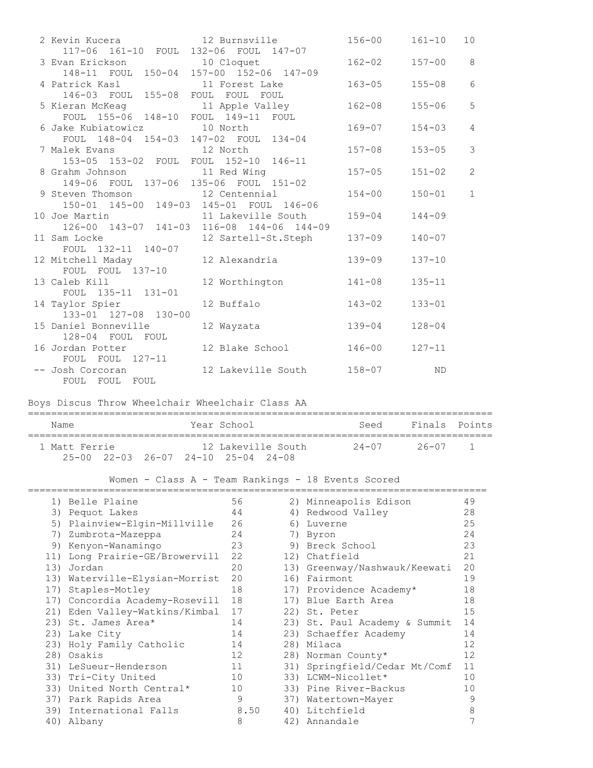| Place | Name | Year | School | Seed | Finals | Points |
|---|---|---|---|---|---|---|
| 2 | Kevin Kucera | 12 | Burnsville | 156-00 | 161-10 | 10 |
| | 117-06 161-10 FOUL 132-06 FOUL 147-07 | | | | | |
| 3 | Evan Erickson | 10 | Cloquet | 162-02 | 157-00 | 8 |
| | 148-11 FOUL 150-04 157-00 152-06 147-09 | | | | | |
| 4 | Patrick Kasl | 11 | Forest Lake | 163-05 | 155-08 | 6 |
| | 146-03 FOUL 155-08 FOUL FOUL FOUL | | | | | |
| 5 | Kieran McKeag | 11 | Apple Valley | 162-08 | 155-06 | 5 |
| | FOUL 155-06 148-10 FOUL 149-11 FOUL | | | | | |
| 6 | Jake Kubiatowicz | 10 | North | 169-07 | 154-03 | 4 |
| | FOUL 148-04 154-03 147-02 FOUL 134-04 | | | | | |
| 7 | Malek Evans | 12 | North | 157-08 | 153-05 | 3 |
| | 153-05 153-02 FOUL FOUL 152-10 146-11 | | | | | |
| 8 | Grahm Johnson | 11 | Red Wing | 157-05 | 151-02 | 2 |
| | 149-06 FOUL 137-06 135-06 FOUL 151-02 | | | | | |
| 9 | Steven Thomson | 12 | Centennial | 154-00 | 150-01 | 1 |
| | 150-01 145-00 149-03 145-01 FOUL 146-06 | | | | | |
| 10 | Joe Martin | 11 | Lakeville South | 159-04 | 144-09 | |
| | 126-00 143-07 141-03 116-08 144-06 144-09 | | | | | |
| 11 | Sam Locke | 12 | Sartell-St.Steph | 137-09 | 140-07 | |
| | FOUL 132-11 140-07 | | | | | |
| 12 | Mitchell Maday | 12 | Alexandria | 139-09 | 137-10 | |
| | FOUL FOUL 137-10 | | | | | |
| 13 | Caleb Kill | 12 | Worthington | 141-08 | 135-11 | |
| | FOUL 135-11 131-01 | | | | | |
| 14 | Taylor Spier | 12 | Buffalo | 143-02 | 133-01 | |
| | 133-01 127-08 130-00 | | | | | |
| 15 | Daniel Bonneville | 12 | Wayzata | 139-04 | 128-04 | |
| | 128-04 FOUL FOUL | | | | | |
| 16 | Jordan Potter | 12 | Blake School | 146-00 | 127-11 | |
| | FOUL FOUL 127-11 | | | | | |
| -- | Josh Corcoran | 12 | Lakeville South | 158-07 | ND | |
| | FOUL FOUL FOUL | | | | | |

## Boys Discus Throw Wheelchair Wheelchair Class AA

| Place | Name | Year | School | Seed | Finals | Points |
|---|---|---|---|---|---|---|
| 1 | Matt Ferrie | 12 | Lakeville South | 24-07 | 26-07 | 1 |
| | 25-00 22-03 26-07 24-10 25-04 24-08 | | | | | |

## Women - Class A - Team Rankings - 18 Events Scored

| Rank | Team | Points | Rank | Team | Points |
|---|---|---|---|---|---|
| 1) | Belle Plaine | 56 | 2) | Minneapolis Edison | 49 |
| 3) | Pequot Lakes | 44 | 4) | Redwood Valley | 28 |
| 5) | Plainview-Elgin-Millville | 26 | 6) | Luverne | 25 |
| 7) | Zumbrota-Mazeppa | 24 | 7) | Byron | 24 |
| 9) | Kenyon-Wanamingo | 23 | 9) | Breck School | 23 |
| 11) | Long Prairie-GE/Browervill | 22 | 12) | Chatfield | 21 |
| 13) | Jordan | 20 | 13) | Greenway/Nashwauk/Keewati | 20 |
| 13) | Waterville-Elysian-Morrist | 20 | 16) | Fairmont | 19 |
| 17) | Staples-Motley | 18 | 17) | Providence Academy* | 18 |
| 17) | Concordia Academy-Rosevill | 18 | 17) | Blue Earth Area | 18 |
| 21) | Eden Valley-Watkins/Kimbal | 17 | 22) | St. Peter | 15 |
| 23) | St. James Area* | 14 | 23) | St. Paul Academy & Summit | 14 |
| 23) | Lake City | 14 | 23) | Schaeffer Academy | 14 |
| 23) | Holy Family Catholic | 14 | 28) | Milaca | 12 |
| 28) | Osakis | 12 | 28) | Norman County* | 12 |
| 31) | LeSueur-Henderson | 11 | 31) | Springfield/Cedar Mt/Comf | 11 |
| 33) | Tri-City United | 10 | 33) | LCWM-Nicollet* | 10 |
| 33) | United North Central* | 10 | 33) | Pine River-Backus | 10 |
| 37) | Park Rapids Area | 9 | 37) | Watertown-Mayer | 9 |
| 39) | International Falls | 8.50 | 40) | Litchfield | 8 |
| 40) | Albany | 8 | 42) | Annandale | 7 |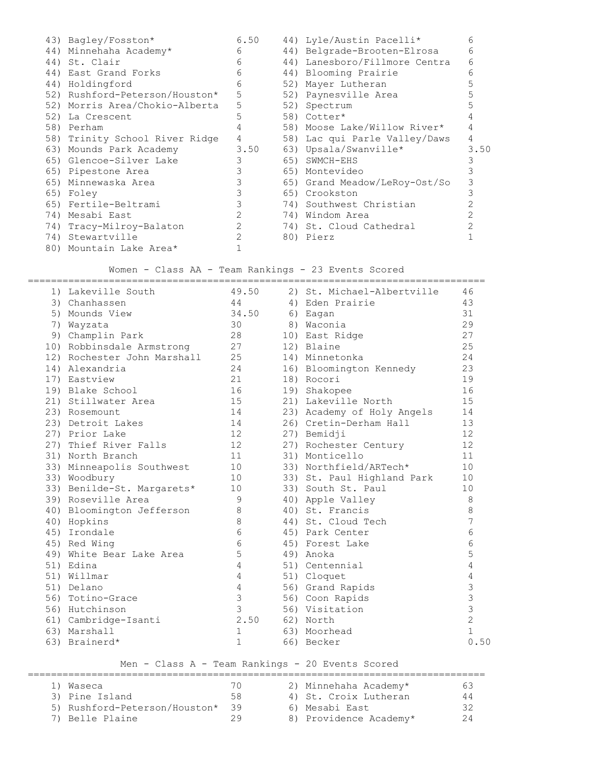| Rank | Team | Points | Rank | Team | Points |
|---|---|---|---|---|---|
| 43) | Bagley/Fosston* | 6.50 | 44) | Lyle/Austin Pacelli* | 6 |
| 44) | Minnehaha Academy* | 6 | 44) | Belgrade-Brooten-Elrosa | 6 |
| 44) | St. Clair | 6 | 44) | Lanesboro/Fillmore Centra | 6 |
| 44) | East Grand Forks | 6 | 44) | Blooming Prairie | 6 |
| 44) | Holdingford | 6 | 52) | Mayer Lutheran | 5 |
| 52) | Rushford-Peterson/Houston* | 5 | 52) | Paynesville Area | 5 |
| 52) | Morris Area/Chokio-Alberta | 5 | 52) | Spectrum | 5 |
| 52) | La Crescent | 5 | 58) | Cotter* | 4 |
| 58) | Perham | 4 | 58) | Moose Lake/Willow River* | 4 |
| 58) | Trinity School River Ridge | 4 | 58) | Lac qui Parle Valley/Daws | 4 |
| 63) | Mounds Park Academy | 3.50 | 63) | Upsala/Swanville* | 3.50 |
| 65) | Glencoe-Silver Lake | 3 | 65) | SWMCH-EHS | 3 |
| 65) | Pipestone Area | 3 | 65) | Montevideo | 3 |
| 65) | Minnewaska Area | 3 | 65) | Grand Meadow/LeRoy-Ost/So | 3 |
| 65) | Foley | 3 | 65) | Crookston | 3 |
| 65) | Fertile-Beltrami | 3 | 74) | Southwest Christian | 2 |
| 74) | Mesabi East | 2 | 74) | Windom Area | 2 |
| 74) | Tracy-Milroy-Balaton | 2 | 74) | St. Cloud Cathedral | 2 |
| 74) | Stewartville | 2 | 80) | Pierz | 1 |
| 80) | Mountain Lake Area* | 1 | | | |

## Women - Class AA - Team Rankings - 23 Events Scored

| Rank | Team | Points | Rank | Team | Points |
|---|---|---|---|---|---|
| 1) | Lakeville South | 49.50 | 2) | St. Michael-Albertville | 46 |
| 3) | Chanhassen | 44 | 4) | Eden Prairie | 43 |
| 5) | Mounds View | 34.50 | 6) | Eagan | 31 |
| 7) | Wayzata | 30 | 8) | Waconia | 29 |
| 9) | Champlin Park | 28 | 10) | East Ridge | 27 |
| 10) | Robbinsdale Armstrong | 27 | 12) | Blaine | 25 |
| 12) | Rochester John Marshall | 25 | 14) | Minnetonka | 24 |
| 14) | Alexandria | 24 | 16) | Bloomington Kennedy | 23 |
| 17) | Eastview | 21 | 18) | Rocori | 19 |
| 19) | Blake School | 16 | 19) | Shakopee | 16 |
| 21) | Stillwater Area | 15 | 21) | Lakeville North | 15 |
| 23) | Rosemount | 14 | 23) | Academy of Holy Angels | 14 |
| 23) | Detroit Lakes | 14 | 26) | Cretin-Derham Hall | 13 |
| 27) | Prior Lake | 12 | 27) | Bemidji | 12 |
| 27) | Thief River Falls | 12 | 27) | Rochester Century | 12 |
| 31) | North Branch | 11 | 31) | Monticello | 11 |
| 33) | Minneapolis Southwest | 10 | 33) | Northfield/ARTech* | 10 |
| 33) | Woodbury | 10 | 33) | St. Paul Highland Park | 10 |
| 33) | Benilde-St. Margarets* | 10 | 33) | South St. Paul | 10 |
| 39) | Roseville Area | 9 | 40) | Apple Valley | 8 |
| 40) | Bloomington Jefferson | 8 | 40) | St. Francis | 8 |
| 40) | Hopkins | 8 | 44) | St. Cloud Tech | 7 |
| 45) | Irondale | 6 | 45) | Park Center | 6 |
| 45) | Red Wing | 6 | 45) | Forest Lake | 6 |
| 49) | White Bear Lake Area | 5 | 49) | Anoka | 5 |
| 51) | Edina | 4 | 51) | Centennial | 4 |
| 51) | Willmar | 4 | 51) | Cloquet | 4 |
| 51) | Delano | 4 | 56) | Grand Rapids | 3 |
| 56) | Totino-Grace | 3 | 56) | Coon Rapids | 3 |
| 56) | Hutchinson | 3 | 56) | Visitation | 3 |
| 61) | Cambridge-Isanti | 2.50 | 62) | North | 2 |
| 63) | Marshall | 1 | 63) | Moorhead | 1 |
| 63) | Brainerd* | 1 | 66) | Becker | 0.50 |

## Men - Class A - Team Rankings - 20 Events Scored

| Rank | Team | Points | Rank | Team | Points |
|---|---|---|---|---|---|
| 1) | Waseca | 70 | 2) | Minnehaha Academy* | 63 |
| 3) | Pine Island | 58 | 4) | St. Croix Lutheran | 44 |
| 5) | Rushford-Peterson/Houston* | 39 | 6) | Mesabi East | 32 |
| 7) | Belle Plaine | 29 | 8) | Providence Academy* | 24 |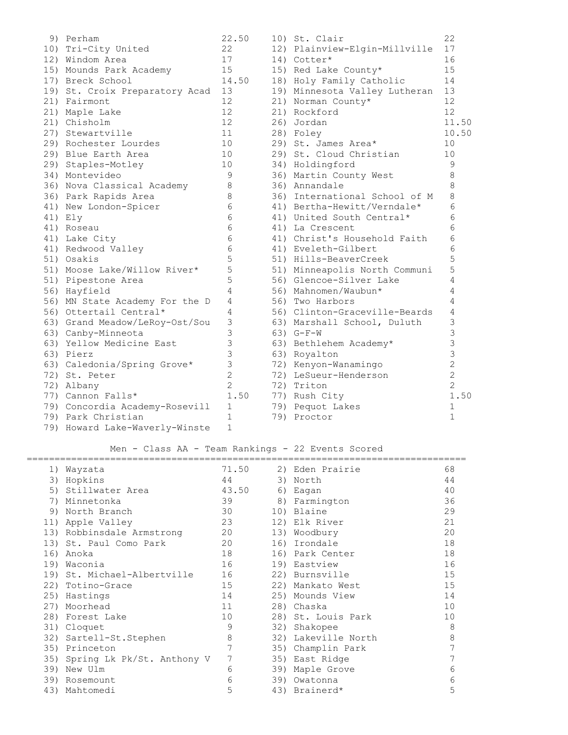| Place | Team | Points | Place | Team | Points |
|---|---|---|---|---|---|
| 9) | Perham | 22.50 | 10) | St. Clair | 22 |
| 10) | Tri-City United | 22 | 12) | Plainview-Elgin-Millville | 17 |
| 12) | Windom Area | 17 | 14) | Cotter* | 16 |
| 15) | Mounds Park Academy | 15 | 15) | Red Lake County* | 15 |
| 17) | Breck School | 14.50 | 18) | Holy Family Catholic | 14 |
| 19) | St. Croix Preparatory Acad | 13 | 19) | Minnesota Valley Lutheran | 13 |
| 21) | Fairmont | 12 | 21) | Norman County* | 12 |
| 21) | Maple Lake | 12 | 21) | Rockford | 12 |
| 21) | Chisholm | 12 | 26) | Jordan | 11.50 |
| 27) | Stewartville | 11 | 28) | Foley | 10.50 |
| 29) | Rochester Lourdes | 10 | 29) | St. James Area* | 10 |
| 29) | Blue Earth Area | 10 | 29) | St. Cloud Christian | 10 |
| 29) | Staples-Motley | 10 | 34) | Holdingford | 9 |
| 34) | Montevideo | 9 | 36) | Martin County West | 8 |
| 36) | Nova Classical Academy | 8 | 36) | Annandale | 8 |
| 36) | Park Rapids Area | 8 | 36) | International School of M | 8 |
| 41) | New London-Spicer | 6 | 41) | Bertha-Hewitt/Verndale* | 6 |
| 41) | Ely | 6 | 41) | United South Central* | 6 |
| 41) | Roseau | 6 | 41) | La Crescent | 6 |
| 41) | Lake City | 6 | 41) | Christ's Household Faith | 6 |
| 41) | Redwood Valley | 6 | 41) | Eveleth-Gilbert | 6 |
| 51) | Osakis | 5 | 51) | Hills-BeaverCreek | 5 |
| 51) | Moose Lake/Willow River* | 5 | 51) | Minneapolis North Communi | 5 |
| 51) | Pipestone Area | 5 | 56) | Glencoe-Silver Lake | 4 |
| 56) | Hayfield | 4 | 56) | Mahnomen/Waubun* | 4 |
| 56) | MN State Academy For the D | 4 | 56) | Two Harbors | 4 |
| 56) | Ottertail Central* | 4 | 56) | Clinton-Graceville-Beards | 4 |
| 63) | Grand Meadow/LeRoy-Ost/Sou | 3 | 63) | Marshall School, Duluth | 3 |
| 63) | Canby-Minneota | 3 | 63) | G-F-W | 3 |
| 63) | Yellow Medicine East | 3 | 63) | Bethlehem Academy* | 3 |
| 63) | Pierz | 3 | 63) | Royalton | 3 |
| 63) | Caledonia/Spring Grove* | 3 | 72) | Kenyon-Wanamingo | 2 |
| 72) | St. Peter | 2 | 72) | LeSueur-Henderson | 2 |
| 72) | Albany | 2 | 72) | Triton | 2 |
| 77) | Cannon Falls* | 1.50 | 77) | Rush City | 1.50 |
| 79) | Concordia Academy-Rosevill | 1 | 79) | Pequot Lakes | 1 |
| 79) | Park Christian | 1 | 79) | Proctor | 1 |
| 79) | Howard Lake-Waverly-Winste | 1 | | | |

## Men - Class AA - Team Rankings - 22 Events Scored

| Place | Team | Points | Place | Team | Points |
|---|---|---|---|---|---|
| 1) | Wayzata | 71.50 | 2) | Eden Prairie | 68 |
| 3) | Hopkins | 44 | 3) | North | 44 |
| 5) | Stillwater Area | 43.50 | 6) | Eagan | 40 |
| 7) | Minnetonka | 39 | 8) | Farmington | 36 |
| 9) | North Branch | 30 | 10) | Blaine | 29 |
| 11) | Apple Valley | 23 | 12) | Elk River | 21 |
| 13) | Robbinsdale Armstrong | 20 | 13) | Woodbury | 20 |
| 13) | St. Paul Como Park | 20 | 16) | Irondale | 18 |
| 16) | Anoka | 18 | 16) | Park Center | 18 |
| 19) | Waconia | 16 | 19) | Eastview | 16 |
| 19) | St. Michael-Albertville | 16 | 22) | Burnsville | 15 |
| 22) | Totino-Grace | 15 | 22) | Mankato West | 15 |
| 25) | Hastings | 14 | 25) | Mounds View | 14 |
| 27) | Moorhead | 11 | 28) | Chaska | 10 |
| 28) | Forest Lake | 10 | 28) | St. Louis Park | 10 |
| 31) | Cloquet | 9 | 32) | Shakopee | 8 |
| 32) | Sartell-St.Stephen | 8 | 32) | Lakeville North | 8 |
| 35) | Princeton | 7 | 35) | Champlin Park | 7 |
| 35) | Spring Lk Pk/St. Anthony V | 7 | 35) | East Ridge | 7 |
| 39) | New Ulm | 6 | 39) | Maple Grove | 6 |
| 39) | Rosemount | 6 | 39) | Owatonna | 6 |
| 43) | Mahtomedi | 5 | 43) | Brainerd* | 5 |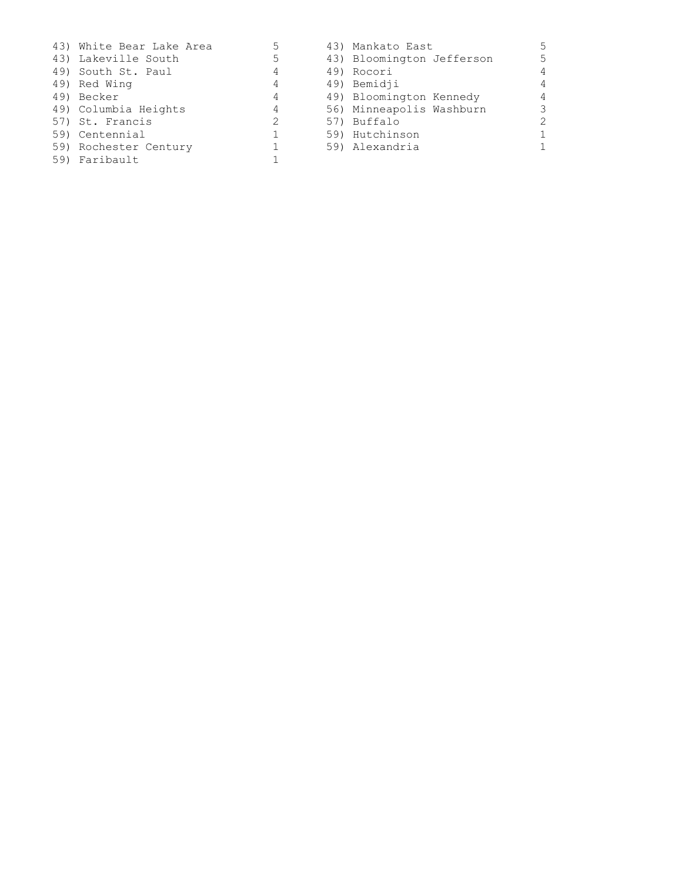| | | | | |
|---|---|---|---|---|
| 43) | White Bear Lake Area | 5 | | |
| 43) | Lakeville South | 5 | | |
| 49) | South St. Paul | 4 | | |
| 49) | Red Wing | 4 | | |
| 49) | Becker | 4 | | |
| 49) | Columbia Heights | 4 | | |
| 57) | St. Francis | 2 | | |
| 59) | Centennial | 1 | | |
| 59) | Rochester Century | 1 | | |
| 59) | Faribault | 1 | | |
| 43) | Mankato East | 5 | | |
| 43) | Bloomington Jefferson | 5 | | |
| 49) | Rocori | 4 | | |
| 49) | Bemidji | 4 | | |
| 49) | Bloomington Kennedy | 4 | | |
| 56) | Minneapolis Washburn | 3 | | |
| 57) | Buffalo | 2 | | |
| 59) | Hutchinson | 1 | | |
| 59) | Alexandria | 1 | | |